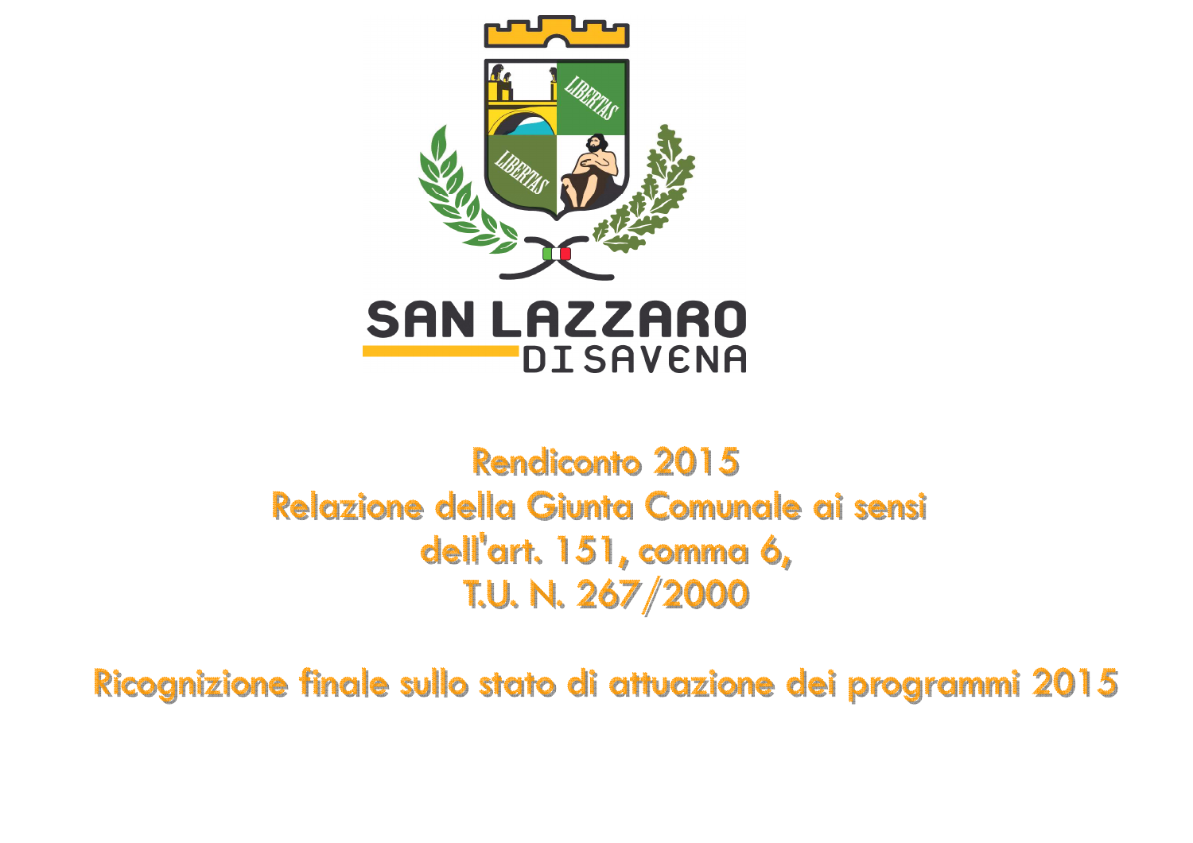SAN LAZZARO DI SAVENA

# Rendiconto 2015
# Relazione della Giunta Comunale ai sensi dell'art. 151, comma 6, T.U. N. 267/2000

## Ricognizione finale sullo stato di attuazione dei programmi 2015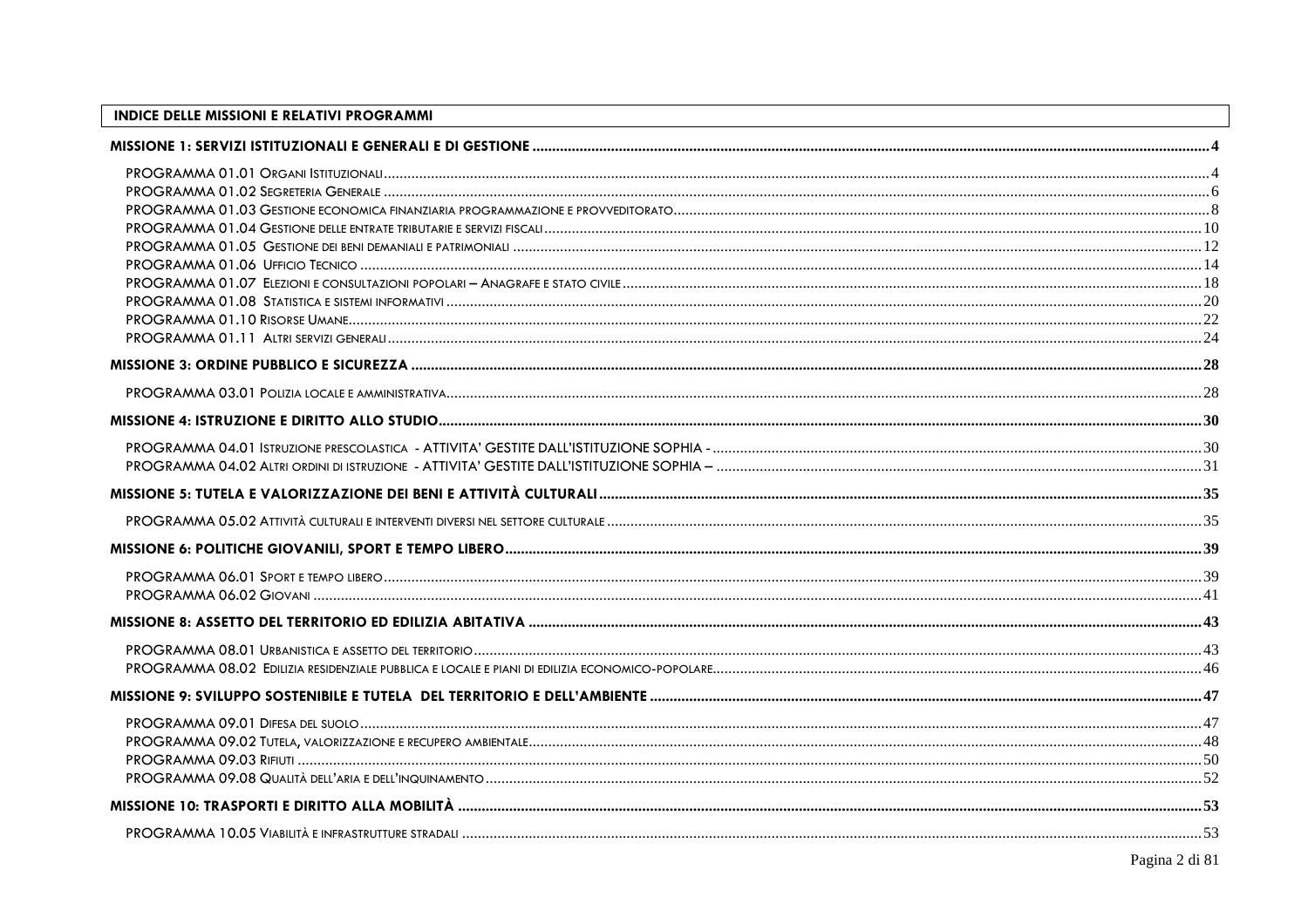## INDICE DELLE MISSIONI E RELATIVI PROGRAMMI

**MISSIONE 1: SERVIZI ISTITUZIONALI E GENERALI E DI GESTIONE** .......... 4

- PROGRAMMA 01.01 ORGANI ISTITUZIONALI .......... 4
- PROGRAMMA 01.02 SEGRETERIA GENERALE .......... 6
- PROGRAMMA 01.03 GESTIONE ECONOMICA FINANZIARIA PROGRAMMAZIONE E PROVVEDITORATO .......... 8
- PROGRAMMA 01.04 GESTIONE DELLE ENTRATE TRIBUTARIE E SERVIZI FISCALI .......... 10
- PROGRAMMA 01.05 GESTIONE DEI BENI DEMANIALI E PATRIMONIALI .......... 12
- PROGRAMMA 01.06 UFFICIO TECNICO .......... 14
- PROGRAMMA 01.07 ELEZIONI E CONSULTAZIONI POPOLARI – ANAGRAFE E STATO CIVILE .......... 18
- PROGRAMMA 01.08 STATISTICA E SISTEMI INFORMATIVI .......... 20
- PROGRAMMA 01.10 RISORSE UMANE .......... 22
- PROGRAMMA 01.11 ALTRI SERVIZI GENERALI .......... 24

**MISSIONE 3: ORDINE PUBBLICO E SICUREZZA** .......... 28

- PROGRAMMA 03.01 POLIZIA LOCALE E AMMINISTRATIVA .......... 28

**MISSIONE 4: ISTRUZIONE E DIRITTO ALLO STUDIO** .......... 30

- PROGRAMMA 04.01 ISTRUZIONE PRESCOLASTICA - ATTIVITA' GESTITE DALL'ISTITUZIONE SOPHIA - .......... 30
- PROGRAMMA 04.02 ALTRI ORDINI DI ISTRUZIONE - ATTIVITA' GESTITE DALL'ISTITUZIONE SOPHIA – .......... 31

**MISSIONE 5: TUTELA E VALORIZZAZIONE DEI BENI E ATTIVITÀ CULTURALI** .......... 35

- PROGRAMMA 05.02 ATTIVITÀ CULTURALI E INTERVENTI DIVERSI NEL SETTORE CULTURALE .......... 35

**MISSIONE 6: POLITICHE GIOVANILI, SPORT E TEMPO LIBERO** .......... 39

- PROGRAMMA 06.01 SPORT E TEMPO LIBERO .......... 39
- PROGRAMMA 06.02 GIOVANI .......... 41

**MISSIONE 8: ASSETTO DEL TERRITORIO ED EDILIZIA ABITATIVA** .......... 43

- PROGRAMMA 08.01 URBANISTICA E ASSETTO DEL TERRITORIO .......... 43
- PROGRAMMA 08.02 EDILIZIA RESIDENZIALE PUBBLICA E LOCALE E PIANI DI EDILIZIA ECONOMICO-POPOLARE .......... 46

**MISSIONE 9: SVILUPPO SOSTENIBILE E TUTELA DEL TERRITORIO E DELL'AMBIENTE** .......... 47

- PROGRAMMA 09.01 DIFESA DEL SUOLO .......... 47
- PROGRAMMA 09.02 TUTELA, VALORIZZAZIONE E RECUPERO AMBIENTALE .......... 48
- PROGRAMMA 09.03 RIFIUTI .......... 50
- PROGRAMMA 09.08 QUALITÀ DELL'ARIA E DELL'INQUINAMENTO .......... 52

**MISSIONE 10: TRASPORTI E DIRITTO ALLA MOBILITÀ** .......... 53

- PROGRAMMA 10.05 VIABILITÀ E INFRASTRUTTURE STRADALI .......... 53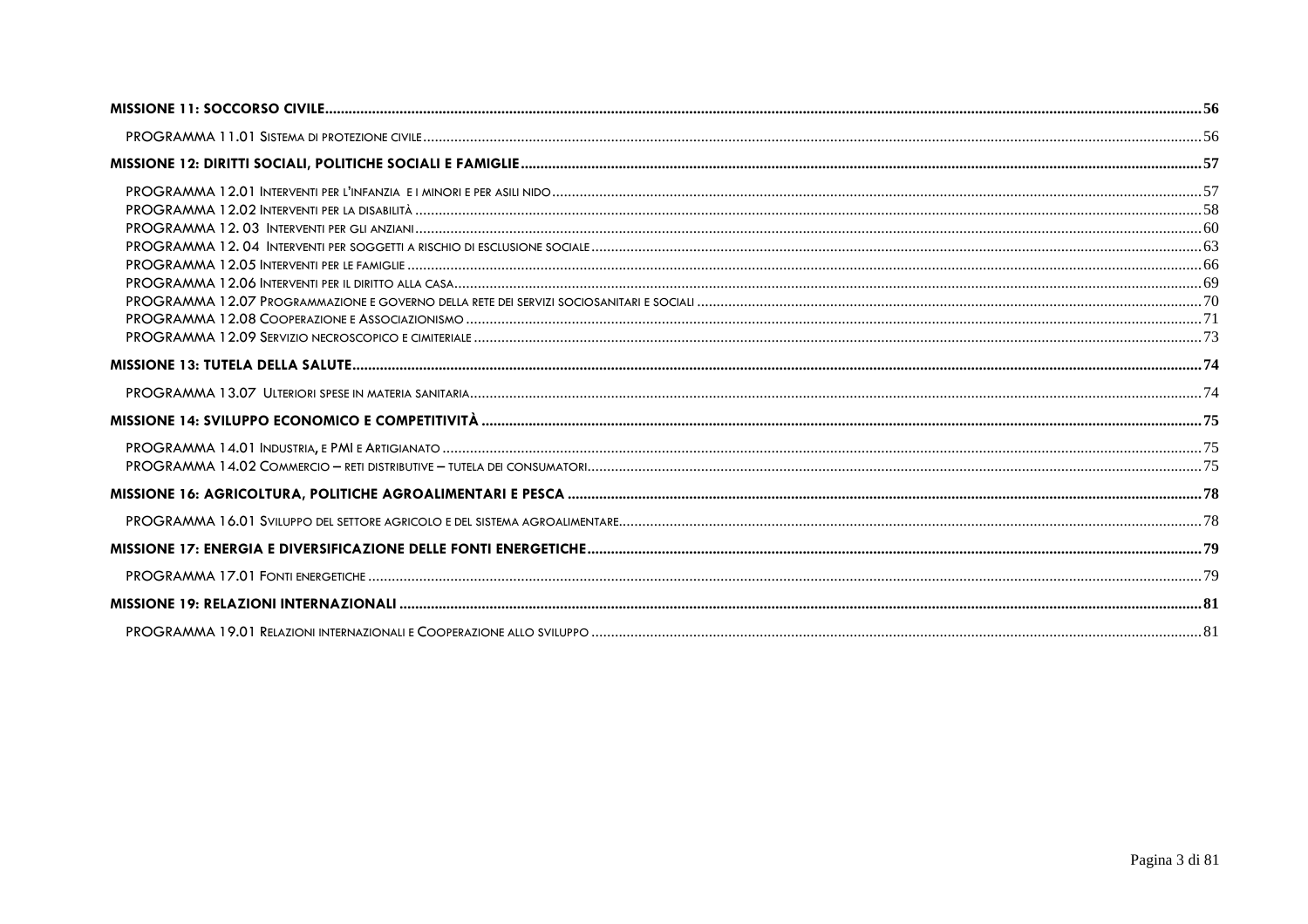MISSIONE 11: SOCCORSO CIVILE....56

PROGRAMMA 11.01 Sistema di protezione civile....56

MISSIONE 12: DIRITTI SOCIALI, POLITICHE SOCIALI E FAMIGLIE....57

PROGRAMMA 12.01 Interventi per l'infanzia e i minori e per asili nido....57
PROGRAMMA 12.02 Interventi per la disabilità....58
PROGRAMMA 12. 03 Interventi per gli anziani....60
PROGRAMMA 12. 04 Interventi per soggetti a rischio di esclusione sociale....63
PROGRAMMA 12.05 Interventi per le famiglie....66
PROGRAMMA 12.06 Interventi per il diritto alla casa....69
PROGRAMMA 12.07 Programmazione e governo della rete dei servizi sociosanitari e sociali....70
PROGRAMMA 12.08 Cooperazione e Associazionismo....71
PROGRAMMA 12.09 Servizio necroscopico e cimiteriale....73

MISSIONE 13: TUTELA DELLA SALUTE....74

PROGRAMMA 13.07 Ulteriori spese in materia sanitaria....74

MISSIONE 14: SVILUPPO ECONOMICO E COMPETITIVITÀ....75

PROGRAMMA 14.01 Industria, e PMI e Artigianato....75
PROGRAMMA 14.02 Commercio – reti distributive – tutela dei consumatori....75

MISSIONE 16: AGRICOLTURA, POLITICHE AGROALIMENTARI E PESCA....78

PROGRAMMA 16.01 Sviluppo del settore agricolo e del sistema agroalimentare....78

MISSIONE 17: ENERGIA E DIVERSIFICAZIONE DELLE FONTI ENERGETICHE....79

PROGRAMMA 17.01 Fonti energetiche....79

MISSIONE 19: RELAZIONI INTERNAZIONALI....81

PROGRAMMA 19.01 Relazioni internazionali e Cooperazione allo sviluppo....81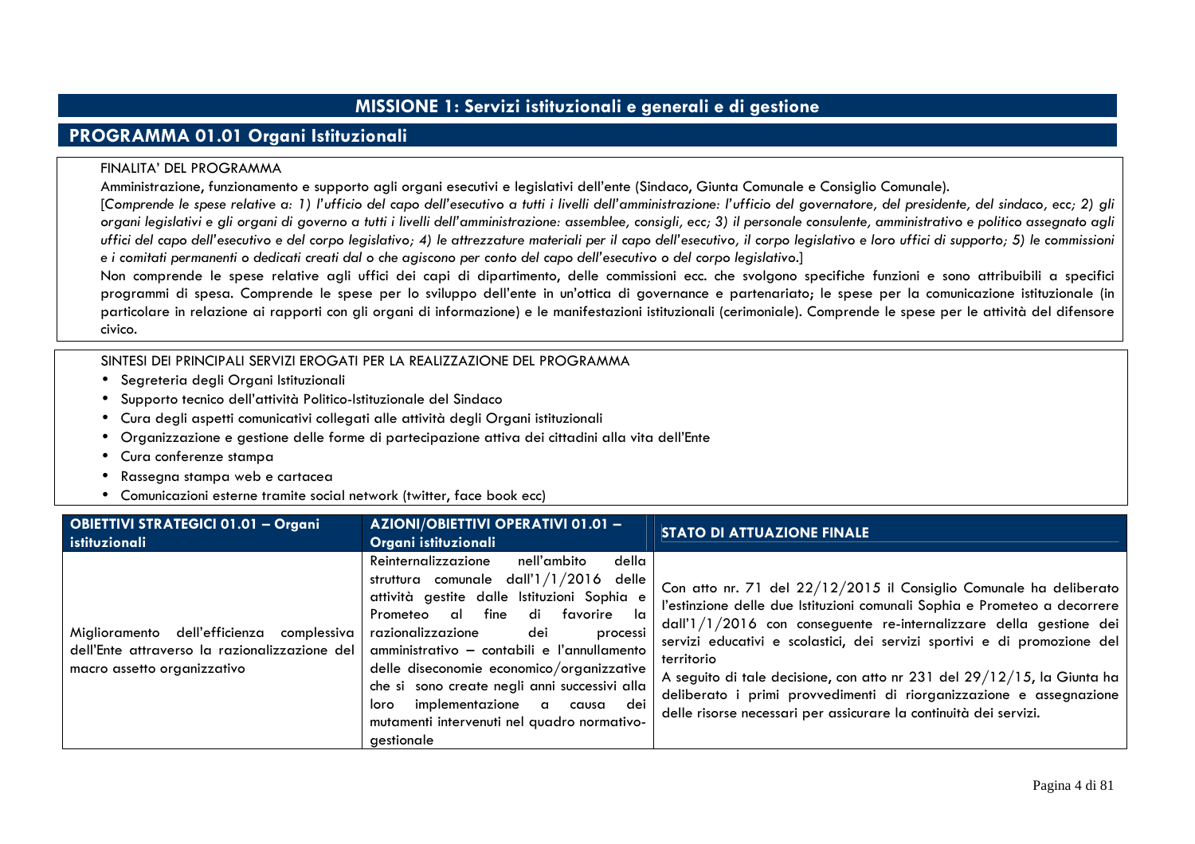# MISSIONE 1: Servizi istituzionali e generali e di gestione

## PROGRAMMA 01.01 Organi Istituzionali

FINALITA' DEL PROGRAMMA

Amministrazione, funzionamento e supporto agli organi esecutivi e legislativi dell'ente (Sindaco, Giunta Comunale e Consiglio Comunale).

[*Comprende le spese relative a: 1) l'ufficio del capo dell'esecutivo a tutti i livelli dell'amministrazione: l'ufficio del governatore, del presidente, del sindaco, ecc; 2) gli organi legislativi e gli organi di governo a tutti i livelli dell'amministrazione: assemblee, consigli, ecc; 3) il personale consulente, amministrativo e politico assegnato agli uffici del capo dell'esecutivo e del corpo legislativo; 4) le attrezzature materiali per il capo dell'esecutivo, il corpo legislativo e loro uffici di supporto; 5) le commissioni e i comitati permanenti o dedicati creati dal o che agiscono per conto del capo dell'esecutivo o del corpo legislativo.*]

Non comprende le spese relative agli uffici dei capi di dipartimento, delle commissioni ecc. che svolgono specifiche funzioni e sono attribuibili a specifici programmi di spesa. Comprende le spese per lo sviluppo dell'ente in un'ottica di governance e partenariato; le spese per la comunicazione istituzionale (in particolare in relazione ai rapporti con gli organi di informazione) e le manifestazioni istituzionali (cerimoniale). Comprende le spese per le attività del difensore civico.

SINTESI DEI PRINCIPALI SERVIZI EROGATI PER LA REALIZZAZIONE DEL PROGRAMMA

- Segreteria degli Organi Istituzionali
- Supporto tecnico dell'attività Politico-Istituzionale del Sindaco
- Cura degli aspetti comunicativi collegati alle attività degli Organi istituzionali
- Organizzazione e gestione delle forme di partecipazione attiva dei cittadini alla vita dell'Ente
- Cura conferenze stampa
- Rassegna stampa web e cartacea
- Comunicazioni esterne tramite social network (twitter, face book ecc)

| OBIETTIVI STRATEGICI 01.01 – Organi istituzionali | AZIONI/OBIETTIVI OPERATIVI 01.01 – Organi istituzionali | STATO DI ATTUAZIONE FINALE |
|---|---|---|
| Miglioramento dell'efficienza complessiva dell'Ente attraverso la razionalizzazione del macro assetto organizzativo | Reinternalizzazione nell'ambito della struttura comunale dall'1/1/2016 delle attività gestite dalle Istituzioni Sophia e Prometeo al fine di favorire la razionalizzazione dei processi amministrativo – contabili e l'annullamento delle diseconomie economico/organizzative che si sono create negli anni successivi alla loro implementazione a causa dei mutamenti intervenuti nel quadro normativo-gestionale | Con atto nr. 71 del 22/12/2015 il Consiglio Comunale ha deliberato l'estinzione delle due Istituzioni comunali Sophia e Prometeo a decorrere dall'1/1/2016 con conseguente re-internalizzare della gestione dei servizi educativi e scolastici, dei servizi sportivi e di promozione del territorio<br>A seguito di tale decisione, con atto nr 231 del 29/12/15, la Giunta ha deliberato i primi provvedimenti di riorganizzazione e assegnazione delle risorse necessari per assicurare la continuità dei servizi. |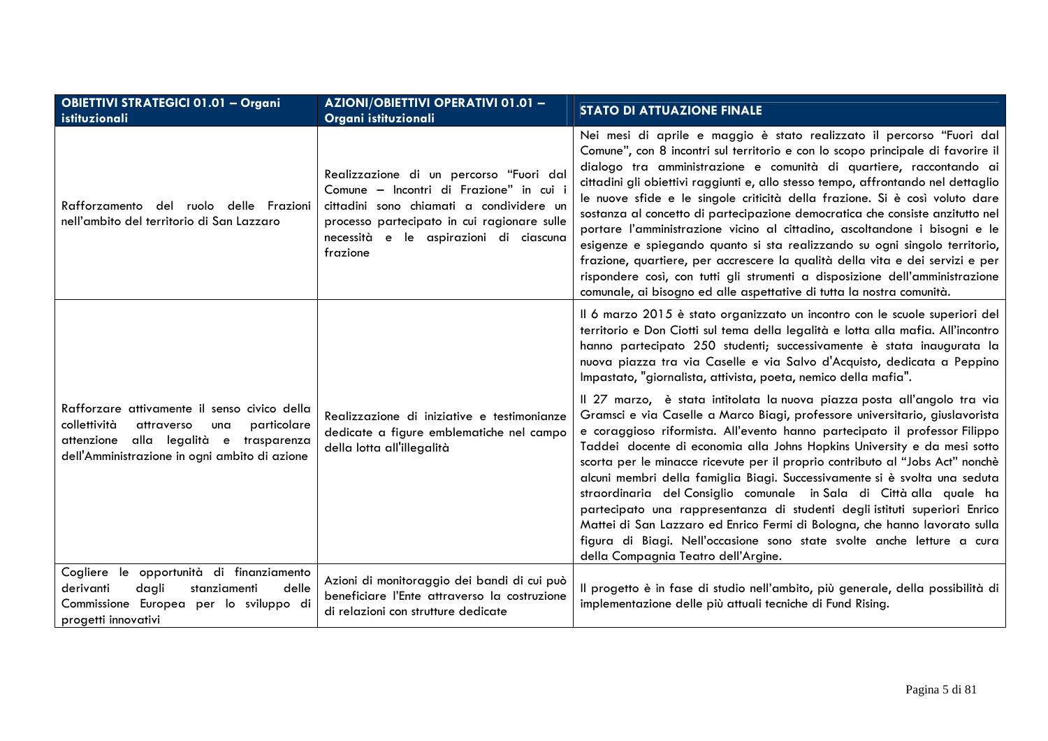| OBIETTIVI STRATEGICI 01.01 – Organi istituzionali | AZIONI/OBIETTIVI OPERATIVI 01.01 – Organi istituzionali | STATO DI ATTUAZIONE FINALE |
|---|---|---|
| Rafforzamento del ruolo delle Frazioni nell'ambito del territorio di San Lazzaro | Realizzazione di un percorso "Fuori dal Comune – Incontri di Frazione" in cui i cittadini sono chiamati a condividere un processo partecipato in cui ragionare sulle necessità e le aspirazioni di ciascuna frazione | Nei mesi di aprile e maggio è stato realizzato il percorso "Fuori dal Comune", con 8 incontri sul territorio e con lo scopo principale di favorire il dialogo tra amministrazione e comunità di quartiere, raccontando ai cittadini gli obiettivi raggiunti e, allo stesso tempo, affrontando nel dettaglio le nuove sfide e le singole criticità della frazione. Si è così voluto dare sostanza al concetto di partecipazione democratica che consiste anzitutto nel portare l'amministrazione vicino al cittadino, ascoltandone i bisogni e le esigenze e spiegando quanto si sta realizzando su ogni singolo territorio, frazione, quartiere, per accrescere la qualità della vita e dei servizi e per rispondere così, con tutti gli strumenti a disposizione dell'amministrazione comunale, ai bisogno ed alle aspettative di tutta la nostra comunità. |
| Rafforzare attivamente il senso civico della collettività attraverso una particolare attenzione alla legalità e trasparenza dell'Amministrazione in ogni ambito di azione | Realizzazione di iniziative e testimonianze dedicate a figure emblematiche nel campo della lotta all'illegalità | Il 6 marzo 2015 è stato organizzato un incontro con le scuole superiori del territorio e Don Ciotti sul tema della legalità e lotta alla mafia. All'incontro hanno partecipato 250 studenti; successivamente è stata inaugurata la nuova piazza tra via Caselle e via Salvo d'Acquisto, dedicata a Peppino Impastato, "giornalista, attivista, poeta, nemico della mafia".<br><br>Il 27 marzo, è stata intitolata la nuova piazza posta all'angolo tra via Gramsci e via Caselle a Marco Biagi, professore universitario, giuslavorista e coraggioso riformista. All'evento hanno partecipato il professor Filippo Taddei docente di economia alla Johns Hopkins University e da mesi sotto scorta per le minacce ricevute per il proprio contributo al "Jobs Act" nonchè alcuni membri della famiglia Biagi. Successivamente si è svolta una seduta straordinaria del Consiglio comunale in Sala di Città alla quale ha partecipato una rappresentanza di studenti degli istituti superiori Enrico Mattei di San Lazzaro ed Enrico Fermi di Bologna, che hanno lavorato sulla figura di Biagi. Nell'occasione sono state svolte anche letture a cura della Compagnia Teatro dell'Argine. |
| Cogliere le opportunità di finanziamento derivanti dagli stanziamenti delle Commissione Europea per lo sviluppo di progetti innovativi | Azioni di monitoraggio dei bandi di cui può beneficiare l'Ente attraverso la costruzione di relazioni con strutture dedicate | Il progetto è in fase di studio nell'ambito, più generale, della possibilità di implementazione delle più attuali tecniche di Fund Rising. |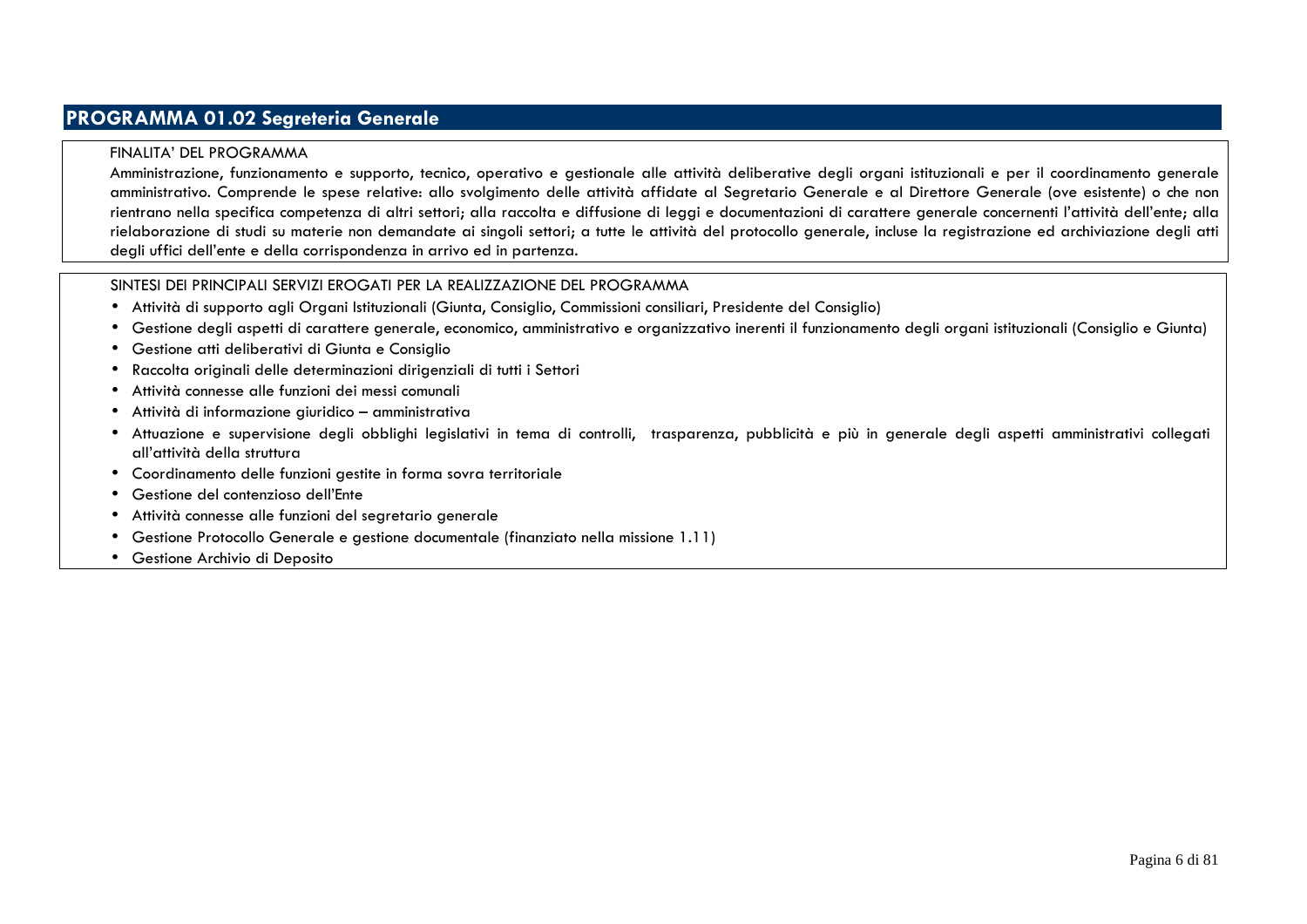## PROGRAMMA 01.02 Segreteria Generale

FINALITA' DEL PROGRAMMA

Amministrazione, funzionamento e supporto, tecnico, operativo e gestionale alle attività deliberative degli organi istituzionali e per il coordinamento generale amministrativo. Comprende le spese relative: allo svolgimento delle attività affidate al Segretario Generale e al Direttore Generale (ove esistente) o che non rientrano nella specifica competenza di altri settori; alla raccolta e diffusione di leggi e documentazioni di carattere generale concernenti l'attività dell'ente; alla rielaborazione di studi su materie non demandate ai singoli settori; a tutte le attività del protocollo generale, incluse la registrazione ed archiviazione degli atti degli uffici dell'ente e della corrispondenza in arrivo ed in partenza.

SINTESI DEI PRINCIPALI SERVIZI EROGATI PER LA REALIZZAZIONE DEL PROGRAMMA

- Attività di supporto agli Organi Istituzionali (Giunta, Consiglio, Commissioni consiliari, Presidente del Consiglio)
- Gestione degli aspetti di carattere generale, economico, amministrativo e organizzativo inerenti il funzionamento degli organi istituzionali (Consiglio e Giunta)
- Gestione atti deliberativi di Giunta e Consiglio
- Raccolta originali delle determinazioni dirigenziali di tutti i Settori
- Attività connesse alle funzioni dei messi comunali
- Attività di informazione giuridico – amministrativa
- Attuazione e supervisione degli obblighi legislativi in tema di controlli, trasparenza, pubblicità e più in generale degli aspetti amministrativi collegati all'attività della struttura
- Coordinamento delle funzioni gestite in forma sovra territoriale
- Gestione del contenzioso dell'Ente
- Attività connesse alle funzioni del segretario generale
- Gestione Protocollo Generale e gestione documentale (finanziato nella missione 1.11)
- Gestione Archivio di Deposito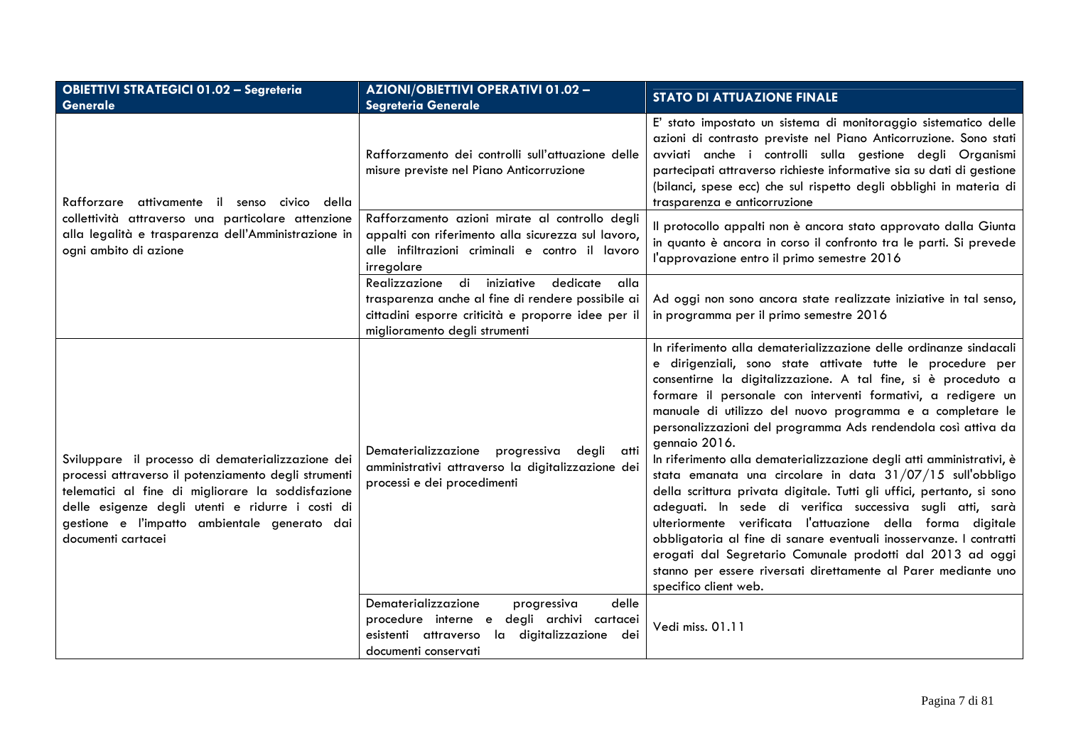| OBIETTIVI STRATEGICI 01.02 – Segreteria Generale | AZIONI/OBIETTIVI OPERATIVI 01.02 – Segreteria Generale | STATO DI ATTUAZIONE FINALE |
|---|---|---|
| Rafforzare attivamente il senso civico della collettività attraverso una particolare attenzione alla legalità e trasparenza dell'Amministrazione in ogni ambito di azione | Rafforzamento dei controlli sull'attuazione delle misure previste nel Piano Anticorruzione | E' stato impostato un sistema di monitoraggio sistematico delle azioni di contrasto previste nel Piano Anticorruzione. Sono stati avviati anche i controlli sulla gestione degli Organismi partecipati attraverso richieste informative sia su dati di gestione (bilanci, spese ecc) che sul rispetto degli obblighi in materia di trasparenza e anticorruzione |
| | Rafforzamento azioni mirate al controllo degli appalti con riferimento alla sicurezza sul lavoro, alle infiltrazioni criminali e contro il lavoro irregolare | Il protocollo appalti non è ancora stato approvato dalla Giunta in quanto è ancora in corso il confronto tra le parti. Si prevede l'approvazione entro il primo semestre 2016 |
| | Realizzazione di iniziative dedicate alla trasparenza anche al fine di rendere possibile ai cittadini esporre criticità e proporre idee per il miglioramento degli strumenti | Ad oggi non sono ancora state realizzate iniziative in tal senso, in programma per il primo semestre 2016 |
| Sviluppare il processo di dematerializzazione dei processi attraverso il potenziamento degli strumenti telematici al fine di migliorare la soddisfazione delle esigenze degli utenti e ridurre i costi di gestione e l'impatto ambientale generato dai documenti cartacei | Dematerializzazione progressiva degli atti amministrativi attraverso la digitalizzazione dei processi e dei procedimenti | In riferimento alla dematerializzazione delle ordinanze sindacali e dirigenziali, sono state attivate tutte le procedure per consentirne la digitalizzazione. A tal fine, si è proceduto a formare il personale con interventi formativi, a redigere un manuale di utilizzo del nuovo programma e a completare le personalizzazioni del programma Ads rendendola così attiva da gennaio 2016.<br>In riferimento alla dematerializzazione degli atti amministrativi, è stata emanata una circolare in data 31/07/15 sull'obbligo della scrittura privata digitale. Tutti gli uffici, pertanto, si sono adeguati. In sede di verifica successiva sugli atti, sarà ulteriormente verificata l'attuazione della forma digitale obbligatoria al fine di sanare eventuali inosservanze. I contratti erogati dal Segretario Comunale prodotti dal 2013 ad oggi stanno per essere riversati direttamente al Parer mediante uno specifico client web. |
| | Dematerializzazione progressiva delle procedure interne e degli archivi cartacei esistenti attraverso la digitalizzazione dei documenti conservati | Vedi miss. 01.11 |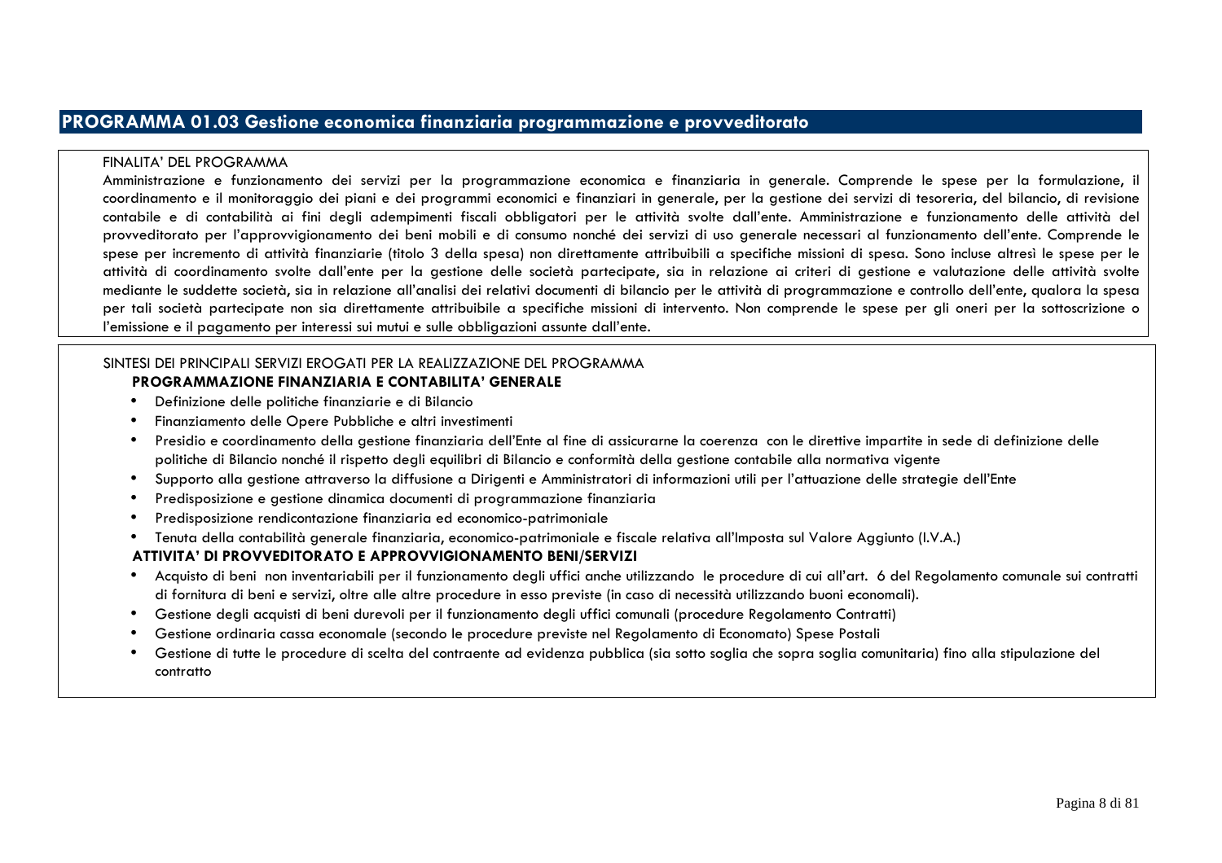## PROGRAMMA 01.03 Gestione economica finanziaria programmazione e provveditorato

FINALITA' DEL PROGRAMMA

Amministrazione e funzionamento dei servizi per la programmazione economica e finanziaria in generale. Comprende le spese per la formulazione, il coordinamento e il monitoraggio dei piani e dei programmi economici e finanziari in generale, per la gestione dei servizi di tesoreria, del bilancio, di revisione contabile e di contabilità ai fini degli adempimenti fiscali obbligatori per le attività svolte dall'ente. Amministrazione e funzionamento delle attività del provveditorato per l'approvvigionamento dei beni mobili e di consumo nonché dei servizi di uso generale necessari al funzionamento dell'ente. Comprende le spese per incremento di attività finanziarie (titolo 3 della spesa) non direttamente attribuibili a specifiche missioni di spesa. Sono incluse altresì le spese per le attività di coordinamento svolte dall'ente per la gestione delle società partecipate, sia in relazione ai criteri di gestione e valutazione delle attività svolte mediante le suddette società, sia in relazione all'analisi dei relativi documenti di bilancio per le attività di programmazione e controllo dell'ente, qualora la spesa per tali società partecipate non sia direttamente attribuibile a specifiche missioni di intervento. Non comprende le spese per gli oneri per la sottoscrizione o l'emissione e il pagamento per interessi sui mutui e sulle obbligazioni assunte dall'ente.

SINTESI DEI PRINCIPALI SERVIZI EROGATI PER LA REALIZZAZIONE DEL PROGRAMMA

**PROGRAMMAZIONE FINANZIARIA E CONTABILITA' GENERALE**

- Definizione delle politiche finanziarie e di Bilancio
- Finanziamento delle Opere Pubbliche e altri investimenti
- Presidio e coordinamento della gestione finanziaria dell'Ente al fine di assicurarne la coerenza con le direttive impartite in sede di definizione delle politiche di Bilancio nonché il rispetto degli equilibri di Bilancio e conformità della gestione contabile alla normativa vigente
- Supporto alla gestione attraverso la diffusione a Dirigenti e Amministratori di informazioni utili per l'attuazione delle strategie dell'Ente
- Predisposizione e gestione dinamica documenti di programmazione finanziaria
- Predisposizione rendicontazione finanziaria ed economico-patrimoniale
- Tenuta della contabilità generale finanziaria, economico-patrimoniale e fiscale relativa all'Imposta sul Valore Aggiunto (I.V.A.)

**ATTIVITA' DI PROVVEDITORATO E APPROVVIGIONAMENTO BENI/SERVIZI**

- Acquisto di beni non inventariabili per il funzionamento degli uffici anche utilizzando le procedure di cui all'art. 6 del Regolamento comunale sui contratti di fornitura di beni e servizi, oltre alle altre procedure in esso previste (in caso di necessità utilizzando buoni economali).
- Gestione degli acquisti di beni durevoli per il funzionamento degli uffici comunali (procedure Regolamento Contratti)
- Gestione ordinaria cassa economale (secondo le procedure previste nel Regolamento di Economato) Spese Postali
- Gestione di tutte le procedure di scelta del contraente ad evidenza pubblica (sia sotto soglia che sopra soglia comunitaria) fino alla stipulazione del contratto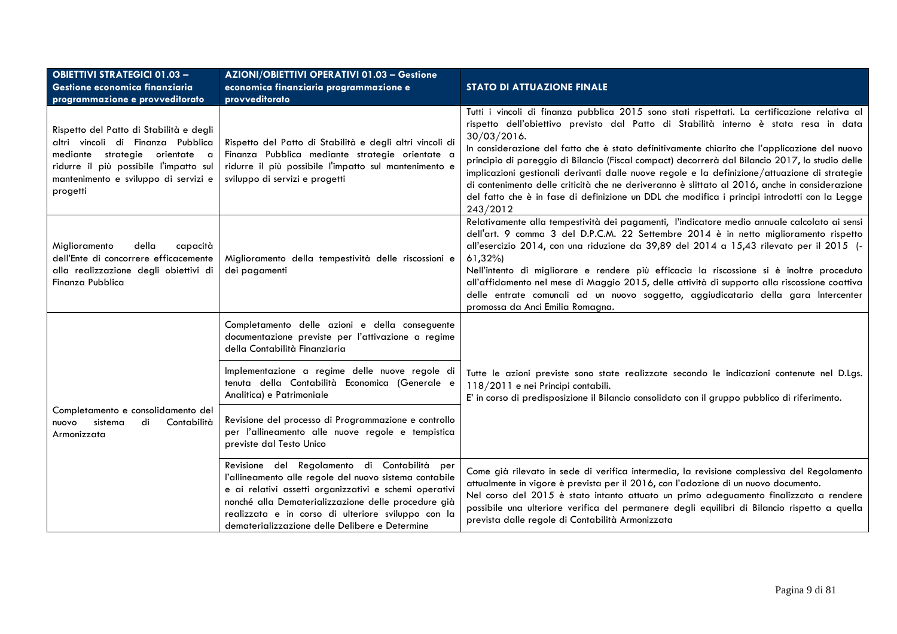| OBIETTIVI STRATEGICI 01.03 – Gestione economica finanziaria programmazione e provveditorato | AZIONI/OBIETTIVI OPERATIVI 01.03 – Gestione economica finanziaria programmazione e provveditorato | STATO DI ATTUAZIONE FINALE |
|---|---|---|
| Rispetto del Patto di Stabilità e degli altri vincoli di Finanza Pubblica mediante strategie orientate a ridurre il più possibile l'impatto sul mantenimento e sviluppo di servizi e progetti | Rispetto del Patto di Stabilità e degli altri vincoli di Finanza Pubblica mediante strategie orientate a ridurre il più possibile l'impatto sul mantenimento e sviluppo di servizi e progetti | Tutti i vincoli di finanza pubblica 2015 sono stati rispettati. La certificazione relativa al rispetto dell'obiettivo previsto dal Patto di Stabilità interno è stata resa in data 30/03/2016.<br>In considerazione del fatto che è stato definitivamente chiarito che l'applicazione del nuovo principio di pareggio di Bilancio (Fiscal compact) decorrerà dal Bilancio 2017, lo studio delle implicazioni gestionali derivanti dalle nuove regole e la definizione/attuazione di strategie di contenimento delle criticità che ne deriveranno è slittato al 2016, anche in considerazione del fatto che è in fase di definizione un DDL che modifica i principi introdotti con la Legge 243/2012 |
| Miglioramento della capacità dell'Ente di concorrere efficacemente alla realizzazione degli obiettivi di Finanza Pubblica | Miglioramento della tempestività delle riscossioni e dei pagamenti | Relativamente alla tempestività dei pagamenti, l'indicatore medio annuale calcolato ai sensi dell'art. 9 comma 3 del D.P.C.M. 22 Settembre 2014 è in netto miglioramento rispetto all'esercizio 2014, con una riduzione da 39,89 del 2014 a 15,43 rilevato per il 2015 (-61,32%)<br>Nell'intento di migliorare e rendere più efficacia la riscossione si è inoltre proceduto all'affidamento nel mese di Maggio 2015, delle attività di supporto alla riscossione coattiva delle entrate comunali ad un nuovo soggetto, aggiudicatario della gara Intercenter promossa da Anci Emilia Romagna. |
| Completamento e consolidamento del nuovo sistema di Contabilità Armonizzata | Completamento delle azioni e della conseguente documentazione previste per l'attivazione a regime della Contabilità Finanziaria | Tutte le azioni previste sono state realizzate secondo le indicazioni contenute nel D.Lgs. 118/2011 e nei Principi contabili.<br>E' in corso di predisposizione il Bilancio consolidato con il gruppo pubblico di riferimento. |
| | Implementazione a regime delle nuove regole di tenuta della Contabilità Economica (Generale e Analitica) e Patrimoniale | |
| | Revisione del processo di Programmazione e controllo per l'allineamento alle nuove regole e tempistica previste dal Testo Unico | |
| | Revisione del Regolamento di Contabilità per l'allineamento alle regole del nuovo sistema contabile e ai relativi assetti organizzativi e schemi operativi nonché alla Dematerializzazione delle procedure già realizzata e in corso di ulteriore sviluppo con la dematerializzazione delle Delibere e Determine | Come già rilevato in sede di verifica intermedia, la revisione complessiva del Regolamento attualmente in vigore è prevista per il 2016, con l'adozione di un nuovo documento.<br>Nel corso del 2015 è stato intanto attuato un primo adeguamento finalizzato a rendere possibile una ulteriore verifica del permanere degli equilibri di Bilancio rispetto a quella prevista dalle regole di Contabilità Armonizzata |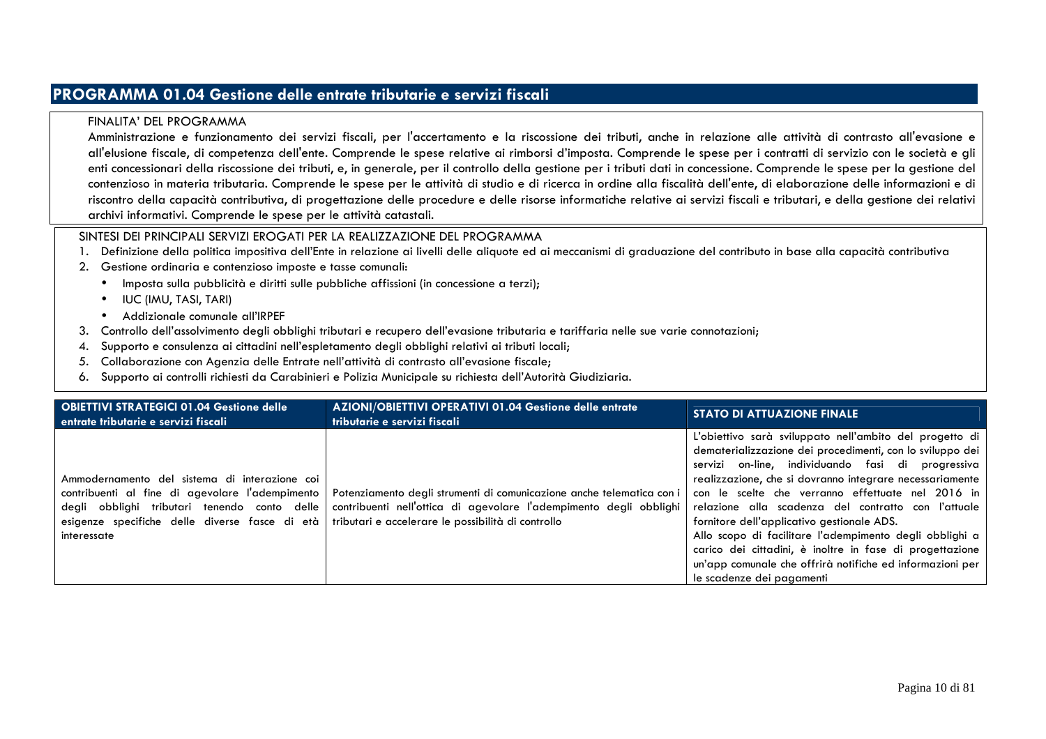# PROGRAMMA 01.04 Gestione delle entrate tributarie e servizi fiscali

FINALITA' DEL PROGRAMMA

Amministrazione e funzionamento dei servizi fiscali, per l'accertamento e la riscossione dei tributi, anche in relazione alle attività di contrasto all'evasione e all'elusione fiscale, di competenza dell'ente. Comprende le spese relative ai rimborsi d'imposta. Comprende le spese per i contratti di servizio con le società e gli enti concessionari della riscossione dei tributi, e, in generale, per il controllo della gestione per i tributi dati in concessione. Comprende le spese per la gestione del contenzioso in materia tributaria. Comprende le spese per le attività di studio e di ricerca in ordine alla fiscalità dell'ente, di elaborazione delle informazioni e di riscontro della capacità contributiva, di progettazione delle procedure e delle risorse informatiche relative ai servizi fiscali e tributari, e della gestione dei relativi archivi informativi. Comprende le spese per le attività catastali.

SINTESI DEI PRINCIPALI SERVIZI EROGATI PER LA REALIZZAZIONE DEL PROGRAMMA

1. Definizione della politica impositiva dell'Ente in relazione ai livelli delle aliquote ed ai meccanismi di graduazione del contributo in base alla capacità contributiva
2. Gestione ordinaria e contenzioso imposte e tasse comunali:
   - Imposta sulla pubblicità e diritti sulle pubbliche affissioni (in concessione a terzi);
   - IUC (IMU, TASI, TARI)
   - Addizionale comunale all'IRPEF
3. Controllo dell'assolvimento degli obblighi tributari e recupero dell'evasione tributaria e tariffaria nelle sue varie connotazioni;
4. Supporto e consulenza ai cittadini nell'espletamento degli obblighi relativi ai tributi locali;
5. Collaborazione con Agenzia delle Entrate nell'attività di contrasto all'evasione fiscale;
6. Supporto ai controlli richiesti da Carabinieri e Polizia Municipale su richiesta dell'Autorità Giudiziaria.

| OBIETTIVI STRATEGICI 01.04 Gestione delle entrate tributarie e servizi fiscali | AZIONI/OBIETTIVI OPERATIVI 01.04 Gestione delle entrate tributarie e servizi fiscali | STATO DI ATTUAZIONE FINALE |
|---|---|---|
| Ammodernamento del sistema di interazione coi contribuenti al fine di agevolare l'adempimento degli obblighi tributari tenendo conto delle esigenze specifiche delle diverse fasce di età interessate | Potenziamento degli strumenti di comunicazione anche telematica con i contribuenti nell'ottica di agevolare l'adempimento degli obblighi tributari e accelerare le possibilità di controllo | L'obiettivo sarà sviluppato nell'ambito del progetto di dematerializzazione dei procedimenti, con lo sviluppo dei servizi on-line, individuando fasi di progressiva realizzazione, che si dovranno integrare necessariamente con le scelte che verranno effettuate nel 2016 in relazione alla scadenza del contratto con l'attuale fornitore dell'applicativo gestionale ADS.<br>Allo scopo di facilitare l'adempimento degli obblighi a carico dei cittadini, è inoltre in fase di progettazione un'app comunale che offrirà notifiche ed informazioni per le scadenze dei pagamenti |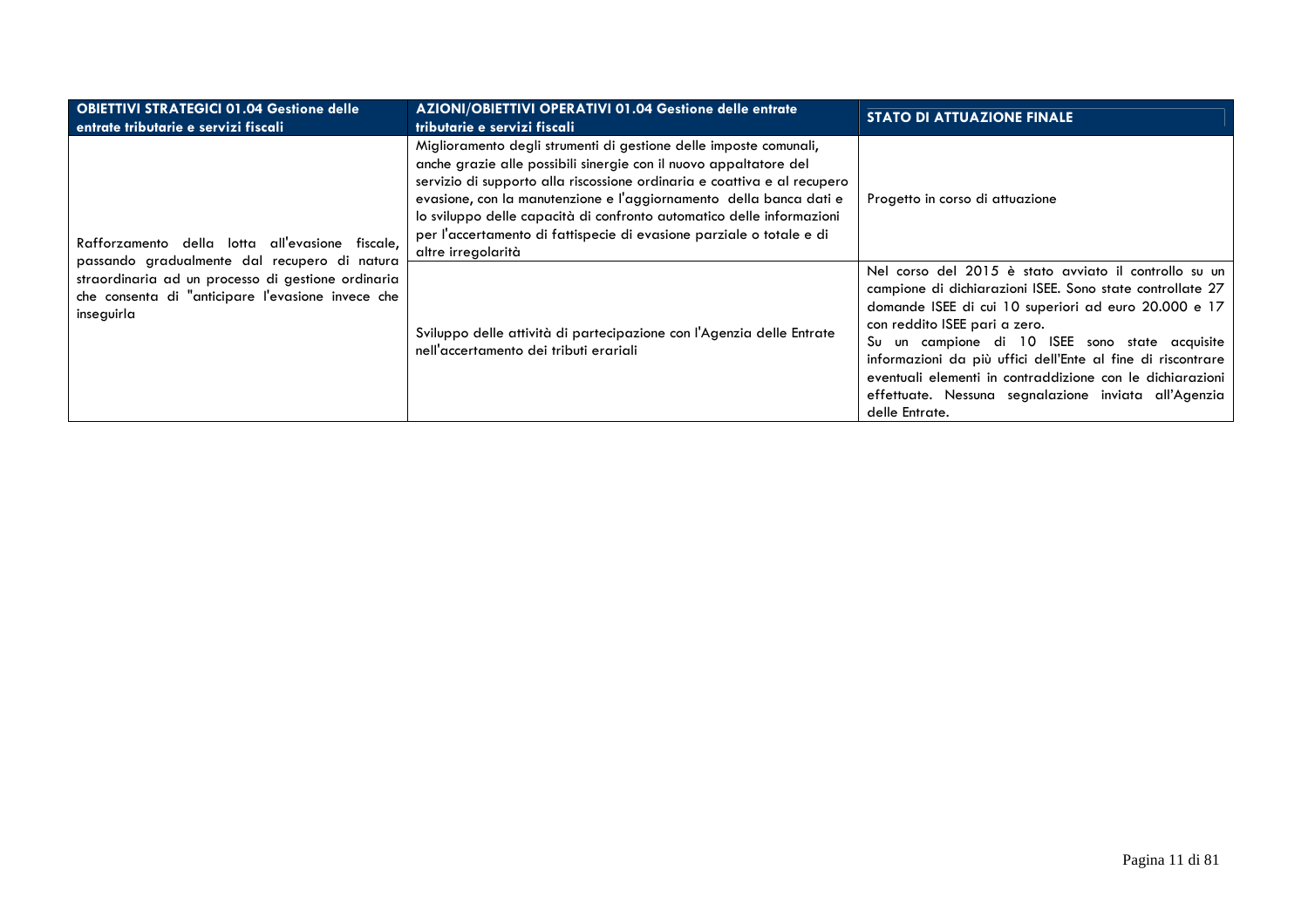| OBIETTIVI STRATEGICI 01.04 Gestione delle entrate tributarie e servizi fiscali | AZIONI/OBIETTIVI OPERATIVI 01.04 Gestione delle entrate tributarie e servizi fiscali | STATO DI ATTUAZIONE FINALE |
|---|---|---|
| Rafforzamento della lotta all'evasione fiscale, passando gradualmente dal recupero di natura straordinaria ad un processo di gestione ordinaria che consenta di "anticipare l'evasione invece che inseguirla | Miglioramento degli strumenti di gestione delle imposte comunali, anche grazie alle possibili sinergie con il nuovo appaltatore del servizio di supporto alla riscossione ordinaria e coattiva e al recupero evasione, con la manutenzione e l'aggiornamento della banca dati e lo sviluppo delle capacità di confronto automatico delle informazioni per l'accertamento di fattispecie di evasione parziale o totale e di altre irregolarità | Progetto in corso di attuazione |
| | Sviluppo delle attività di partecipazione con l'Agenzia delle Entrate nell'accertamento dei tributi erariali | Nel corso del 2015 è stato avviato il controllo su un campione di dichiarazioni ISEE. Sono state controllate 27 domande ISEE di cui 10 superiori ad euro 20.000 e 17 con reddito ISEE pari a zero.<br>Su un campione di 10 ISEE sono state acquisite informazioni da più uffici dell'Ente al fine di riscontrare eventuali elementi in contraddizione con le dichiarazioni effettuate. Nessuna segnalazione inviata all'Agenzia delle Entrate. |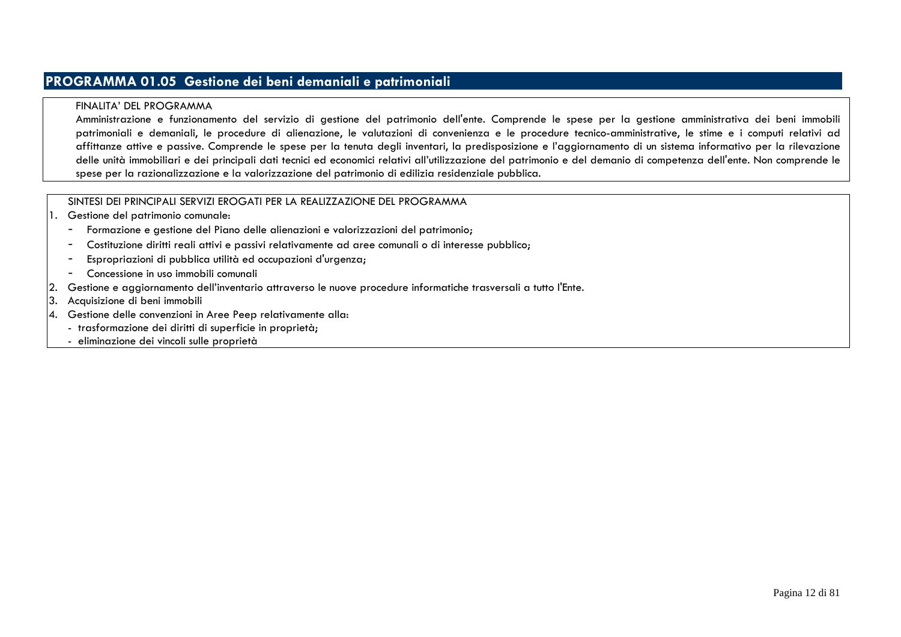## PROGRAMMA 01.05 Gestione dei beni demaniali e patrimoniali

FINALITA' DEL PROGRAMMA

Amministrazione e funzionamento del servizio di gestione del patrimonio dell'ente. Comprende le spese per la gestione amministrativa dei beni immobili patrimoniali e demaniali, le procedure di alienazione, le valutazioni di convenienza e le procedure tecnico-amministrative, le stime e i computi relativi ad affittanze attive e passive. Comprende le spese per la tenuta degli inventari, la predisposizione e l'aggiornamento di un sistema informativo per la rilevazione delle unità immobiliari e dei principali dati tecnici ed economici relativi all'utilizzazione del patrimonio e del demanio di competenza dell'ente. Non comprende le spese per la razionalizzazione e la valorizzazione del patrimonio di edilizia residenziale pubblica.

SINTESI DEI PRINCIPALI SERVIZI EROGATI PER LA REALIZZAZIONE DEL PROGRAMMA

1. Gestione del patrimonio comunale:
   - Formazione e gestione del Piano delle alienazioni e valorizzazioni del patrimonio;
   - Costituzione diritti reali attivi e passivi relativamente ad aree comunali o di interesse pubblico;
   - Espropriazioni di pubblica utilità ed occupazioni d'urgenza;
   - Concessione in uso immobili comunali
2. Gestione e aggiornamento dell'inventario attraverso le nuove procedure informatiche trasversali a tutto l'Ente.
3. Acquisizione di beni immobili
4. Gestione delle convenzioni in Aree Peep relativamente alla:
   - trasformazione dei diritti di superficie in proprietà;
   - eliminazione dei vincoli sulle proprietà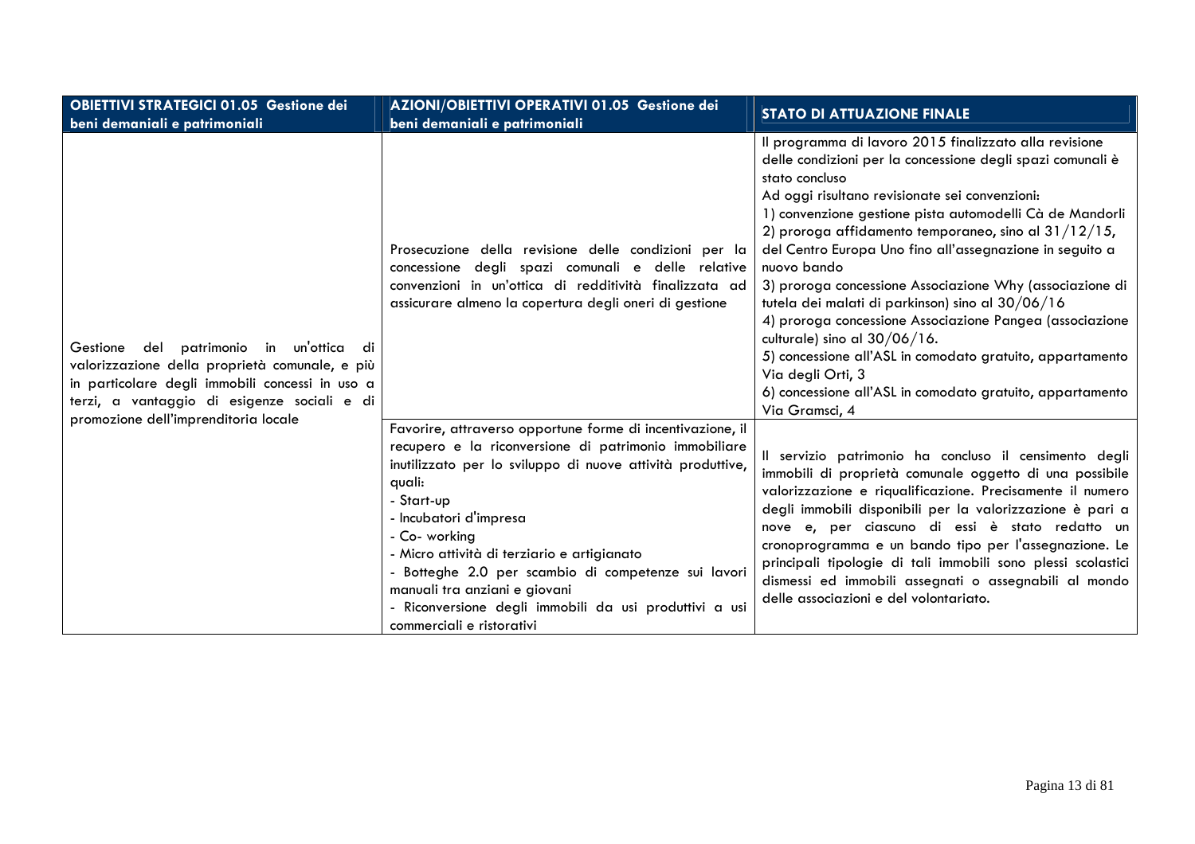| OBIETTIVI STRATEGICI 01.05 Gestione dei beni demaniali e patrimoniali | AZIONI/OBIETTIVI OPERATIVI 01.05 Gestione dei beni demaniali e patrimoniali | STATO DI ATTUAZIONE FINALE |
|---|---|---|
| Gestione del patrimonio in un'ottica di valorizzazione della proprietà comunale, e più in particolare degli immobili concessi in uso a terzi, a vantaggio di esigenze sociali e di promozione dell'imprenditoria locale | Prosecuzione della revisione delle condizioni per la concessione degli spazi comunali e delle relative convenzioni in un'ottica di redditività finalizzata ad assicurare almeno la copertura degli oneri di gestione | Il programma di lavoro 2015 finalizzato alla revisione delle condizioni per la concessione degli spazi comunali è stato concluso<br>Ad oggi risultano revisionate sei convenzioni:<br>1) convenzione gestione pista automodelli Cà de Mandorli<br>2) proroga affidamento temporaneo, sino al 31/12/15, del Centro Europa Uno fino all'assegnazione in seguito a nuovo bando<br>3) proroga concessione Associazione Why (associazione di tutela dei malati di parkinson) sino al 30/06/16<br>4) proroga concessione Associazione Pangea (associazione culturale) sino al 30/06/16.<br>5) concessione all'ASL in comodato gratuito, appartamento Via degli Orti, 3<br>6) concessione all'ASL in comodato gratuito, appartamento Via Gramsci, 4 |
| | Favorire, attraverso opportune forme di incentivazione, il recupero e la riconversione di patrimonio immobiliare inutilizzato per lo sviluppo di nuove attività produttive, quali:<br>- Start-up<br>- Incubatori d'impresa<br>- Co- working<br>- Micro attività di terziario e artigianato<br>- Botteghe 2.0 per scambio di competenze sui lavori manuali tra anziani e giovani<br>- Riconversione degli immobili da usi produttivi a usi commerciali e ristorativi | Il servizio patrimonio ha concluso il censimento degli immobili di proprietà comunale oggetto di una possibile valorizzazione e riqualificazione. Precisamente il numero degli immobili disponibili per la valorizzazione è pari a nove e, per ciascuno di essi è stato redatto un cronoprogramma e un bando tipo per l'assegnazione. Le principali tipologie di tali immobili sono plessi scolastici dismessi ed immobili assegnati o assegnabili al mondo delle associazioni e del volontariato. |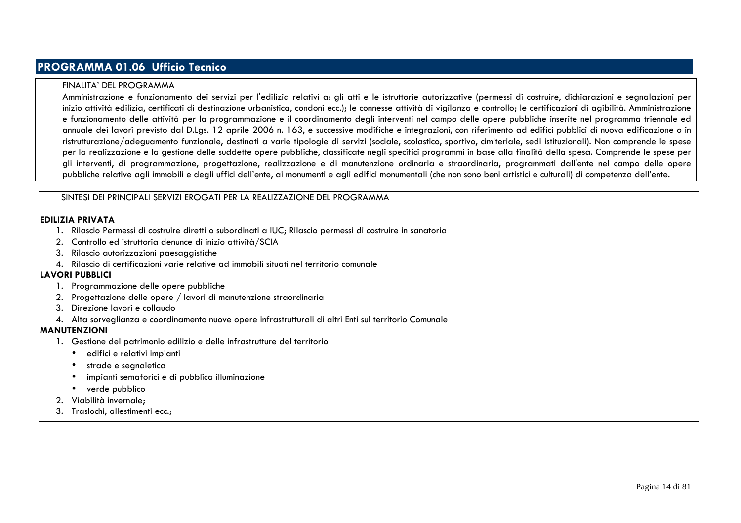# PROGRAMMA 01.06 Ufficio Tecnico

FINALITA' DEL PROGRAMMA

Amministrazione e funzionamento dei servizi per l'edilizia relativi a: gli atti e le istruttorie autorizzative (permessi di costruire, dichiarazioni e segnalazioni per inizio attività edilizia, certificati di destinazione urbanistica, condoni ecc.); le connesse attività di vigilanza e controllo; le certificazioni di agibilità. Amministrazione e funzionamento delle attività per la programmazione e il coordinamento degli interventi nel campo delle opere pubbliche inserite nel programma triennale ed annuale dei lavori previsto dal D.Lgs. 12 aprile 2006 n. 163, e successive modifiche e integrazioni, con riferimento ad edifici pubblici di nuova edificazione o in ristrutturazione/adeguamento funzionale, destinati a varie tipologie di servizi (sociale, scolastico, sportivo, cimiteriale, sedi istituzionali). Non comprende le spese per la realizzazione e la gestione delle suddette opere pubbliche, classificate negli specifici programmi in base alla finalità della spesa. Comprende le spese per gli interventi, di programmazione, progettazione, realizzazione e di manutenzione ordinaria e straordinaria, programmati dall'ente nel campo delle opere pubbliche relative agli immobili e degli uffici dell'ente, ai monumenti e agli edifici monumentali (che non sono beni artistici e culturali) di competenza dell'ente.

SINTESI DEI PRINCIPALI SERVIZI EROGATI PER LA REALIZZAZIONE DEL PROGRAMMA

**EDILIZIA PRIVATA**

1. Rilascio Permessi di costruire diretti o subordinati a IUC; Rilascio permessi di costruire in sanatoria
2. Controllo ed istruttoria denunce di inizio attività/SCIA
3. Rilascio autorizzazioni paesaggistiche
4. Rilascio di certificazioni varie relative ad immobili situati nel territorio comunale

**LAVORI PUBBLICI**

1. Programmazione delle opere pubbliche
2. Progettazione delle opere / lavori di manutenzione straordinaria
3. Direzione lavori e collaudo
4. Alta sorveglianza e coordinamento nuove opere infrastrutturali di altri Enti sul territorio Comunale

**MANUTENZIONI**

1. Gestione del patrimonio edilizio e delle infrastrutture del territorio
   - edifici e relativi impianti
   - strade e segnaletica
   - impianti semaforici e di pubblica illuminazione
   - verde pubblico
2. Viabilità invernale;
3. Traslochi, allestimenti ecc.;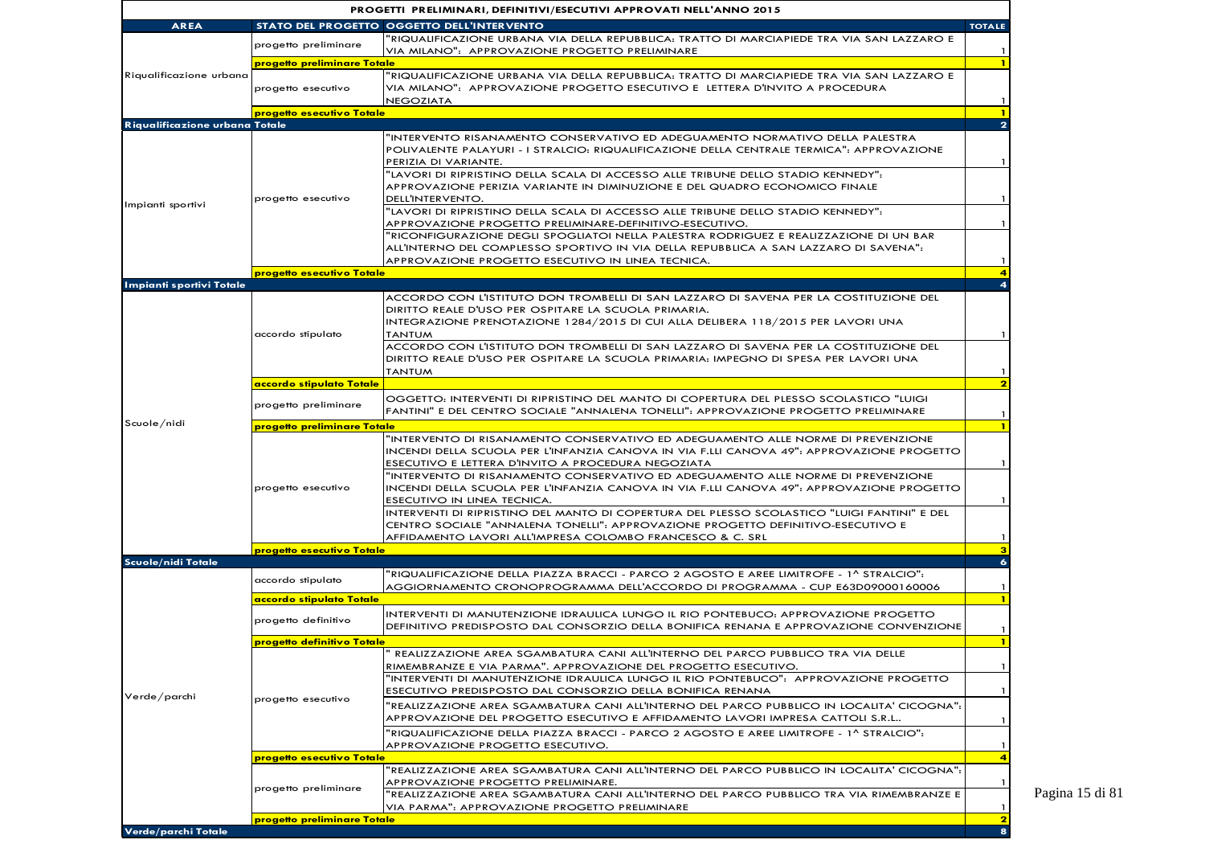| PROGETTI PRELIMINARI, DEFINITIVI/ESECUTIVI APPROVATI NELL'ANNO 2015 | | | |
|---|---|---|---|
| **AREA** | **STATO DEL PROGETTO** | **OGGETTO DELL'INTERVENTO** | **TOTALE** |
| Riqualificazione urbana | progetto preliminare | "RIQUALIFICAZIONE URBANA VIA DELLA REPUBBLICA: TRATTO DI MARCIAPIEDE TRA VIA SAN LAZZARO E VIA MILANO": APPROVAZIONE PROGETTO PRELIMINARE | 1 |
| | **progetto preliminare Totale** | | **1** |
| | progetto esecutivo | "RIQUALIFICAZIONE URBANA VIA DELLA REPUBBLICA: TRATTO DI MARCIAPIEDE TRA VIA SAN LAZZARO E VIA MILANO": APPROVAZIONE PROGETTO ESECUTIVO E LETTERA D'INVITO A PROCEDURA NEGOZIATA | 1 |
| | **progetto esecutivo Totale** | | **1** |
| **Riqualificazione urbana Totale** | | | **2** |
| Impianti sportivi | progetto esecutivo | "INTERVENTO RISANAMENTO CONSERVATIVO ED ADEGUAMENTO NORMATIVO DELLA PALESTRA POLIVALENTE PALAYURI - I STRALCIO: RIQUALIFICAZIONE DELLA CENTRALE TERMICA": APPROVAZIONE PERIZIA DI VARIANTE. | 1 |
| | | "LAVORI DI RIPRISTINO DELLA SCALA DI ACCESSO ALLE TRIBUNE DELLO STADIO KENNEDY": APPROVAZIONE PERIZIA VARIANTE IN DIMINUZIONE E DEL QUADRO ECONOMICO FINALE DELL'INTERVENTO. | 1 |
| | | "LAVORI DI RIPRISTINO DELLA SCALA DI ACCESSO ALLE TRIBUNE DELLO STADIO KENNEDY": APPROVAZIONE PROGETTO PRELIMINARE-DEFINITIVO-ESECUTIVO. | 1 |
| | | "RICONFIGURAZIONE DEGLI SPOGLIATOI NELLA PALESTRA RODRIGUEZ E REALIZZAZIONE DI UN BAR ALL'INTERNO DEL COMPLESSO SPORTIVO IN VIA DELLA REPUBBLICA A SAN LAZZARO DI SAVENA": APPROVAZIONE PROGETTO ESECUTIVO IN LINEA TECNICA. | 1 |
| | **progetto esecutivo Totale** | | **4** |
| **Impianti sportivi Totale** | | | **4** |
| Scuole/nidi | accordo stipulato | ACCORDO CON L'ISTITUTO DON TROMBELLI DI SAN LAZZARO DI SAVENA PER LA COSTITUZIONE DEL DIRITTO REALE D'USO PER OSPITARE LA SCUOLA PRIMARIA. INTEGRAZIONE PRENOTAZIONE 1284/2015 DI CUI ALLA DELIBERA 118/2015 PER LAVORI UNA TANTUM | 1 |
| | | ACCORDO CON L'ISTITUTO DON TROMBELLI DI SAN LAZZARO DI SAVENA PER LA COSTITUZIONE DEL DIRITTO REALE D'USO PER OSPITARE LA SCUOLA PRIMARIA: IMPEGNO DI SPESA PER LAVORI UNA TANTUM | 1 |
| | **accordo stipulato Totale** | | **2** |
| | progetto preliminare | OGGETTO: INTERVENTI DI RIPRISTINO DEL MANTO DI COPERTURA DEL PLESSO SCOLASTICO "LUIGI FANTINI" E DEL CENTRO SOCIALE "ANNALENA TONELLI": APPROVAZIONE PROGETTO PRELIMINARE | 1 |
| | **progetto preliminare Totale** | | **1** |
| | progetto esecutivo | "INTERVENTO DI RISANAMENTO CONSERVATIVO ED ADEGUAMENTO ALLE NORME DI PREVENZIONE INCENDI DELLA SCUOLA PER L'INFANZIA CANOVA IN VIA F.LLI CANOVA 49": APPROVAZIONE PROGETTO ESECUTIVO E LETTERA D'INVITO A PROCEDURA NEGOZIATA | 1 |
| | | "INTERVENTO DI RISANAMENTO CONSERVATIVO ED ADEGUAMENTO ALLE NORME DI PREVENZIONE INCENDI DELLA SCUOLA PER L'INFANZIA CANOVA IN VIA F.LLI CANOVA 49": APPROVAZIONE PROGETTO ESECUTIVO IN LINEA TECNICA. | 1 |
| | | INTERVENTI DI RIPRISTINO DEL MANTO DI COPERTURA DEL PLESSO SCOLASTICO "LUIGI FANTINI" E DEL CENTRO SOCIALE "ANNALENA TONELLI": APPROVAZIONE PROGETTO DEFINITIVO-ESECUTIVO E AFFIDAMENTO LAVORI ALL'IMPRESA COLOMBO FRANCESCO & C. SRL | 1 |
| | **progetto esecutivo Totale** | | **3** |
| **Scuole/nidi Totale** | | | **6** |
| Verde/parchi | accordo stipulato | "RIQUALIFICAZIONE DELLA PIAZZA BRACCI - PARCO 2 AGOSTO E AREE LIMITROFE - 1^ STRALCIO": AGGIORNAMENTO CRONOPROGRAMMA DELL'ACCORDO DI PROGRAMMA - CUP E63D09000160006 | 1 |
| | **accordo stipulato Totale** | | **1** |
| | progetto definitivo | INTERVENTI DI MANUTENZIONE IDRAULICA LUNGO IL RIO PONTEBUCO: APPROVAZIONE PROGETTO DEFINITIVO PREDISPOSTO DAL CONSORZIO DELLA BONIFICA RENANA E APPROVAZIONE CONVENZIONE | 1 |
| | **progetto definitivo Totale** | | **1** |
| | progetto esecutivo | " REALIZZAZIONE AREA SGAMBATURA CANI ALL'INTERNO DEL PARCO PUBBLICO TRA VIA DELLE RIMEMBRANZE E VIA PARMA". APPROVAZIONE DEL PROGETTO ESECUTIVO. | 1 |
| | | "INTERVENTI DI MANUTENZIONE IDRAULICA LUNGO IL RIO PONTEBUCO": APPROVAZIONE PROGETTO ESECUTIVO PREDISPOSTO DAL CONSORZIO DELLA BONIFICA RENANA | 1 |
| | | "REALIZZAZIONE AREA SGAMBATURA CANI ALL'INTERNO DEL PARCO PUBBLICO IN LOCALITA' CICOGNA": APPROVAZIONE DEL PROGETTO ESECUTIVO E AFFIDAMENTO LAVORI IMPRESA CATTOLI S.R.L.. | 1 |
| | | "RIQUALIFICAZIONE DELLA PIAZZA BRACCI - PARCO 2 AGOSTO E AREE LIMITROFE - 1^ STRALCIO": APPROVAZIONE PROGETTO ESECUTIVO. | 1 |
| | **progetto esecutivo Totale** | | **4** |
| | progetto preliminare | "REALIZZAZIONE AREA SGAMBATURA CANI ALL'INTERNO DEL PARCO PUBBLICO IN LOCALITA' CICOGNA": APPROVAZIONE PROGETTO PRELIMINARE. | 1 |
| | | "REALIZZAZIONE AREA SGAMBATURA CANI ALL'INTERNO DEL PARCO PUBBLICO TRA VIA RIMEMBRANZE E VIA PARMA": APPROVAZIONE PROGETTO PRELIMINARE | 1 |
| | **progetto preliminare Totale** | | **2** |
| **Verde/parchi Totale** | | | **8** |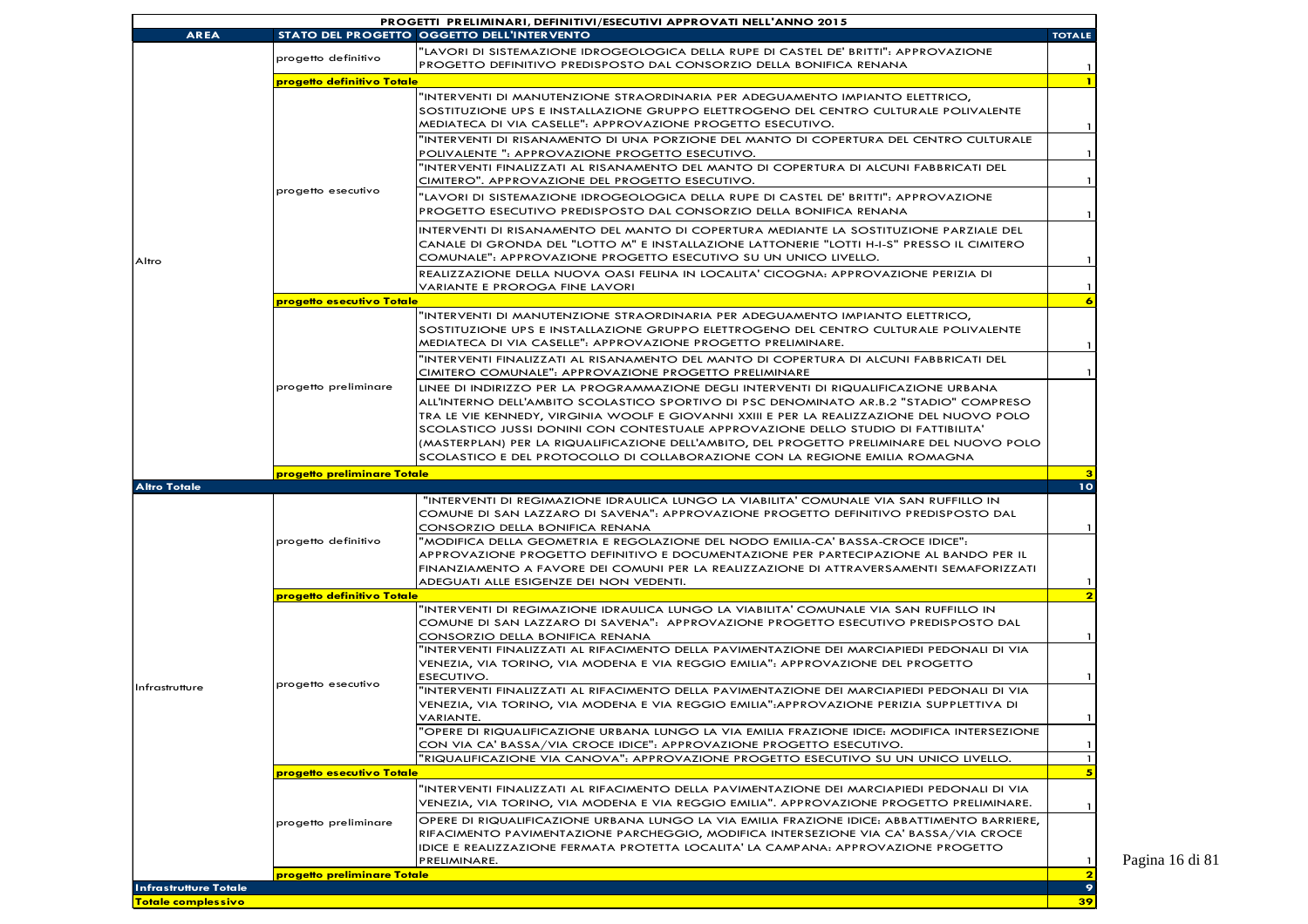| PROGETTI PRELIMINARI, DEFINITIVI/ESECUTIVI APPROVATI NELL'ANNO 2015 | | | |
|---|---|---|---|
| **AREA** | **STATO DEL PROGETTO** | **OGGETTO DELL'INTERVENTO** | **TOTALE** |
| Altro | progetto definitivo | "LAVORI DI SISTEMAZIONE IDROGEOLOGICA DELLA RUPE DI CASTEL DE' BRITTI": APPROVAZIONE PROGETTO DEFINITIVO PREDISPOSTO DAL CONSORZIO DELLA BONIFICA RENANA | 1 |
| | **progetto definitivo Totale** | | **1** |
| | progetto esecutivo | "INTERVENTI DI MANUTENZIONE STRAORDINARIA PER ADEGUAMENTO IMPIANTO ELETTRICO, SOSTITUZIONE UPS E INSTALLAZIONE GRUPPO ELETTROGENO DEL CENTRO CULTURALE POLIVALENTE MEDIATECA DI VIA CASELLE": APPROVAZIONE PROGETTO ESECUTIVO. | 1 |
| | | "INTERVENTI DI RISANAMENTO DI UNA PORZIONE DEL MANTO DI COPERTURA DEL CENTRO CULTURALE POLIVALENTE ": APPROVAZIONE PROGETTO ESECUTIVO. | 1 |
| | | "INTERVENTI FINALIZZATI AL RISANAMENTO DEL MANTO DI COPERTURA DI ALCUNI FABBRICATI DEL CIMITERO". APPROVAZIONE DEL PROGETTO ESECUTIVO. | 1 |
| | | "LAVORI DI SISTEMAZIONE IDROGEOLOGICA DELLA RUPE DI CASTEL DE' BRITTI": APPROVAZIONE PROGETTO ESECUTIVO PREDISPOSTO DAL CONSORZIO DELLA BONIFICA RENANA | 1 |
| | | INTERVENTI DI RISANAMENTO DEL MANTO DI COPERTURA MEDIANTE LA SOSTITUZIONE PARZIALE DEL CANALE DI GRONDA DEL "LOTTO M" E INSTALLAZIONE LATTONERIE "LOTTI H-I-S" PRESSO IL CIMITERO COMUNALE": APPROVAZIONE PROGETTO ESECUTIVO SU UN UNICO LIVELLO. | 1 |
| | | REALIZZAZIONE DELLA NUOVA OASI FELINA IN LOCALITA' CICOGNA: APPROVAZIONE PERIZIA DI VARIANTE E PROROGA FINE LAVORI | 1 |
| | **progetto esecutivo Totale** | | **6** |
| | progetto preliminare | "INTERVENTI DI MANUTENZIONE STRAORDINARIA PER ADEGUAMENTO IMPIANTO ELETTRICO, SOSTITUZIONE UPS E INSTALLAZIONE GRUPPO ELETTROGENO DEL CENTRO CULTURALE POLIVALENTE MEDIATECA DI VIA CASELLE": APPROVAZIONE PROGETTO PRELIMINARE. | 1 |
| | | "INTERVENTI FINALIZZATI AL RISANAMENTO DEL MANTO DI COPERTURA DI ALCUNI FABBRICATI DEL CIMITERO COMUNALE": APPROVAZIONE PROGETTO PRELIMINARE | 1 |
| | | LINEE DI INDIRIZZO PER LA PROGRAMMAZIONE DEGLI INTERVENTI DI RIQUALIFICAZIONE URBANA ALL'INTERNO DELL'AMBITO SCOLASTICO SPORTIVO DI PSC DENOMINATO AR.B.2 "STADIO" COMPRESO TRA LE VIE KENNEDY, VIRGINIA WOOLF E GIOVANNI XXIII E PER LA REALIZZAZIONE DEL NUOVO POLO SCOLASTICO JUSSI DONINI CON CONTESTUALE APPROVAZIONE DELLO STUDIO DI FATTIBILITA' (MASTERPLAN) PER LA RIQUALIFICAZIONE DELL'AMBITO, DEL PROGETTO PRELIMINARE DEL NUOVO POLO SCOLASTICO E DEL PROTOCOLLO DI COLLABORAZIONE CON LA REGIONE EMILIA ROMAGNA | |
| | **progetto preliminare Totale** | | **3** |
| **Altro Totale** | | | **10** |
| Infrastrutture | progetto definitivo | "INTERVENTI DI REGIMAZIONE IDRAULICA LUNGO LA VIABILITA' COMUNALE VIA SAN RUFFILLO IN COMUNE DI SAN LAZZARO DI SAVENA": APPROVAZIONE PROGETTO DEFINITIVO PREDISPOSTO DAL CONSORZIO DELLA BONIFICA RENANA | 1 |
| | | "MODIFICA DELLA GEOMETRIA E REGOLAZIONE DEL NODO EMILIA-CA' BASSA-CROCE IDICE": APPROVAZIONE PROGETTO DEFINITIVO E DOCUMENTAZIONE PER PARTECIPAZIONE AL BANDO PER IL FINANZIAMENTO A FAVORE DEI COMUNI PER LA REALIZZAZIONE DI ATTRAVERSAMENTI SEMAFORIZZATI ADEGUATI ALLE ESIGENZE DEI NON VEDENTI. | 1 |
| | **progetto definitivo Totale** | | **2** |
| | progetto esecutivo | "INTERVENTI DI REGIMAZIONE IDRAULICA LUNGO LA VIABILITA' COMUNALE VIA SAN RUFFILLO IN COMUNE DI SAN LAZZARO DI SAVENA": APPROVAZIONE PROGETTO ESECUTIVO PREDISPOSTO DAL CONSORZIO DELLA BONIFICA RENANA | 1 |
| | | "INTERVENTI FINALIZZATI AL RIFACIMENTO DELLA PAVIMENTAZIONE DEI MARCIAPIEDI PEDONALI DI VIA VENEZIA, VIA TORINO, VIA MODENA E VIA REGGIO EMILIA": APPROVAZIONE DEL PROGETTO ESECUTIVO. | 1 |
| | | "INTERVENTI FINALIZZATI AL RIFACIMENTO DELLA PAVIMENTAZIONE DEI MARCIAPIEDI PEDONALI DI VIA VENEZIA, VIA TORINO, VIA MODENA E VIA REGGIO EMILIA":APPROVAZIONE PERIZIA SUPPLETTIVA DI VARIANTE. | 1 |
| | | "OPERE DI RIQUALIFICAZIONE URBANA LUNGO LA VIA EMILIA FRAZIONE IDICE: MODIFICA INTERSEZIONE CON VIA CA' BASSA/VIA CROCE IDICE": APPROVAZIONE PROGETTO ESECUTIVO. | 1 |
| | | "RIQUALIFICAZIONE VIA CANOVA": APPROVAZIONE PROGETTO ESECUTIVO SU UN UNICO LIVELLO. | 1 |
| | **progetto esecutivo Totale** | | **5** |
| | progetto preliminare | "INTERVENTI FINALIZZATI AL RIFACIMENTO DELLA PAVIMENTAZIONE DEI MARCIAPIEDI PEDONALI DI VIA VENEZIA, VIA TORINO, VIA MODENA E VIA REGGIO EMILIA". APPROVAZIONE PROGETTO PRELIMINARE. | 1 |
| | | OPERE DI RIQUALIFICAZIONE URBANA LUNGO LA VIA EMILIA FRAZIONE IDICE: ABBATTIMENTO BARRIERE, RIFACIMENTO PAVIMENTAZIONE PARCHEGGIO, MODIFICA INTERSEZIONE VIA CA' BASSA/VIA CROCE IDICE E REALIZZAZIONE FERMATA PROTETTA LOCALITA' LA CAMPANA: APPROVAZIONE PROGETTO PRELIMINARE. | 1 |
| | **progetto preliminare Totale** | | **2** |
| **Infrastrutture Totale** | | | **9** |
| **Totale complessivo** | | | **39** |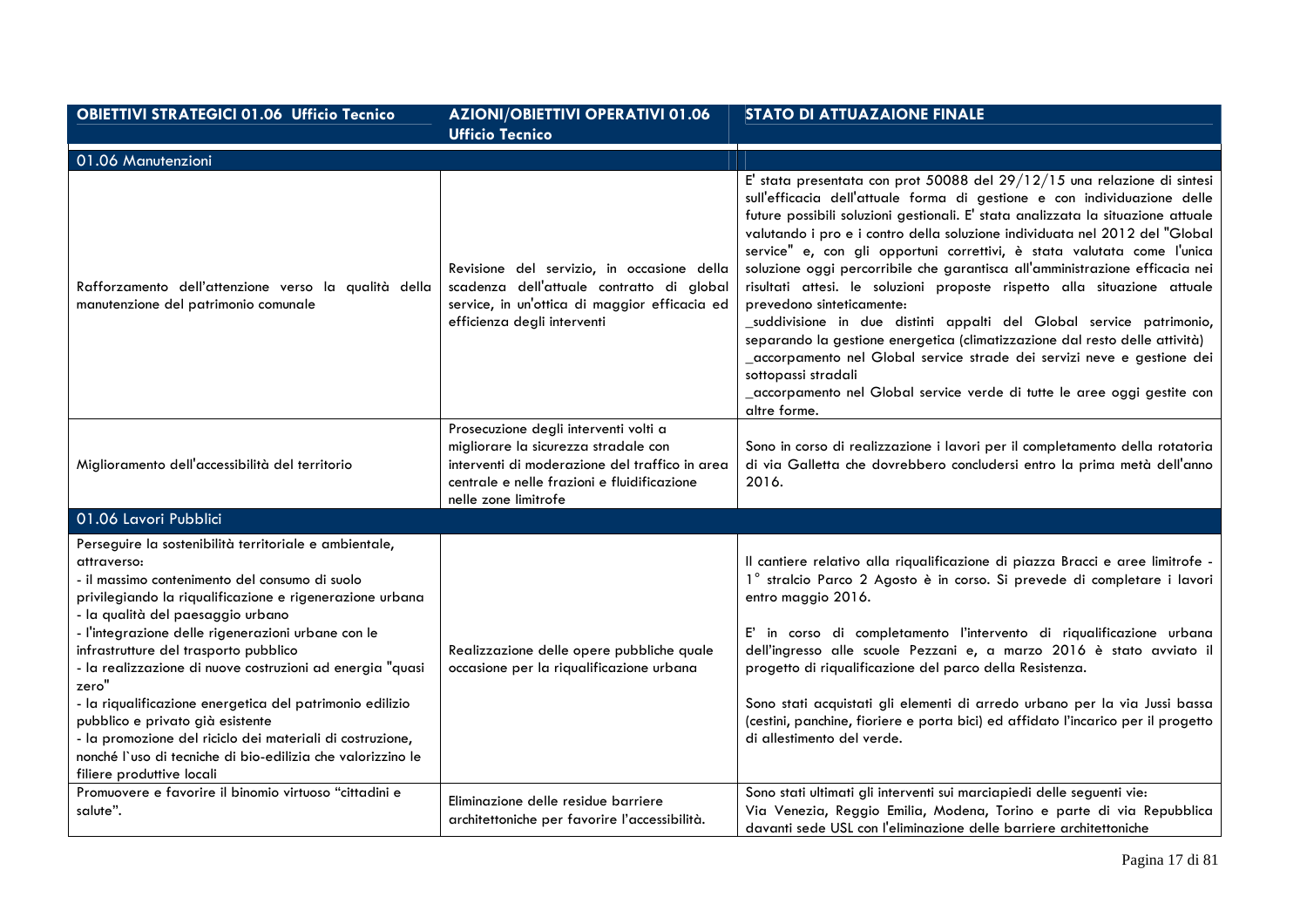| OBIETTIVI STRATEGICI 01.06 Ufficio Tecnico | AZIONI/OBIETTIVI OPERATIVI 01.06 Ufficio Tecnico | STATO DI ATTUAZAIONE FINALE |
|---|---|---|
| **01.06 Manutenzioni** | | |
| Rafforzamento dell'attenzione verso la qualità della manutenzione del patrimonio comunale | Revisione del servizio, in occasione della scadenza dell'attuale contratto di global service, in un'ottica di maggior efficacia ed efficienza degli interventi | E' stata presentata con prot 50088 del 29/12/15 una relazione di sintesi sull'efficacia dell'attuale forma di gestione e con individuazione delle future possibili soluzioni gestionali. E' stata analizzata la situazione attuale valutando i pro e i contro della soluzione individuata nel 2012 del "Global service" e, con gli opportuni correttivi, è stata valutata come l'unica soluzione oggi percorribile che garantisca all'amministrazione efficacia nei risultati attesi. le soluzioni proposte rispetto alla situazione attuale prevedono sinteticamente:<br>_suddivisione in due distinti appalti del Global service patrimonio, separando la gestione energetica (climatizzazione dal resto delle attività)<br>_accorpamento nel Global service strade dei servizi neve e gestione dei sottopassi stradali<br>_accorpamento nel Global service verde di tutte le aree oggi gestite con altre forme. |
| Miglioramento dell'accessibilità del territorio | Prosecuzione degli interventi volti a migliorare la sicurezza stradale con interventi di moderazione del traffico in area centrale e nelle frazioni e fluidificazione nelle zone limitrofe | Sono in corso di realizzazione i lavori per il completamento della rotatoria di via Galletta che dovrebbero concludersi entro la prima metà dell'anno 2016. |
| **01.06 Lavori Pubblici** | | |
| Perseguire la sostenibilità territoriale e ambientale, attraverso:<br>- il massimo contenimento del consumo di suolo privilegiando la riqualificazione e rigenerazione urbana<br>- la qualità del paesaggio urbano<br>- l'integrazione delle rigenerazioni urbane con le infrastrutture del trasporto pubblico<br>- la realizzazione di nuove costruzioni ad energia "quasi zero"<br>- la riqualificazione energetica del patrimonio edilizio pubblico e privato già esistente<br>- la promozione del riciclo dei materiali di costruzione, nonché l`uso di tecniche di bio-edilizia che valorizzino le filiere produttive locali | Realizzazione delle opere pubbliche quale occasione per la riqualificazione urbana | Il cantiere relativo alla riqualificazione di piazza Bracci e aree limitrofe - 1° stralcio Parco 2 Agosto è in corso. Si prevede di completare i lavori entro maggio 2016.<br><br>E' in corso di completamento l'intervento di riqualificazione urbana dell'ingresso alle scuole Pezzani e, a marzo 2016 è stato avviato il progetto di riqualificazione del parco della Resistenza.<br><br>Sono stati acquistati gli elementi di arredo urbano per la via Jussi bassa (cestini, panchine, fioriere e porta bici) ed affidato l'incarico per il progetto di allestimento del verde. |
| Promuovere e favorire il binomio virtuoso "cittadini e salute". | Eliminazione delle residue barriere architettoniche per favorire l'accessibilità. | Sono stati ultimati gli interventi sui marciapiedi delle seguenti vie:<br>Via Venezia, Reggio Emilia, Modena, Torino e parte di via Repubblica davanti sede USL con l'eliminazione delle barriere architettoniche |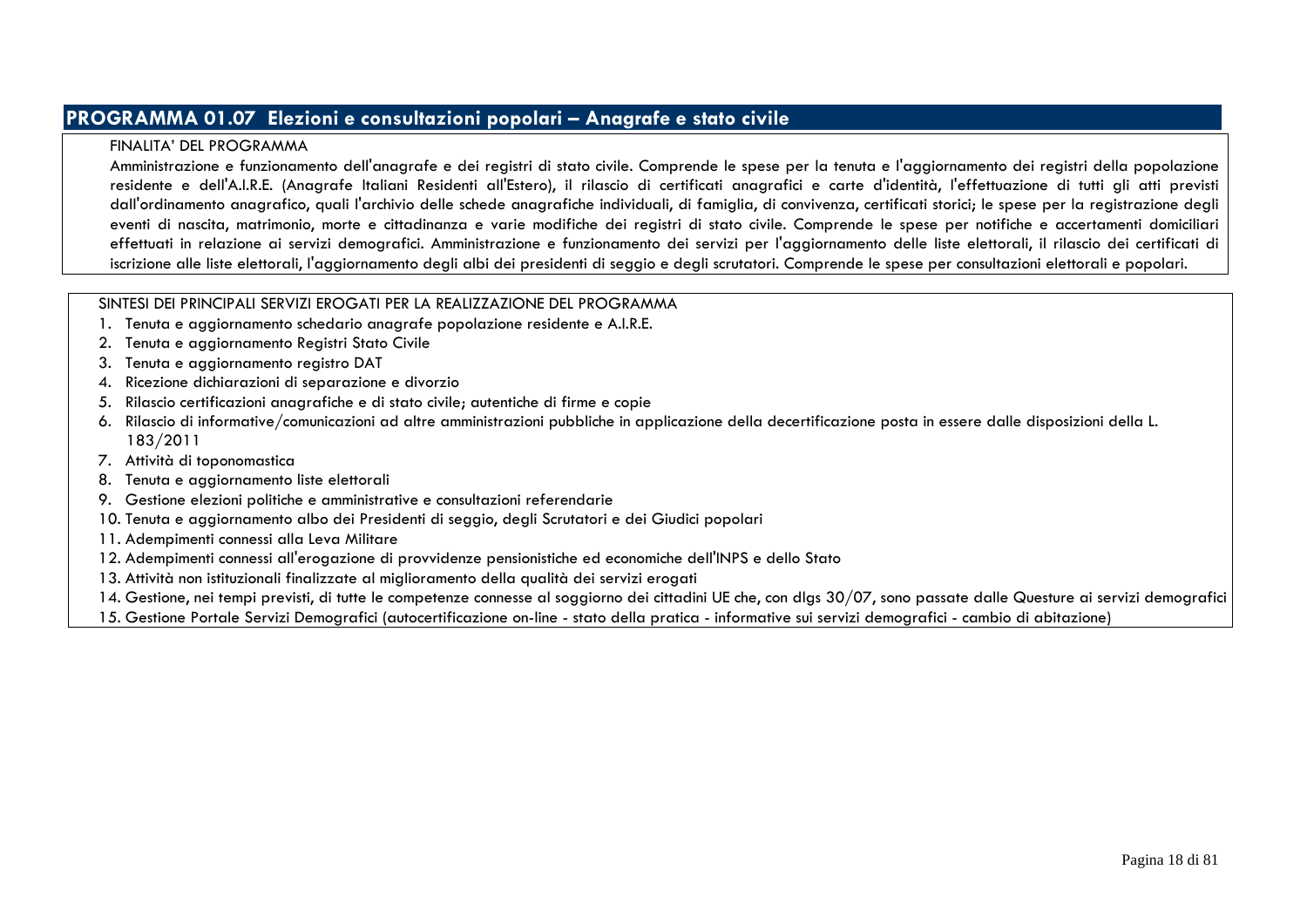## PROGRAMMA 01.07 Elezioni e consultazioni popolari – Anagrafe e stato civile

FINALITA' DEL PROGRAMMA

Amministrazione e funzionamento dell'anagrafe e dei registri di stato civile. Comprende le spese per la tenuta e l'aggiornamento dei registri della popolazione residente e dell'A.I.R.E. (Anagrafe Italiani Residenti all'Estero), il rilascio di certificati anagrafici e carte d'identità, l'effettuazione di tutti gli atti previsti dall'ordinamento anagrafico, quali l'archivio delle schede anagrafiche individuali, di famiglia, di convivenza, certificati storici; le spese per la registrazione degli eventi di nascita, matrimonio, morte e cittadinanza e varie modifiche dei registri di stato civile. Comprende le spese per notifiche e accertamenti domiciliari effettuati in relazione ai servizi demografici. Amministrazione e funzionamento dei servizi per l'aggiornamento delle liste elettorali, il rilascio dei certificati di iscrizione alle liste elettorali, l'aggiornamento degli albi dei presidenti di seggio e degli scrutatori. Comprende le spese per consultazioni elettorali e popolari.

SINTESI DEI PRINCIPALI SERVIZI EROGATI PER LA REALIZZAZIONE DEL PROGRAMMA

1. Tenuta e aggiornamento schedario anagrafe popolazione residente e A.I.R.E.
2. Tenuta e aggiornamento Registri Stato Civile
3. Tenuta e aggiornamento registro DAT
4. Ricezione dichiarazioni di separazione e divorzio
5. Rilascio certificazioni anagrafiche e di stato civile; autentiche di firme e copie
6. Rilascio di informative/comunicazioni ad altre amministrazioni pubbliche in applicazione della decertificazione posta in essere dalle disposizioni della L. 183/2011
7. Attività di toponomastica
8. Tenuta e aggiornamento liste elettorali
9. Gestione elezioni politiche e amministrative e consultazioni referendarie
10. Tenuta e aggiornamento albo dei Presidenti di seggio, degli Scrutatori e dei Giudici popolari
11. Adempimenti connessi alla Leva Militare
12. Adempimenti connessi all'erogazione di provvidenze pensionistiche ed economiche dell'INPS e dello Stato
13. Attività non istituzionali finalizzate al miglioramento della qualità dei servizi erogati
14. Gestione, nei tempi previsti, di tutte le competenze connesse al soggiorno dei cittadini UE che, con dlgs 30/07, sono passate dalle Questure ai servizi demografici
15. Gestione Portale Servizi Demografici (autocertificazione on-line - stato della pratica - informative sui servizi demografici - cambio di abitazione)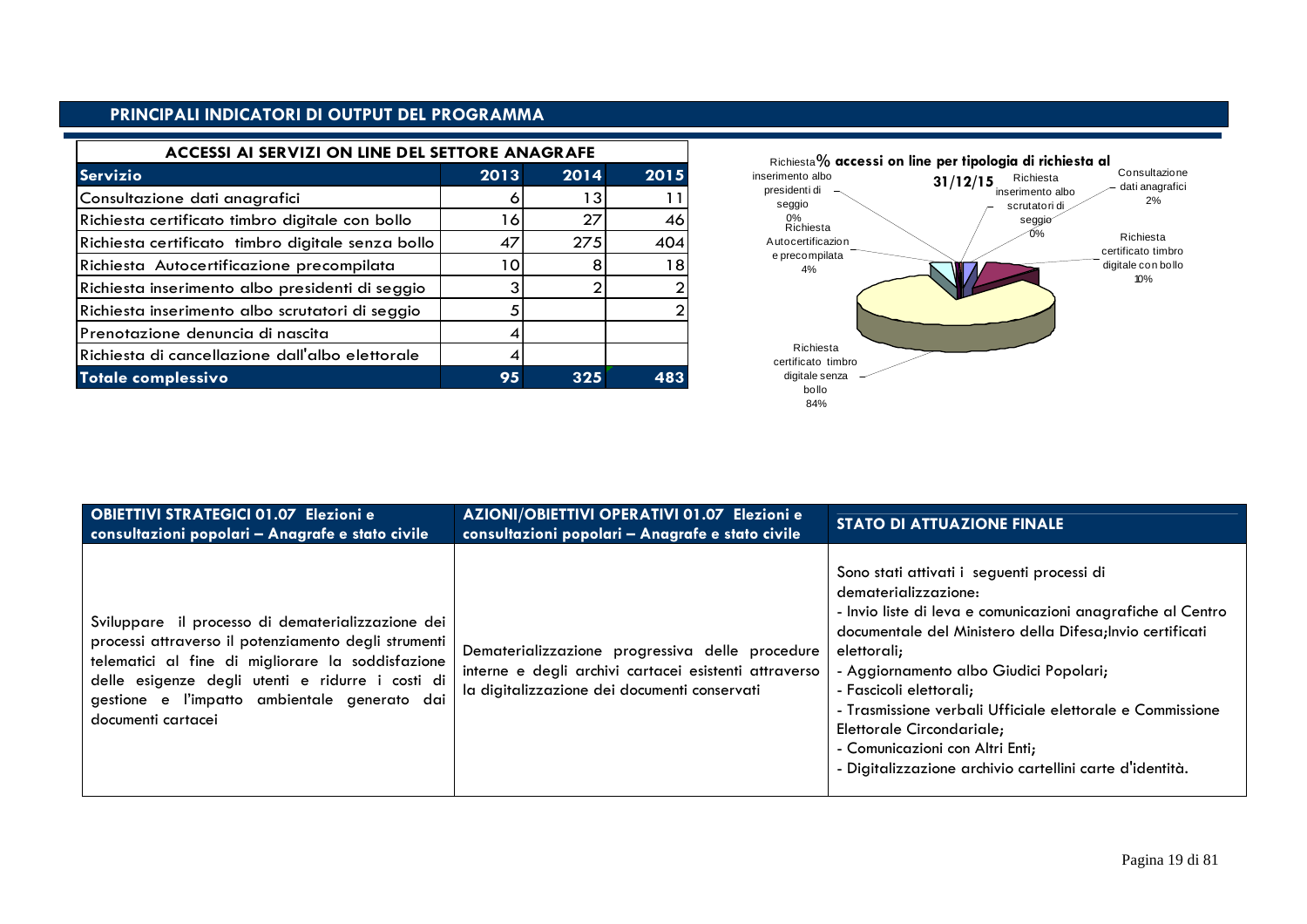## PRINCIPALI INDICATORI DI OUTPUT DEL PROGRAMMA

**ACCESSI AI SERVIZI ON LINE DEL SETTORE ANAGRAFE**

| Servizio | 2013 | 2014 | 2015 |
|---|---|---|---|
| Consultazione dati anagrafici | 6 | 13 | 11 |
| Richiesta certificato timbro digitale con bollo | 16 | 27 | 46 |
| Richiesta certificato timbro digitale senza bollo | 47 | 275 | 404 |
| Richiesta Autocertificazione precompilata | 10 | 8 | 18 |
| Richiesta inserimento albo presidenti di seggio | 3 | 2 | 2 |
| Richiesta inserimento albo scrutatori di seggio | 5 | | 2 |
| Prenotazione denuncia di nascita | 4 | | |
| Richiesta di cancellazione dall'albo elettorale | 4 | | |
| **Totale complessivo** | **95** | **325** | **483** |

**% accessi on line per tipologia di richiesta al 31/12/15**

- Consultazione dati anagrafici 2%
- Richiesta certificato timbro digitale con bollo 10%
- Richiesta certificato timbro digitale senza bollo 84%
- Richiesta Autocertificazione precompilata 4%
- Richiesta inserimento albo presidenti di seggio 0%
- Richiesta inserimento albo scrutatori di seggio 0%

| OBIETTIVI STRATEGICI 01.07 Elezioni e consultazioni popolari – Anagrafe e stato civile | AZIONI/OBIETTIVI OPERATIVI 01.07 Elezioni e consultazioni popolari – Anagrafe e stato civile | STATO DI ATTUAZIONE FINALE |
|---|---|---|
| Sviluppare il processo di dematerializzazione dei processi attraverso il potenziamento degli strumenti telematici al fine di migliorare la soddisfazione delle esigenze degli utenti e ridurre i costi di gestione e l'impatto ambientale generato dai documenti cartacei | Dematerializzazione progressiva delle procedure interne e degli archivi cartacei esistenti attraverso la digitalizzazione dei documenti conservati | Sono stati attivati i seguenti processi di dematerializzazione:<br>- Invio liste di leva e comunicazioni anagrafiche al Centro documentale del Ministero della Difesa;Invio certificati elettorali;<br>- Aggiornamento albo Giudici Popolari;<br>- Fascicoli elettorali;<br>- Trasmissione verbali Ufficiale elettorale e Commissione Elettorale Circondariale;<br>- Comunicazioni con Altri Enti;<br>- Digitalizzazione archivio cartellini carte d'identità. |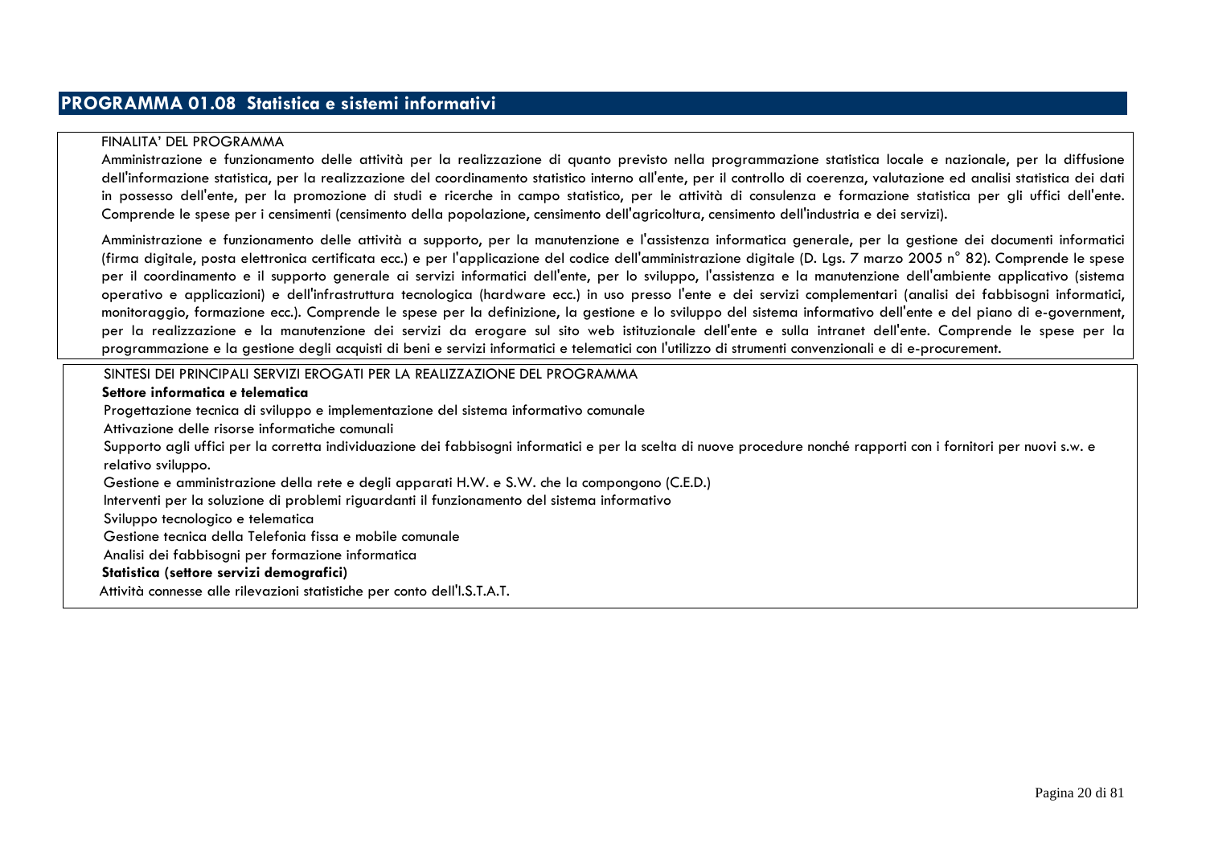## PROGRAMMA 01.08 Statistica e sistemi informativi

FINALITA' DEL PROGRAMMA

Amministrazione e funzionamento delle attività per la realizzazione di quanto previsto nella programmazione statistica locale e nazionale, per la diffusione dell'informazione statistica, per la realizzazione del coordinamento statistico interno all'ente, per il controllo di coerenza, valutazione ed analisi statistica dei dati in possesso dell'ente, per la promozione di studi e ricerche in campo statistico, per le attività di consulenza e formazione statistica per gli uffici dell'ente. Comprende le spese per i censimenti (censimento della popolazione, censimento dell'agricoltura, censimento dell'industria e dei servizi).

Amministrazione e funzionamento delle attività a supporto, per la manutenzione e l'assistenza informatica generale, per la gestione dei documenti informatici (firma digitale, posta elettronica certificata ecc.) e per l'applicazione del codice dell'amministrazione digitale (D. Lgs. 7 marzo 2005 n° 82). Comprende le spese per il coordinamento e il supporto generale ai servizi informatici dell'ente, per lo sviluppo, l'assistenza e la manutenzione dell'ambiente applicativo (sistema operativo e applicazioni) e dell'infrastruttura tecnologica (hardware ecc.) in uso presso l'ente e dei servizi complementari (analisi dei fabbisogni informatici, monitoraggio, formazione ecc.). Comprende le spese per la definizione, la gestione e lo sviluppo del sistema informativo dell'ente e del piano di e-government, per la realizzazione e la manutenzione dei servizi da erogare sul sito web istituzionale dell'ente e sulla intranet dell'ente. Comprende le spese per la programmazione e la gestione degli acquisti di beni e servizi informatici e telematici con l'utilizzo di strumenti convenzionali e di e-procurement.

SINTESI DEI PRINCIPALI SERVIZI EROGATI PER LA REALIZZAZIONE DEL PROGRAMMA

**Settore informatica e telematica**

Progettazione tecnica di sviluppo e implementazione del sistema informativo comunale

Attivazione delle risorse informatiche comunali

Supporto agli uffici per la corretta individuazione dei fabbisogni informatici e per la scelta di nuove procedure nonché rapporti con i fornitori per nuovi s.w. e relativo sviluppo.

Gestione e amministrazione della rete e degli apparati H.W. e S.W. che la compongono (C.E.D.)

Interventi per la soluzione di problemi riguardanti il funzionamento del sistema informativo

Sviluppo tecnologico e telematica

Gestione tecnica della Telefonia fissa e mobile comunale

Analisi dei fabbisogni per formazione informatica

**Statistica (settore servizi demografici)**

Attività connesse alle rilevazioni statistiche per conto dell'I.S.T.A.T.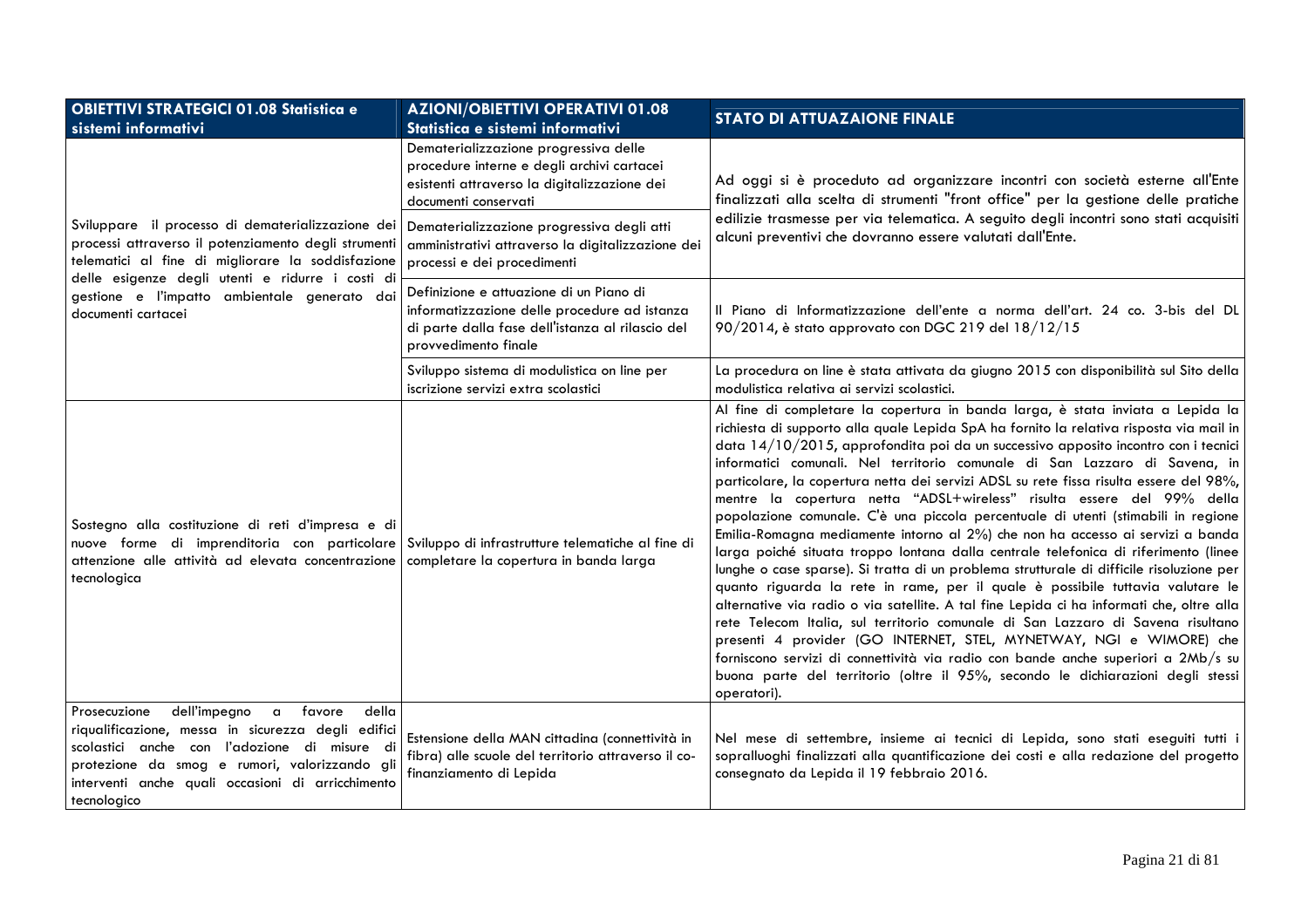| OBIETTIVI STRATEGICI 01.08 Statistica e sistemi informativi | AZIONI/OBIETTIVI OPERATIVI 01.08 Statistica e sistemi informativi | STATO DI ATTUAZAIONE FINALE |
|---|---|---|
| Sviluppare il processo di dematerializzazione dei processi attraverso il potenziamento degli strumenti telematici al fine di migliorare la soddisfazione delle esigenze degli utenti e ridurre i costi di gestione e l'impatto ambientale generato dai documenti cartacei | Dematerializzazione progressiva delle procedure interne e degli archivi cartacei esistenti attraverso la digitalizzazione dei documenti conservati | Ad oggi si è proceduto ad organizzare incontri con società esterne all'Ente finalizzati alla scelta di strumenti "front office" per la gestione delle pratiche edilizie trasmesse per via telematica. A seguito degli incontri sono stati acquisiti alcuni preventivi che dovranno essere valutati dall'Ente. |
| | Dematerializzazione progressiva degli atti amministrativi attraverso la digitalizzazione dei processi e dei procedimenti | |
| | Definizione e attuazione di un Piano di informatizzazione delle procedure ad istanza di parte dalla fase dell'istanza al rilascio del provvedimento finale | Il Piano di Informatizzazione dell'ente a norma dell'art. 24 co. 3-bis del DL 90/2014, è stato approvato con DGC 219 del 18/12/15 |
| | Sviluppo sistema di modulistica on line per iscrizione servizi extra scolastici | La procedura on line è stata attivata da giugno 2015 con disponibilità sul Sito della modulistica relativa ai servizi scolastici. |
| Sostegno alla costituzione di reti d'impresa e di nuove forme di imprenditoria con particolare attenzione alle attività ad elevata concentrazione tecnologica | Sviluppo di infrastrutture telematiche al fine di completare la copertura in banda larga | Al fine di completare la copertura in banda larga, è stata inviata a Lepida la richiesta di supporto alla quale Lepida SpA ha fornito la relativa risposta via mail in data 14/10/2015, approfondita poi da un successivo apposito incontro con i tecnici informatici comunali. Nel territorio comunale di San Lazzaro di Savena, in particolare, la copertura netta dei servizi ADSL su rete fissa risulta essere del 98%, mentre la copertura netta "ADSL+wireless" risulta essere del 99% della popolazione comunale. C'è una piccola percentuale di utenti (stimabili in regione Emilia-Romagna mediamente intorno al 2%) che non ha accesso ai servizi a banda larga poiché situata troppo lontana dalla centrale telefonica di riferimento (linee lunghe o case sparse). Si tratta di un problema strutturale di difficile risoluzione per quanto riguarda la rete in rame, per il quale è possibile tuttavia valutare le alternative via radio o via satellite. A tal fine Lepida ci ha informati che, oltre alla rete Telecom Italia, sul territorio comunale di San Lazzaro di Savena risultano presenti 4 provider (GO INTERNET, STEL, MYNETWAY, NGI e WIMORE) che forniscono servizi di connettività via radio con bande anche superiori a 2Mb/s su buona parte del territorio (oltre il 95%, secondo le dichiarazioni degli stessi operatori). |
| Prosecuzione dell'impegno a favore della riqualificazione, messa in sicurezza degli edifici scolastici anche con l'adozione di misure di protezione da smog e rumori, valorizzando gli interventi anche quali occasioni di arricchimento tecnologico | Estensione della MAN cittadina (connettività in fibra) alle scuole del territorio attraverso il co-finanziamento di Lepida | Nel mese di settembre, insieme ai tecnici di Lepida, sono stati eseguiti tutti i sopralluoghi finalizzati alla quantificazione dei costi e alla redazione del progetto consegnato da Lepida il 19 febbraio 2016. |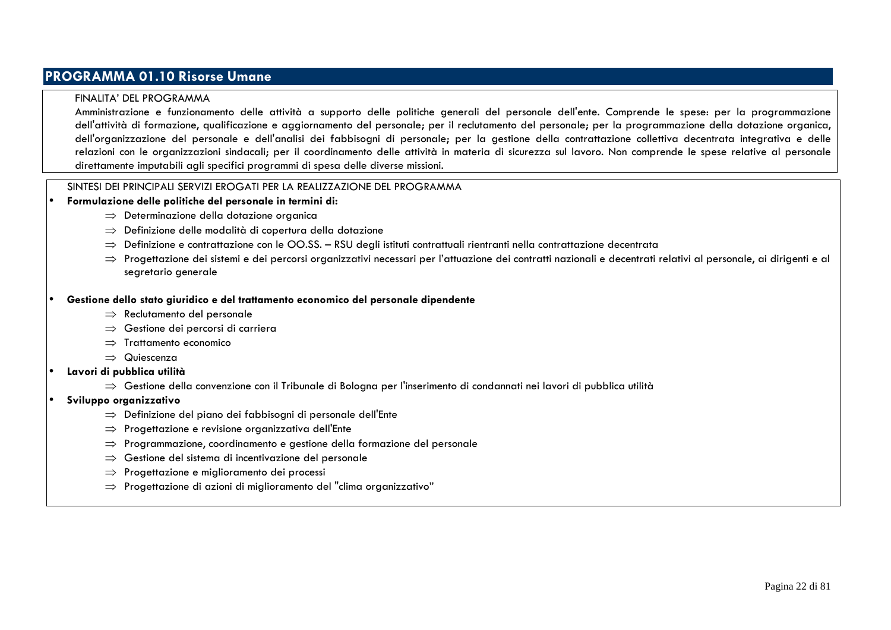## PROGRAMMA 01.10 Risorse Umane

FINALITA' DEL PROGRAMMA

Amministrazione e funzionamento delle attività a supporto delle politiche generali del personale dell'ente. Comprende le spese: per la programmazione dell'attività di formazione, qualificazione e aggiornamento del personale; per il reclutamento del personale; per la programmazione della dotazione organica, dell'organizzazione del personale e dell'analisi dei fabbisogni di personale; per la gestione della contrattazione collettiva decentrata integrativa e delle relazioni con le organizzazioni sindacali; per il coordinamento delle attività in materia di sicurezza sul lavoro. Non comprende le spese relative al personale direttamente imputabili agli specifici programmi di spesa delle diverse missioni.

SINTESI DEI PRINCIPALI SERVIZI EROGATI PER LA REALIZZAZIONE DEL PROGRAMMA

- **Formulazione delle politiche del personale in termini di:**
  - ⇒ Determinazione della dotazione organica
  - ⇒ Definizione delle modalità di copertura della dotazione
  - ⇒ Definizione e contrattazione con le OO.SS. – RSU degli istituti contrattuali rientranti nella contrattazione decentrata
  - ⇒ Progettazione dei sistemi e dei percorsi organizzativi necessari per l'attuazione dei contratti nazionali e decentrati relativi al personale, ai dirigenti e al segretario generale

- **Gestione dello stato giuridico e del trattamento economico del personale dipendente**
  - ⇒ Reclutamento del personale
  - ⇒ Gestione dei percorsi di carriera
  - ⇒ Trattamento economico
  - ⇒ Quiescenza
- **Lavori di pubblica utilità**
  - ⇒ Gestione della convenzione con il Tribunale di Bologna per l'inserimento di condannati nei lavori di pubblica utilità
- **Sviluppo organizzativo**
  - ⇒ Definizione del piano dei fabbisogni di personale dell'Ente
  - ⇒ Progettazione e revisione organizzativa dell'Ente
  - ⇒ Programmazione, coordinamento e gestione della formazione del personale
  - ⇒ Gestione del sistema di incentivazione del personale
  - ⇒ Progettazione e miglioramento dei processi
  - ⇒ Progettazione di azioni di miglioramento del "clima organizzativo"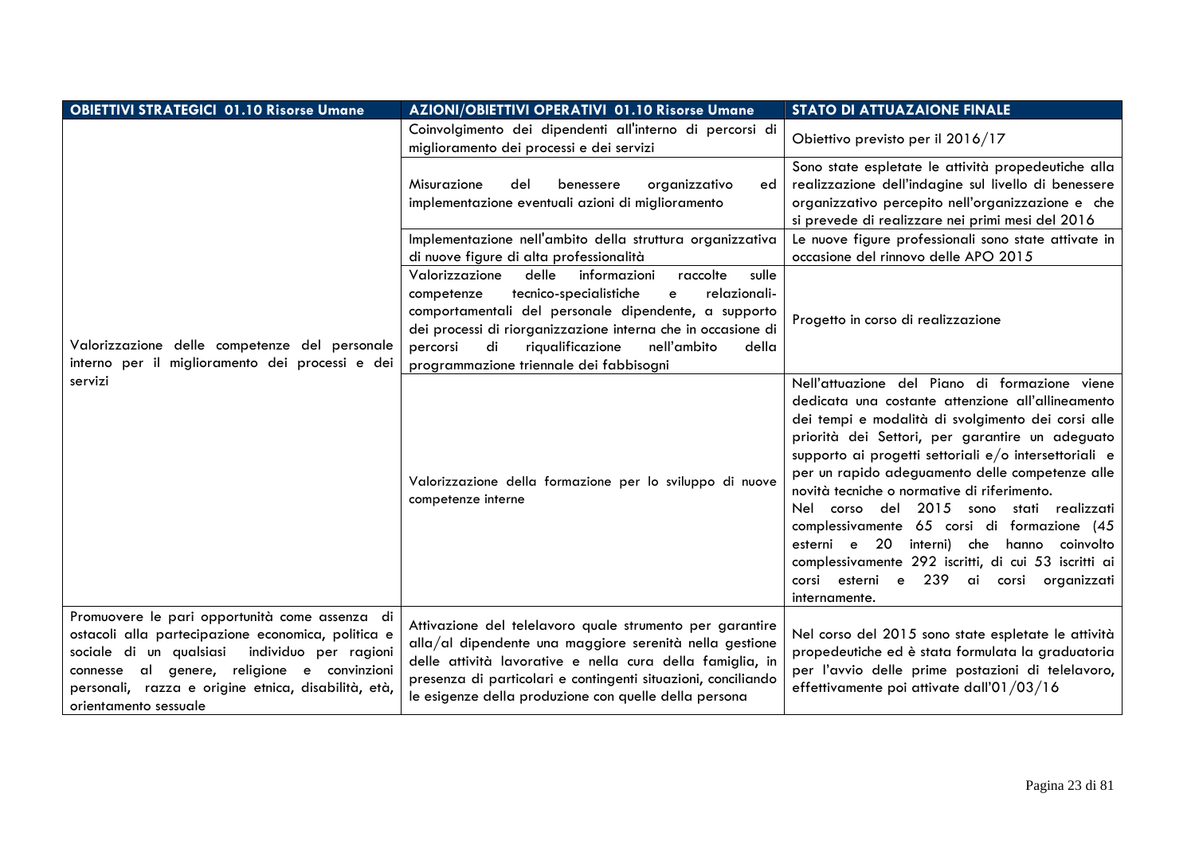| OBIETTIVI STRATEGICI 01.10 Risorse Umane | AZIONI/OBIETTIVI OPERATIVI 01.10 Risorse Umane | STATO DI ATTUAZAIONE FINALE |
|---|---|---|
| Valorizzazione delle competenze del personale interno per il miglioramento dei processi e dei servizi | Coinvolgimento dei dipendenti all'interno di percorsi di miglioramento dei processi e dei servizi | Obiettivo previsto per il 2016/17 |
| | Misurazione del benessere organizzativo ed implementazione eventuali azioni di miglioramento | Sono state espletate le attività propedeutiche alla realizzazione dell'indagine sul livello di benessere organizzativo percepito nell'organizzazione e che si prevede di realizzare nei primi mesi del 2016 |
| | Implementazione nell'ambito della struttura organizzativa di nuove figure di alta professionalità | Le nuove figure professionali sono state attivate in occasione del rinnovo delle APO 2015 |
| | Valorizzazione delle informazioni raccolte sulle competenze tecnico-specialistiche e relazionali-comportamentali del personale dipendente, a supporto dei processi di riorganizzazione interna che in occasione di percorsi di riqualificazione nell'ambito della programmazione triennale dei fabbisogni | Progetto in corso di realizzazione |
| | Valorizzazione della formazione per lo sviluppo di nuove competenze interne | Nell'attuazione del Piano di formazione viene dedicata una costante attenzione all'allineamento dei tempi e modalità di svolgimento dei corsi alle priorità dei Settori, per garantire un adeguato supporto ai progetti settoriali e/o intersettoriali e per un rapido adeguamento delle competenze alle novità tecniche o normative di riferimento.<br>Nel corso del 2015 sono stati realizzati complessivamente 65 corsi di formazione (45 esterni e 20 interni) che hanno coinvolto complessivamente 292 iscritti, di cui 53 iscritti ai corsi esterni e 239 ai corsi organizzati internamente. |
| Promuovere le pari opportunità come assenza di ostacoli alla partecipazione economica, politica e sociale di un qualsiasi individuo per ragioni connesse al genere, religione e convinzioni personali, razza e origine etnica, disabilità, età, orientamento sessuale | Attivazione del telelavoro quale strumento per garantire alla/al dipendente una maggiore serenità nella gestione delle attività lavorative e nella cura della famiglia, in presenza di particolari e contingenti situazioni, conciliando le esigenze della produzione con quelle della persona | Nel corso del 2015 sono state espletate le attività propedeutiche ed è stata formulata la graduatoria per l'avvio delle prime postazioni di telelavoro, effettivamente poi attivate dall'01/03/16 |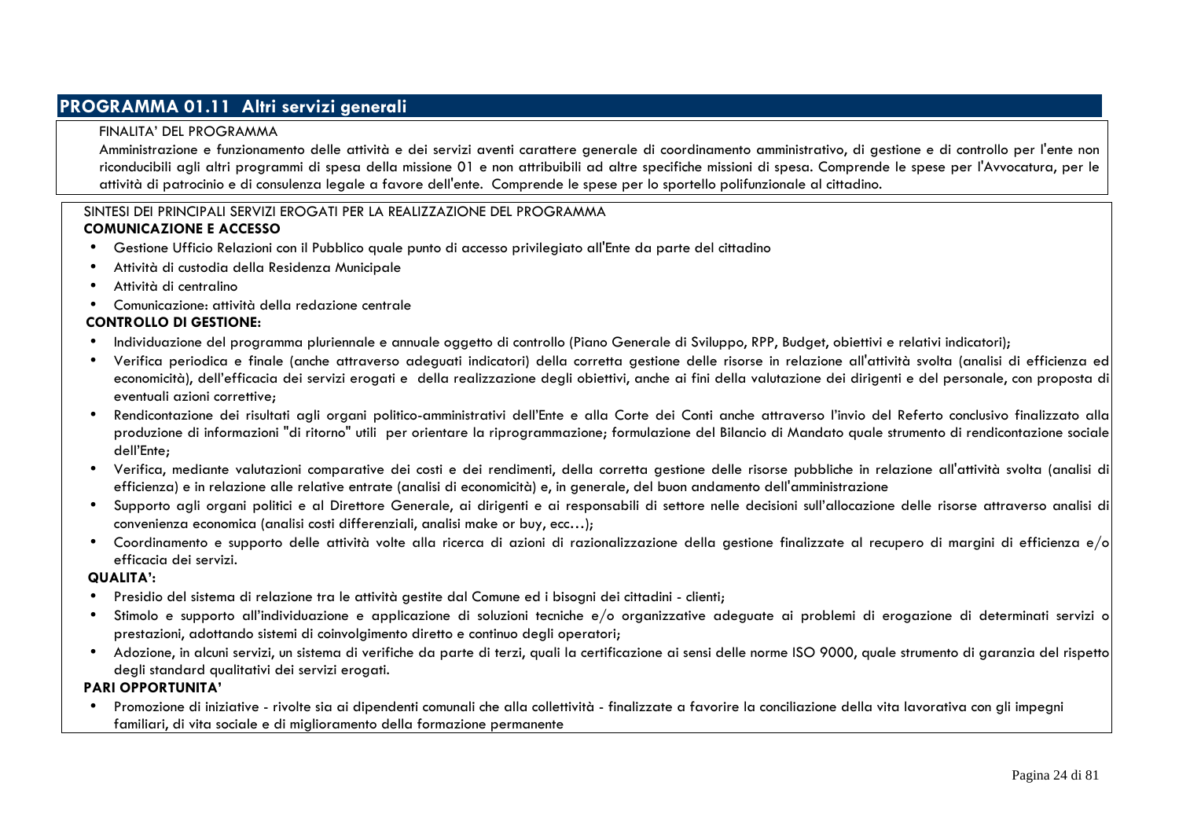## PROGRAMMA 01.11 Altri servizi generali

FINALITA' DEL PROGRAMMA

Amministrazione e funzionamento delle attività e dei servizi aventi carattere generale di coordinamento amministrativo, di gestione e di controllo per l'ente non riconducibili agli altri programmi di spesa della missione 01 e non attribuibili ad altre specifiche missioni di spesa. Comprende le spese per l'Avvocatura, per le attività di patrocinio e di consulenza legale a favore dell'ente. Comprende le spese per lo sportello polifunzionale al cittadino.

SINTESI DEI PRINCIPALI SERVIZI EROGATI PER LA REALIZZAZIONE DEL PROGRAMMA

**COMUNICAZIONE E ACCESSO**

- Gestione Ufficio Relazioni con il Pubblico quale punto di accesso privilegiato all'Ente da parte del cittadino
- Attività di custodia della Residenza Municipale
- Attività di centralino
- Comunicazione: attività della redazione centrale

**CONTROLLO DI GESTIONE:**

- Individuazione del programma pluriennale e annuale oggetto di controllo (Piano Generale di Sviluppo, RPP, Budget, obiettivi e relativi indicatori);
- Verifica periodica e finale (anche attraverso adeguati indicatori) della corretta gestione delle risorse in relazione all'attività svolta (analisi di efficienza ed economicità), dell'efficacia dei servizi erogati e della realizzazione degli obiettivi, anche ai fini della valutazione dei dirigenti e del personale, con proposta di eventuali azioni correttive;
- Rendicontazione dei risultati agli organi politico-amministrativi dell'Ente e alla Corte dei Conti anche attraverso l'invio del Referto conclusivo finalizzato alla produzione di informazioni "di ritorno" utili per orientare la riprogrammazione; formulazione del Bilancio di Mandato quale strumento di rendicontazione sociale dell'Ente;
- Verifica, mediante valutazioni comparative dei costi e dei rendimenti, della corretta gestione delle risorse pubbliche in relazione all'attività svolta (analisi di efficienza) e in relazione alle relative entrate (analisi di economicità) e, in generale, del buon andamento dell'amministrazione
- Supporto agli organi politici e al Direttore Generale, ai dirigenti e ai responsabili di settore nelle decisioni sull'allocazione delle risorse attraverso analisi di convenienza economica (analisi costi differenziali, analisi make or buy, ecc…);
- Coordinamento e supporto delle attività volte alla ricerca di azioni di razionalizzazione della gestione finalizzate al recupero di margini di efficienza e/o efficacia dei servizi.

**QUALITA':**

- Presidio del sistema di relazione tra le attività gestite dal Comune ed i bisogni dei cittadini - clienti;
- Stimolo e supporto all'individuazione e applicazione di soluzioni tecniche e/o organizzative adeguate ai problemi di erogazione di determinati servizi o prestazioni, adottando sistemi di coinvolgimento diretto e continuo degli operatori;
- Adozione, in alcuni servizi, un sistema di verifiche da parte di terzi, quali la certificazione ai sensi delle norme ISO 9000, quale strumento di garanzia del rispetto degli standard qualitativi dei servizi erogati.

**PARI OPPORTUNITA'**

- Promozione di iniziative - rivolte sia ai dipendenti comunali che alla collettività - finalizzate a favorire la conciliazione della vita lavorativa con gli impegni familiari, di vita sociale e di miglioramento della formazione permanente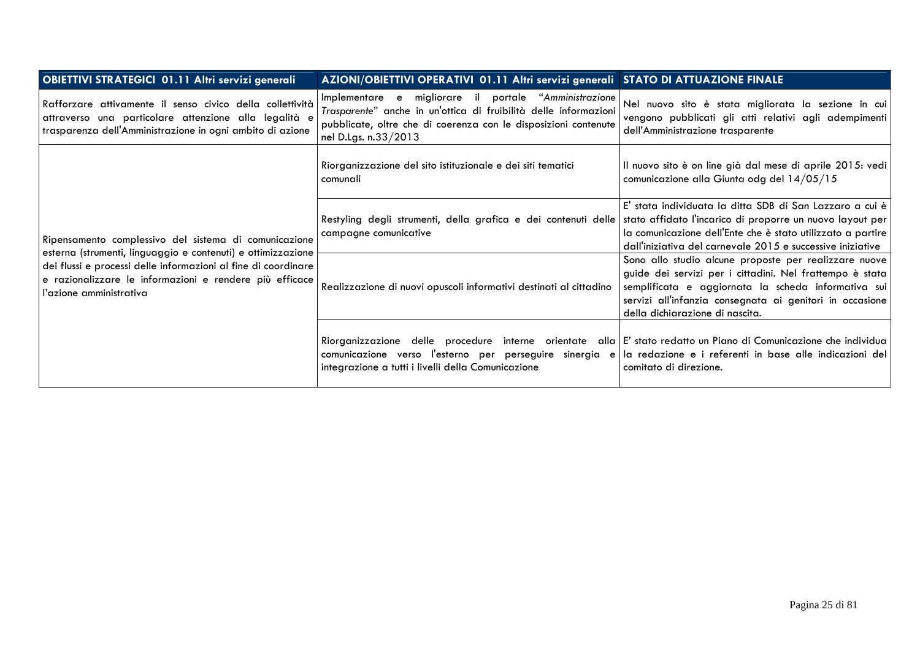| OBIETTIVI STRATEGICI 01.11 Altri servizi generali | AZIONI/OBIETTIVI OPERATIVI 01.11 Altri servizi generali | STATO DI ATTUAZIONE FINALE |
|---|---|---|
| Rafforzare attivamente il senso civico della collettività attraverso una particolare attenzione alla legalità e trasparenza dell'Amministrazione in ogni ambito di azione | Implementare e migliorare il portale "*Amministrazione Trasparente*" anche in un'ottica di fruibilità delle informazioni pubblicate, oltre che di coerenza con le disposizioni contenute nel D.Lgs. n.33/2013 | Nel nuovo sito è stata migliorata la sezione in cui vengono pubblicati gli atti relativi agli adempimenti dell'Amministrazione trasparente |
| Ripensamento complessivo del sistema di comunicazione esterna (strumenti, linguaggio e contenuti) e ottimizzazione dei flussi e processi delle informazioni al fine di coordinare e razionalizzare le informazioni e rendere più efficace l'azione amministrativa | Riorganizzazione del sito istituzionale e dei siti tematici comunali | Il nuovo sito è on line già dal mese di aprile 2015: vedi comunicazione alla Giunta odg del 14/05/15 |
| | Restyling degli strumenti, della grafica e dei contenuti delle campagne comunicative | E' stata individuata la ditta SDB di San Lazzaro a cui è stato affidato l'incarico di proporre un nuovo layout per la comunicazione dell'Ente che è stato utilizzato a partire dall'iniziativa del carnevale 2015 e successive iniziative |
| | Realizzazione di nuovi opuscoli informativi destinati al cittadino | Sono allo studio alcune proposte per realizzare nuove guide dei servizi per i cittadini. Nel frattempo è stata semplificata e aggiornata la scheda informativa sui servizi all'infanzia consegnata ai genitori in occasione della dichiarazione di nascita. |
| | Riorganizzazione delle procedure interne orientate alla comunicazione verso l'esterno per perseguire sinergia e integrazione a tutti i livelli della Comunicazione | E' stato redatto un Piano di Comunicazione che individua la redazione e i referenti in base alle indicazioni del comitato di direzione. |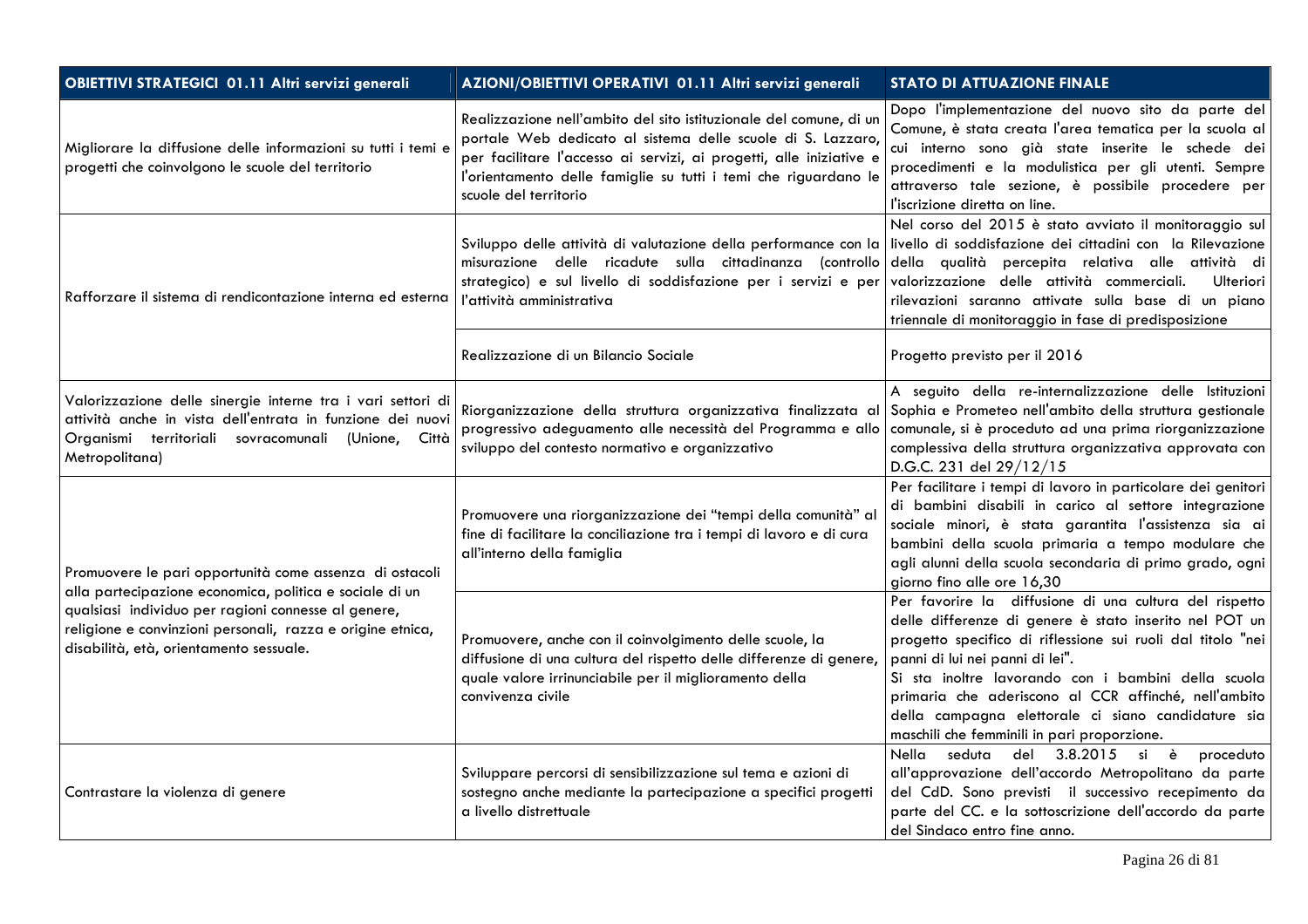| OBIETTIVI STRATEGICI 01.11 Altri servizi generali | AZIONI/OBIETTIVI OPERATIVI 01.11 Altri servizi generali | STATO DI ATTUAZIONE FINALE |
|---|---|---|
| Migliorare la diffusione delle informazioni su tutti i temi e progetti che coinvolgono le scuole del territorio | Realizzazione nell'ambito del sito istituzionale del comune, di un portale Web dedicato al sistema delle scuole di S. Lazzaro, per facilitare l'accesso ai servizi, ai progetti, alle iniziative e l'orientamento delle famiglie su tutti i temi che riguardano le scuole del territorio | Dopo l'implementazione del nuovo sito da parte del Comune, è stata creata l'area tematica per la scuola al cui interno sono già state inserite le schede dei procedimenti e la modulistica per gli utenti. Sempre attraverso tale sezione, è possibile procedere per l'iscrizione diretta on line. |
| Rafforzare il sistema di rendicontazione interna ed esterna | Sviluppo delle attività di valutazione della performance con la misurazione delle ricadute sulla cittadinanza (controllo strategico) e sul livello di soddisfazione per i servizi e per l'attività amministrativa | Nel corso del 2015 è stato avviato il monitoraggio sul livello di soddisfazione dei cittadini con la Rilevazione della qualità percepita relativa alle attività di valorizzazione delle attività commerciali. Ulteriori rilevazioni saranno attivate sulla base di un piano triennale di monitoraggio in fase di predisposizione |
| | Realizzazione di un Bilancio Sociale | Progetto previsto per il 2016 |
| Valorizzazione delle sinergie interne tra i vari settori di attività anche in vista dell'entrata in funzione dei nuovi Organismi territoriali sovracomunali (Unione, Città Metropolitana) | Riorganizzazione della struttura organizzativa finalizzata al progressivo adeguamento alle necessità del Programma e allo sviluppo del contesto normativo e organizzativo | A seguito della re-internalizzazione delle Istituzioni Sophia e Prometeo nell'ambito della struttura gestionale comunale, si è proceduto ad una prima riorganizzazione complessiva della struttura organizzativa approvata con D.G.C. 231 del 29/12/15 |
| Promuovere le pari opportunità come assenza di ostacoli alla partecipazione economica, politica e sociale di un qualsiasi individuo per ragioni connesse al genere, religione e convinzioni personali, razza e origine etnica, disabilità, età, orientamento sessuale. | Promuovere una riorganizzazione dei "tempi della comunità" al fine di facilitare la conciliazione tra i tempi di lavoro e di cura all'interno della famiglia | Per facilitare i tempi di lavoro in particolare dei genitori di bambini disabili in carico al settore integrazione sociale minori, è stata garantita l'assistenza sia ai bambini della scuola primaria a tempo modulare che agli alunni della scuola secondaria di primo grado, ogni giorno fino alle ore 16,30 |
| | Promuovere, anche con il coinvolgimento delle scuole, la diffusione di una cultura del rispetto delle differenze di genere, quale valore irrinunciabile per il miglioramento della convivenza civile | Per favorire la diffusione di una cultura del rispetto delle differenze di genere è stato inserito nel POT un progetto specifico di riflessione sui ruoli dal titolo "nei panni di lui nei panni di lei".<br>Si sta inoltre lavorando con i bambini della scuola primaria che aderiscono al CCR affinché, nell'ambito della campagna elettorale ci siano candidature sia maschili che femminili in pari proporzione. |
| Contrastare la violenza di genere | Sviluppare percorsi di sensibilizzazione sul tema e azioni di sostegno anche mediante la partecipazione a specifici progetti a livello distrettuale | Nella seduta del 3.8.2015 si è proceduto all'approvazione dell'accordo Metropolitano da parte del CdD. Sono previsti il successivo recepimento da parte del CC. e la sottoscrizione dell'accordo da parte del Sindaco entro fine anno. |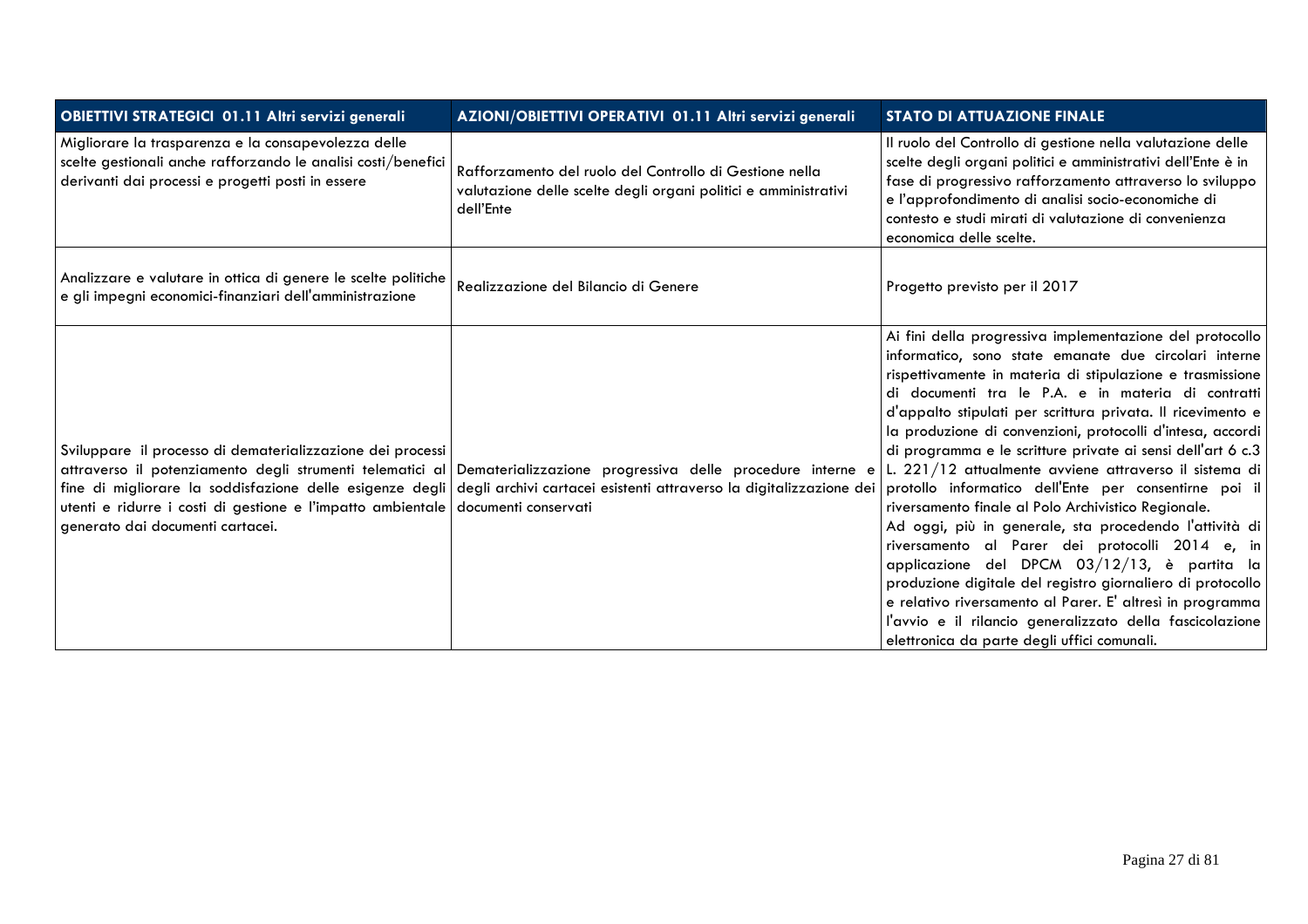| OBIETTIVI STRATEGICI 01.11 Altri servizi generali | AZIONI/OBIETTIVI OPERATIVI 01.11 Altri servizi generali | STATO DI ATTUAZIONE FINALE |
|---|---|---|
| Migliorare la trasparenza e la consapevolezza delle scelte gestionali anche rafforzando le analisi costi/benefici derivanti dai processi e progetti posti in essere | Rafforzamento del ruolo del Controllo di Gestione nella valutazione delle scelte degli organi politici e amministrativi dell'Ente | Il ruolo del Controllo di gestione nella valutazione delle scelte degli organi politici e amministrativi dell'Ente è in fase di progressivo rafforzamento attraverso lo sviluppo e l'approfondimento di analisi socio-economiche di contesto e studi mirati di valutazione di convenienza economica delle scelte. |
| Analizzare e valutare in ottica di genere le scelte politiche e gli impegni economici-finanziari dell'amministrazione | Realizzazione del Bilancio di Genere | Progetto previsto per il 2017 |
| Sviluppare il processo di dematerializzazione dei processi attraverso il potenziamento degli strumenti telematici al fine di migliorare la soddisfazione delle esigenze degli utenti e ridurre i costi di gestione e l'impatto ambientale generato dai documenti cartacei. | Dematerializzazione progressiva delle procedure interne e degli archivi cartacei esistenti attraverso la digitalizzazione dei documenti conservati | Ai fini della progressiva implementazione del protocollo informatico, sono state emanate due circolari interne rispettivamente in materia di stipulazione e trasmissione di documenti tra le P.A. e in materia di contratti d'appalto stipulati per scrittura privata. Il ricevimento e la produzione di convenzioni, protocolli d'intesa, accordi di programma e le scritture private ai sensi dell'art 6 c.3 L. 221/12 attualmente avviene attraverso il sistema di protollo informatico dell'Ente per consentirne poi il riversamento finale al Polo Archivistico Regionale.<br>Ad oggi, più in generale, sta procedendo l'attività di riversamento al Parer dei protocolli 2014 e, in applicazione del DPCM 03/12/13, è partita la produzione digitale del registro giornaliero di protocollo e relativo riversamento al Parer. E' altresì in programma l'avvio e il rilancio generalizzato della fascicolazione elettronica da parte degli uffici comunali. |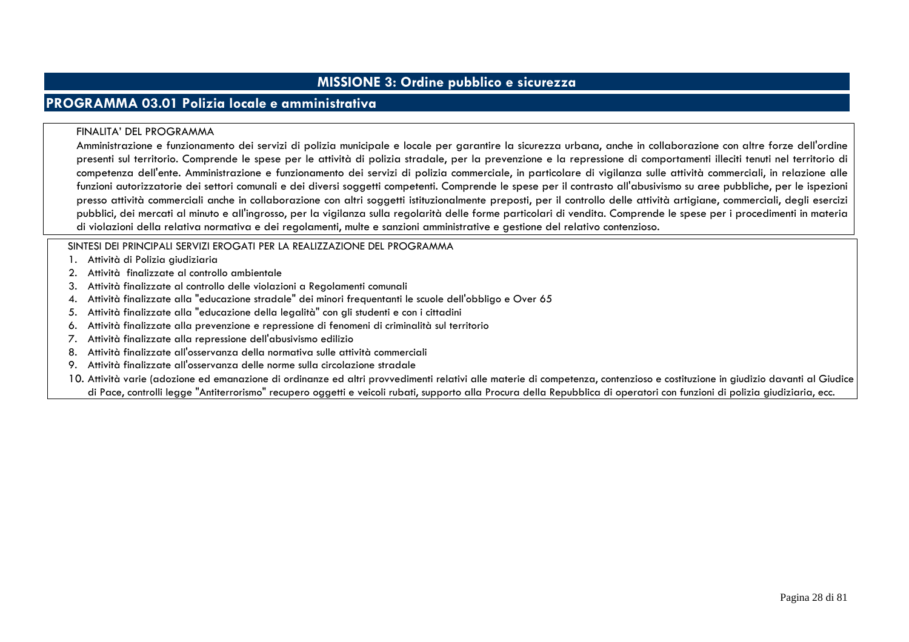# MISSIONE 3: Ordine pubblico e sicurezza

## PROGRAMMA 03.01 Polizia locale e amministrativa

FINALITA' DEL PROGRAMMA

Amministrazione e funzionamento dei servizi di polizia municipale e locale per garantire la sicurezza urbana, anche in collaborazione con altre forze dell'ordine presenti sul territorio. Comprende le spese per le attività di polizia stradale, per la prevenzione e la repressione di comportamenti illeciti tenuti nel territorio di competenza dell'ente. Amministrazione e funzionamento dei servizi di polizia commerciale, in particolare di vigilanza sulle attività commerciali, in relazione alle funzioni autorizzatorie dei settori comunali e dei diversi soggetti competenti. Comprende le spese per il contrasto all'abusivismo su aree pubbliche, per le ispezioni presso attività commerciali anche in collaborazione con altri soggetti istituzionalmente preposti, per il controllo delle attività artigiane, commerciali, degli esercizi pubblici, dei mercati al minuto e all'ingrosso, per la vigilanza sulla regolarità delle forme particolari di vendita. Comprende le spese per i procedimenti in materia di violazioni della relativa normativa e dei regolamenti, multe e sanzioni amministrative e gestione del relativo contenzioso.

SINTESI DEI PRINCIPALI SERVIZI EROGATI PER LA REALIZZAZIONE DEL PROGRAMMA

1. Attività di Polizia giudiziaria
2. Attività finalizzate al controllo ambientale
3. Attività finalizzate al controllo delle violazioni a Regolamenti comunali
4. Attività finalizzate alla "educazione stradale" dei minori frequentanti le scuole dell'obbligo e Over 65
5. Attività finalizzate alla "educazione della legalità" con gli studenti e con i cittadini
6. Attività finalizzate alla prevenzione e repressione di fenomeni di criminalità sul territorio
7. Attività finalizzate alla repressione dell'abusivismo edilizio
8. Attività finalizzate all'osservanza della normativa sulle attività commerciali
9. Attività finalizzate all'osservanza delle norme sulla circolazione stradale
10. Attività varie (adozione ed emanazione di ordinanze ed altri provvedimenti relativi alle materie di competenza, contenzioso e costituzione in giudizio davanti al Giudice di Pace, controlli legge "Antiterrorismo" recupero oggetti e veicoli rubati, supporto alla Procura della Repubblica di operatori con funzioni di polizia giudiziaria, ecc.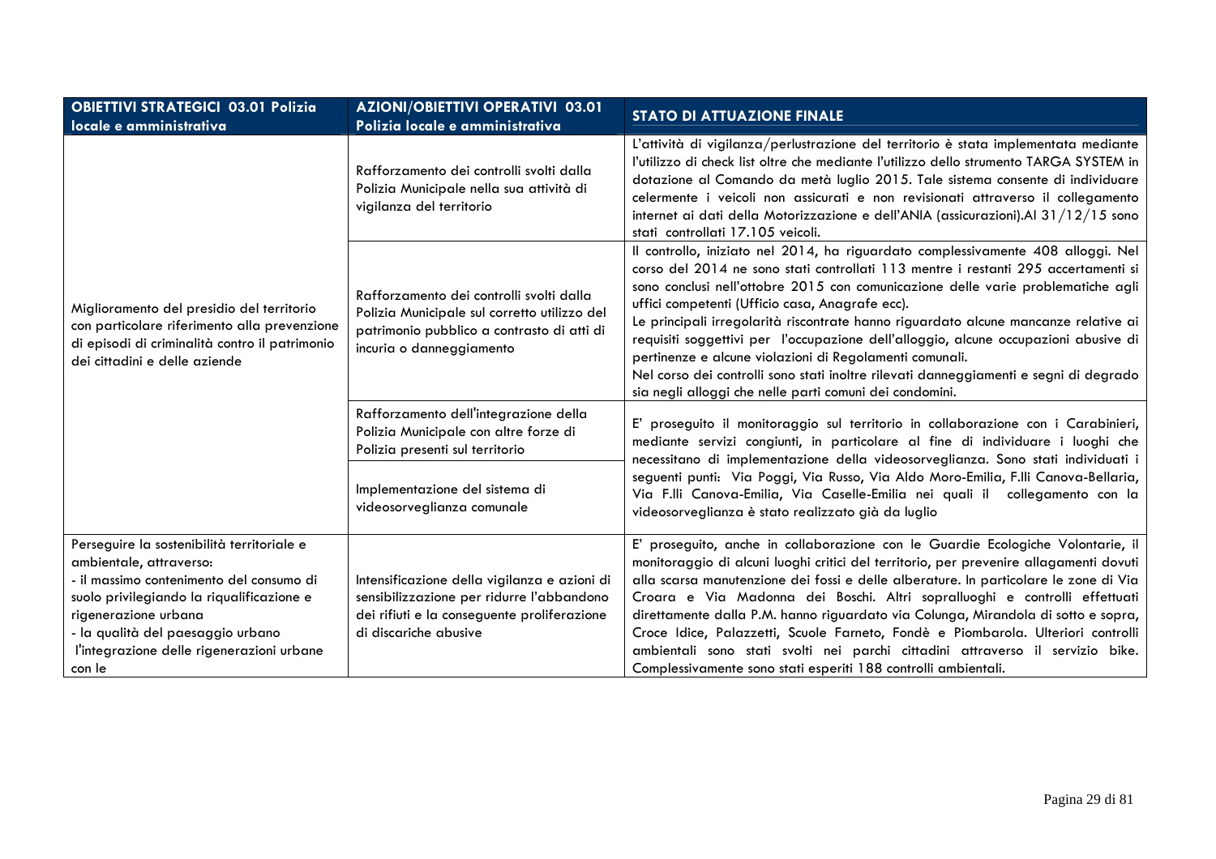| OBIETTIVI STRATEGICI 03.01 Polizia locale e amministrativa | AZIONI/OBIETTIVI OPERATIVI 03.01 Polizia locale e amministrativa | STATO DI ATTUAZIONE FINALE |
|---|---|---|
| Miglioramento del presidio del territorio con particolare riferimento alla prevenzione di episodi di criminalità contro il patrimonio dei cittadini e delle aziende | Rafforzamento dei controlli svolti dalla Polizia Municipale nella sua attività di vigilanza del territorio | L'attività di vigilanza/perlustrazione del territorio è stata implementata mediante l'utilizzo di check list oltre che mediante l'utilizzo dello strumento TARGA SYSTEM in dotazione al Comando da metà luglio 2015. Tale sistema consente di individuare celermente i veicoli non assicurati e non revisionati attraverso il collegamento internet ai dati della Motorizzazione e dell'ANIA (assicurazioni).Al 31/12/15 sono stati controllati 17.105 veicoli. |
| | Rafforzamento dei controlli svolti dalla Polizia Municipale sul corretto utilizzo del patrimonio pubblico a contrasto di atti di incuria o danneggiamento | Il controllo, iniziato nel 2014, ha riguardato complessivamente 408 alloggi. Nel corso del 2014 ne sono stati controllati 113 mentre i restanti 295 accertamenti si sono conclusi nell'ottobre 2015 con comunicazione delle varie problematiche agli uffici competenti (Ufficio casa, Anagrafe ecc).<br>Le principali irregolarità riscontrate hanno riguardato alcune mancanze relative ai requisiti soggettivi per l'occupazione dell'alloggio, alcune occupazioni abusive di pertinenze e alcune violazioni di Regolamenti comunali.<br>Nel corso dei controlli sono stati inoltre rilevati danneggiamenti e segni di degrado sia negli alloggi che nelle parti comuni dei condomini. |
| | Rafforzamento dell'integrazione della Polizia Municipale con altre forze di Polizia presenti sul territorio | E' proseguito il monitoraggio sul territorio in collaborazione con i Carabinieri, mediante servizi congiunti, in particolare al fine di individuare i luoghi che necessitano di implementazione della videosorveglianza. Sono stati individuati i seguenti punti: Via Poggi, Via Russo, Via Aldo Moro-Emilia, F.lli Canova-Bellaria, Via F.lli Canova-Emilia, Via Caselle-Emilia nei quali il collegamento con la videosorveglianza è stato realizzato già da luglio |
| | Implementazione del sistema di videosorveglianza comunale | |
| Perseguire la sostenibilità territoriale e ambientale, attraverso:<br>- il massimo contenimento del consumo di suolo privilegiando la riqualificazione e rigenerazione urbana<br>- la qualità del paesaggio urbano<br>l'integrazione delle rigenerazioni urbane con le | Intensificazione della vigilanza e azioni di sensibilizzazione per ridurre l'abbandono dei rifiuti e la conseguente proliferazione di discariche abusive | E' proseguito, anche in collaborazione con le Guardie Ecologiche Volontarie, il monitoraggio di alcuni luoghi critici del territorio, per prevenire allagamenti dovuti alla scarsa manutenzione dei fossi e delle alberature. In particolare le zone di Via Croara e Via Madonna dei Boschi. Altri sopralluoghi e controlli effettuati direttamente dalla P.M. hanno riguardato via Colunga, Mirandola di sotto e sopra, Croce Idice, Palazzetti, Scuole Farneto, Fondè e Piombarola. Ulteriori controlli ambientali sono stati svolti nei parchi cittadini attraverso il servizio bike. Complessivamente sono stati esperiti 188 controlli ambientali. |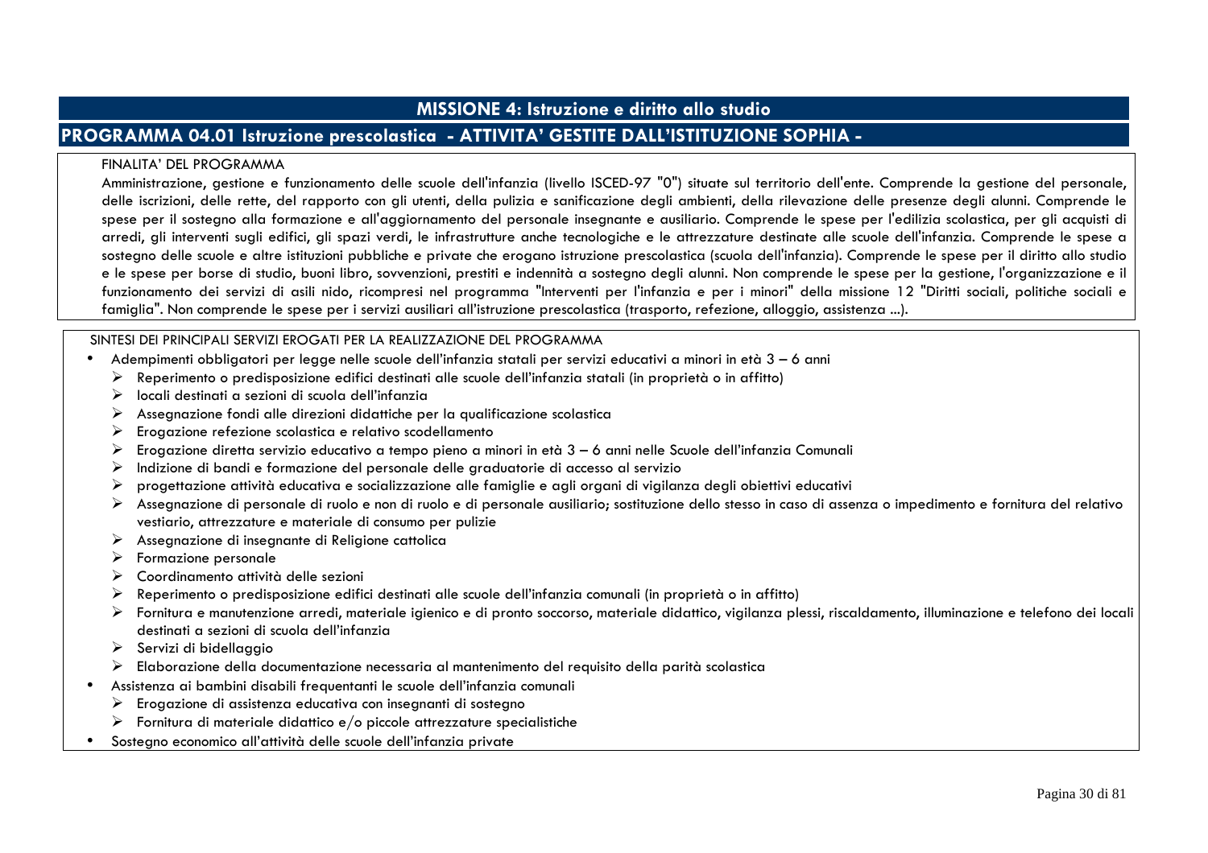## MISSIONE 4: Istruzione e diritto allo studio

## PROGRAMMA 04.01 Istruzione prescolastica - ATTIVITA' GESTITE DALL'ISTITUZIONE SOPHIA -

FINALITA' DEL PROGRAMMA

Amministrazione, gestione e funzionamento delle scuole dell'infanzia (livello ISCED-97 "0") situate sul territorio dell'ente. Comprende la gestione del personale, delle iscrizioni, delle rette, del rapporto con gli utenti, della pulizia e sanificazione degli ambienti, della rilevazione delle presenze degli alunni. Comprende le spese per il sostegno alla formazione e all'aggiornamento del personale insegnante e ausiliario. Comprende le spese per l'edilizia scolastica, per gli acquisti di arredi, gli interventi sugli edifici, gli spazi verdi, le infrastrutture anche tecnologiche e le attrezzature destinate alle scuole dell'infanzia. Comprende le spese a sostegno delle scuole e altre istituzioni pubbliche e private che erogano istruzione prescolastica (scuola dell'infanzia). Comprende le spese per il diritto allo studio e le spese per borse di studio, buoni libro, sovvenzioni, prestiti e indennità a sostegno degli alunni. Non comprende le spese per la gestione, l'organizzazione e il funzionamento dei servizi di asili nido, ricompresi nel programma "Interventi per l'infanzia e per i minori" della missione 12 "Diritti sociali, politiche sociali e famiglia". Non comprende le spese per i servizi ausiliari all'istruzione prescolastica (trasporto, refezione, alloggio, assistenza ...).

SINTESI DEI PRINCIPALI SERVIZI EROGATI PER LA REALIZZAZIONE DEL PROGRAMMA

- Adempimenti obbligatori per legge nelle scuole dell'infanzia statali per servizi educativi a minori in età 3 – 6 anni
  - Reperimento o predisposizione edifici destinati alle scuole dell'infanzia statali (in proprietà o in affitto)
  - locali destinati a sezioni di scuola dell'infanzia
  - Assegnazione fondi alle direzioni didattiche per la qualificazione scolastica
  - Erogazione refezione scolastica e relativo scodellamento
  - Erogazione diretta servizio educativo a tempo pieno a minori in età 3 – 6 anni nelle Scuole dell'infanzia Comunali
  - Indizione di bandi e formazione del personale delle graduatorie di accesso al servizio
  - progettazione attività educativa e socializzazione alle famiglie e agli organi di vigilanza degli obiettivi educativi
  - Assegnazione di personale di ruolo e non di ruolo e di personale ausiliario; sostituzione dello stesso in caso di assenza o impedimento e fornitura del relativo vestiario, attrezzature e materiale di consumo per pulizie
  - Assegnazione di insegnante di Religione cattolica
  - Formazione personale
  - Coordinamento attività delle sezioni
  - Reperimento o predisposizione edifici destinati alle scuole dell'infanzia comunali (in proprietà o in affitto)
  - Fornitura e manutenzione arredi, materiale igienico e di pronto soccorso, materiale didattico, vigilanza plessi, riscaldamento, illuminazione e telefono dei locali destinati a sezioni di scuola dell'infanzia
  - Servizi di bidellaggio
  - Elaborazione della documentazione necessaria al mantenimento del requisito della parità scolastica
- Assistenza ai bambini disabili frequentanti le scuole dell'infanzia comunali
  - Erogazione di assistenza educativa con insegnanti di sostegno
  - Fornitura di materiale didattico e/o piccole attrezzature specialistiche
- Sostegno economico all'attività delle scuole dell'infanzia private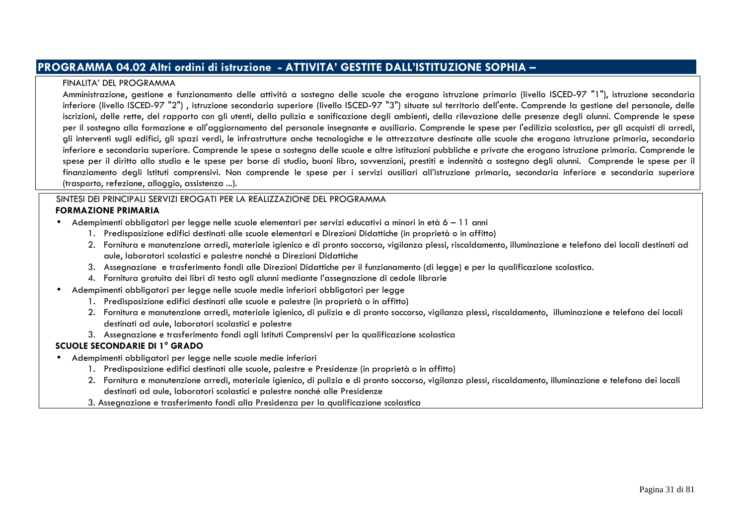## PROGRAMMA 04.02 Altri ordini di istruzione - ATTIVITA' GESTITE DALL'ISTITUZIONE SOPHIA –

FINALITA' DEL PROGRAMMA

Amministrazione, gestione e funzionamento delle attività a sostegno delle scuole che erogano istruzione primaria (livello ISCED-97 "1"), istruzione secondaria inferiore (livello ISCED-97 "2") , istruzione secondaria superiore (livello ISCED-97 "3") situate sul territorio dell'ente. Comprende la gestione del personale, delle iscrizioni, delle rette, del rapporto con gli utenti, della pulizia e sanificazione degli ambienti, della rilevazione delle presenze degli alunni. Comprende le spese per il sostegno alla formazione e all'aggiornamento del personale insegnante e ausiliario. Comprende le spese per l'edilizia scolastica, per gli acquisti di arredi, gli interventi sugli edifici, gli spazi verdi, le infrastrutture anche tecnologiche e le attrezzature destinate alle scuole che erogano istruzione primaria, secondaria inferiore e secondaria superiore. Comprende le spese a sostegno delle scuole e altre istituzioni pubbliche e private che erogano istruzione primaria. Comprende le spese per il diritto allo studio e le spese per borse di studio, buoni libro, sovvenzioni, prestiti e indennità a sostegno degli alunni. Comprende le spese per il finanziamento degli Istituti comprensivi. Non comprende le spese per i servizi ausiliari all'istruzione primaria, secondaria inferiore e secondaria superiore (trasporto, refezione, alloggio, assistenza ...).

SINTESI DEI PRINCIPALI SERVIZI EROGATI PER LA REALIZZAZIONE DEL PROGRAMMA

**FORMAZIONE PRIMARIA**

- Adempimenti obbligatori per legge nelle scuole elementari per servizi educativi a minori in età 6 – 11 anni
  1. Predisposizione edifici destinati alle scuole elementari e Direzioni Didattiche (in proprietà o in affitto)
  2. Fornitura e manutenzione arredi, materiale igienico e di pronto soccorso, vigilanza plessi, riscaldamento, illuminazione e telefono dei locali destinati ad aule, laboratori scolastici e palestre nonché a Direzioni Didattiche
  3. Assegnazione e trasferimento fondi alle Direzioni Didattiche per il funzionamento (di legge) e per la qualificazione scolastica.
  4. Fornitura gratuita dei libri di testo agli alunni mediante l'assegnazione di cedole librarie
- Adempimenti obbligatori per legge nelle scuole medie inferiori obbligatori per legge
  1. Predisposizione edifici destinati alle scuole e palestre (in proprietà o in affitto)
  2. Fornitura e manutenzione arredi, materiale igienico, di pulizia e di pronto soccorso, vigilanza plessi, riscaldamento, illuminazione e telefono dei locali destinati ad aule, laboratori scolastici e palestre
  3. Assegnazione e trasferimento fondi agli Istituti Comprensivi per la qualificazione scolastica

**SCUOLE SECONDARIE DI 1° GRADO**

- Adempimenti obbligatori per legge nelle scuole medie inferiori
  1. Predisposizione edifici destinati alle scuole, palestre e Presidenze (in proprietà o in affitto)
  2. Fornitura e manutenzione arredi, materiale igienico, di pulizia e di pronto soccorso, vigilanza plessi, riscaldamento, illuminazione e telefono dei locali destinati ad aule, laboratori scolastici e palestre nonché alle Presidenze
  3. Assegnazione e trasferimento fondi alla Presidenza per la qualificazione scolastica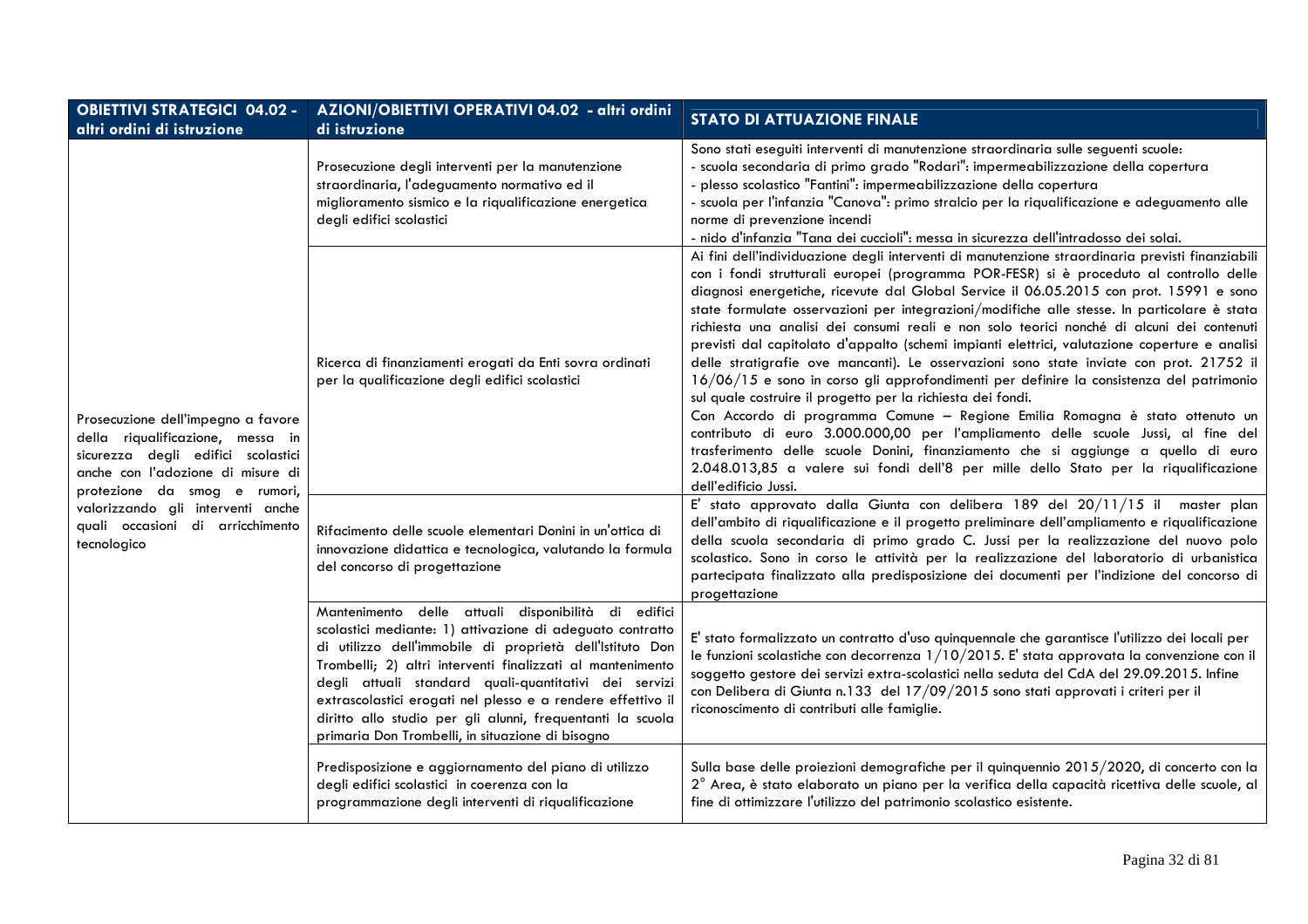| OBIETTIVI STRATEGICI 04.02 - altri ordini di istruzione | AZIONI/OBIETTIVI OPERATIVI 04.02 - altri ordini di istruzione | STATO DI ATTUAZIONE FINALE |
|---|---|---|
| Prosecuzione dell'impegno a favore della riqualificazione, messa in sicurezza degli edifici scolastici anche con l'adozione di misure di protezione da smog e rumori, valorizzando gli interventi anche quali occasioni di arricchimento tecnologico | Prosecuzione degli interventi per la manutenzione straordinaria, l'adeguamento normativo ed il miglioramento sismico e la riqualificazione energetica degli edifici scolastici | Sono stati eseguiti interventi di manutenzione straordinaria sulle seguenti scuole:<br>- scuola secondaria di primo grado "Rodari": impermeabilizzazione della copertura<br>- plesso scolastico "Fantini": impermeabilizzazione della copertura<br>- scuola per l'infanzia "Canova": primo stralcio per la riqualificazione e adeguamento alle norme di prevenzione incendi<br>- nido d'infanzia "Tana dei cuccioli": messa in sicurezza dell'intradosso dei solai. |
| | Ricerca di finanziamenti erogati da Enti sovra ordinati per la qualificazione degli edifici scolastici | Ai fini dell'individuazione degli interventi di manutenzione straordinaria previsti finanziabili con i fondi strutturali europei (programma POR-FESR) si è proceduto al controllo delle diagnosi energetiche, ricevute dal Global Service il 06.05.2015 con prot. 15991 e sono state formulate osservazioni per integrazioni/modifiche alle stesse. In particolare è stata richiesta una analisi dei consumi reali e non solo teorici nonché di alcuni dei contenuti previsti dal capitolato d'appalto (schemi impianti elettrici, valutazione coperture e analisi delle stratigrafie ove mancanti). Le osservazioni sono state inviate con prot. 21752 il 16/06/15 e sono in corso gli approfondimenti per definire la consistenza del patrimonio sul quale costruire il progetto per la richiesta dei fondi.<br>Con Accordo di programma Comune – Regione Emilia Romagna è stato ottenuto un contributo di euro 3.000.000,00 per l'ampliamento delle scuole Jussi, al fine del trasferimento delle scuole Donini, finanziamento che si aggiunge a quello di euro 2.048.013,85 a valere sui fondi dell'8 per mille dello Stato per la riqualificazione dell'edificio Jussi. |
| | Rifacimento delle scuole elementari Donini in un'ottica di innovazione didattica e tecnologica, valutando la formula del concorso di progettazione | E' stato approvato dalla Giunta con delibera 189 del 20/11/15 il master plan dell'ambito di riqualificazione e il progetto preliminare dell'ampliamento e riqualificazione della scuola secondaria di primo grado C. Jussi per la realizzazione del nuovo polo scolastico. Sono in corso le attività per la realizzazione del laboratorio di urbanistica partecipata finalizzato alla predisposizione dei documenti per l'indizione del concorso di progettazione |
| | Mantenimento delle attuali disponibilità di edifici scolastici mediante: 1) attivazione di adeguato contratto di utilizzo dell'immobile di proprietà dell'Istituto Don Trombelli; 2) altri interventi finalizzati al mantenimento degli attuali standard quali-quantitativi dei servizi extrascolastici erogati nel plesso e a rendere effettivo il diritto allo studio per gli alunni, frequentanti la scuola primaria Don Trombelli, in situazione di bisogno | E' stato formalizzato un contratto d'uso quinquennale che garantisce l'utilizzo dei locali per le funzioni scolastiche con decorrenza 1/10/2015. E' stata approvata la convenzione con il soggetto gestore dei servizi extra-scolastici nella seduta del CdA del 29.09.2015. Infine con Delibera di Giunta n.133 del 17/09/2015 sono stati approvati i criteri per il riconoscimento di contributi alle famiglie. |
| | Predisposizione e aggiornamento del piano di utilizzo degli edifici scolastici in coerenza con la programmazione degli interventi di riqualificazione | Sulla base delle proiezioni demografiche per il quinquennio 2015/2020, di concerto con la 2° Area, è stato elaborato un piano per la verifica della capacità ricettiva delle scuole, al fine di ottimizzare l'utilizzo del patrimonio scolastico esistente. |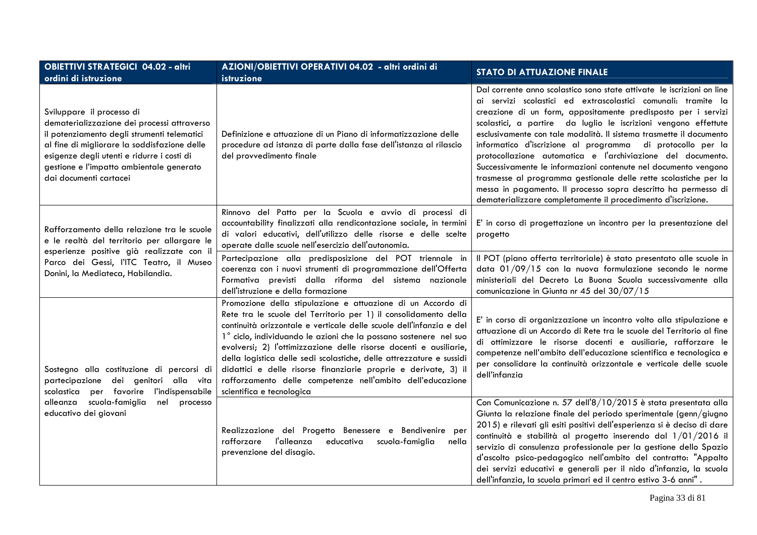| OBIETTIVI STRATEGICI 04.02 - altri ordini di istruzione | AZIONI/OBIETTIVI OPERATIVI 04.02 - altri ordini di istruzione | STATO DI ATTUAZIONE FINALE |
|---|---|---|
| Sviluppare il processo di dematerializzazione dei processi attraverso il potenziamento degli strumenti telematici al fine di migliorare la soddisfazione delle esigenze degli utenti e ridurre i costi di gestione e l'impatto ambientale generato dai documenti cartacei | Definizione e attuazione di un Piano di informatizzazione delle procedure ad istanza di parte dalla fase dell'istanza al rilascio del provvedimento finale | Dal corrente anno scolastico sono state attivate le iscrizioni on line ai servizi scolastici ed extrascolastici comunali: tramite la creazione di un form, appositamente predisposto per i servizi scolastici, a partire da luglio le iscrizioni vengono effettute esclusivamente con tale modalità. Il sistema trasmette il documento informatico d'iscrizione al programma di protocollo per la protocollazione automatica e l'archiviazione del documento. Successivamente le informazioni contenute nel documento vengono trasmesse al programma gestionale delle rette scolastiche per la messa in pagamento. Il processo sopra descritto ha permesso di dematerializzare completamente il procedimento d'iscrizione. |
| Rafforzamento della relazione tra le scuole e le realtà del territorio per allargare le esperienze positive già realizzate con il Parco dei Gessi, l'ITC Teatro, il Museo Donini, la Mediateca, Habilandia. | Rinnovo del Patto per la Scuola e avvio di processi di accountability finalizzati alla rendicontazione sociale, in termini di valori educativi, dell'utilizzo delle risorse e delle scelte operate dalle scuole nell'esercizio dell'autonomia. | E' in corso di progettazione un incontro per la presentazione del progetto |
| | Partecipazione alla predisposizione del POT triennale in coerenza con i nuovi strumenti di programmazione dell'Offerta Formativa previsti dalla riforma del sistema nazionale dell'istruzione e della formazione | Il POT (piano offerta territoriale) è stato presentato alle scuole in data 01/09/15 con la nuova formulazione secondo le norme ministeriali del Decreto La Buona Scuola successivamente alla comunicazione in Giunta nr 45 del 30/07/15 |
| Sostegno alla costituzione di percorsi di partecipazione dei genitori alla vita scolastica per favorire l'indispensabile alleanza scuola-famiglia nel processo educativo dei giovani | Promozione della stipulazione e attuazione di un Accordo di Rete tra le scuole del Territorio per 1) il consolidamento della continuità orizzontale e verticale delle scuole dell'infanzia e del 1° ciclo, individuando le azioni che la possano sostenere nel suo evolversi; 2) l'ottimizzazione delle risorse docenti e ausiliarie, della logistica delle sedi scolastiche, delle attrezzature e sussidi didattici e delle risorse finanziarie proprie e derivate, 3) il rafforzamento delle competenze nell'ambito dell'educazione scientifica e tecnologica | E' in corso di organizzazione un incontro volto alla stipulazione e attuazione di un Accordo di Rete tra le scuole del Territorio al fine di ottimizzare le risorse docenti e ausiliarie, rafforzare le competenze nell'ambito dell'educazione scientifica e tecnologica e per consolidare la continuità orizzontale e verticale delle scuole dell'infanzia |
| | Realizzazione del Progetto Benessere e Bendivenire per rafforzare l'alleanza educativa scuola-famiglia nella prevenzione del disagio. | Con Comunicazione n. 57 dell'8/10/2015 è stata presentata alla Giunta la relazione finale del periodo sperimentale (genn/giugno 2015) e rilevati gli esiti positivi dell'esperienza si è deciso di dare continuità e stabilità al progetto inserendo dal 1/01/2016 il servizio di consulenza professionale per la gestione dello Spazio d'ascolto psico-pedagogico nell'ambito del contratto: "Appalto dei servizi educativi e generali per il nido d'infanzia, la scuola dell'infanzia, la scuola primari ed il centro estivo 3-6 anni" . |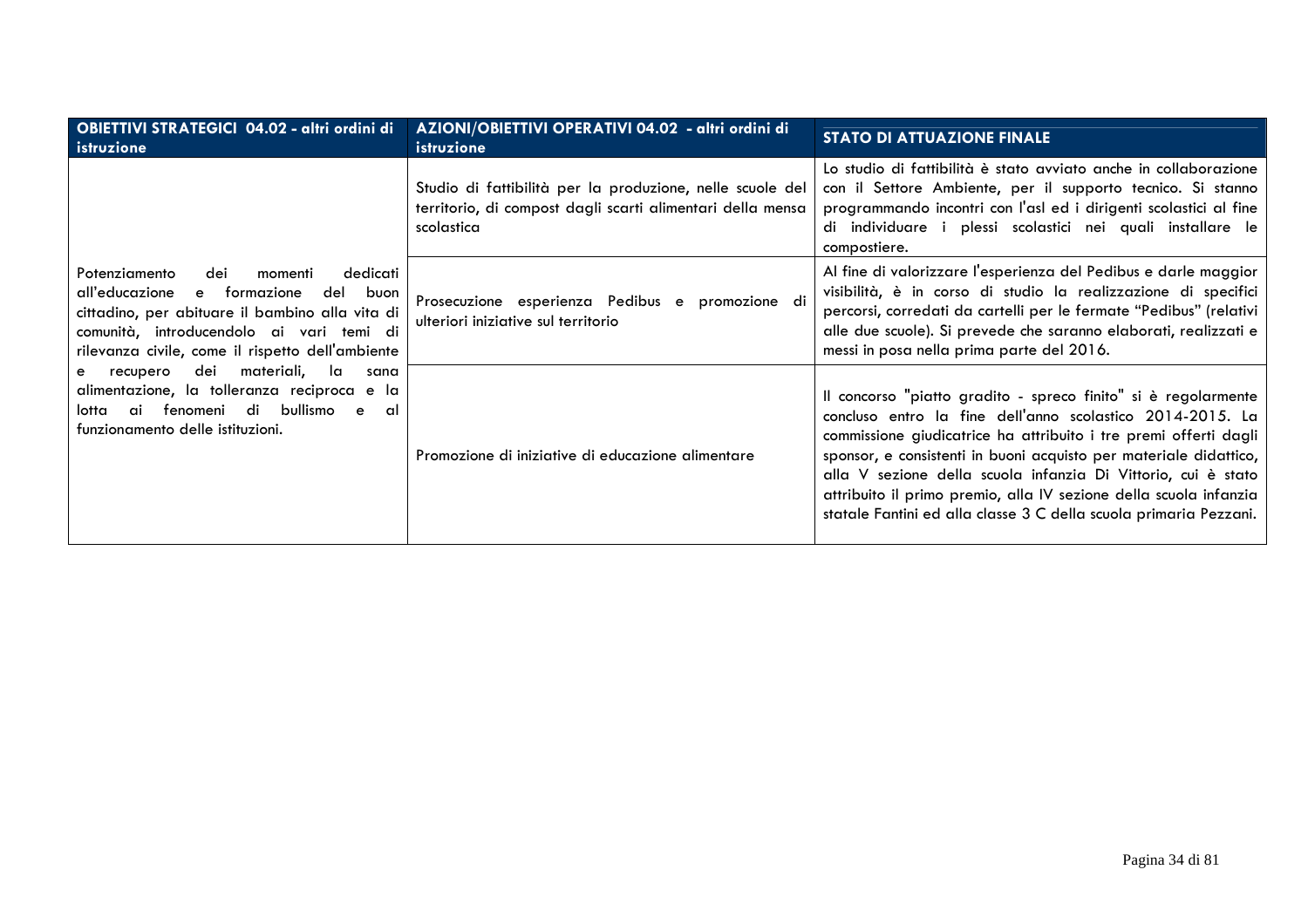| OBIETTIVI STRATEGICI 04.02 - altri ordini di istruzione | AZIONI/OBIETTIVI OPERATIVI 04.02 - altri ordini di istruzione | STATO DI ATTUAZIONE FINALE |
|---|---|---|
| Potenziamento dei momenti dedicati all'educazione e formazione del buon cittadino, per abituare il bambino alla vita di comunità, introducendolo ai vari temi di rilevanza civile, come il rispetto dell'ambiente e recupero dei materiali, la sana alimentazione, la tolleranza reciproca e la lotta ai fenomeni di bullismo e al funzionamento delle istituzioni. | Studio di fattibilità per la produzione, nelle scuole del territorio, di compost dagli scarti alimentari della mensa scolastica | Lo studio di fattibilità è stato avviato anche in collaborazione con il Settore Ambiente, per il supporto tecnico. Si stanno programmando incontri con l'asl ed i dirigenti scolastici al fine di individuare i plessi scolastici nei quali installare le compostiere. |
| | Prosecuzione esperienza Pedibus e promozione di ulteriori iniziative sul territorio | Al fine di valorizzare l'esperienza del Pedibus e darle maggior visibilità, è in corso di studio la realizzazione di specifici percorsi, corredati da cartelli per le fermate "Pedibus" (relativi alle due scuole). Si prevede che saranno elaborati, realizzati e messi in posa nella prima parte del 2016. |
| | Promozione di iniziative di educazione alimentare | Il concorso "piatto gradito - spreco finito" si è regolarmente concluso entro la fine dell'anno scolastico 2014-2015. La commissione giudicatrice ha attribuito i tre premi offerti dagli sponsor, e consistenti in buoni acquisto per materiale didattico, alla V sezione della scuola infanzia Di Vittorio, cui è stato attribuito il primo premio, alla IV sezione della scuola infanzia statale Fantini ed alla classe 3 C della scuola primaria Pezzani. |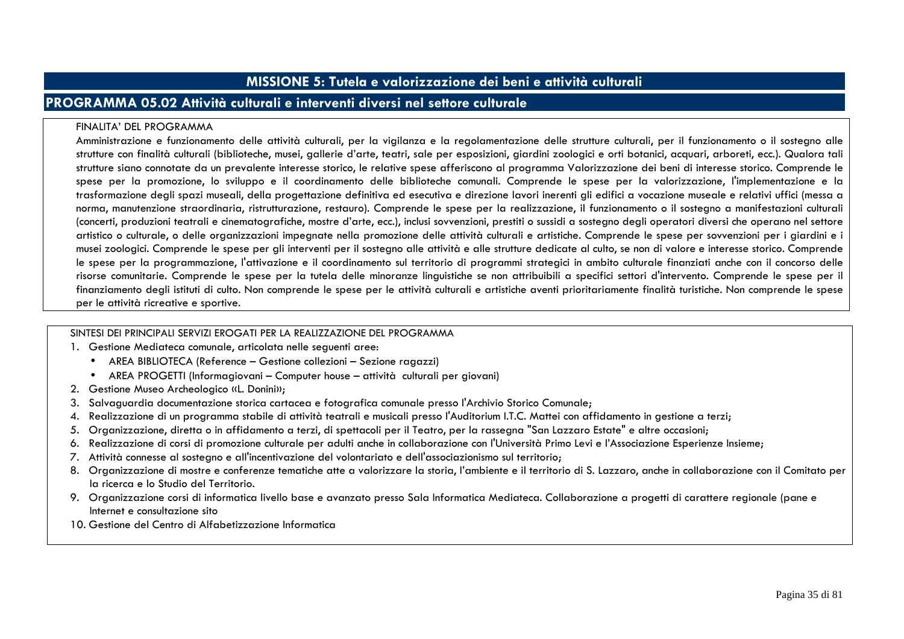# MISSIONE 5: Tutela e valorizzazione dei beni e attività culturali

## PROGRAMMA 05.02 Attività culturali e interventi diversi nel settore culturale

FINALITA' DEL PROGRAMMA

Amministrazione e funzionamento delle attività culturali, per la vigilanza e la regolamentazione delle strutture culturali, per il funzionamento o il sostegno alle strutture con finalità culturali (biblioteche, musei, gallerie d'arte, teatri, sale per esposizioni, giardini zoologici e orti botanici, acquari, arboreti, ecc.). Qualora tali strutture siano connotate da un prevalente interesse storico, le relative spese afferiscono al programma Valorizzazione dei beni di interesse storico. Comprende le spese per la promozione, lo sviluppo e il coordinamento delle biblioteche comunali. Comprende le spese per la valorizzazione, l'implementazione e la trasformazione degli spazi museali, della progettazione definitiva ed esecutiva e direzione lavori inerenti gli edifici a vocazione museale e relativi uffici (messa a norma, manutenzione straordinaria, ristrutturazione, restauro). Comprende le spese per la realizzazione, il funzionamento o il sostegno a manifestazioni culturali (concerti, produzioni teatrali e cinematografiche, mostre d'arte, ecc.), inclusi sovvenzioni, prestiti o sussidi a sostegno degli operatori diversi che operano nel settore artistico o culturale, o delle organizzazioni impegnate nella promozione delle attività culturali e artistiche. Comprende le spese per sovvenzioni per i giardini e i musei zoologici. Comprende le spese per gli interventi per il sostegno alle attività e alle strutture dedicate al culto, se non di valore e interesse storico. Comprende le spese per la programmazione, l'attivazione e il coordinamento sul territorio di programmi strategici in ambito culturale finanziati anche con il concorso delle risorse comunitarie. Comprende le spese per la tutela delle minoranze linguistiche se non attribuibili a specifici settori d'intervento. Comprende le spese per il finanziamento degli istituti di culto. Non comprende le spese per le attività culturali e artistiche aventi prioritariamente finalità turistiche. Non comprende le spese per le attività ricreative e sportive.

SINTESI DEI PRINCIPALI SERVIZI EROGATI PER LA REALIZZAZIONE DEL PROGRAMMA

1. Gestione Mediateca comunale, articolata nelle seguenti aree:
   - AREA BIBLIOTECA (Reference – Gestione collezioni – Sezione ragazzi)
   - AREA PROGETTI (Informagiovani – Computer house – attività culturali per giovani)
2. Gestione Museo Archeologico «L. Donini»;
3. Salvaguardia documentazione storica cartacea e fotografica comunale presso l'Archivio Storico Comunale;
4. Realizzazione di un programma stabile di attività teatrali e musicali presso l'Auditorium I.T.C. Mattei con affidamento in gestione a terzi;
5. Organizzazione, diretta o in affidamento a terzi, di spettacoli per il Teatro, per la rassegna "San Lazzaro Estate" e altre occasioni;
6. Realizzazione di corsi di promozione culturale per adulti anche in collaborazione con l'Università Primo Levi e l'Associazione Esperienze Insieme;
7. Attività connesse al sostegno e all'incentivazione del volontariato e dell'associazionismo sul territorio;
8. Organizzazione di mostre e conferenze tematiche atte a valorizzare la storia, l'ambiente e il territorio di S. Lazzaro, anche in collaborazione con il Comitato per la ricerca e lo Studio del Territorio.
9. Organizzazione corsi di informatica livello base e avanzato presso Sala Informatica Mediateca. Collaborazione a progetti di carattere regionale (pane e Internet e consultazione sito
10. Gestione del Centro di Alfabetizzazione Informatica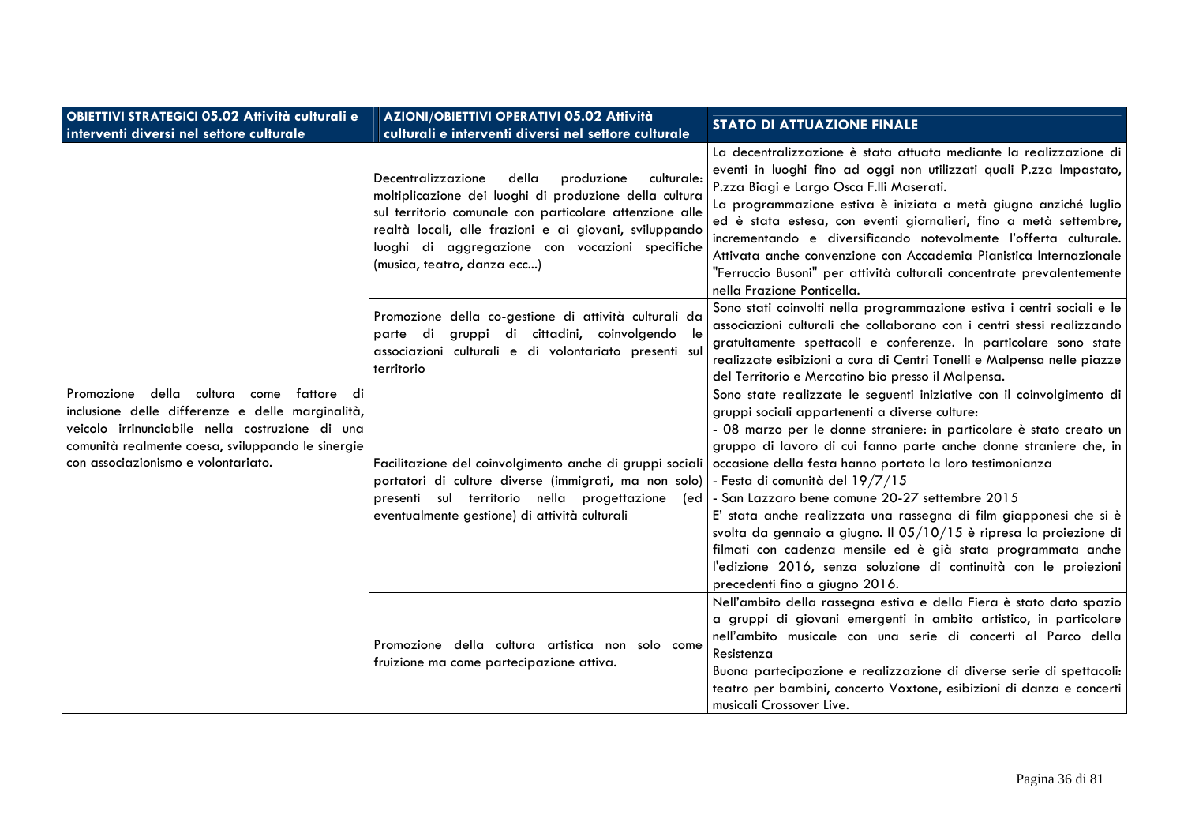| OBIETTIVI STRATEGICI 05.02 Attività culturali e interventi diversi nel settore culturale | AZIONI/OBIETTIVI OPERATIVI 05.02 Attività culturali e interventi diversi nel settore culturale | STATO DI ATTUAZIONE FINALE |
|---|---|---|
| Promozione della cultura come fattore di inclusione delle differenze e delle marginalità, veicolo irrinunciabile nella costruzione di una comunità realmente coesa, sviluppando le sinergie con associazionismo e volontariato. | Decentralizzazione della produzione culturale: moltiplicazione dei luoghi di produzione della cultura sul territorio comunale con particolare attenzione alle realtà locali, alle frazioni e ai giovani, sviluppando luoghi di aggregazione con vocazioni specifiche (musica, teatro, danza ecc...) | La decentralizzazione è stata attuata mediante la realizzazione di eventi in luoghi fino ad oggi non utilizzati quali P.zza Impastato, P.zza Biagi e Largo Osca F.lli Maserati.<br>La programmazione estiva è iniziata a metà giugno anziché luglio ed è stata estesa, con eventi giornalieri, fino a metà settembre, incrementando e diversificando notevolmente l'offerta culturale. Attivata anche convenzione con Accademia Pianistica Internazionale "Ferruccio Busoni" per attività culturali concentrate prevalentemente nella Frazione Ponticella. |
| | Promozione della co-gestione di attività culturali da parte di gruppi di cittadini, coinvolgendo le associazioni culturali e di volontariato presenti sul territorio | Sono stati coinvolti nella programmazione estiva i centri sociali e le associazioni culturali che collaborano con i centri stessi realizzando gratuitamente spettacoli e conferenze. In particolare sono state realizzate esibizioni a cura di Centri Tonelli e Malpensa nelle piazze del Territorio e Mercatino bio presso il Malpensa. |
| | Facilitazione del coinvolgimento anche di gruppi sociali portatori di culture diverse (immigrati, ma non solo) presenti sul territorio nella progettazione (ed eventualmente gestione) di attività culturali | Sono state realizzate le seguenti iniziative con il coinvolgimento di gruppi sociali appartenenti a diverse culture:<br>- 08 marzo per le donne straniere: in particolare è stato creato un gruppo di lavoro di cui fanno parte anche donne straniere che, in occasione della festa hanno portato la loro testimonianza<br>- Festa di comunità del 19/7/15<br>- San Lazzaro bene comune 20-27 settembre 2015<br>E' stata anche realizzata una rassegna di film giapponesi che si è svolta da gennaio a giugno. Il 05/10/15 è ripresa la proiezione di filmati con cadenza mensile ed è già stata programmata anche l'edizione 2016, senza soluzione di continuità con le proiezioni precedenti fino a giugno 2016. |
| | Promozione della cultura artistica non solo come fruizione ma come partecipazione attiva. | Nell'ambito della rassegna estiva e della Fiera è stato dato spazio a gruppi di giovani emergenti in ambito artistico, in particolare nell'ambito musicale con una serie di concerti al Parco della Resistenza<br>Buona partecipazione e realizzazione di diverse serie di spettacoli: teatro per bambini, concerto Voxtone, esibizioni di danza e concerti musicali Crossover Live. |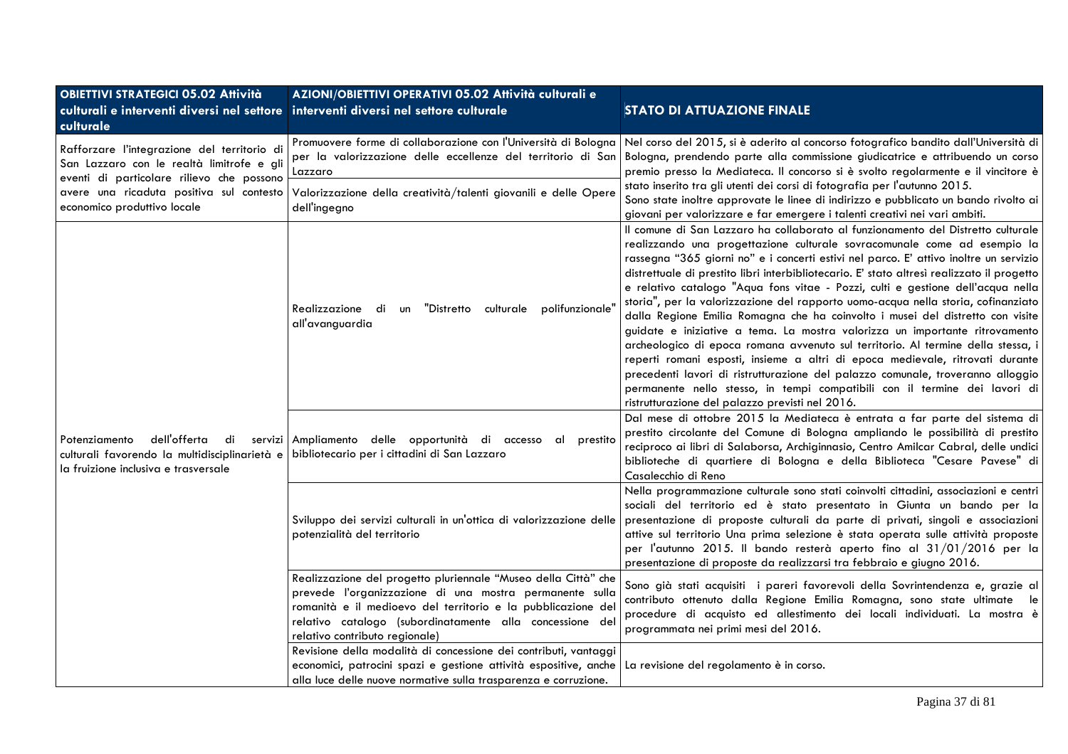| OBIETTIVI STRATEGICI 05.02 Attività culturali e interventi diversi nel settore culturale | AZIONI/OBIETTIVI OPERATIVI 05.02 Attività culturali e interventi diversi nel settore culturale | STATO DI ATTUAZIONE FINALE |
|---|---|---|
| Rafforzare l'integrazione del territorio di San Lazzaro con le realtà limitrofe e gli eventi di particolare rilievo che possono avere una ricaduta positiva sul contesto economico produttivo locale | Promuovere forme di collaborazione con l'Università di Bologna per la valorizzazione delle eccellenze del territorio di San Lazzaro | Nel corso del 2015, si è aderito al concorso fotografico bandito dall'Università di Bologna, prendendo parte alla commissione giudicatrice e attribuendo un corso premio presso la Mediateca. Il concorso si è svolto regolarmente e il vincitore è stato inserito tra gli utenti dei corsi di fotografia per l'autunno 2015. Sono state inoltre approvate le linee di indirizzo e pubblicato un bando rivolto ai giovani per valorizzare e far emergere i talenti creativi nei vari ambiti. |
| | Valorizzazione della creatività/talenti giovanili e delle Opere dell'ingegno | |
| Potenziamento dell'offerta di servizi culturali favorendo la multidisciplinarietà e la fruizione inclusiva e trasversale | Realizzazione di un "Distretto culturale polifunzionale" all'avanguardia | Il comune di San Lazzaro ha collaborato al funzionamento del Distretto culturale realizzando una progettazione culturale sovracomunale come ad esempio la rassegna "365 giorni no" e i concerti estivi nel parco. E' attivo inoltre un servizio distrettuale di prestito libri interbibliotecario. E' stato altresì realizzato il progetto e relativo catalogo "Aqua fons vitae - Pozzi, culti e gestione dell'acqua nella storia", per la valorizzazione del rapporto uomo-acqua nella storia, cofinanziato dalla Regione Emilia Romagna che ha coinvolto i musei del distretto con visite guidate e iniziative a tema. La mostra valorizza un importante ritrovamento archeologico di epoca romana avvenuto sul territorio. Al termine della stessa, i reperti romani esposti, insieme a altri di epoca medievale, ritrovati durante precedenti lavori di ristrutturazione del palazzo comunale, troveranno alloggio permanente nello stesso, in tempi compatibili con il termine dei lavori di ristrutturazione del palazzo previsti nel 2016. |
| | Ampliamento delle opportunità di accesso al prestito bibliotecario per i cittadini di San Lazzaro | Dal mese di ottobre 2015 la Mediateca è entrata a far parte del sistema di prestito circolante del Comune di Bologna ampliando le possibilità di prestito reciproco ai libri di Salaborsa, Archiginnasio, Centro Amilcar Cabral, delle undici biblioteche di quartiere di Bologna e della Biblioteca "Cesare Pavese" di Casalecchio di Reno |
| | Sviluppo dei servizi culturali in un'ottica di valorizzazione delle potenzialità del territorio | Nella programmazione culturale sono stati coinvolti cittadini, associazioni e centri sociali del territorio ed è stato presentato in Giunta un bando per la presentazione di proposte culturali da parte di privati, singoli e associazioni attive sul territorio Una prima selezione è stata operata sulle attività proposte per l'autunno 2015. Il bando resterà aperto fino al 31/01/2016 per la presentazione di proposte da realizzarsi tra febbraio e giugno 2016. |
| | Realizzazione del progetto pluriennale "Museo della Città" che prevede l'organizzazione di una mostra permanente sulla romanità e il medioevo del territorio e la pubblicazione del relativo catalogo (subordinatamente alla concessione del relativo contributo regionale) | Sono già stati acquisiti i pareri favorevoli della Sovrintendenza e, grazie al contributo ottenuto dalla Regione Emilia Romagna, sono state ultimate le procedure di acquisto ed allestimento dei locali individuati. La mostra è programmata nei primi mesi del 2016. |
| | Revisione della modalità di concessione dei contributi, vantaggi economici, patrocini spazi e gestione attività espositive, anche alla luce delle nuove normative sulla trasparenza e corruzione. | La revisione del regolamento è in corso. |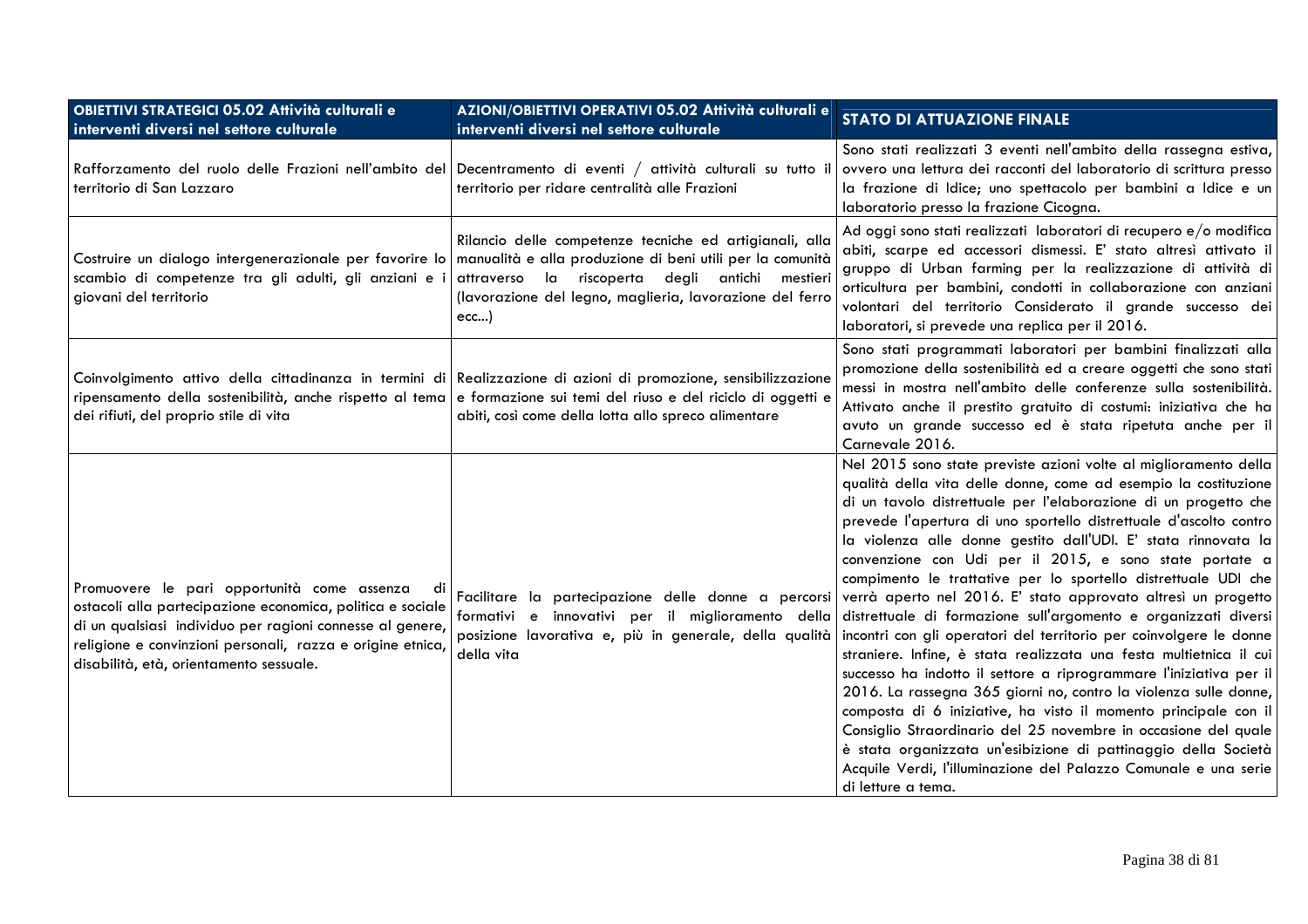| OBIETTIVI STRATEGICI 05.02 Attività culturali e interventi diversi nel settore culturale | AZIONI/OBIETTIVI OPERATIVI 05.02 Attività culturali e interventi diversi nel settore culturale | STATO DI ATTUAZIONE FINALE |
|---|---|---|
| Rafforzamento del ruolo delle Frazioni nell'ambito del territorio di San Lazzaro | Decentramento di eventi / attività culturali su tutto il territorio per ridare centralità alle Frazioni | Sono stati realizzati 3 eventi nell'ambito della rassegna estiva, ovvero una lettura dei racconti del laboratorio di scrittura presso la frazione di Idice; uno spettacolo per bambini a Idice e un laboratorio presso la frazione Cicogna. |
| Costruire un dialogo intergenerazionale per favorire lo scambio di competenze tra gli adulti, gli anziani e i giovani del territorio | Rilancio delle competenze tecniche ed artigianali, alla manualità e alla produzione di beni utili per la comunità attraverso la riscoperta degli antichi mestieri (lavorazione del legno, maglieria, lavorazione del ferro ecc...) | Ad oggi sono stati realizzati laboratori di recupero e/o modifica abiti, scarpe ed accessori dismessi. E' stato altresì attivato il gruppo di Urban farming per la realizzazione di attività di orticultura per bambini, condotti in collaborazione con anziani volontari del territorio Considerato il grande successo dei laboratori, si prevede una replica per il 2016. |
| Coinvolgimento attivo della cittadinanza in termini di ripensamento della sostenibilità, anche rispetto al tema dei rifiuti, del proprio stile di vita | Realizzazione di azioni di promozione, sensibilizzazione e formazione sui temi del riuso e del riciclo di oggetti e abiti, così come della lotta allo spreco alimentare | Sono stati programmati laboratori per bambini finalizzati alla promozione della sostenibilità e a creare oggetti che sono stati messi in mostra nell'ambito delle conferenze sulla sostenibilità. Attivato anche il prestito gratuito di costumi: iniziativa che ha avuto un grande successo ed è stata ripetuta anche per il Carnevale 2016. |
| Promuovere le pari opportunità come assenza di ostacoli alla partecipazione economica, politica e sociale di un qualsiasi individuo per ragioni connesse al genere, religione e convinzioni personali, razza e origine etnica, disabilità, età, orientamento sessuale. | Facilitare la partecipazione delle donne a percorsi formativi e innovativi per il miglioramento della posizione lavorativa e, più in generale, della qualità della vita | Nel 2015 sono state previste azioni volte al miglioramento della qualità della vita delle donne, come ad esempio la costituzione di un tavolo distrettuale per l'elaborazione di un progetto che prevede l'apertura di uno sportello distrettuale d'ascolto contro la violenza alle donne gestito dall'UDI. E' stata rinnovata la convenzione con Udi per il 2015, e sono state portate a compimento le trattative per lo sportello distrettuale UDI che verrà aperto nel 2016. E' stato approvato altresì un progetto distrettuale di formazione sull'argomento e organizzati diversi incontri con gli operatori del territorio per coinvolgere le donne straniere. Infine, è stata realizzata una festa multietnica il cui successo ha indotto il settore a riprogrammare l'iniziativa per il 2016. La rassegna 365 giorni no, contro la violenza sulle donne, composta di 6 iniziative, ha visto il momento principale con il Consiglio Straordinario del 25 novembre in occasione del quale è stata organizzata un'esibizione di pattinaggio della Società Acquile Verdi, l'illuminazione del Palazzo Comunale e una serie di letture a tema. |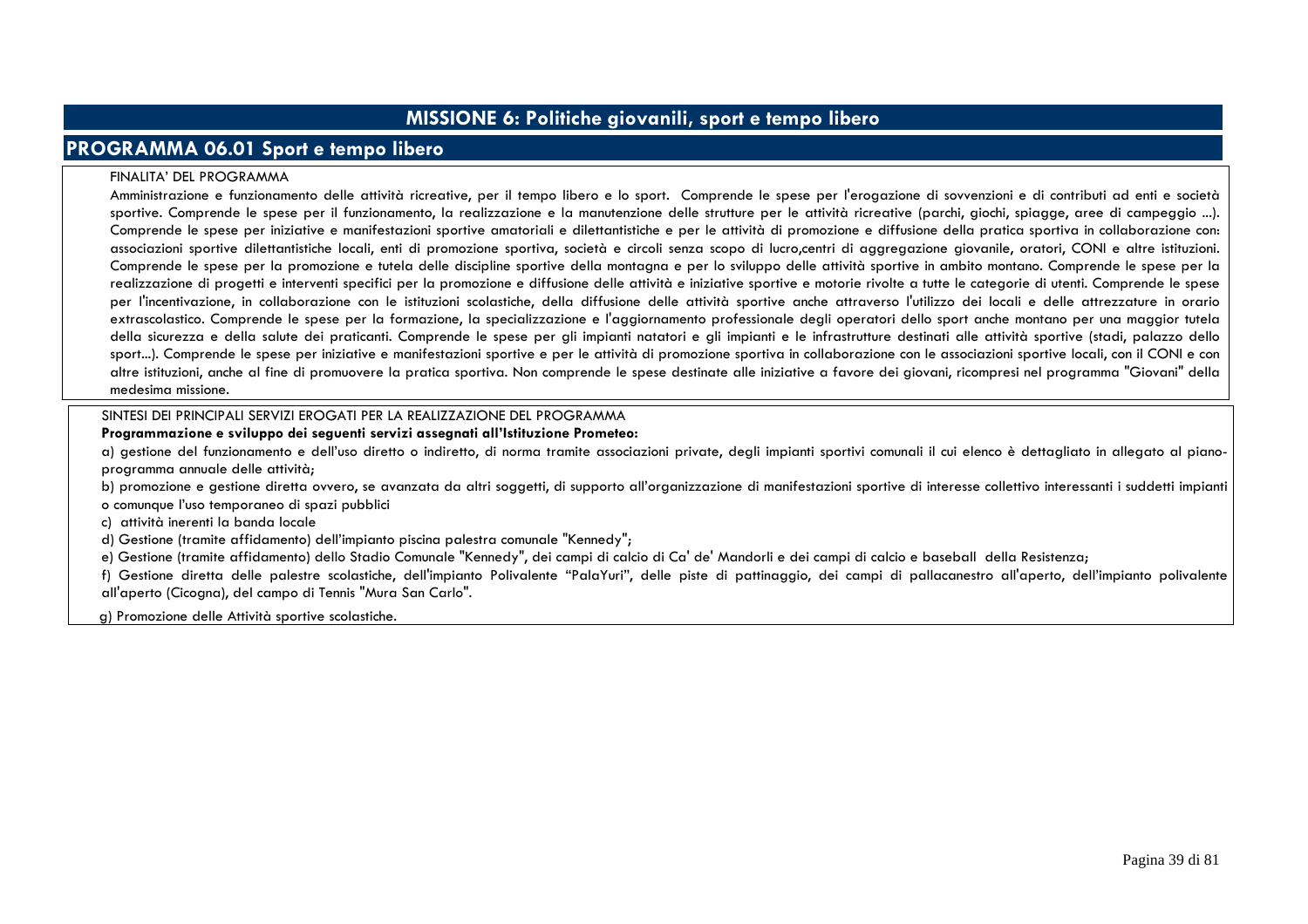# MISSIONE 6: Politiche giovanili, sport e tempo libero

## PROGRAMMA 06.01 Sport e tempo libero

FINALITA' DEL PROGRAMMA

Amministrazione e funzionamento delle attività ricreative, per il tempo libero e lo sport. Comprende le spese per l'erogazione di sovvenzioni e di contributi ad enti e società sportive. Comprende le spese per il funzionamento, la realizzazione e la manutenzione delle strutture per le attività ricreative (parchi, giochi, spiagge, aree di campeggio ...). Comprende le spese per iniziative e manifestazioni sportive amatoriali e dilettantistiche e per le attività di promozione e diffusione della pratica sportiva in collaborazione con: associazioni sportive dilettantistiche locali, enti di promozione sportiva, società e circoli senza scopo di lucro,centri di aggregazione giovanile, oratori, CONI e altre istituzioni. Comprende le spese per la promozione e tutela delle discipline sportive della montagna e per lo sviluppo delle attività sportive in ambito montano. Comprende le spese per la realizzazione di progetti e interventi specifici per la promozione e diffusione delle attività e iniziative sportive e motorie rivolte a tutte le categorie di utenti. Comprende le spese per l'incentivazione, in collaborazione con le istituzioni scolastiche, della diffusione delle attività sportive anche attraverso l'utilizzo dei locali e delle attrezzature in orario extrascolastico. Comprende le spese per la formazione, la specializzazione e l'aggiornamento professionale degli operatori dello sport anche montano per una maggior tutela della sicurezza e della salute dei praticanti. Comprende le spese per gli impianti natatori e gli impianti e le infrastrutture destinati alle attività sportive (stadi, palazzo dello sport...). Comprende le spese per iniziative e manifestazioni sportive e per le attività di promozione sportiva in collaborazione con le associazioni sportive locali, con il CONI e con altre istituzioni, anche al fine di promuovere la pratica sportiva. Non comprende le spese destinate alle iniziative a favore dei giovani, ricompresi nel programma "Giovani" della medesima missione.

SINTESI DEI PRINCIPALI SERVIZI EROGATI PER LA REALIZZAZIONE DEL PROGRAMMA

**Programmazione e sviluppo dei seguenti servizi assegnati all'Istituzione Prometeo:**

a) gestione del funzionamento e dell'uso diretto o indiretto, di norma tramite associazioni private, degli impianti sportivi comunali il cui elenco è dettagliato in allegato al piano-programma annuale delle attività;

b) promozione e gestione diretta ovvero, se avanzata da altri soggetti, di supporto all'organizzazione di manifestazioni sportive di interesse collettivo interessanti i suddetti impianti o comunque l'uso temporaneo di spazi pubblici

c) attività inerenti la banda locale

d) Gestione (tramite affidamento) dell'impianto piscina palestra comunale "Kennedy";

e) Gestione (tramite affidamento) dello Stadio Comunale "Kennedy", dei campi di calcio di Ca' de' Mandorli e dei campi di calcio e baseball della Resistenza;

f) Gestione diretta delle palestre scolastiche, dell'impianto Polivalente "PalaYuri", delle piste di pattinaggio, dei campi di pallacanestro all'aperto, dell'impianto polivalente all'aperto (Cicogna), del campo di Tennis "Mura San Carlo".

g) Promozione delle Attività sportive scolastiche.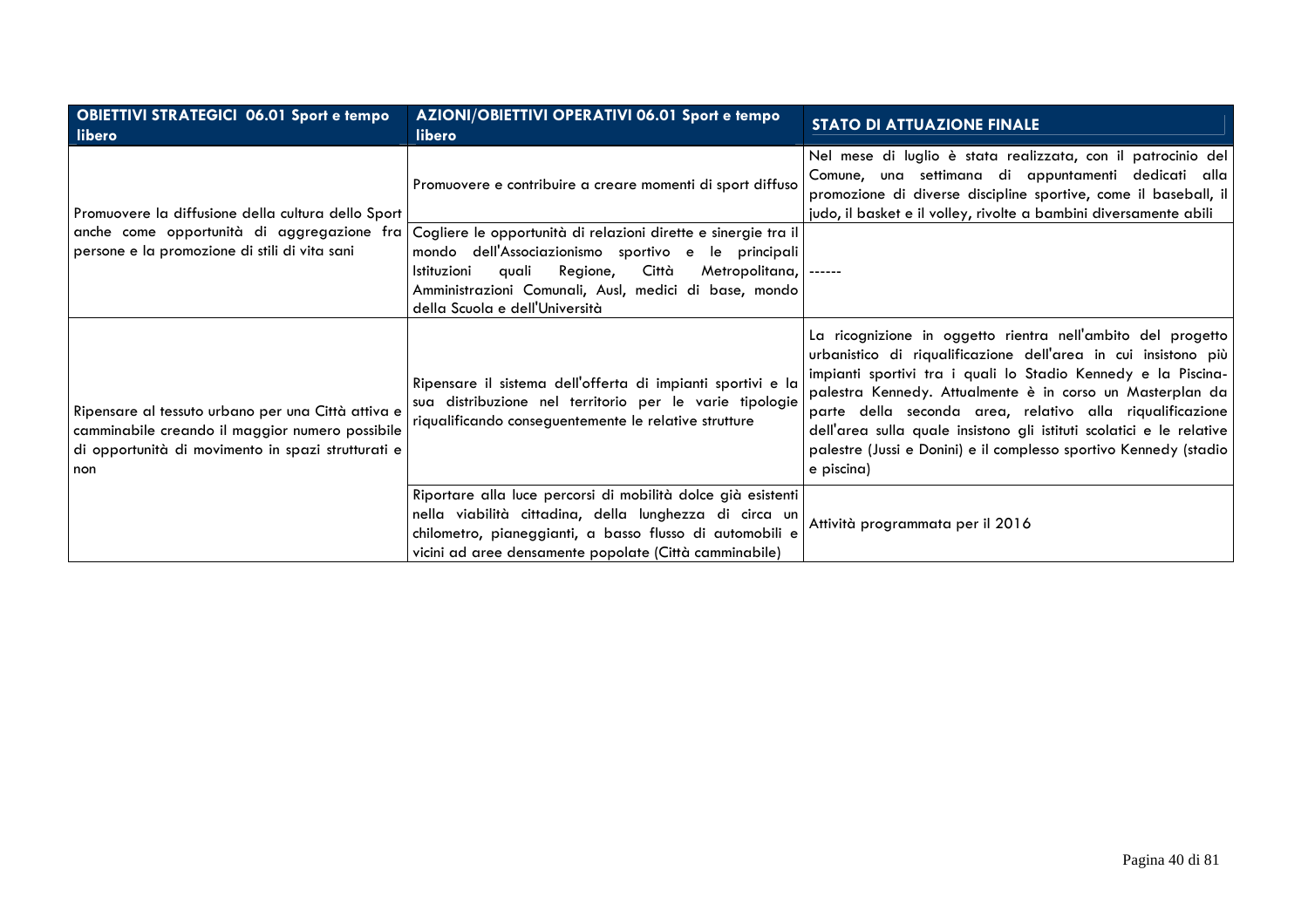| OBIETTIVI STRATEGICI 06.01 Sport e tempo libero | AZIONI/OBIETTIVI OPERATIVI 06.01 Sport e tempo libero | STATO DI ATTUAZIONE FINALE |
|---|---|---|
| Promuovere la diffusione della cultura dello Sport anche come opportunità di aggregazione fra persone e la promozione di stili di vita sani | Promuovere e contribuire a creare momenti di sport diffuso | Nel mese di luglio è stata realizzata, con il patrocinio del Comune, una settimana di appuntamenti dedicati alla promozione di diverse discipline sportive, come il baseball, il judo, il basket e il volley, rivolte a bambini diversamente abili |
| | Cogliere le opportunità di relazioni dirette e sinergie tra il mondo dell'Associazionismo sportivo e le principali Istituzioni quali Regione, Città Metropolitana, Amministrazioni Comunali, Ausl, medici di base, mondo della Scuola e dell'Università | ------ |
| Ripensare al tessuto urbano per una Città attiva e camminabile creando il maggior numero possibile di opportunità di movimento in spazi strutturati e non | Ripensare il sistema dell'offerta di impianti sportivi e la sua distribuzione nel territorio per le varie tipologie riqualificando conseguentemente le relative strutture | La ricognizione in oggetto rientra nell'ambito del progetto urbanistico di riqualificazione dell'area in cui insistono più impianti sportivi tra i quali lo Stadio Kennedy e la Piscina-palestra Kennedy. Attualmente è in corso un Masterplan da parte della seconda area, relativo alla riqualificazione dell'area sulla quale insistono gli istituti scolatici e le relative palestre (Jussi e Donini) e il complesso sportivo Kennedy (stadio e piscina) |
| | Riportare alla luce percorsi di mobilità dolce già esistenti nella viabilità cittadina, della lunghezza di circa un chilometro, pianeggianti, a basso flusso di automobili e vicini ad aree densamente popolate (Città camminabile) | Attività programmata per il 2016 |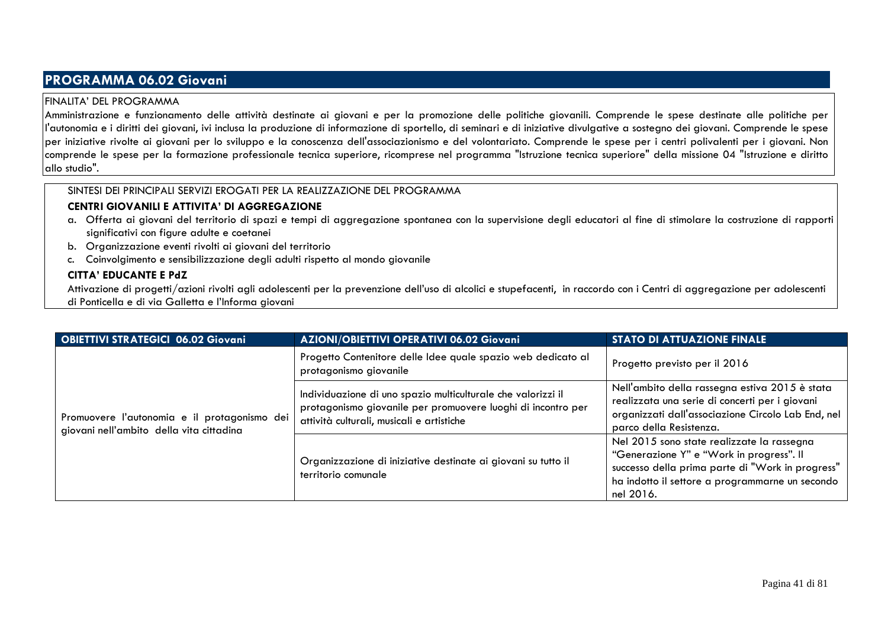## PROGRAMMA 06.02 Giovani

FINALITA' DEL PROGRAMMA

Amministrazione e funzionamento delle attività destinate ai giovani e per la promozione delle politiche giovanili. Comprende le spese destinate alle politiche per l'autonomia e i diritti dei giovani, ivi inclusa la produzione di informazione di sportello, di seminari e di iniziative divulgative a sostegno dei giovani. Comprende le spese per iniziative rivolte ai giovani per lo sviluppo e la conoscenza dell'associazionismo e del volontariato. Comprende le spese per i centri polivalenti per i giovani. Non comprende le spese per la formazione professionale tecnica superiore, ricomprese nel programma "Istruzione tecnica superiore" della missione 04 "Istruzione e diritto allo studio".

SINTESI DEI PRINCIPALI SERVIZI EROGATI PER LA REALIZZAZIONE DEL PROGRAMMA

**CENTRI GIOVANILI E ATTIVITA' DI AGGREGAZIONE**

a. Offerta ai giovani del territorio di spazi e tempi di aggregazione spontanea con la supervisione degli educatori al fine di stimolare la costruzione di rapporti significativi con figure adulte e coetanei
b. Organizzazione eventi rivolti ai giovani del territorio
c. Coinvolgimento e sensibilizzazione degli adulti rispetto al mondo giovanile

**CITTA' EDUCANTE E PdZ**

Attivazione di progetti/azioni rivolti agli adolescenti per la prevenzione dell'uso di alcolici e stupefacenti, in raccordo con i Centri di aggregazione per adolescenti di Ponticella e di via Galletta e l'Informa giovani

| OBIETTIVI STRATEGICI 06.02 Giovani | AZIONI/OBIETTIVI OPERATIVI 06.02 Giovani | STATO DI ATTUAZIONE FINALE |
|---|---|---|
| Promuovere l'autonomia e il protagonismo dei giovani nell'ambito della vita cittadina | Progetto Contenitore delle Idee quale spazio web dedicato al protagonismo giovanile | Progetto previsto per il 2016 |
| | Individuazione di uno spazio multiculturale che valorizzi il protagonismo giovanile per promuovere luoghi di incontro per attività culturali, musicali e artistiche | Nell'ambito della rassegna estiva 2015 è stata realizzata una serie di concerti per i giovani organizzati dall'associazione Circolo Lab End, nel parco della Resistenza. |
| | Organizzazione di iniziative destinate ai giovani su tutto il territorio comunale | Nel 2015 sono state realizzate la rassegna "Generazione Y" e "Work in progress". Il successo della prima parte di "Work in progress" ha indotto il settore a programmarne un secondo nel 2016. |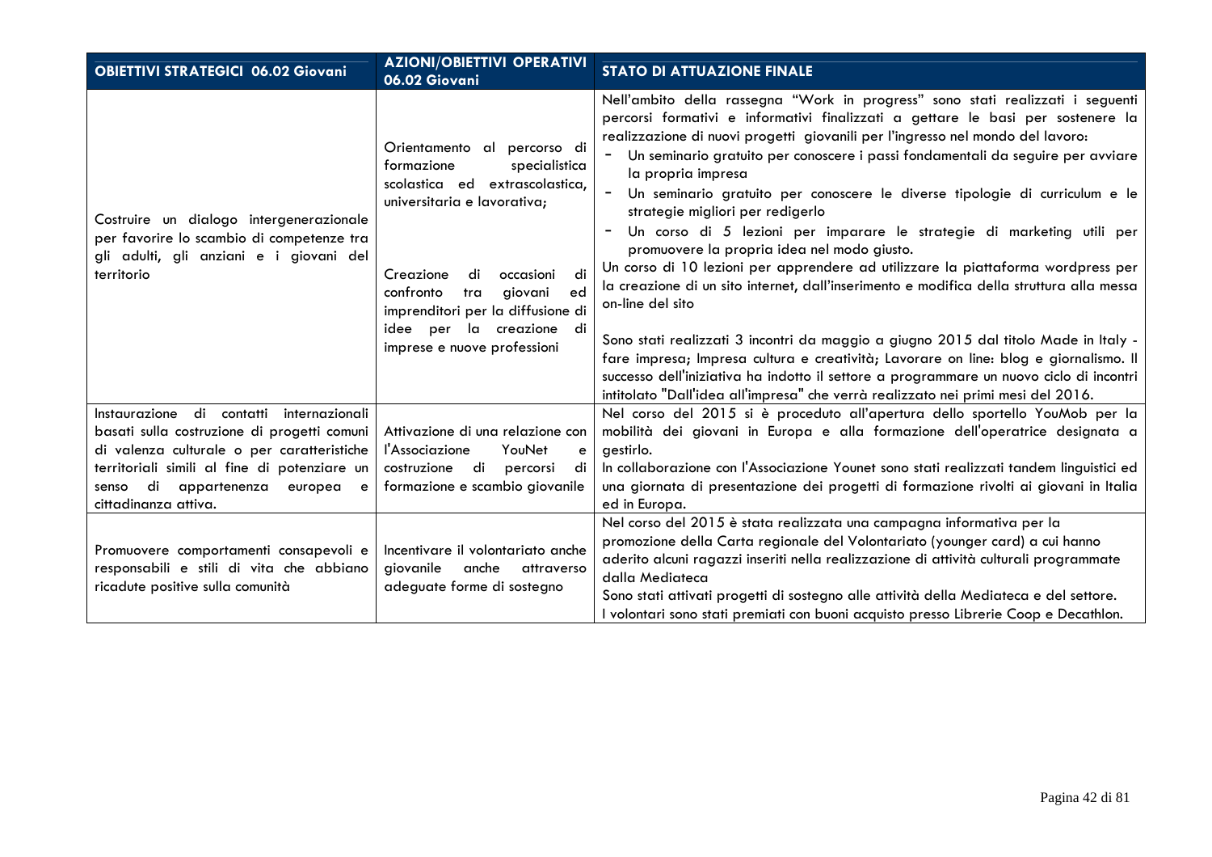| OBIETTIVI STRATEGICI 06.02 Giovani | AZIONI/OBIETTIVI OPERATIVI 06.02 Giovani | STATO DI ATTUAZIONE FINALE |
|---|---|---|
| Costruire un dialogo intergenerazionale per favorire lo scambio di competenze tra gli adulti, gli anziani e i giovani del territorio | Orientamento al percorso di formazione specialistica scolastica ed extrascolastica, universitaria e lavorativa;<br><br>Creazione di occasioni di confronto tra giovani ed imprenditori per la diffusione di idee per la creazione di imprese e nuove professioni | Nell'ambito della rassegna "Work in progress" sono stati realizzati i seguenti percorsi formativi e informativi finalizzati a gettare le basi per sostenere la realizzazione di nuovi progetti giovanili per l'ingresso nel mondo del lavoro:<br>- Un seminario gratuito per conoscere i passi fondamentali da seguire per avviare la propria impresa<br>- Un seminario gratuito per conoscere le diverse tipologie di curriculum e le strategie migliori per redigerlo<br>- Un corso di 5 lezioni per imparare le strategie di marketing utili per promuovere la propria idea nel modo giusto.<br>Un corso di 10 lezioni per apprendere ad utilizzare la piattaforma wordpress per la creazione di un sito internet, dall'inserimento e modifica della struttura alla messa on-line del sito<br><br>Sono stati realizzati 3 incontri da maggio a giugno 2015 dal titolo Made in Italy - fare impresa; Impresa cultura e creatività; Lavorare on line: blog e giornalismo. Il successo dell'iniziativa ha indotto il settore a programmare un nuovo ciclo di incontri intitolato "Dall'idea all'impresa" che verrà realizzato nei primi mesi del 2016. |
| Instaurazione di contatti internazionali basati sulla costruzione di progetti comuni di valenza culturale o per caratteristiche territoriali simili al fine di potenziare un senso di appartenenza europea e cittadinanza attiva. | Attivazione di una relazione con l'Associazione YouNet e costruzione di percorsi di formazione e scambio giovanile | Nel corso del 2015 si è proceduto all'apertura dello sportello YouMob per la mobilità dei giovani in Europa e alla formazione dell'operatrice designata a gestirlo.<br>In collaborazione con l'Associazione Younet sono stati realizzati tandem linguistici ed una giornata di presentazione dei progetti di formazione rivolti ai giovani in Italia ed in Europa. |
| Promuovere comportamenti consapevoli e responsabili e stili di vita che abbiano ricadute positive sulla comunità | Incentivare il volontariato anche giovanile anche attraverso adeguate forme di sostegno | Nel corso del 2015 è stata realizzata una campagna informativa per la promozione della Carta regionale del Volontariato (younger card) a cui hanno aderito alcuni ragazzi inseriti nella realizzazione di attività culturali programmate dalla Mediateca<br>Sono stati attivati progetti di sostegno alle attività della Mediateca e del settore.<br>I volontari sono stati premiati con buoni acquisto presso Librerie Coop e Decathlon. |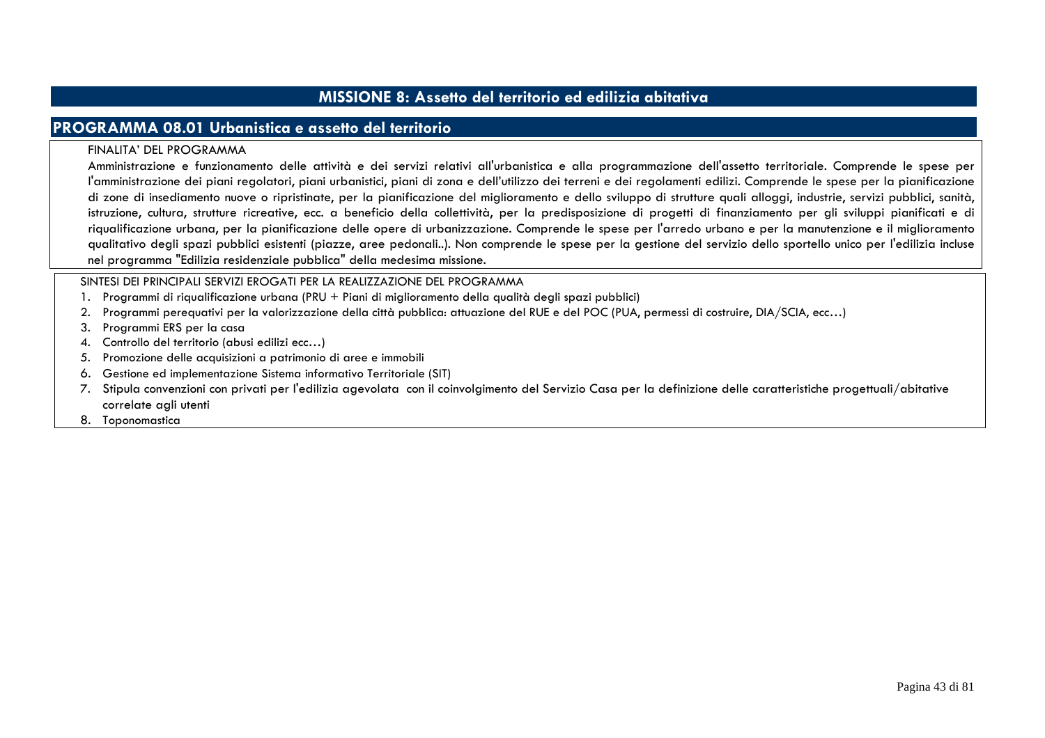# MISSIONE 8: Assetto del territorio ed edilizia abitativa

## PROGRAMMA 08.01 Urbanistica e assetto del territorio

FINALITA' DEL PROGRAMMA

Amministrazione e funzionamento delle attività e dei servizi relativi all'urbanistica e alla programmazione dell'assetto territoriale. Comprende le spese per l'amministrazione dei piani regolatori, piani urbanistici, piani di zona e dell'utilizzo dei terreni e dei regolamenti edilizi. Comprende le spese per la pianificazione di zone di insediamento nuove o ripristinate, per la pianificazione del miglioramento e dello sviluppo di strutture quali alloggi, industrie, servizi pubblici, sanità, istruzione, cultura, strutture ricreative, ecc. a beneficio della collettività, per la predisposizione di progetti di finanziamento per gli sviluppi pianificati e di riqualificazione urbana, per la pianificazione delle opere di urbanizzazione. Comprende le spese per l'arredo urbano e per la manutenzione e il miglioramento qualitativo degli spazi pubblici esistenti (piazze, aree pedonali..). Non comprende le spese per la gestione del servizio dello sportello unico per l'edilizia incluse nel programma "Edilizia residenziale pubblica" della medesima missione.

SINTESI DEI PRINCIPALI SERVIZI EROGATI PER LA REALIZZAZIONE DEL PROGRAMMA

1. Programmi di riqualificazione urbana (PRU + Piani di miglioramento della qualità degli spazi pubblici)
2. Programmi perequativi per la valorizzazione della città pubblica: attuazione del RUE e del POC (PUA, permessi di costruire, DIA/SCIA, ecc…)
3. Programmi ERS per la casa
4. Controllo del territorio (abusi edilizi ecc…)
5. Promozione delle acquisizioni a patrimonio di aree e immobili
6. Gestione ed implementazione Sistema informativo Territoriale (SIT)
7. Stipula convenzioni con privati per l'edilizia agevolata con il coinvolgimento del Servizio Casa per la definizione delle caratteristiche progettuali/abitative correlate agli utenti
8. Toponomastica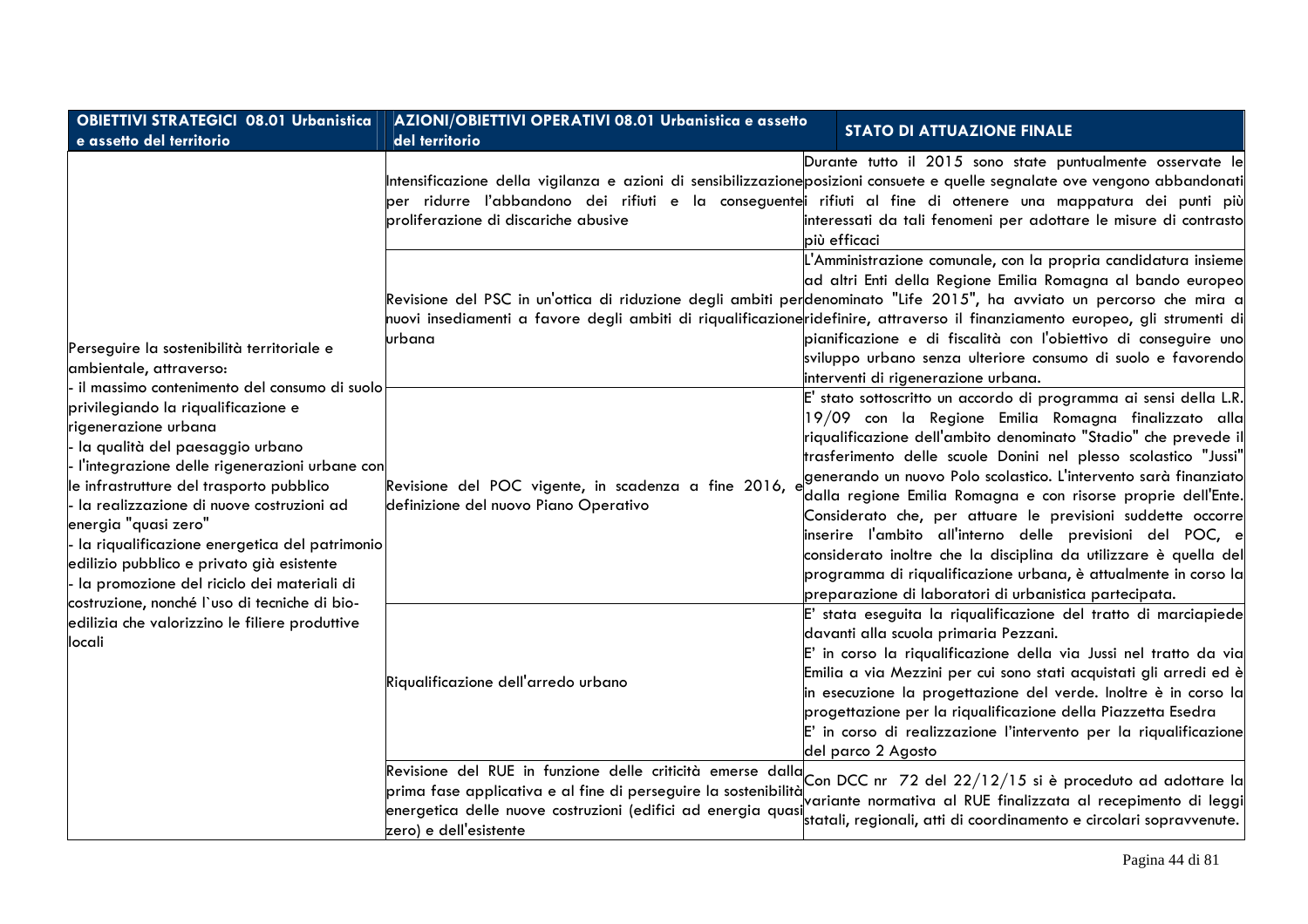| OBIETTIVI STRATEGICI 08.01 Urbanistica e assetto del territorio | AZIONI/OBIETTIVI OPERATIVI 08.01 Urbanistica e assetto del territorio | STATO DI ATTUAZIONE FINALE |
|---|---|---|
| Perseguire la sostenibilità territoriale e ambientale, attraverso:<br>- il massimo contenimento del consumo di suolo privilegiando la riqualificazione e rigenerazione urbana<br>- la qualità del paesaggio urbano<br>- l'integrazione delle rigenerazioni urbane con le infrastrutture del trasporto pubblico<br>- la realizzazione di nuove costruzioni ad energia "quasi zero"<br>- la riqualificazione energetica del patrimonio edilizio pubblico e privato già esistente<br>- la promozione del riciclo dei materiali di costruzione, nonché l`uso di tecniche di bio-edilizia che valorizzino le filiere produttive locali | Intensificazione della vigilanza e azioni di sensibilizzazione per ridurre l'abbandono dei rifiuti e la conseguente proliferazione di discariche abusive | Durante tutto il 2015 sono state puntualmente osservate le posizioni consuete e quelle segnalate ove vengono abbandonati i rifiuti al fine di ottenere una mappatura dei punti più interessati da tali fenomeni per adottare le misure di contrasto più efficaci |
| | Revisione del PSC in un'ottica di riduzione degli ambiti per nuovi insediamenti a favore degli ambiti di riqualificazione urbana | L'Amministrazione comunale, con la propria candidatura insieme ad altri Enti della Regione Emilia Romagna al bando europeo denominato "Life 2015", ha avviato un percorso che mira a ridefinire, attraverso il finanziamento europeo, gli strumenti di pianificazione e di fiscalità con l'obiettivo di conseguire uno sviluppo urbano senza ulteriore consumo di suolo e favorendo interventi di rigenerazione urbana. |
| | Revisione del POC vigente, in scadenza a fine 2016, e definizione del nuovo Piano Operativo | E' stato sottoscritto un accordo di programma ai sensi della L.R. 19/09 con la Regione Emilia Romagna finalizzato alla riqualificazione dell'ambito denominato "Stadio" che prevede il trasferimento delle scuole Donini nel plesso scolastico "Jussi" generando un nuovo Polo scolastico. L'intervento sarà finanziato dalla regione Emilia Romagna e con risorse proprie dell'Ente. Considerato che, per attuare le previsioni suddette occorre inserire l'ambito all'interno delle previsioni del POC, e considerato inoltre che la disciplina da utilizzare è quella del programma di riqualificazione urbana, è attualmente in corso la preparazione di laboratori di urbanistica partecipata. |
| | Riqualificazione dell'arredo urbano | E' stata eseguita la riqualificazione del tratto di marciapiede davanti alla scuola primaria Pezzani.<br>E' in corso la riqualificazione della via Jussi nel tratto da via Emilia a via Mezzini per cui sono stati acquistati gli arredi ed è in esecuzione la progettazione del verde. Inoltre è in corso la progettazione per la riqualificazione della Piazzetta Esedra<br>E' in corso di realizzazione l'intervento per la riqualificazione del parco 2 Agosto |
| | Revisione del RUE in funzione delle criticità emerse dalla prima fase applicativa e al fine di perseguire la sostenibilità energetica delle nuove costruzioni (edifici ad energia quasi zero) e dell'esistente | Con DCC nr 72 del 22/12/15 si è proceduto ad adottare la variante normativa al RUE finalizzata al recepimento di leggi statali, regionali, atti di coordinamento e circolari sopravvenute. |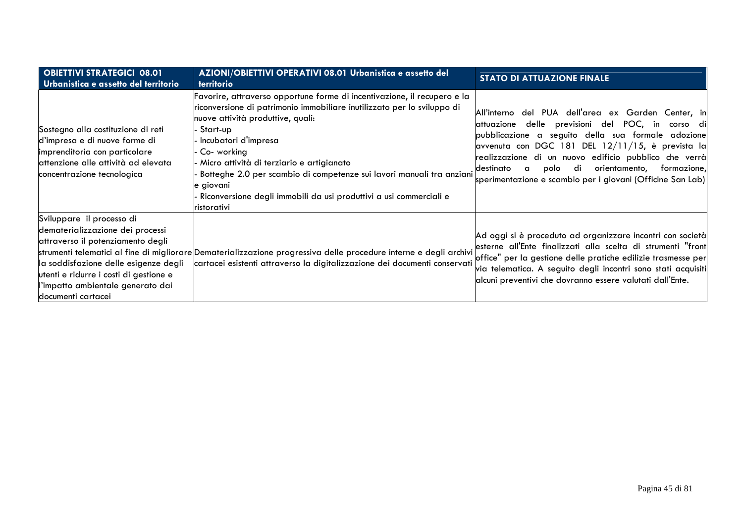| OBIETTIVI STRATEGICI 08.01 Urbanistica e assetto del territorio | AZIONI/OBIETTIVI OPERATIVI 08.01 Urbanistica e assetto del territorio | STATO DI ATTUAZIONE FINALE |
|---|---|---|
| Sostegno alla costituzione di reti d'impresa e di nuove forme di imprenditoria con particolare attenzione alle attività ad elevata concentrazione tecnologica | Favorire, attraverso opportune forme di incentivazione, il recupero e la riconversione di patrimonio immobiliare inutilizzato per lo sviluppo di nuove attività produttive, quali:<br>- Start-up<br>- Incubatori d'impresa<br>- Co- working<br>- Micro attività di terziario e artigianato<br>- Botteghe 2.0 per scambio di competenze sui lavori manuali tra anziani e giovani<br>- Riconversione degli immobili da usi produttivi a usi commerciali e ristorativi | All'interno del PUA dell'area ex Garden Center, in attuazione delle previsioni del POC, in corso di pubblicazione a seguito della sua formale adozione avvenuta con DGC 181 DEL 12/11/15, è prevista la realizzazione di un nuovo edificio pubblico che verrà destinato a polo di orientamento, formazione, sperimentazione e scambio per i giovani (Officine San Lab) |
| Sviluppare il processo di dematerializzazione dei processi attraverso il potenziamento degli strumenti telematici al fine di migliorare la soddisfazione delle esigenze degli utenti e ridurre i costi di gestione e l'impatto ambientale generato dai documenti cartacei | Dematerializzazione progressiva delle procedure interne e degli archivi cartacei esistenti attraverso la digitalizzazione dei documenti conservati | Ad oggi si è proceduto ad organizzare incontri con società esterne all'Ente finalizzati alla scelta di strumenti "front office" per la gestione delle pratiche edilizie trasmesse per via telematica. A seguito degli incontri sono stati acquisiti alcuni preventivi che dovranno essere valutati dall'Ente. |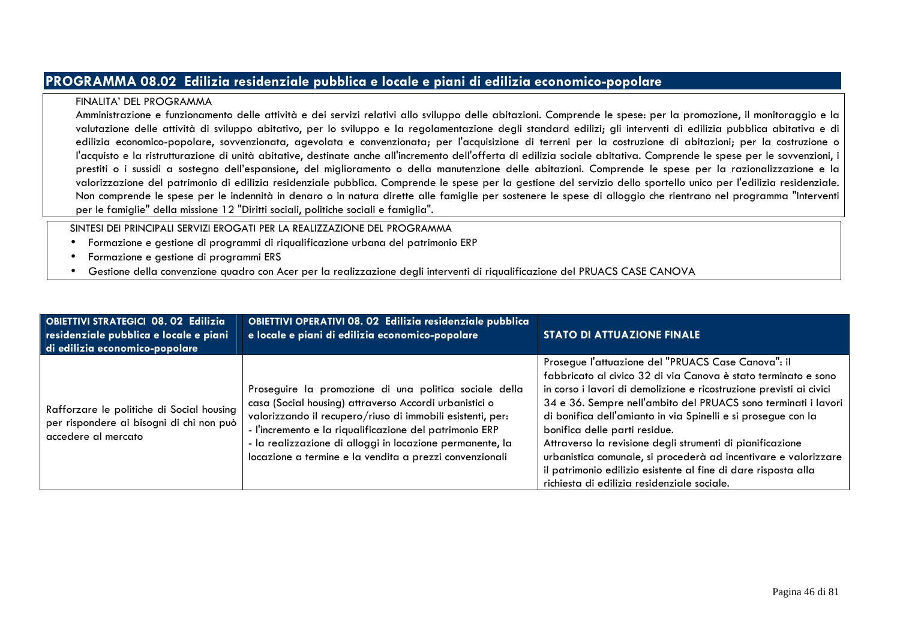## PROGRAMMA 08.02 Edilizia residenziale pubblica e locale e piani di edilizia economico-popolare

FINALITA' DEL PROGRAMMA

Amministrazione e funzionamento delle attività e dei servizi relativi allo sviluppo delle abitazioni. Comprende le spese: per la promozione, il monitoraggio e la valutazione delle attività di sviluppo abitativo, per lo sviluppo e la regolamentazione degli standard edilizi; gli interventi di edilizia pubblica abitativa e di edilizia economico-popolare, sovvenzionata, agevolata e convenzionata; per l'acquisizione di terreni per la costruzione di abitazioni; per la costruzione o l'acquisto e la ristrutturazione di unità abitative, destinate anche all'incremento dell'offerta di edilizia sociale abitativa. Comprende le spese per le sovvenzioni, i prestiti o i sussidi a sostegno dell'espansione, del miglioramento o della manutenzione delle abitazioni. Comprende le spese per la razionalizzazione e la valorizzazione del patrimonio di edilizia residenziale pubblica. Comprende le spese per la gestione del servizio dello sportello unico per l'edilizia residenziale. Non comprende le spese per le indennità in denaro o in natura dirette alle famiglie per sostenere le spese di alloggio che rientrano nel programma "Interventi per le famiglie" della missione 12 "Diritti sociali, politiche sociali e famiglia".

SINTESI DEI PRINCIPALI SERVIZI EROGATI PER LA REALIZZAZIONE DEL PROGRAMMA

- Formazione e gestione di programmi di riqualificazione urbana del patrimonio ERP
- Formazione e gestione di programmi ERS
- Gestione della convenzione quadro con Acer per la realizzazione degli interventi di riqualificazione del PRUACS CASE CANOVA

| OBIETTIVI STRATEGICI 08. 02 Edilizia residenziale pubblica e locale e piani di edilizia economico-popolare | OBIETTIVI OPERATIVI 08. 02 Edilizia residenziale pubblica e locale e piani di edilizia economico-popolare | STATO DI ATTUAZIONE FINALE |
|---|---|---|
| Rafforzare le politiche di Social housing per rispondere ai bisogni di chi non può accedere al mercato | Proseguire la promozione di una politica sociale della casa (Social housing) attraverso Accordi urbanistici o valorizzando il recupero/riuso di immobili esistenti, per:<br>- l'incremento e la riqualificazione del patrimonio ERP<br>- la realizzazione di alloggi in locazione permanente, la locazione a termine e la vendita a prezzi convenzionali | Prosegue l'attuazione del "PRUACS Case Canova": il fabbricato al civico 32 di via Canova è stato terminato e sono in corso i lavori di demolizione e ricostruzione previsti ai civici 34 e 36. Sempre nell'ambito del PRUACS sono terminati i lavori di bonifica dell'amianto in via Spinelli e si prosegue con la bonifica delle parti residue.<br>Attraverso la revisione degli strumenti di pianificazione urbanistica comunale, si procederà ad incentivare e valorizzare il patrimonio edilizio esistente al fine di dare risposta alla richiesta di edilizia residenziale sociale. |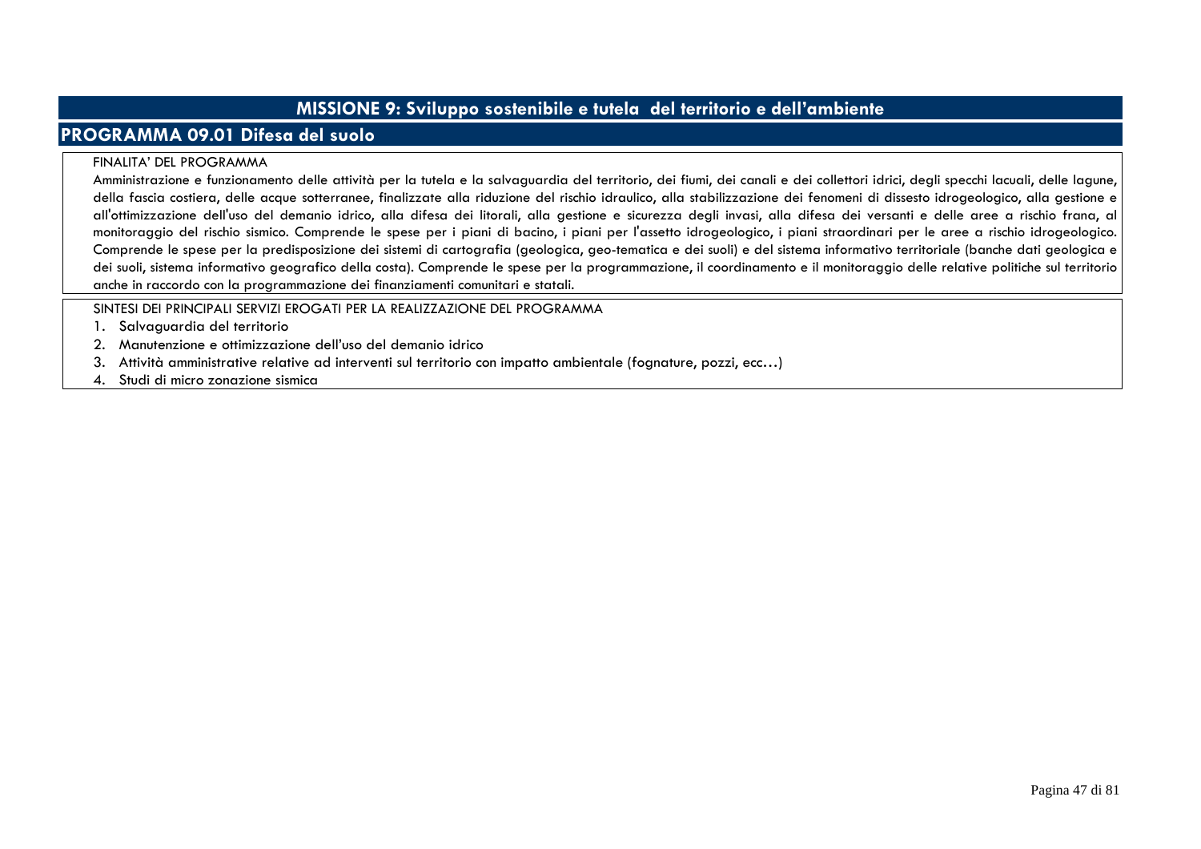# MISSIONE 9: Sviluppo sostenibile e tutela del territorio e dell'ambiente

## PROGRAMMA 09.01 Difesa del suolo

FINALITA' DEL PROGRAMMA

Amministrazione e funzionamento delle attività per la tutela e la salvaguardia del territorio, dei fiumi, dei canali e dei collettori idrici, degli specchi lacuali, delle lagune, della fascia costiera, delle acque sotterranee, finalizzate alla riduzione del rischio idraulico, alla stabilizzazione dei fenomeni di dissesto idrogeologico, alla gestione e all'ottimizzazione dell'uso del demanio idrico, alla difesa dei litorali, alla gestione e sicurezza degli invasi, alla difesa dei versanti e delle aree a rischio frana, al monitoraggio del rischio sismico. Comprende le spese per i piani di bacino, i piani per l'assetto idrogeologico, i piani straordinari per le aree a rischio idrogeologico. Comprende le spese per la predisposizione dei sistemi di cartografia (geologica, geo-tematica e dei suoli) e del sistema informativo territoriale (banche dati geologica e dei suoli, sistema informativo geografico della costa). Comprende le spese per la programmazione, il coordinamento e il monitoraggio delle relative politiche sul territorio anche in raccordo con la programmazione dei finanziamenti comunitari e statali.

SINTESI DEI PRINCIPALI SERVIZI EROGATI PER LA REALIZZAZIONE DEL PROGRAMMA

1. Salvaguardia del territorio
2. Manutenzione e ottimizzazione dell'uso del demanio idrico
3. Attività amministrative relative ad interventi sul territorio con impatto ambientale (fognature, pozzi, ecc…)
4. Studi di micro zonazione sismica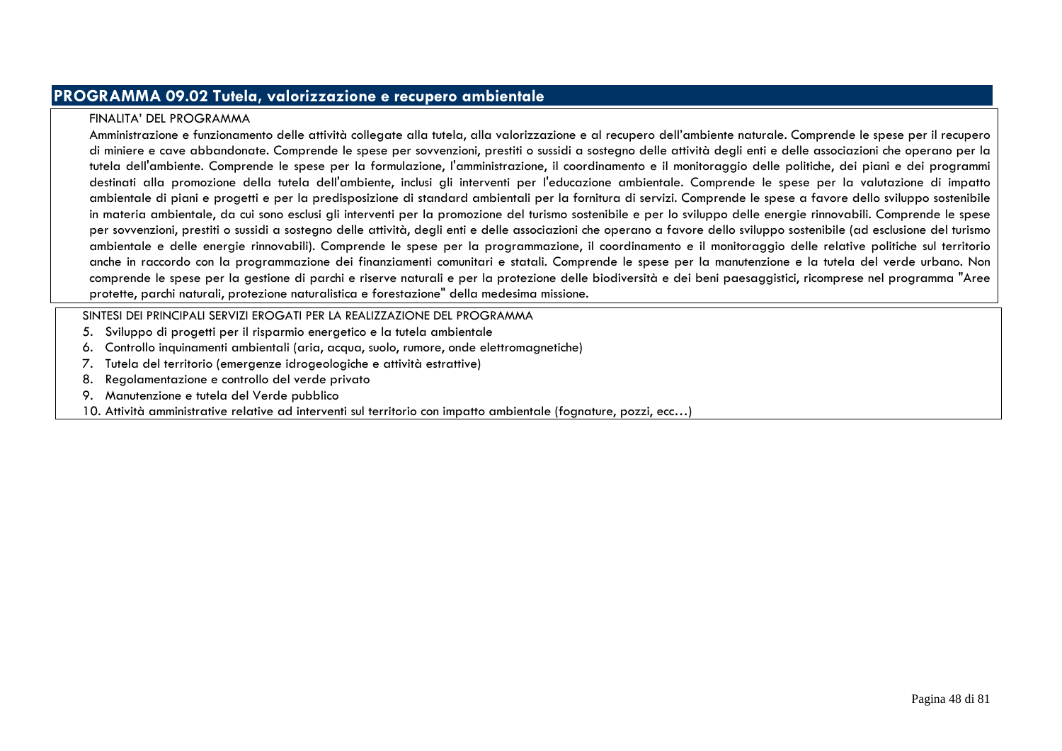## PROGRAMMA 09.02 Tutela, valorizzazione e recupero ambientale

FINALITA' DEL PROGRAMMA

Amministrazione e funzionamento delle attività collegate alla tutela, alla valorizzazione e al recupero dell'ambiente naturale. Comprende le spese per il recupero di miniere e cave abbandonate. Comprende le spese per sovvenzioni, prestiti o sussidi a sostegno delle attività degli enti e delle associazioni che operano per la tutela dell'ambiente. Comprende le spese per la formulazione, l'amministrazione, il coordinamento e il monitoraggio delle politiche, dei piani e dei programmi destinati alla promozione della tutela dell'ambiente, inclusi gli interventi per l'educazione ambientale. Comprende le spese per la valutazione di impatto ambientale di piani e progetti e per la predisposizione di standard ambientali per la fornitura di servizi. Comprende le spese a favore dello sviluppo sostenibile in materia ambientale, da cui sono esclusi gli interventi per la promozione del turismo sostenibile e per lo sviluppo delle energie rinnovabili. Comprende le spese per sovvenzioni, prestiti o sussidi a sostegno delle attività, degli enti e delle associazioni che operano a favore dello sviluppo sostenibile (ad esclusione del turismo ambientale e delle energie rinnovabili). Comprende le spese per la programmazione, il coordinamento e il monitoraggio delle relative politiche sul territorio anche in raccordo con la programmazione dei finanziamenti comunitari e statali. Comprende le spese per la manutenzione e la tutela del verde urbano. Non comprende le spese per la gestione di parchi e riserve naturali e per la protezione delle biodiversità e dei beni paesaggistici, ricomprese nel programma "Aree protette, parchi naturali, protezione naturalistica e forestazione" della medesima missione.

SINTESI DEI PRINCIPALI SERVIZI EROGATI PER LA REALIZZAZIONE DEL PROGRAMMA

5. Sviluppo di progetti per il risparmio energetico e la tutela ambientale
6. Controllo inquinamenti ambientali (aria, acqua, suolo, rumore, onde elettromagnetiche)
7. Tutela del territorio (emergenze idrogeologiche e attività estrattive)
8. Regolamentazione e controllo del verde privato
9. Manutenzione e tutela del Verde pubblico
10. Attività amministrative relative ad interventi sul territorio con impatto ambientale (fognature, pozzi, ecc…)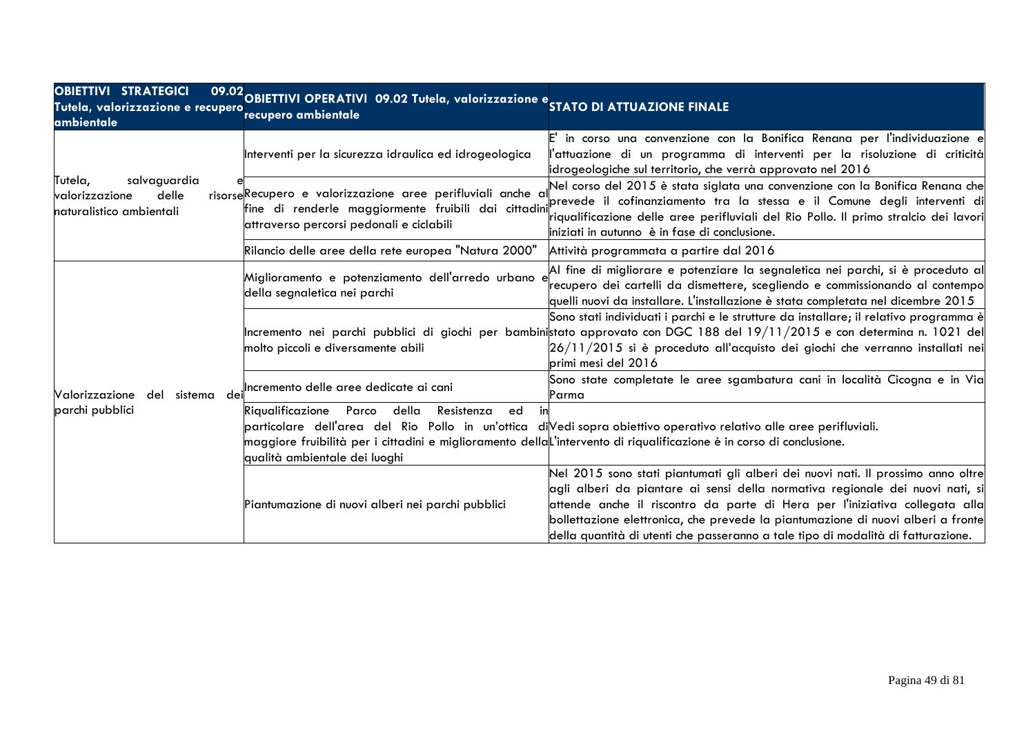| OBIETTIVI STRATEGICI 09.02 Tutela, valorizzazione e recupero ambientale | OBIETTIVI OPERATIVI 09.02 Tutela, valorizzazione e recupero ambientale | STATO DI ATTUAZIONE FINALE |
|---|---|---|
| Tutela, salvaguardia e valorizzazione delle risorse naturalistico ambientali | Interventi per la sicurezza idraulica ed idrogeologica | E' in corso una convenzione con la Bonifica Renana per l'individuazione e l'attuazione di un programma di interventi per la risoluzione di criticità idrogeologiche sul territorio, che verrà approvato nel 2016 |
| | Recupero e valorizzazione aree perifluviali anche al fine di renderle maggiormente fruibili dai cittadini attraverso percorsi pedonali e ciclabili | Nel corso del 2015 è stata siglata una convenzione con la Bonifica Renana che prevede il cofinanziamento tra la stessa e il Comune degli interventi di riqualificazione delle aree perifluviali del Rio Pollo. Il primo stralcio dei lavori iniziati in autunno è in fase di conclusione. |
| | Rilancio delle aree della rete europea "Natura 2000" | Attività programmata a partire dal 2016 |
| Valorizzazione del sistema dei parchi pubblici | Miglioramento e potenziamento dell'arredo urbano e della segnaletica nei parchi | Al fine di migliorare e potenziare la segnaletica nei parchi, si è proceduto al recupero dei cartelli da dismettere, scegliendo e commissionando al contempo quelli nuovi da installare. L'installazione è stata completata nel dicembre 2015 |
| | Incremento nei parchi pubblici di giochi per bambini molto piccoli e diversamente abili | Sono stati individuati i parchi e le strutture da installare; il relativo programma è stato approvato con DGC 188 del 19/11/2015 e con determina n. 1021 del 26/11/2015 si è proceduto all'acquisto dei giochi che verranno installati nei primi mesi del 2016 |
| | Incremento delle aree dedicate ai cani | Sono state completate le aree sgambatura cani in località Cicogna e in Via Parma |
| | Riqualificazione Parco della Resistenza ed in particolare dell'area del Rio Pollo in un'ottica di maggiore fruibilità per i cittadini e miglioramento della qualità ambientale dei luoghi | Vedi sopra obiettivo operativo relativo alle aree perifluviali.<br>L'intervento di riqualificazione è in corso di conclusione. |
| | Piantumazione di nuovi alberi nei parchi pubblici | Nel 2015 sono stati piantumati gli alberi dei nuovi nati. Il prossimo anno oltre agli alberi da piantare ai sensi della normativa regionale dei nuovi nati, si attende anche il riscontro da parte di Hera per l'iniziativa collegata alla bollettazione elettronica, che prevede la piantumazione di nuovi alberi a fronte della quantità di utenti che passeranno a tale tipo di modalità di fatturazione. |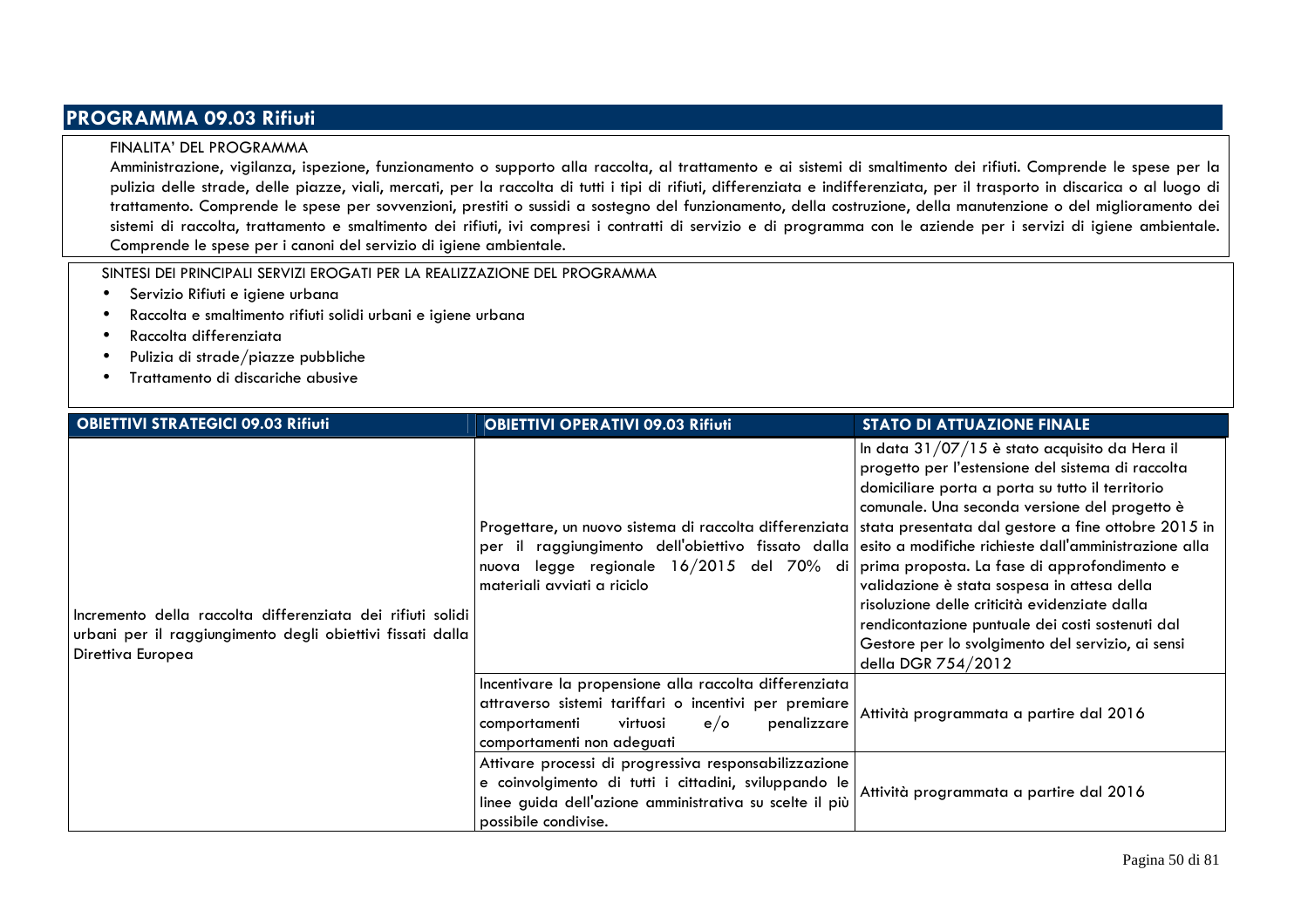## PROGRAMMA 09.03 Rifiuti

FINALITA' DEL PROGRAMMA

Amministrazione, vigilanza, ispezione, funzionamento o supporto alla raccolta, al trattamento e ai sistemi di smaltimento dei rifiuti. Comprende le spese per la pulizia delle strade, delle piazze, viali, mercati, per la raccolta di tutti i tipi di rifiuti, differenziata e indifferenziata, per il trasporto in discarica o al luogo di trattamento. Comprende le spese per sovvenzioni, prestiti o sussidi a sostegno del funzionamento, della costruzione, della manutenzione o del miglioramento dei sistemi di raccolta, trattamento e smaltimento dei rifiuti, ivi compresi i contratti di servizio e di programma con le aziende per i servizi di igiene ambientale. Comprende le spese per i canoni del servizio di igiene ambientale.

SINTESI DEI PRINCIPALI SERVIZI EROGATI PER LA REALIZZAZIONE DEL PROGRAMMA

- Servizio Rifiuti e igiene urbana
- Raccolta e smaltimento rifiuti solidi urbani e igiene urbana
- Raccolta differenziata
- Pulizia di strade/piazze pubbliche
- Trattamento di discariche abusive

| OBIETTIVI STRATEGICI 09.03 Rifiuti | OBIETTIVI OPERATIVI 09.03 Rifiuti | STATO DI ATTUAZIONE FINALE |
|---|---|---|
| Incremento della raccolta differenziata dei rifiuti solidi urbani per il raggiungimento degli obiettivi fissati dalla Direttiva Europea | Progettare, un nuovo sistema di raccolta differenziata per il raggiungimento dell'obiettivo fissato dalla nuova legge regionale 16/2015 del 70% di materiali avviati a riciclo | In data 31/07/15 è stato acquisito da Hera il progetto per l'estensione del sistema di raccolta domiciliare porta a porta su tutto il territorio comunale. Una seconda versione del progetto è stata presentata dal gestore a fine ottobre 2015 in esito a modifiche richieste dall'amministrazione alla prima proposta. La fase di approfondimento e validazione è stata sospesa in attesa della risoluzione delle criticità evidenziate dalla rendicontazione puntuale dei costi sostenuti dal Gestore per lo svolgimento del servizio, ai sensi della DGR 754/2012 |
| | Incentivare la propensione alla raccolta differenziata attraverso sistemi tariffari o incentivi per premiare comportamenti virtuosi e/o penalizzare comportamenti non adeguati | Attività programmata a partire dal 2016 |
| | Attivare processi di progressiva responsabilizzazione e coinvolgimento di tutti i cittadini, sviluppando le linee guida dell'azione amministrativa su scelte il più possibile condivise. | Attività programmata a partire dal 2016 |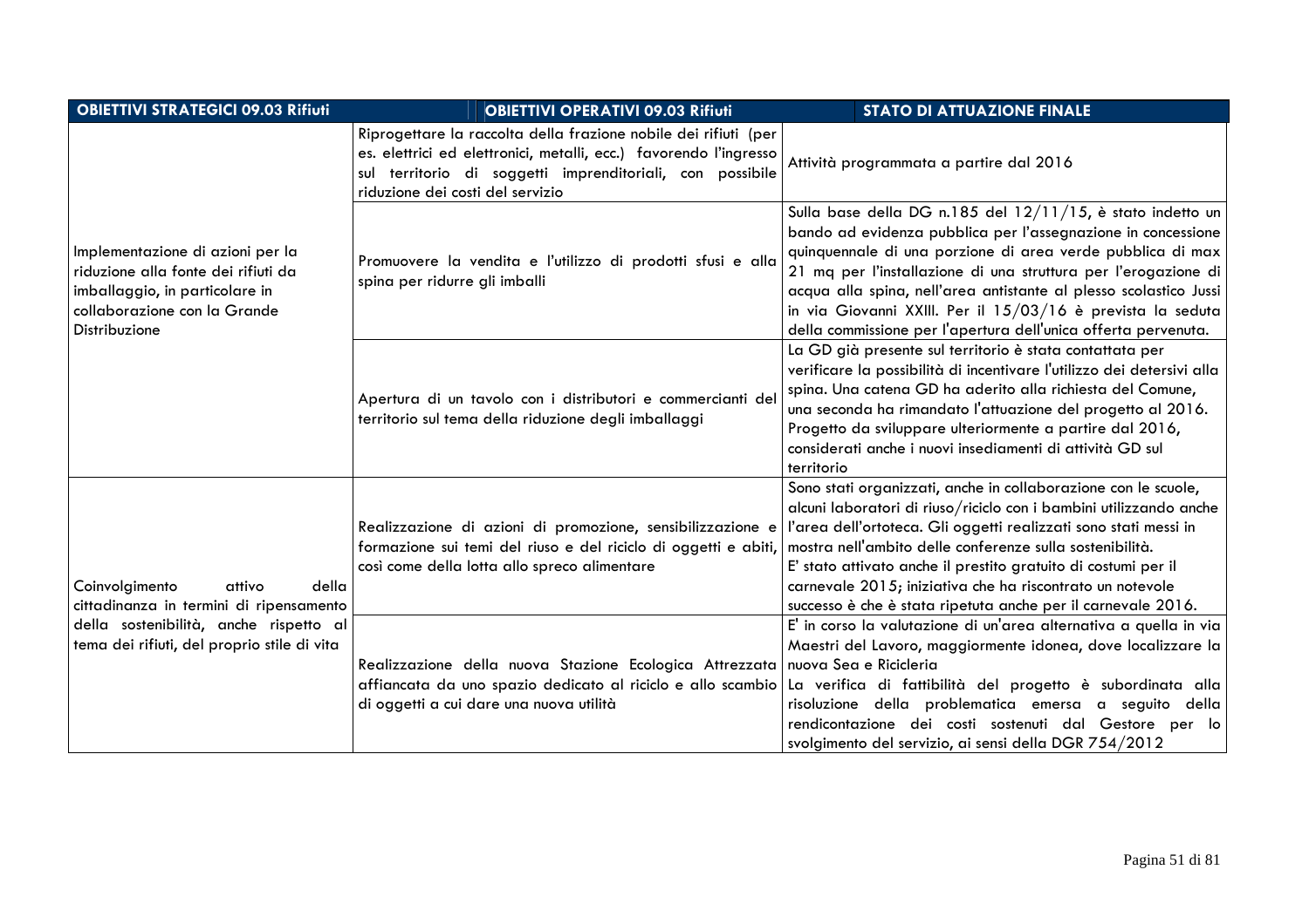| OBIETTIVI STRATEGICI 09.03 Rifiuti | OBIETTIVI OPERATIVI 09.03 Rifiuti | STATO DI ATTUAZIONE FINALE |
|---|---|---|
| Implementazione di azioni per la riduzione alla fonte dei rifiuti da imballaggio, in particolare in collaborazione con la Grande Distribuzione | Riprogettare la raccolta della frazione nobile dei rifiuti (per es. elettrici ed elettronici, metalli, ecc.) favorendo l'ingresso sul territorio di soggetti imprenditoriali, con possibile riduzione dei costi del servizio | Attività programmata a partire dal 2016 |
| | Promuovere la vendita e l'utilizzo di prodotti sfusi e alla spina per ridurre gli imballi | Sulla base della DG n.185 del 12/11/15, è stato indetto un bando ad evidenza pubblica per l'assegnazione in concessione quinquennale di una porzione di area verde pubblica di max 21 mq per l'installazione di una struttura per l'erogazione di acqua alla spina, nell'area antistante al plesso scolastico Jussi in via Giovanni XXIII. Per il 15/03/16 è prevista la seduta della commissione per l'apertura dell'unica offerta pervenuta. |
| | Apertura di un tavolo con i distributori e commercianti del territorio sul tema della riduzione degli imballaggi | La GD già presente sul territorio è stata contattata per verificare la possibilità di incentivare l'utilizzo dei detersivi alla spina. Una catena GD ha aderito alla richiesta del Comune, una seconda ha rimandato l'attuazione del progetto al 2016. Progetto da sviluppare ulteriormente a partire dal 2016, considerati anche i nuovi insediamenti di attività GD sul territorio |
| Coinvolgimento attivo della cittadinanza in termini di ripensamento della sostenibilità, anche rispetto al tema dei rifiuti, del proprio stile di vita | Realizzazione di azioni di promozione, sensibilizzazione e formazione sui temi del riuso e del riciclo di oggetti e abiti, così come della lotta allo spreco alimentare | Sono stati organizzati, anche in collaborazione con le scuole, alcuni laboratori di riuso/riciclo con i bambini utilizzando anche l'area dell'ortoteca. Gli oggetti realizzati sono stati messi in mostra nell'ambito delle conferenze sulla sostenibilità.<br>E' stato attivato anche il prestito gratuito di costumi per il carnevale 2015; iniziativa che ha riscontrato un notevole successo è che è stata ripetuta anche per il carnevale 2016. |
| | Realizzazione della nuova Stazione Ecologica Attrezzata affiancata da uno spazio dedicato al riciclo e allo scambio di oggetti a cui dare una nuova utilità | E' in corso la valutazione di un'area alternativa a quella in via Maestri del Lavoro, maggiormente idonea, dove localizzare la nuova Sea e Ricicleria<br>La verifica di fattibilità del progetto è subordinata alla risoluzione della problematica emersa a seguito della rendicontazione dei costi sostenuti dal Gestore per lo svolgimento del servizio, ai sensi della DGR 754/2012 |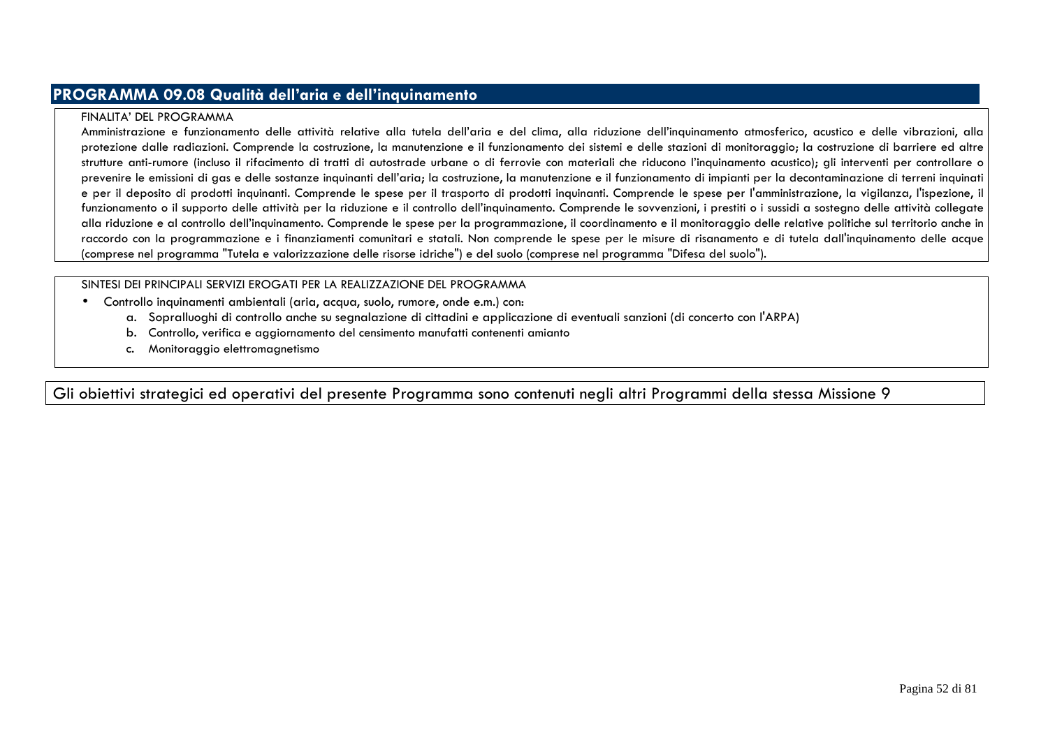## PROGRAMMA 09.08 Qualità dell'aria e dell'inquinamento

FINALITA' DEL PROGRAMMA

Amministrazione e funzionamento delle attività relative alla tutela dell'aria e del clima, alla riduzione dell'inquinamento atmosferico, acustico e delle vibrazioni, alla protezione dalle radiazioni. Comprende la costruzione, la manutenzione e il funzionamento dei sistemi e delle stazioni di monitoraggio; la costruzione di barriere ed altre strutture anti-rumore (incluso il rifacimento di tratti di autostrade urbane o di ferrovie con materiali che riducono l'inquinamento acustico); gli interventi per controllare o prevenire le emissioni di gas e delle sostanze inquinanti dell'aria; la costruzione, la manutenzione e il funzionamento di impianti per la decontaminazione di terreni inquinati e per il deposito di prodotti inquinanti. Comprende le spese per il trasporto di prodotti inquinanti. Comprende le spese per l'amministrazione, la vigilanza, l'ispezione, il funzionamento o il supporto delle attività per la riduzione e il controllo dell'inquinamento. Comprende le sovvenzioni, i prestiti o i sussidi a sostegno delle attività collegate alla riduzione e al controllo dell'inquinamento. Comprende le spese per la programmazione, il coordinamento e il monitoraggio delle relative politiche sul territorio anche in raccordo con la programmazione e i finanziamenti comunitari e statali. Non comprende le spese per le misure di risanamento e di tutela dall'inquinamento delle acque (comprese nel programma "Tutela e valorizzazione delle risorse idriche") e del suolo (comprese nel programma "Difesa del suolo").

SINTESI DEI PRINCIPALI SERVIZI EROGATI PER LA REALIZZAZIONE DEL PROGRAMMA

- Controllo inquinamenti ambientali (aria, acqua, suolo, rumore, onde e.m.) con:
  a. Sopralluoghi di controllo anche su segnalazione di cittadini e applicazione di eventuali sanzioni (di concerto con l'ARPA)
  b. Controllo, verifica e aggiornamento del censimento manufatti contenenti amianto
  c. Monitoraggio elettromagnetismo

Gli obiettivi strategici ed operativi del presente Programma sono contenuti negli altri Programmi della stessa Missione 9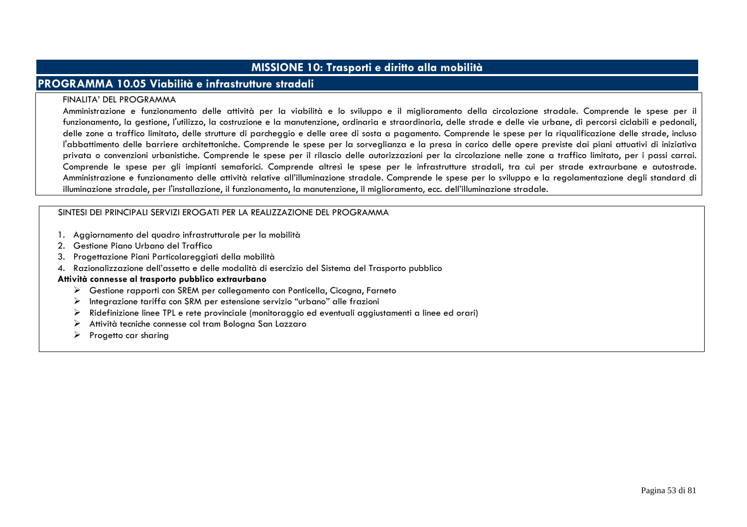# MISSIONE 10: Trasporti e diritto alla mobilità

## PROGRAMMA 10.05 Viabilità e infrastrutture stradali

FINALITA' DEL PROGRAMMA

Amministrazione e funzionamento delle attività per la viabilità e lo sviluppo e il miglioramento della circolazione stradale. Comprende le spese per il funzionamento, la gestione, l'utilizzo, la costruzione e la manutenzione, ordinaria e straordinaria, delle strade e delle vie urbane, di percorsi ciclabili e pedonali, delle zone a traffico limitato, delle strutture di parcheggio e delle aree di sosta a pagamento. Comprende le spese per la riqualificazione delle strade, incluso l'abbattimento delle barriere architettoniche. Comprende le spese per la sorveglianza e la presa in carico delle opere previste dai piani attuativi di iniziativa privata o convenzioni urbanistiche. Comprende le spese per il rilascio delle autorizzazioni per la circolazione nelle zone a traffico limitato, per i passi carrai. Comprende le spese per gli impianti semaforici. Comprende altresì le spese per le infrastrutture stradali, tra cui per strade extraurbane e autostrade. Amministrazione e funzionamento delle attività relative all'illuminazione stradale. Comprende le spese per lo sviluppo e la regolamentazione degli standard di illuminazione stradale, per l'installazione, il funzionamento, la manutenzione, il miglioramento, ecc. dell'illuminazione stradale.

SINTESI DEI PRINCIPALI SERVIZI EROGATI PER LA REALIZZAZIONE DEL PROGRAMMA

1. Aggiornamento del quadro infrastrutturale per la mobilità
2. Gestione Piano Urbano del Traffico
3. Progettazione Piani Particolareggiati della mobilità
4. Razionalizzazione dell'assetto e delle modalità di esercizio del Sistema del Trasporto pubblico

**Attività connesse al trasporto pubblico extraurbano**

- Gestione rapporti con SREM per collegamento con Ponticella, Cicogna, Farneto
- Integrazione tariffa con SRM per estensione servizio "urbano" alle frazioni
- Ridefinizione linee TPL e rete provinciale (monitoraggio ed eventuali aggiustamenti a linee ed orari)
- Attività tecniche connesse col tram Bologna San Lazzaro
- Progetto car sharing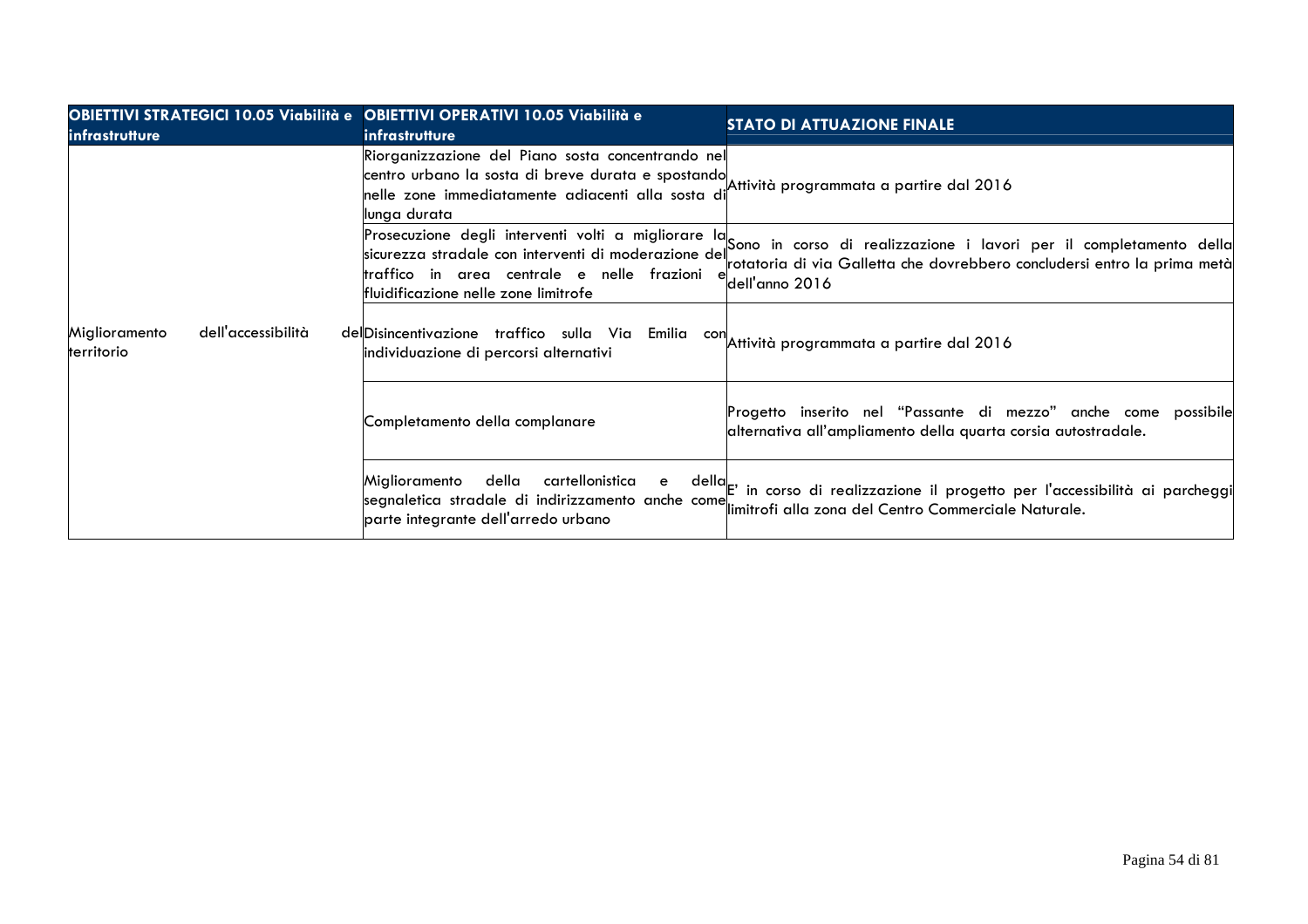| OBIETTIVI STRATEGICI 10.05 Viabilità e infrastrutture | OBIETTIVI OPERATIVI 10.05 Viabilità e infrastrutture | STATO DI ATTUAZIONE FINALE |
|---|---|---|
| Miglioramento dell'accessibilità del territorio | Riorganizzazione del Piano sosta concentrando nel centro urbano la sosta di breve durata e spostando nelle zone immediatamente adiacenti alla sosta di lunga durata | Attività programmata a partire dal 2016 |
| | Prosecuzione degli interventi volti a migliorare la sicurezza stradale con interventi di moderazione del traffico in area centrale e nelle frazioni e fluidificazione nelle zone limitrofe | Sono in corso di realizzazione i lavori per il completamento della rotatoria di via Galletta che dovrebbero concludersi entro la prima metà dell'anno 2016 |
| | Disincentivazione traffico sulla Via Emilia con individuazione di percorsi alternativi | Attività programmata a partire dal 2016 |
| | Completamento della complanare | Progetto inserito nel "Passante di mezzo" anche come possibile alternativa all'ampliamento della quarta corsia autostradale. |
| | Miglioramento della cartellonistica e della segnaletica stradale di indirizzamento anche come parte integrante dell'arredo urbano | E' in corso di realizzazione il progetto per l'accessibilità ai parcheggi limitrofi alla zona del Centro Commerciale Naturale. |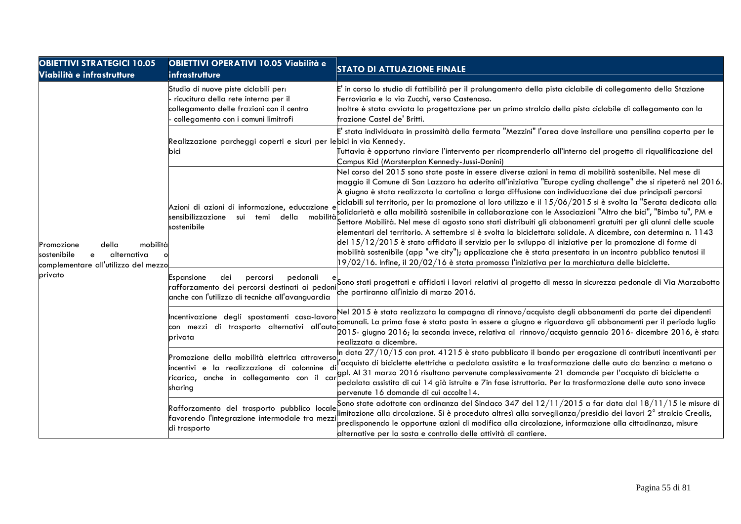| OBIETTIVI STRATEGICI 10.05 Viabilità e infrastrutture | OBIETTIVI OPERATIVI 10.05 Viabilità e infrastrutture | STATO DI ATTUAZIONE FINALE |
|---|---|---|
| Promozione della mobilità sostenibile e alternativa o complementare all'utilizzo del mezzo privato | Studio di nuove piste ciclabili per:<br>- ricucitura della rete interna per il collegamento delle frazioni con il centro<br>- collegamento con i comuni limitrofi | E' in corso lo studio di fattibilità per il prolungamento della pista ciclabile di collegamento della Stazione Ferroviaria e la via Zucchi, verso Castenaso.<br>Inoltre è stata avviata la progettazione per un primo stralcio della pista ciclabile di collegamento con la frazione Castel de' Britti. |
| | Realizzazione parcheggi coperti e sicuri per le bici | E' stata individuata in prossimità della fermata "Mezzini" l'area dove installare una pensilina coperta per le bici in via Kennedy.<br>Tuttavia è opportuno rinviare l'intervento per ricomprenderlo all'interno del progetto di riqualificazione del Campus Kid (Marsterplan Kennedy-Jussi-Donini) |
| | Azioni di azioni di informazione, educazione e sensibilizzazione sui temi della mobilità sostenibile | Nel corso del 2015 sono state poste in essere diverse azioni in tema di mobilità sostenibile. Nel mese di maggio il Comune di San Lazzaro ha aderito all'iniziativa "Europe cycling challenge" che si ripeterà nel 2016. A giugno è stata realizzata la cartolina a larga diffusione con individuazione dei due principali percorsi ciclabili sul territorio, per la promozione al loro utilizzo e il 15/06/2015 si è svolta la "Serata dedicata alla solidarietà e alla mobilità sostenibile in collaborazione con le Associazioni "Altro che bici", "Bimbo tu", PM e Settore Mobilità. Nel mese di agosto sono stati distribuiti gli abbonamenti gratuiti per gli alunni delle scuole elementari del territorio. A settembre si è svolta la biciclettata solidale. A dicembre, con determina n. 1143 del 15/12/2015 è stato affidato il servizio per lo sviluppo di iniziative per la promozione di forme di mobilità sostenibile (app "we city"); applicazione che è stata presentata in un incontro pubblico tenutosi il 19/02/16. Infine, il 20/02/16 è stata promossa l'iniziativa per la marchiatura delle biciclette. |
| | Espansione dei percorsi pedonali e rafforzamento dei percorsi destinati ai pedoni anche con l'utilizzo di tecniche all'avanguardia | Sono stati progettati e affidati i lavori relativi al progetto di messa in sicurezza pedonale di Via Marzabotto che partiranno all'inizio di marzo 2016. |
| | Incentivazione degli spostamenti casa-lavoro con mezzi di trasporto alternativi all'auto privata | Nel 2015 è stata realizzata la campagna di rinnovo/acquisto degli abbonamenti da parte dei dipendenti comunali. La prima fase è stata posta in essere a giugno e riguardava gli abbonamenti per il periodo luglio 2015- giugno 2016; la seconda invece, relativa al rinnovo/acquisto gennaio 2016- dicembre 2016, è stata realizzata a dicembre. |
| | Promozione della mobilità elettrica attraverso incentivi e la realizzazione di colonnine di ricarica, anche in collegamento con il car sharing | In data 27/10/15 con prot. 41215 è stato pubblicato il bando per erogazione di contributi incentivanti per l'acquisto di biciclette elettriche a pedalata assistita e la trasformazione delle auto da benzina a metano o gpl. Al 31 marzo 2016 risultano pervenute complessivamente 21 domande per l'acquisto di biciclette a pedalata assistita di cui 14 già istruite e 7in fase istruttoria. Per la trasformazione delle auto sono invece pervenute 16 domande di cui accolte14. |
| | Rafforzamento del trasporto pubblico locale favorendo l'integrazione intermodale tra mezzi di trasporto | Sono state adottate con ordinanza del Sindaco 347 del 12/11/2015 a far data dal 18/11/15 le misure di limitazione alla circolazione. Si è proceduto altresì alla sorveglianza/presidio dei lavori 2° stralcio Crealis, predisponendo le opportune azioni di modifica alla circolazione, informazione alla cittadinanza, misure alternative per la sosta e controllo delle attività di cantiere. |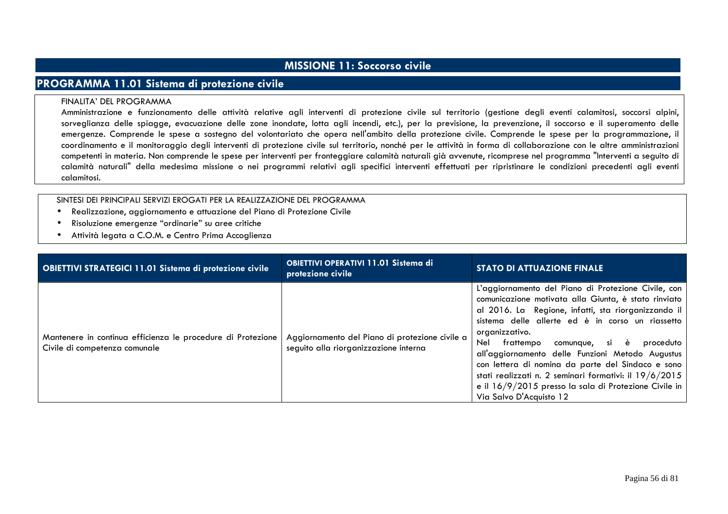# MISSIONE 11: Soccorso civile

## PROGRAMMA 11.01 Sistema di protezione civile

FINALITA' DEL PROGRAMMA

Amministrazione e funzionamento delle attività relative agli interventi di protezione civile sul territorio (gestione degli eventi calamitosi, soccorsi alpini, sorveglianza delle spiagge, evacuazione delle zone inondate, lotta agli incendi, etc.), per la previsione, la prevenzione, il soccorso e il superamento delle emergenze. Comprende le spese a sostegno del volontariato che opera nell'ambito della protezione civile. Comprende le spese per la programmazione, il coordinamento e il monitoraggio degli interventi di protezione civile sul territorio, nonché per le attività in forma di collaborazione con le altre amministrazioni competenti in materia. Non comprende le spese per interventi per fronteggiare calamità naturali già avvenute, ricomprese nel programma "Interventi a seguito di calamità naturali" della medesima missione o nei programmi relativi agli specifici interventi effettuati per ripristinare le condizioni precedenti agli eventi calamitosi.

SINTESI DEI PRINCIPALI SERVIZI EROGATI PER LA REALIZZAZIONE DEL PROGRAMMA

- Realizzazione, aggiornamento e attuazione del Piano di Protezione Civile
- Risoluzione emergenze "ordinarie" su aree critiche
- Attività legata a C.O.M. e Centro Prima Accoglienza

| OBIETTIVI STRATEGICI 11.01 Sistema di protezione civile | OBIETTIVI OPERATIVI 11.01 Sistema di protezione civile | STATO DI ATTUAZIONE FINALE |
|---|---|---|
| Mantenere in continua efficienza le procedure di Protezione Civile di competenza comunale | Aggiornamento del Piano di protezione civile a seguito alla riorganizzazione interna | L'aggiornamento del Piano di Protezione Civile, con comunicazione motivata alla Giunta, è stato rinviato al 2016. La Regione, infatti, sta riorganizzando il sistema delle allerte ed è in corso un riassetto organizzativo.<br>Nel frattempo comunque, si è proceduto all'aggiornamento delle Funzioni Metodo Augustus con lettera di nomina da parte del Sindaco e sono stati realizzati n. 2 seminari formativi: il 19/6/2015 e il 16/9/2015 presso la sala di Protezione Civile in Via Salvo D'Acquisto 12 |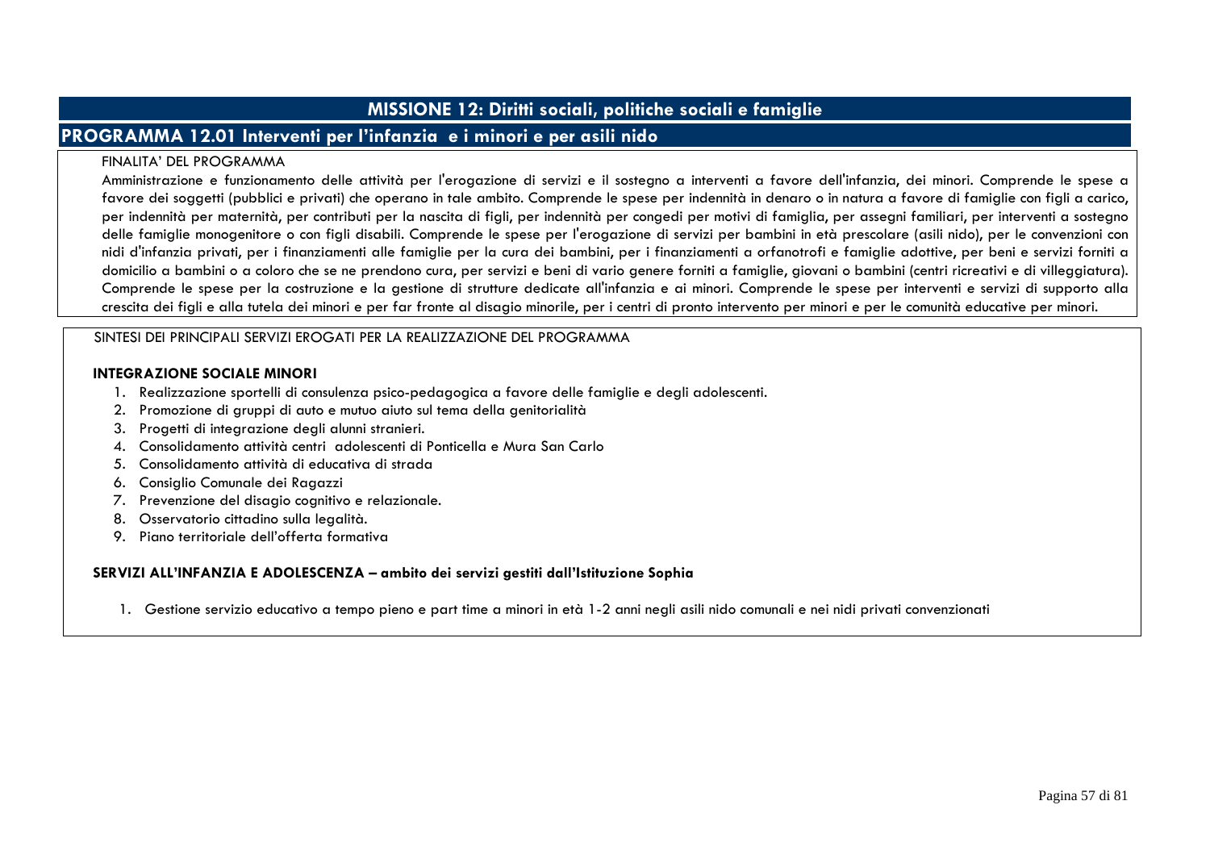# MISSIONE 12: Diritti sociali, politiche sociali e famiglie

## PROGRAMMA 12.01 Interventi per l'infanzia e i minori e per asili nido

FINALITA' DEL PROGRAMMA

Amministrazione e funzionamento delle attività per l'erogazione di servizi e il sostegno a interventi a favore dell'infanzia, dei minori. Comprende le spese a favore dei soggetti (pubblici e privati) che operano in tale ambito. Comprende le spese per indennità in denaro o in natura a favore di famiglie con figli a carico, per indennità per maternità, per contributi per la nascita di figli, per indennità per congedi per motivi di famiglia, per assegni familiari, per interventi a sostegno delle famiglie monogenitore o con figli disabili. Comprende le spese per l'erogazione di servizi per bambini in età prescolare (asili nido), per le convenzioni con nidi d'infanzia privati, per i finanziamenti alle famiglie per la cura dei bambini, per i finanziamenti a orfanotrofi e famiglie adottive, per beni e servizi forniti a domicilio a bambini o a coloro che se ne prendono cura, per servizi e beni di vario genere forniti a famiglie, giovani o bambini (centri ricreativi e di villeggiatura). Comprende le spese per la costruzione e la gestione di strutture dedicate all'infanzia e ai minori. Comprende le spese per interventi e servizi di supporto alla crescita dei figli e alla tutela dei minori e per far fronte al disagio minorile, per i centri di pronto intervento per minori e per le comunità educative per minori.

SINTESI DEI PRINCIPALI SERVIZI EROGATI PER LA REALIZZAZIONE DEL PROGRAMMA

**INTEGRAZIONE SOCIALE MINORI**

1. Realizzazione sportelli di consulenza psico-pedagogica a favore delle famiglie e degli adolescenti.
2. Promozione di gruppi di auto e mutuo aiuto sul tema della genitorialità
3. Progetti di integrazione degli alunni stranieri.
4. Consolidamento attività centri adolescenti di Ponticella e Mura San Carlo
5. Consolidamento attività di educativa di strada
6. Consiglio Comunale dei Ragazzi
7. Prevenzione del disagio cognitivo e relazionale.
8. Osservatorio cittadino sulla legalità.
9. Piano territoriale dell'offerta formativa

**SERVIZI ALL'INFANZIA E ADOLESCENZA – ambito dei servizi gestiti dall'Istituzione Sophia**

1. Gestione servizio educativo a tempo pieno e part time a minori in età 1-2 anni negli asili nido comunali e nei nidi privati convenzionati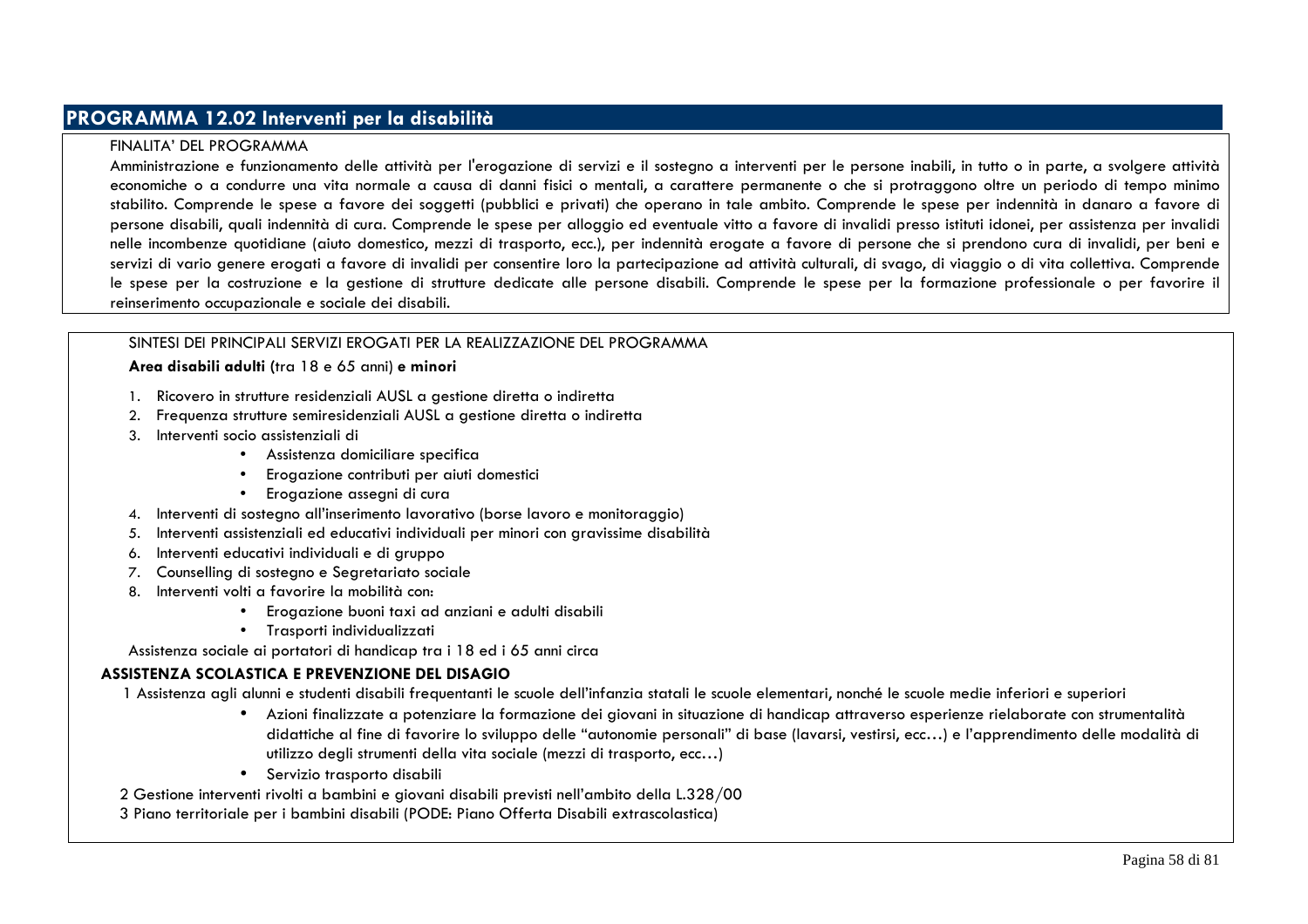## PROGRAMMA 12.02 Interventi per la disabilità

FINALITA' DEL PROGRAMMA

Amministrazione e funzionamento delle attività per l'erogazione di servizi e il sostegno a interventi per le persone inabili, in tutto o in parte, a svolgere attività economiche o a condurre una vita normale a causa di danni fisici o mentali, a carattere permanente o che si protraggono oltre un periodo di tempo minimo stabilito. Comprende le spese a favore dei soggetti (pubblici e privati) che operano in tale ambito. Comprende le spese per indennità in danaro a favore di persone disabili, quali indennità di cura. Comprende le spese per alloggio ed eventuale vitto a favore di invalidi presso istituti idonei, per assistenza per invalidi nelle incombenze quotidiane (aiuto domestico, mezzi di trasporto, ecc.), per indennità erogate a favore di persone che si prendono cura di invalidi, per beni e servizi di vario genere erogati a favore di invalidi per consentire loro la partecipazione ad attività culturali, di svago, di viaggio o di vita collettiva. Comprende le spese per la costruzione e la gestione di strutture dedicate alle persone disabili. Comprende le spese per la formazione professionale o per favorire il reinserimento occupazionale e sociale dei disabili.

SINTESI DEI PRINCIPALI SERVIZI EROGATI PER LA REALIZZAZIONE DEL PROGRAMMA

**Area disabili adulti** (tra 18 e 65 anni) **e minori**

1. Ricovero in strutture residenziali AUSL a gestione diretta o indiretta
2. Frequenza strutture semiresidenziali AUSL a gestione diretta o indiretta
3. Interventi socio assistenziali di
   - Assistenza domiciliare specifica
   - Erogazione contributi per aiuti domestici
   - Erogazione assegni di cura
4. Interventi di sostegno all'inserimento lavorativo (borse lavoro e monitoraggio)
5. Interventi assistenziali ed educativi individuali per minori con gravissime disabilità
6. Interventi educativi individuali e di gruppo
7. Counselling di sostegno e Segretariato sociale
8. Interventi volti a favorire la mobilità con:
   - Erogazione buoni taxi ad anziani e adulti disabili
   - Trasporti individualizzati

Assistenza sociale ai portatori di handicap tra i 18 ed i 65 anni circa

**ASSISTENZA SCOLASTICA E PREVENZIONE DEL DISAGIO**

1 Assistenza agli alunni e studenti disabili frequentanti le scuole dell'infanzia statali le scuole elementari, nonché le scuole medie inferiori e superiori

- Azioni finalizzate a potenziare la formazione dei giovani in situazione di handicap attraverso esperienze rielaborate con strumentalità didattiche al fine di favorire lo sviluppo delle "autonomie personali" di base (lavarsi, vestirsi, ecc…) e l'apprendimento delle modalità di utilizzo degli strumenti della vita sociale (mezzi di trasporto, ecc…)
- Servizio trasporto disabili

2 Gestione interventi rivolti a bambini e giovani disabili previsti nell'ambito della L.328/00

3 Piano territoriale per i bambini disabili (PODE: Piano Offerta Disabili extrascolastica)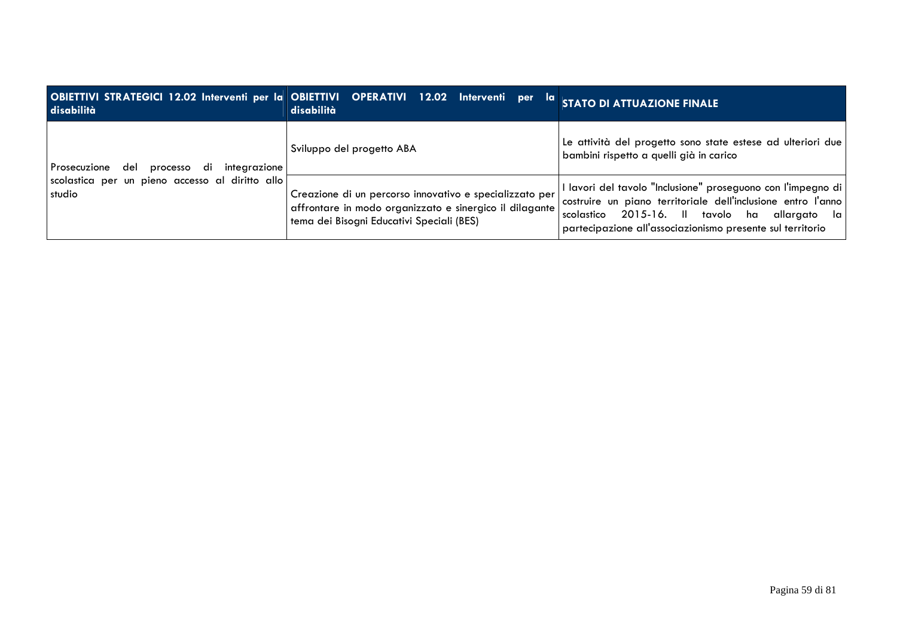| OBIETTIVI STRATEGICI 12.02 Interventi per la disabilità | OBIETTIVI OPERATIVI 12.02 Interventi per la disabilità | STATO DI ATTUAZIONE FINALE |
|---|---|---|
| Prosecuzione del processo di integrazione scolastica per un pieno accesso al diritto allo studio | Sviluppo del progetto ABA | Le attività del progetto sono state estese ad ulteriori due bambini rispetto a quelli già in carico |
| | Creazione di un percorso innovativo e specializzato per affrontare in modo organizzato e sinergico il dilagante tema dei Bisogni Educativi Speciali (BES) | I lavori del tavolo "Inclusione" proseguono con l'impegno di costruire un piano territoriale dell'inclusione entro l'anno scolastico 2015-16. Il tavolo ha allargato la partecipazione all'associazionismo presente sul territorio |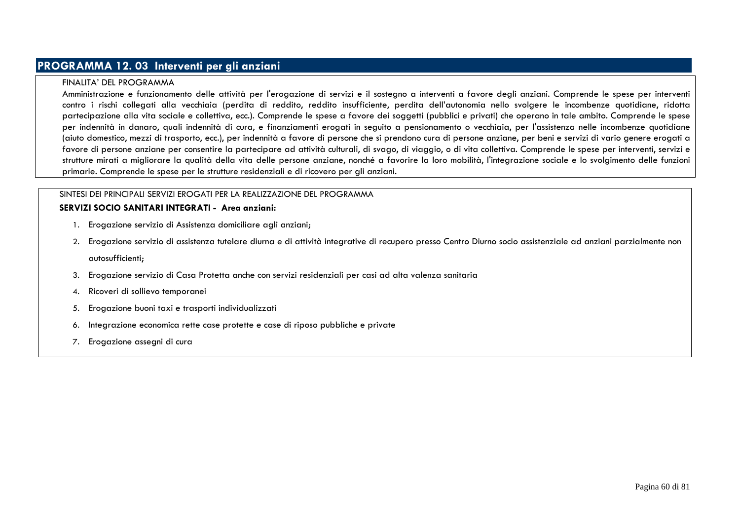## PROGRAMMA 12. 03 Interventi per gli anziani

FINALITA' DEL PROGRAMMA

Amministrazione e funzionamento delle attività per l'erogazione di servizi e il sostegno a interventi a favore degli anziani. Comprende le spese per interventi contro i rischi collegati alla vecchiaia (perdita di reddito, reddito insufficiente, perdita dell'autonomia nello svolgere le incombenze quotidiane, ridotta partecipazione alla vita sociale e collettiva, ecc.). Comprende le spese a favore dei soggetti (pubblici e privati) che operano in tale ambito. Comprende le spese per indennità in danaro, quali indennità di cura, e finanziamenti erogati in seguito a pensionamento o vecchiaia, per l'assistenza nelle incombenze quotidiane (aiuto domestico, mezzi di trasporto, ecc.), per indennità a favore di persone che si prendono cura di persone anziane, per beni e servizi di vario genere erogati a favore di persone anziane per consentire la partecipare ad attività culturali, di svago, di viaggio, o di vita collettiva. Comprende le spese per interventi, servizi e strutture mirati a migliorare la qualità della vita delle persone anziane, nonché a favorire la loro mobilità, l'integrazione sociale e lo svolgimento delle funzioni primarie. Comprende le spese per le strutture residenziali e di ricovero per gli anziani.

SINTESI DEI PRINCIPALI SERVIZI EROGATI PER LA REALIZZAZIONE DEL PROGRAMMA

**SERVIZI SOCIO SANITARI INTEGRATI - Area anziani:**

1. Erogazione servizio di Assistenza domiciliare agli anziani;
2. Erogazione servizio di assistenza tutelare diurna e di attività integrative di recupero presso Centro Diurno socio assistenziale ad anziani parzialmente non autosufficienti;
3. Erogazione servizio di Casa Protetta anche con servizi residenziali per casi ad alta valenza sanitaria
4. Ricoveri di sollievo temporanei
5. Erogazione buoni taxi e trasporti individualizzati
6. Integrazione economica rette case protette e case di riposo pubbliche e private
7. Erogazione assegni di cura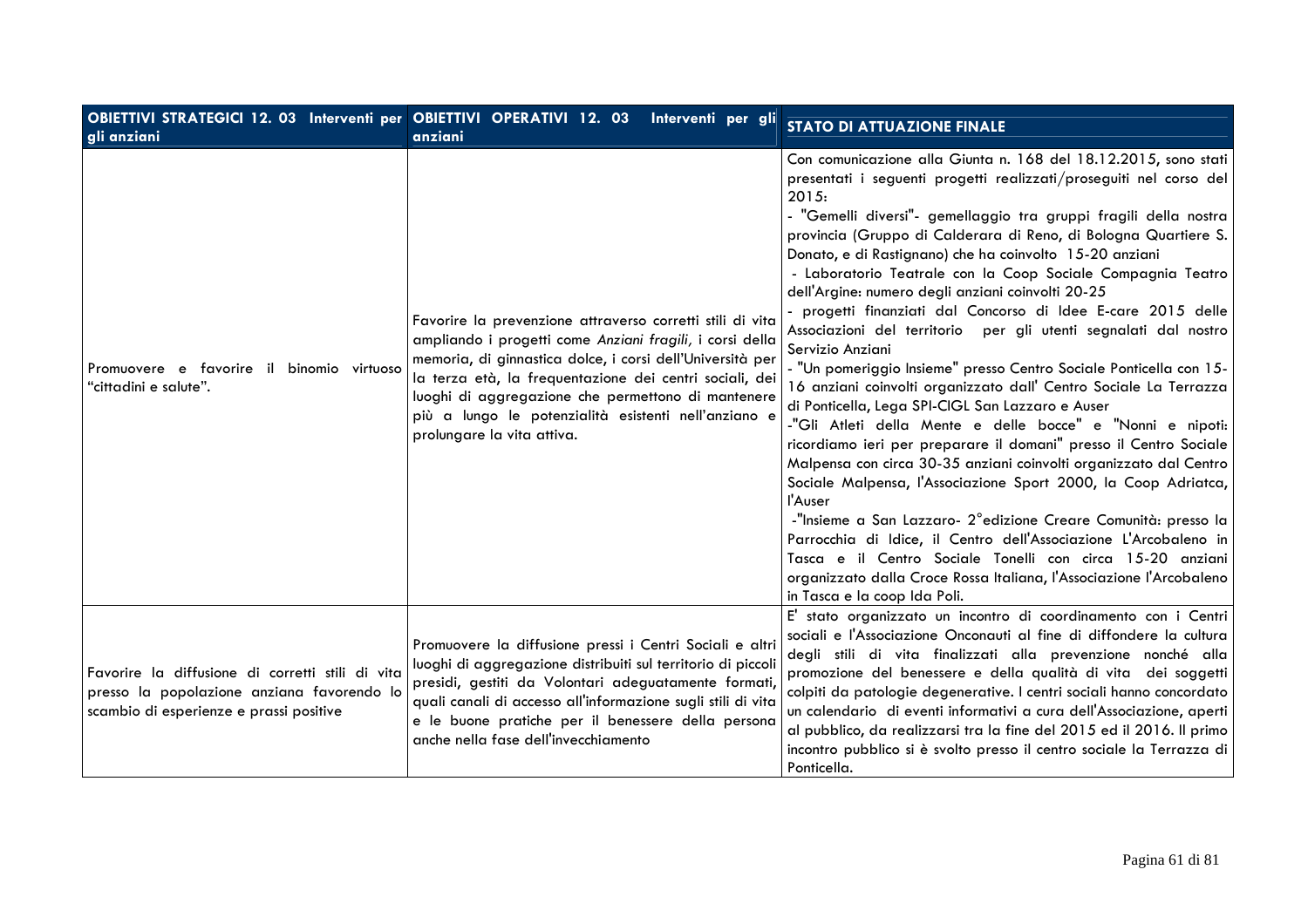| OBIETTIVI STRATEGICI 12. 03 Interventi per gli anziani | OBIETTIVI OPERATIVI 12. 03 Interventi per gli anziani | STATO DI ATTUAZIONE FINALE |
|---|---|---|
| Promuovere e favorire il binomio virtuoso "cittadini e salute". | Favorire la prevenzione attraverso corretti stili di vita ampliando i progetti come *Anziani fragili,* i corsi della memoria, di ginnastica dolce, i corsi dell'Università per la terza età, la frequentazione dei centri sociali, dei luoghi di aggregazione che permettono di mantenere più a lungo le potenzialità esistenti nell'anziano e prolungare la vita attiva. | Con comunicazione alla Giunta n. 168 del 18.12.2015, sono stati presentati i seguenti progetti realizzati/proseguiti nel corso del 2015:<br>- "Gemelli diversi"- gemellaggio tra gruppi fragili della nostra provincia (Gruppo di Calderara di Reno, di Bologna Quartiere S. Donato, e di Rastignano) che ha coinvolto 15-20 anziani<br>- Laboratorio Teatrale con la Coop Sociale Compagnia Teatro dell'Argine: numero degli anziani coinvolti 20-25<br>- progetti finanziati dal Concorso di Idee E-care 2015 delle Associazioni del territorio per gli utenti segnalati dal nostro Servizio Anziani<br>- "Un pomeriggio Insieme" presso Centro Sociale Ponticella con 15-16 anziani coinvolti organizzato dall' Centro Sociale La Terrazza di Ponticella, Lega SPI-CIGL San Lazzaro e Auser<br>-"Gli Atleti della Mente e delle bocce" e "Nonni e nipoti: ricordiamo ieri per preparare il domani" presso il Centro Sociale Malpensa con circa 30-35 anziani coinvolti organizzato dal Centro Sociale Malpensa, l'Associazione Sport 2000, la Coop Adriatca, l'Auser<br>-"Insieme a San Lazzaro- 2°edizione Creare Comunità: presso la Parrocchia di Idice, il Centro dell'Associazione L'Arcobaleno in Tasca e il Centro Sociale Tonelli con circa 15-20 anziani organizzato dalla Croce Rossa Italiana, l'Associazione l'Arcobaleno in Tasca e la coop Ida Poli. |
| Favorire la diffusione di corretti stili di vita presso la popolazione anziana favorendo lo scambio di esperienze e prassi positive | Promuovere la diffusione pressi i Centri Sociali e altri luoghi di aggregazione distribuiti sul territorio di piccoli presidi, gestiti da Volontari adeguatamente formati, quali canali di accesso all'informazione sugli stili di vita e le buone pratiche per il benessere della persona anche nella fase dell'invecchiamento | E' stato organizzato un incontro di coordinamento con i Centri sociali e l'Associazione Onconauti al fine di diffondere la cultura degli stili di vita finalizzati alla prevenzione nonché alla promozione del benessere e della qualità di vita dei soggetti colpiti da patologie degenerative. I centri sociali hanno concordato un calendario di eventi informativi a cura dell'Associazione, aperti al pubblico, da realizzarsi tra la fine del 2015 ed il 2016. Il primo incontro pubblico si è svolto presso il centro sociale la Terrazza di Ponticella. |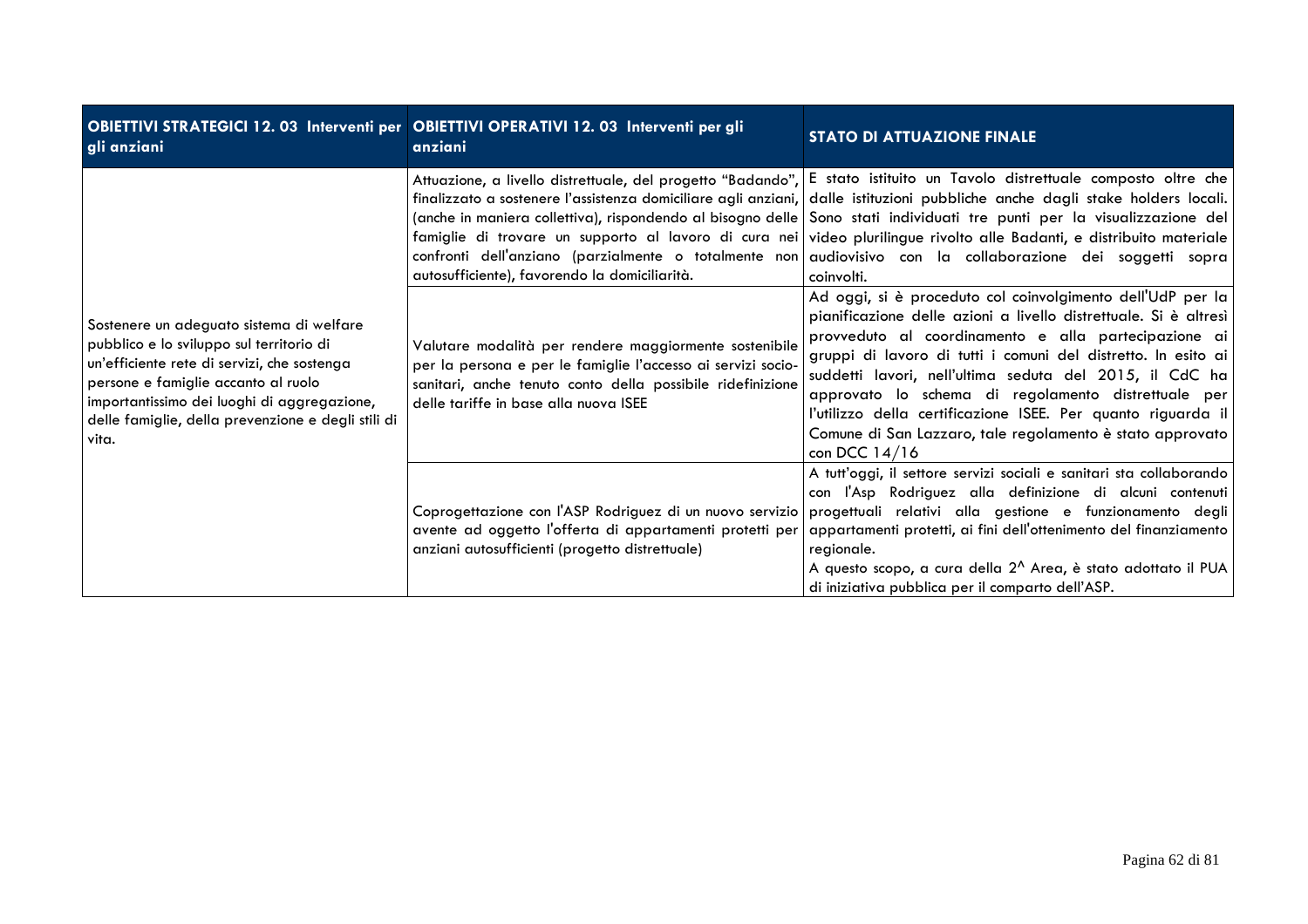| OBIETTIVI STRATEGICI 12. 03 Interventi per gli anziani | OBIETTIVI OPERATIVI 12. 03 Interventi per gli anziani | STATO DI ATTUAZIONE FINALE |
|---|---|---|
| Sostenere un adeguato sistema di welfare pubblico e lo sviluppo sul territorio di un'efficiente rete di servizi, che sostenga persone e famiglie accanto al ruolo importantissimo dei luoghi di aggregazione, delle famiglie, della prevenzione e degli stili di vita. | Attuazione, a livello distrettuale, del progetto "Badando", finalizzato a sostenere l'assistenza domiciliare agli anziani, (anche in maniera collettiva), rispondendo al bisogno delle famiglie di trovare un supporto al lavoro di cura nei confronti dell'anziano (parzialmente o totalmente non autosufficiente), favorendo la domiciliarità. | E stato istituito un Tavolo distrettuale composto oltre che dalle istituzioni pubbliche anche dagli stake holders locali. Sono stati individuati tre punti per la visualizzazione del video plurilingue rivolto alle Badanti, e distribuito materiale audiovisivo con la collaborazione dei soggetti sopra coinvolti. |
| | Valutare modalità per rendere maggiormente sostenibile per la persona e per le famiglie l'accesso ai servizi socio-sanitari, anche tenuto conto della possibile ridefinizione delle tariffe in base alla nuova ISEE | Ad oggi, si è proceduto col coinvolgimento dell'UdP per la pianificazione delle azioni a livello distrettuale. Si è altresì provveduto al coordinamento e alla partecipazione ai gruppi di lavoro di tutti i comuni del distretto. In esito ai suddetti lavori, nell'ultima seduta del 2015, il CdC ha approvato lo schema di regolamento distrettuale per l'utilizzo della certificazione ISEE. Per quanto riguarda il Comune di San Lazzaro, tale regolamento è stato approvato con DCC 14/16 |
| | Coprogettazione con l'ASP Rodriguez di un nuovo servizio avente ad oggetto l'offerta di appartamenti protetti per anziani autosufficienti (progetto distrettuale) | A tutt'oggi, il settore servizi sociali e sanitari sta collaborando con l'Asp Rodriguez alla definizione di alcuni contenuti progettuali relativi alla gestione e funzionamento degli appartamenti protetti, ai fini dell'ottenimento del finanziamento regionale.<br>A questo scopo, a cura della 2^ Area, è stato adottato il PUA di iniziativa pubblica per il comparto dell'ASP. |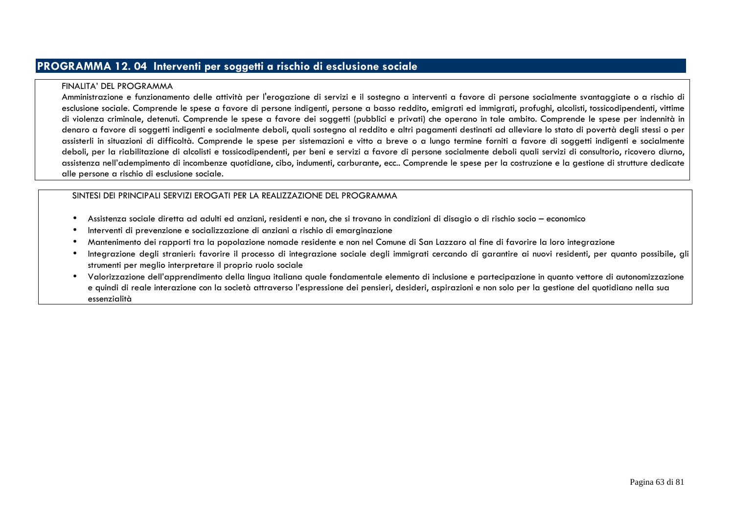## PROGRAMMA 12. 04 Interventi per soggetti a rischio di esclusione sociale

FINALITA' DEL PROGRAMMA

Amministrazione e funzionamento delle attività per l'erogazione di servizi e il sostegno a interventi a favore di persone socialmente svantaggiate o a rischio di esclusione sociale. Comprende le spese a favore di persone indigenti, persone a basso reddito, emigrati ed immigrati, profughi, alcolisti, tossicodipendenti, vittime di violenza criminale, detenuti. Comprende le spese a favore dei soggetti (pubblici e privati) che operano in tale ambito. Comprende le spese per indennità in denaro a favore di soggetti indigenti e socialmente deboli, quali sostegno al reddito e altri pagamenti destinati ad alleviare lo stato di povertà degli stessi o per assisterli in situazioni di difficoltà. Comprende le spese per sistemazioni e vitto a breve o a lungo termine forniti a favore di soggetti indigenti e socialmente deboli, per la riabilitazione di alcolisti e tossicodipendenti, per beni e servizi a favore di persone socialmente deboli quali servizi di consultorio, ricovero diurno, assistenza nell'adempimento di incombenze quotidiane, cibo, indumenti, carburante, ecc.. Comprende le spese per la costruzione e la gestione di strutture dedicate alle persone a rischio di esclusione sociale.

SINTESI DEI PRINCIPALI SERVIZI EROGATI PER LA REALIZZAZIONE DEL PROGRAMMA

- Assistenza sociale diretta ad adulti ed anziani, residenti e non, che si trovano in condizioni di disagio o di rischio socio – economico
- Interventi di prevenzione e socializzazione di anziani a rischio di emarginazione
- Mantenimento dei rapporti tra la popolazione nomade residente e non nel Comune di San Lazzaro al fine di favorire la loro integrazione
- Integrazione degli stranieri: favorire il processo di integrazione sociale degli immigrati cercando di garantire ai nuovi residenti, per quanto possibile, gli strumenti per meglio interpretare il proprio ruolo sociale
- Valorizzazione dell'apprendimento della lingua italiana quale fondamentale elemento di inclusione e partecipazione in quanto vettore di autonomizzazione e quindi di reale interazione con la società attraverso l'espressione dei pensieri, desideri, aspirazioni e non solo per la gestione del quotidiano nella sua essenzialità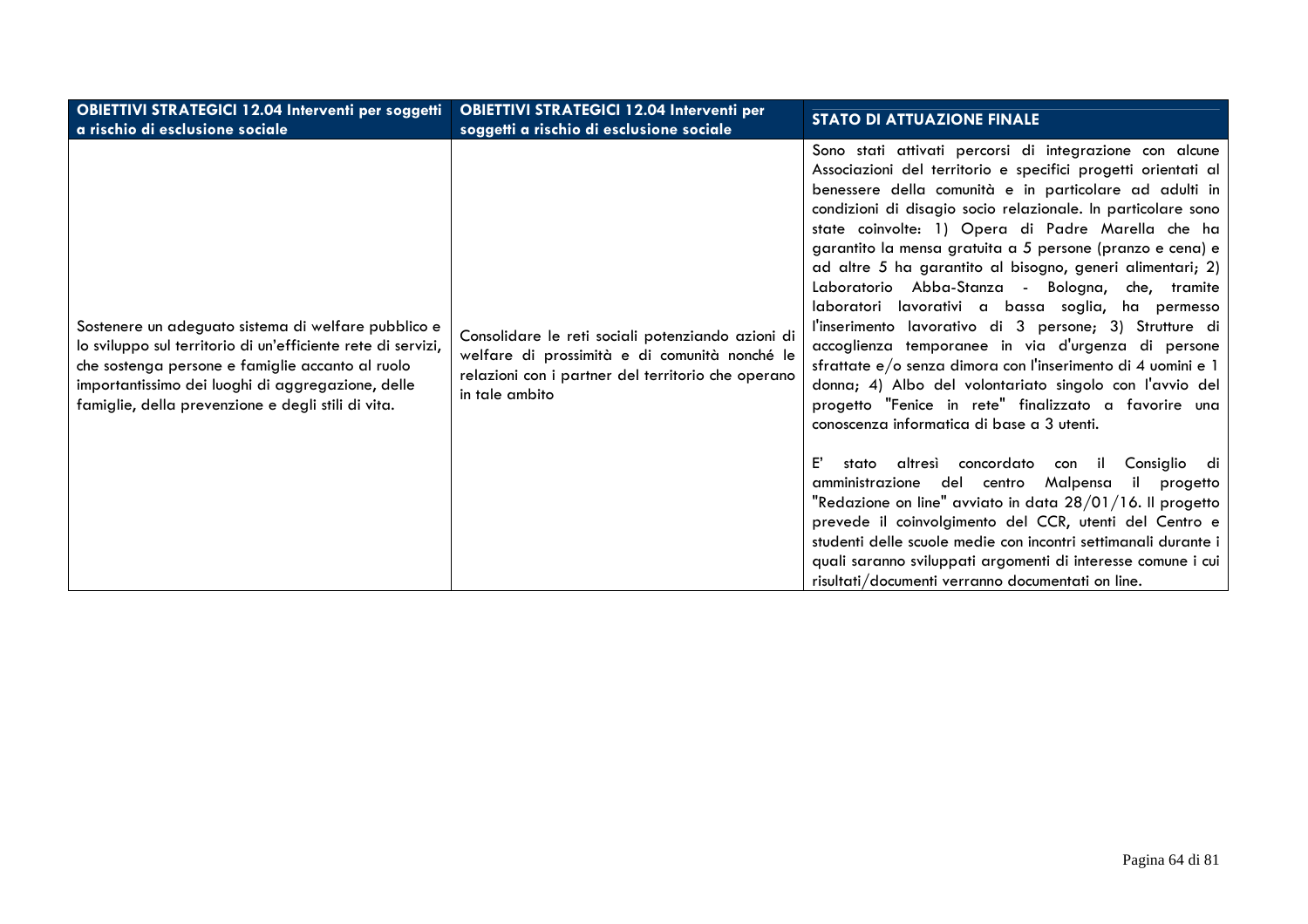| OBIETTIVI STRATEGICI 12.04 Interventi per soggetti a rischio di esclusione sociale | OBIETTIVI STRATEGICI 12.04 Interventi per soggetti a rischio di esclusione sociale | STATO DI ATTUAZIONE FINALE |
|---|---|---|
| Sostenere un adeguato sistema di welfare pubblico e lo sviluppo sul territorio di un'efficiente rete di servizi, che sostenga persone e famiglie accanto al ruolo importantissimo dei luoghi di aggregazione, delle famiglie, della prevenzione e degli stili di vita. | Consolidare le reti sociali potenziando azioni di welfare di prossimità e di comunità nonché le relazioni con i partner del territorio che operano in tale ambito | Sono stati attivati percorsi di integrazione con alcune Associazioni del territorio e specifici progetti orientati al benessere della comunità e in particolare ad adulti in condizioni di disagio socio relazionale. In particolare sono state coinvolte: 1) Opera di Padre Marella che ha garantito la mensa gratuita a 5 persone (pranzo e cena) e ad altre 5 ha garantito al bisogno, generi alimentari; 2) Laboratorio Abba-Stanza - Bologna, che, tramite laboratori lavorativi a bassa soglia, ha permesso l'inserimento lavorativo di 3 persone; 3) Strutture di accoglienza temporanee in via d'urgenza di persone sfrattate e/o senza dimora con l'inserimento di 4 uomini e 1 donna; 4) Albo del volontariato singolo con l'avvio del progetto "Fenice in rete" finalizzato a favorire una conoscenza informatica di base a 3 utenti.<br><br>E' stato altresì concordato con il Consiglio di amministrazione del centro Malpensa il progetto "Redazione on line" avviato in data 28/01/16. Il progetto prevede il coinvolgimento del CCR, utenti del Centro e studenti delle scuole medie con incontri settimanali durante i quali saranno sviluppati argomenti di interesse comune i cui risultati/documenti verranno documentati on line. |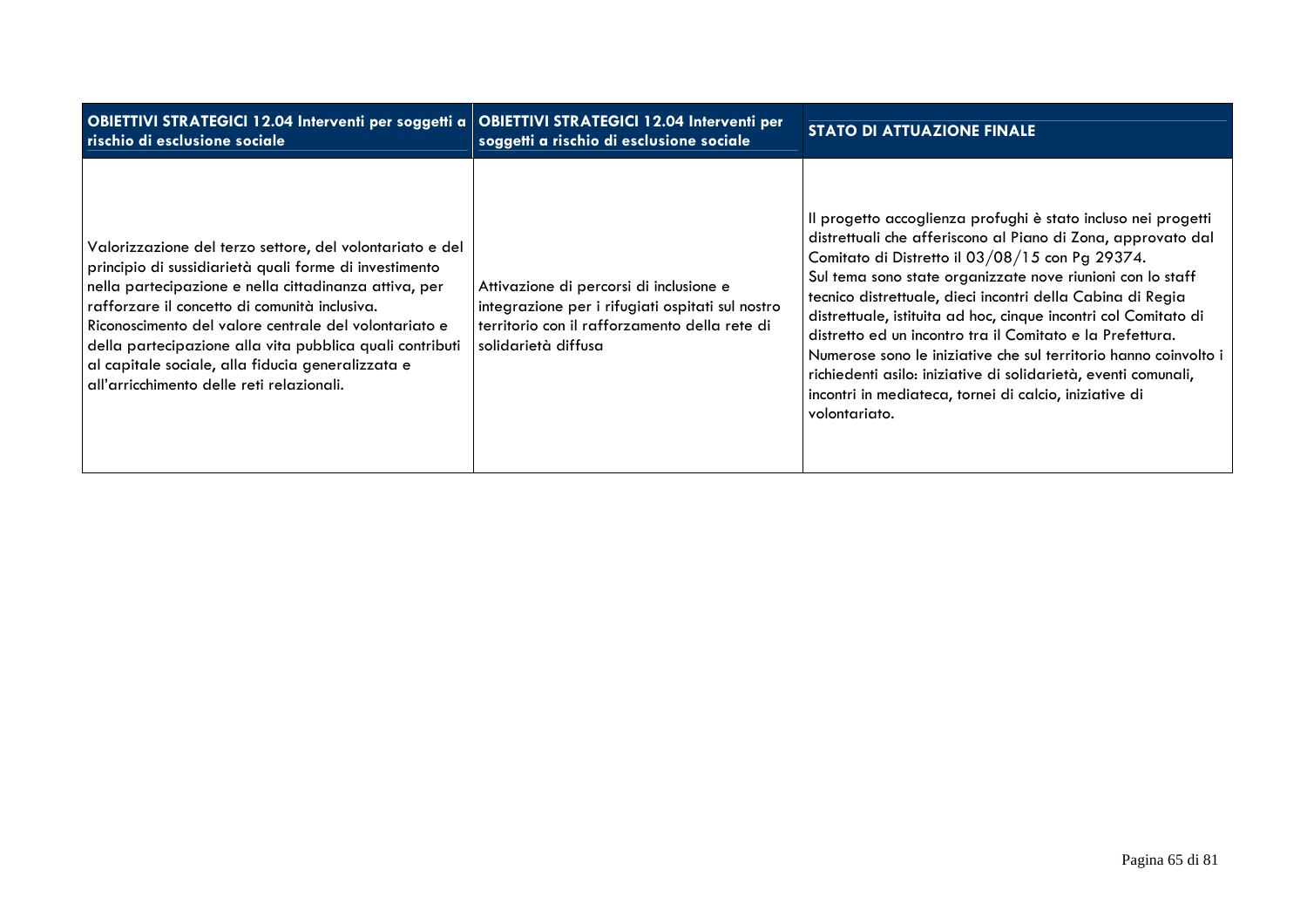| OBIETTIVI STRATEGICI 12.04 Interventi per soggetti a rischio di esclusione sociale | OBIETTIVI STRATEGICI 12.04 Interventi per soggetti a rischio di esclusione sociale | STATO DI ATTUAZIONE FINALE |
|---|---|---|
| Valorizzazione del terzo settore, del volontariato e del principio di sussidiarietà quali forme di investimento nella partecipazione e nella cittadinanza attiva, per rafforzare il concetto di comunità inclusiva. Riconoscimento del valore centrale del volontariato e della partecipazione alla vita pubblica quali contributi al capitale sociale, alla fiducia generalizzata e all'arricchimento delle reti relazionali. | Attivazione di percorsi di inclusione e integrazione per i rifugiati ospitati sul nostro territorio con il rafforzamento della rete di solidarietà diffusa | Il progetto accoglienza profughi è stato incluso nei progetti distrettuali che afferiscono al Piano di Zona, approvato dal Comitato di Distretto il 03/08/15 con Pg 29374.<br>Sul tema sono state organizzate nove riunioni con lo staff tecnico distrettuale, dieci incontri della Cabina di Regia distrettuale, istituita ad hoc, cinque incontri col Comitato di distretto ed un incontro tra il Comitato e la Prefettura.<br>Numerose sono le iniziative che sul territorio hanno coinvolto i richiedenti asilo: iniziative di solidarietà, eventi comunali, incontri in mediateca, tornei di calcio, iniziative di volontariato. |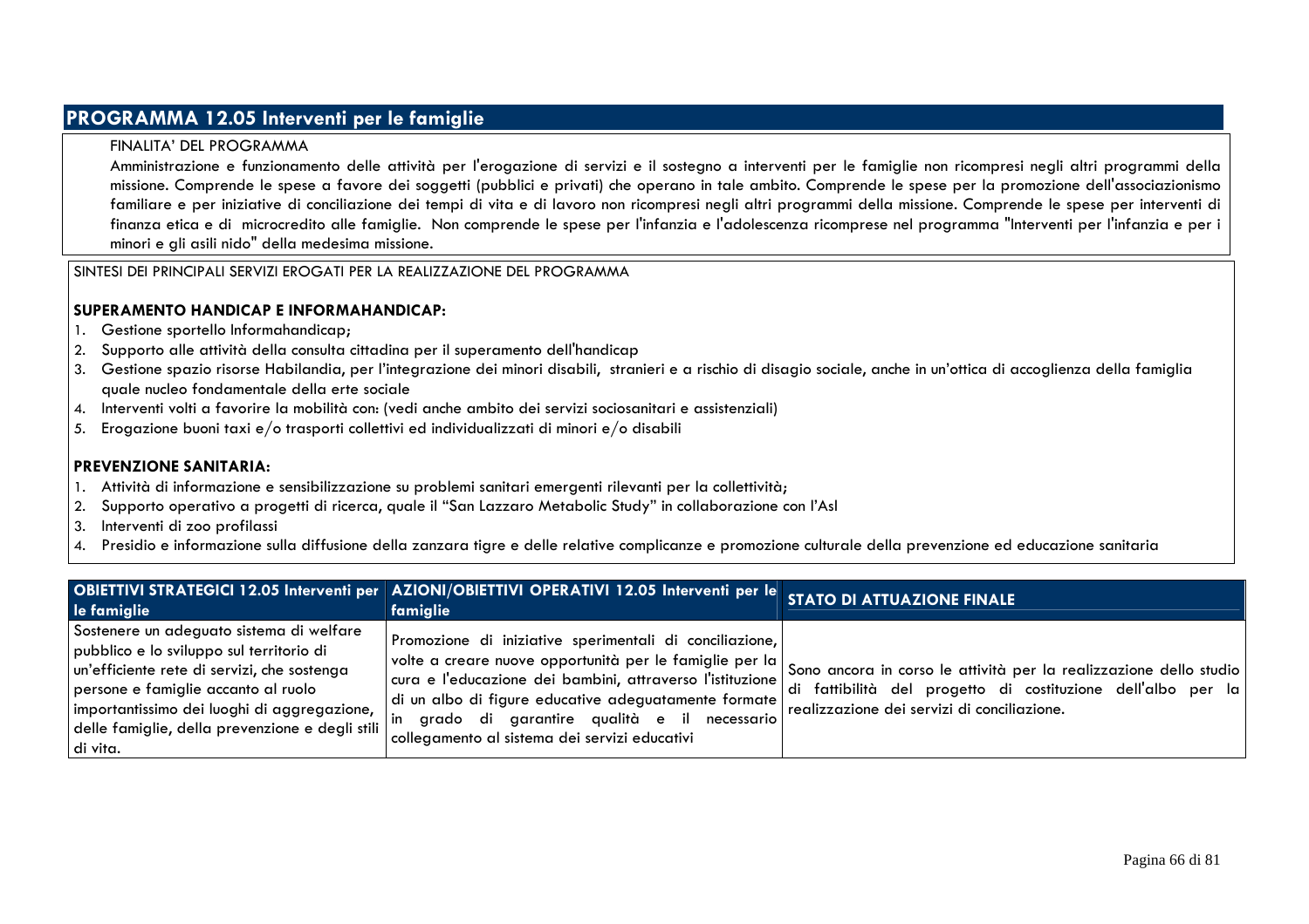## PROGRAMMA 12.05 Interventi per le famiglie

FINALITA' DEL PROGRAMMA

Amministrazione e funzionamento delle attività per l'erogazione di servizi e il sostegno a interventi per le famiglie non ricompresi negli altri programmi della missione. Comprende le spese a favore dei soggetti (pubblici e privati) che operano in tale ambito. Comprende le spese per la promozione dell'associazionismo familiare e per iniziative di conciliazione dei tempi di vita e di lavoro non ricompresi negli altri programmi della missione. Comprende le spese per interventi di finanza etica e di microcredito alle famiglie. Non comprende le spese per l'infanzia e l'adolescenza ricomprese nel programma "Interventi per l'infanzia e per i minori e gli asili nido" della medesima missione.

SINTESI DEI PRINCIPALI SERVIZI EROGATI PER LA REALIZZAZIONE DEL PROGRAMMA

**SUPERAMENTO HANDICAP E INFORMAHANDICAP:**

1. Gestione sportello Informahandicap;
2. Supporto alle attività della consulta cittadina per il superamento dell'handicap
3. Gestione spazio risorse Habilandia, per l'integrazione dei minori disabili, stranieri e a rischio di disagio sociale, anche in un'ottica di accoglienza della famiglia quale nucleo fondamentale della erte sociale
4. Interventi volti a favorire la mobilità con: (vedi anche ambito dei servizi sociosanitari e assistenziali)
5. Erogazione buoni taxi e/o trasporti collettivi ed individualizzati di minori e/o disabili

**PREVENZIONE SANITARIA:**

1. Attività di informazione e sensibilizzazione su problemi sanitari emergenti rilevanti per la collettività;
2. Supporto operativo a progetti di ricerca, quale il "San Lazzaro Metabolic Study" in collaborazione con l'Asl
3. Interventi di zoo profilassi
4. Presidio e informazione sulla diffusione della zanzara tigre e delle relative complicanze e promozione culturale della prevenzione ed educazione sanitaria

| OBIETTIVI STRATEGICI 12.05 Interventi per le famiglie | AZIONI/OBIETTIVI OPERATIVI 12.05 Interventi per le famiglie | STATO DI ATTUAZIONE FINALE |
|---|---|---|
| Sostenere un adeguato sistema di welfare pubblico e lo sviluppo sul territorio di un'efficiente rete di servizi, che sostenga persone e famiglie accanto al ruolo importantissimo dei luoghi di aggregazione, delle famiglie, della prevenzione e degli stili di vita. | Promozione di iniziative sperimentali di conciliazione, volte a creare nuove opportunità per le famiglie per la cura e l'educazione dei bambini, attraverso l'istituzione di un albo di figure educative adeguatamente formate in grado di garantire qualità e il necessario collegamento al sistema dei servizi educativi | Sono ancora in corso le attività per la realizzazione dello studio di fattibilità del progetto di costituzione dell'albo per la realizzazione dei servizi di conciliazione. |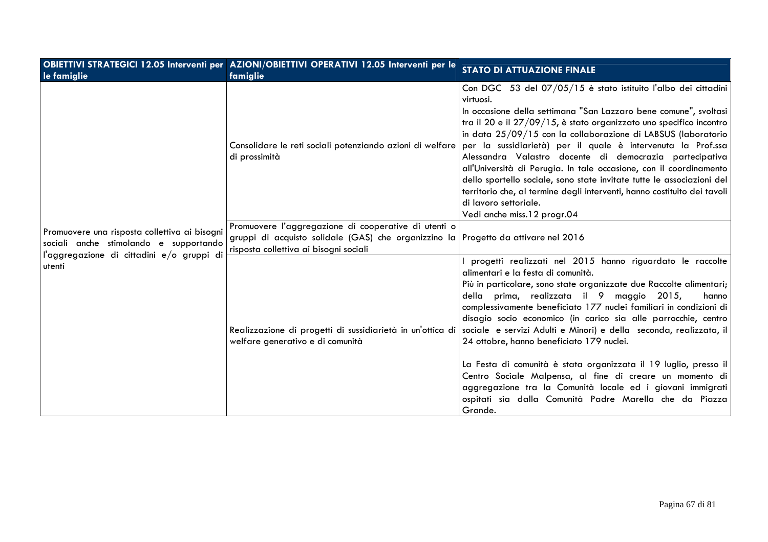| OBIETTIVI STRATEGICI 12.05 Interventi per le famiglie | AZIONI/OBIETTIVI OPERATIVI 12.05 Interventi per le famiglie | STATO DI ATTUAZIONE FINALE |
|---|---|---|
| Promuovere una risposta collettiva ai bisogni sociali anche stimolando e supportando l'aggregazione di cittadini e/o gruppi di utenti | Consolidare le reti sociali potenziando azioni di welfare di prossimità | Con DGC 53 del 07/05/15 è stato istituito l'albo dei cittadini virtuosi.<br>In occasione della settimana "San Lazzaro bene comune", svoltasi tra il 20 e il 27/09/15, è stato organizzato uno specifico incontro in data 25/09/15 con la collaborazione di LABSUS (laboratorio per la sussidiarietà) per il quale è intervenuta la Prof.ssa Alessandra Valastro docente di democrazia partecipativa all'Università di Perugia. In tale occasione, con il coordinamento dello sportello sociale, sono state invitate tutte le associazioni del territorio che, al termine degli interventi, hanno costituito dei tavoli di lavoro settoriale.<br>Vedi anche miss.12 progr.04 |
| | Promuovere l'aggregazione di cooperative di utenti o gruppi di acquisto solidale (GAS) che organizzino la risposta collettiva ai bisogni sociali | Progetto da attivare nel 2016 |
| | Realizzazione di progetti di sussidiarietà in un'ottica di welfare generativo e di comunità | I progetti realizzati nel 2015 hanno riguardato le raccolte alimentari e la festa di comunità.<br>Più in particolare, sono state organizzate due Raccolte alimentari; della prima, realizzata il 9 maggio 2015, hanno complessivamente beneficiato 177 nuclei familiari in condizioni di disagio socio economico (in carico sia alle parrocchie, centro sociale e servizi Adulti e Minori) e della seconda, realizzata, il 24 ottobre, hanno beneficiato 179 nuclei.<br><br>La Festa di comunità è stata organizzata il 19 luglio, presso il Centro Sociale Malpensa, al fine di creare un momento di aggregazione tra la Comunità locale ed i giovani immigrati ospitati sia dalla Comunità Padre Marella che da Piazza Grande. |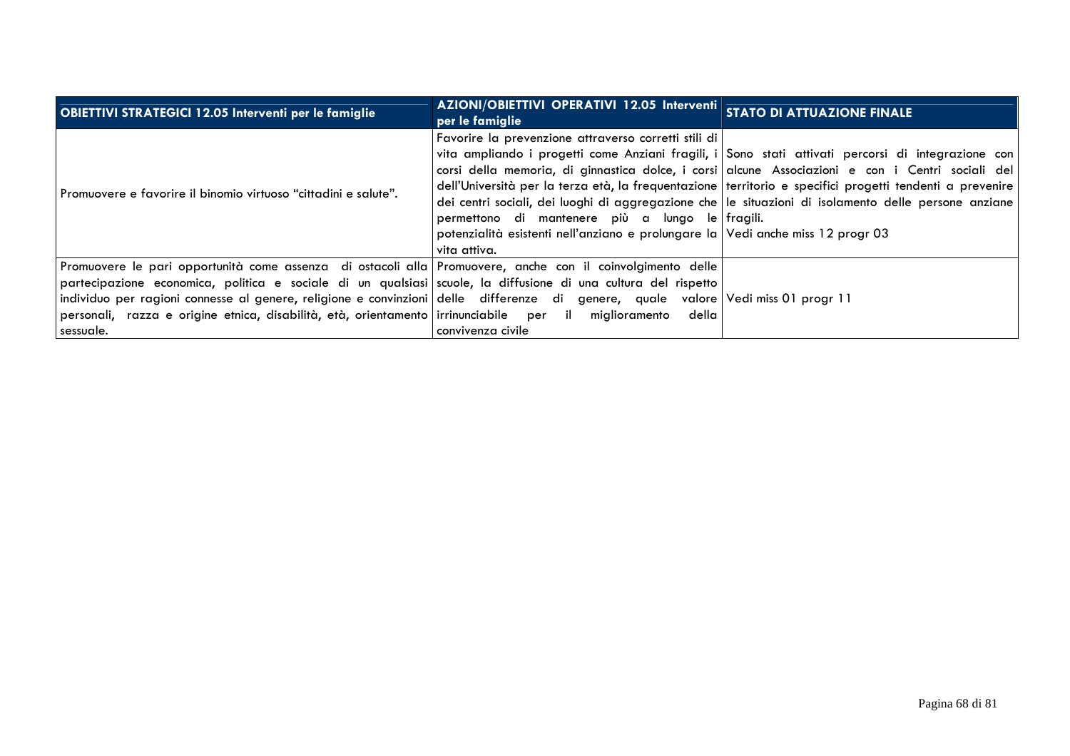| OBIETTIVI STRATEGICI 12.05 Interventi per le famiglie | AZIONI/OBIETTIVI OPERATIVI 12.05 Interventi per le famiglie | STATO DI ATTUAZIONE FINALE |
|---|---|---|
| Promuovere e favorire il binomio virtuoso "cittadini e salute". | Favorire la prevenzione attraverso corretti stili di vita ampliando i progetti come Anziani fragili, i corsi della memoria, di ginnastica dolce, i corsi dell'Università per la terza età, la frequentazione dei centri sociali, dei luoghi di aggregazione che permettono di mantenere più a lungo le potenzialità esistenti nell'anziano e prolungare la vita attiva. | Sono stati attivati percorsi di integrazione con alcune Associazioni e con i Centri sociali del territorio e specifici progetti tendenti a prevenire le situazioni di isolamento delle persone anziane fragili.<br>Vedi anche miss 12 progr 03 |
| Promuovere le pari opportunità come assenza di ostacoli alla partecipazione economica, politica e sociale di un qualsiasi individuo per ragioni connesse al genere, religione e convinzioni personali, razza e origine etnica, disabilità, età, orientamento sessuale. | Promuovere, anche con il coinvolgimento delle scuole, la diffusione di una cultura del rispetto delle differenze di genere, quale valore irrinunciabile per il miglioramento della convivenza civile | Vedi miss 01 progr 11 |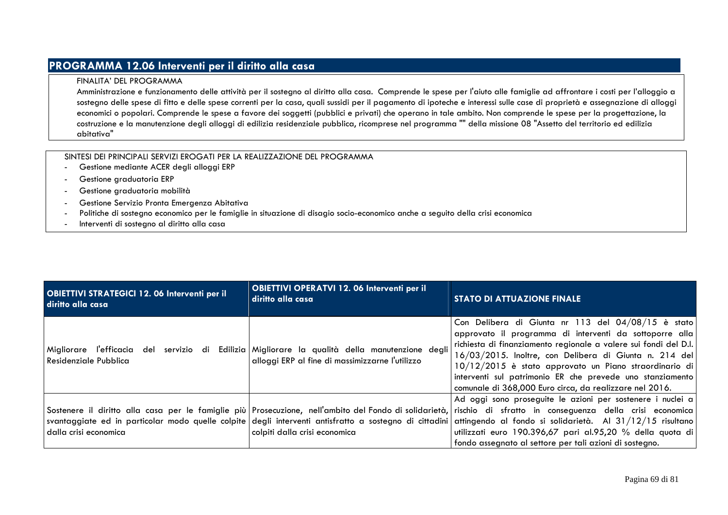## PROGRAMMA 12.06 Interventi per il diritto alla casa

FINALITA' DEL PROGRAMMA

Amministrazione e funzionamento delle attività per il sostegno al diritto alla casa. Comprende le spese per l'aiuto alle famiglie ad affrontare i costi per l'alloggio a sostegno delle spese di fitto e delle spese correnti per la casa, quali sussidi per il pagamento di ipoteche e interessi sulle case di proprietà e assegnazione di alloggi economici o popolari. Comprende le spese a favore dei soggetti (pubblici e privati) che operano in tale ambito. Non comprende le spese per la progettazione, la costruzione e la manutenzione degli alloggi di edilizia residenziale pubblica, ricomprese nel programma "" della missione 08 "Assetto del territorio ed edilizia abitativa"

SINTESI DEI PRINCIPALI SERVIZI EROGATI PER LA REALIZZAZIONE DEL PROGRAMMA

- Gestione mediante ACER degli alloggi ERP
- Gestione graduatoria ERP
- Gestione graduatoria mobilità
- Gestione Servizio Pronta Emergenza Abitativa
- Politiche di sostegno economico per le famiglie in situazione di disagio socio-economico anche a seguito della crisi economica
- Interventi di sostegno al diritto alla casa

| OBIETTIVI STRATEGICI 12. 06 Interventi per il diritto alla casa | OBIETTIVI OPERATVI 12. 06 Interventi per il diritto alla casa | STATO DI ATTUAZIONE FINALE |
|---|---|---|
| Migliorare l'efficacia del servizio di Edilizia Residenziale Pubblica | Migliorare la qualità della manutenzione degli alloggi ERP al fine di massimizzarne l'utilizzo | Con Delibera di Giunta nr 113 del 04/08/15 è stato approvato il programma di interventi da sottoporre alla richiesta di finanziamento regionale a valere sui fondi del D.l. 16/03/2015. Inoltre, con Delibera di Giunta n. 214 del 10/12/2015 è stato approvato un Piano straordinario di interventi sul patrimonio ER che prevede uno stanziamento comunale di 368,000 Euro circa, da realizzare nel 2016. |
| Sostenere il diritto alla casa per le famiglie più svantaggiate ed in particolar modo quelle colpite dalla crisi economica | Prosecuzione, nell'ambito del Fondo di solidarietà, degli interventi antisfratto a sostegno di cittadini colpiti dalla crisi economica | Ad oggi sono proseguite le azioni per sostenere i nuclei a rischio di sfratto in conseguenza della crisi economica attingendo al fondo si solidarietà. Al 31/12/15 risultano utilizzati euro 190.396,67 pari al.95,20 % della quota di fondo assegnato al settore per tali azioni di sostegno. |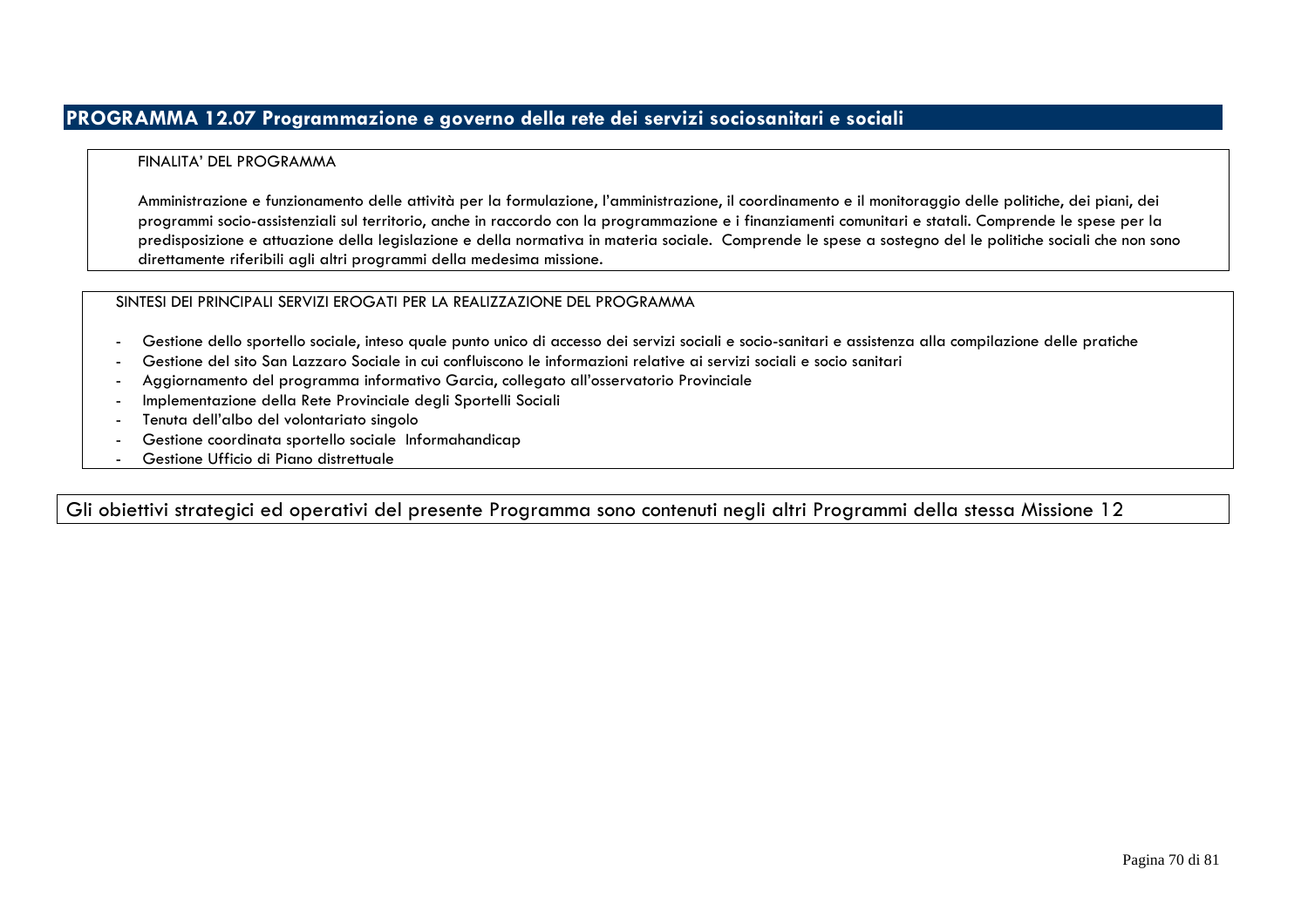## PROGRAMMA 12.07 Programmazione e governo della rete dei servizi sociosanitari e sociali

FINALITA' DEL PROGRAMMA

Amministrazione e funzionamento delle attività per la formulazione, l'amministrazione, il coordinamento e il monitoraggio delle politiche, dei piani, dei programmi socio-assistenziali sul territorio, anche in raccordo con la programmazione e i finanziamenti comunitari e statali. Comprende le spese per la predisposizione e attuazione della legislazione e della normativa in materia sociale. Comprende le spese a sostegno del le politiche sociali che non sono direttamente riferibili agli altri programmi della medesima missione.

SINTESI DEI PRINCIPALI SERVIZI EROGATI PER LA REALIZZAZIONE DEL PROGRAMMA

- Gestione dello sportello sociale, inteso quale punto unico di accesso dei servizi sociali e socio-sanitari e assistenza alla compilazione delle pratiche
- Gestione del sito San Lazzaro Sociale in cui confluiscono le informazioni relative ai servizi sociali e socio sanitari
- Aggiornamento del programma informativo Garcia, collegato all'osservatorio Provinciale
- Implementazione della Rete Provinciale degli Sportelli Sociali
- Tenuta dell'albo del volontariato singolo
- Gestione coordinata sportello sociale Informahandicap
- Gestione Ufficio di Piano distrettuale

Gli obiettivi strategici ed operativi del presente Programma sono contenuti negli altri Programmi della stessa Missione 12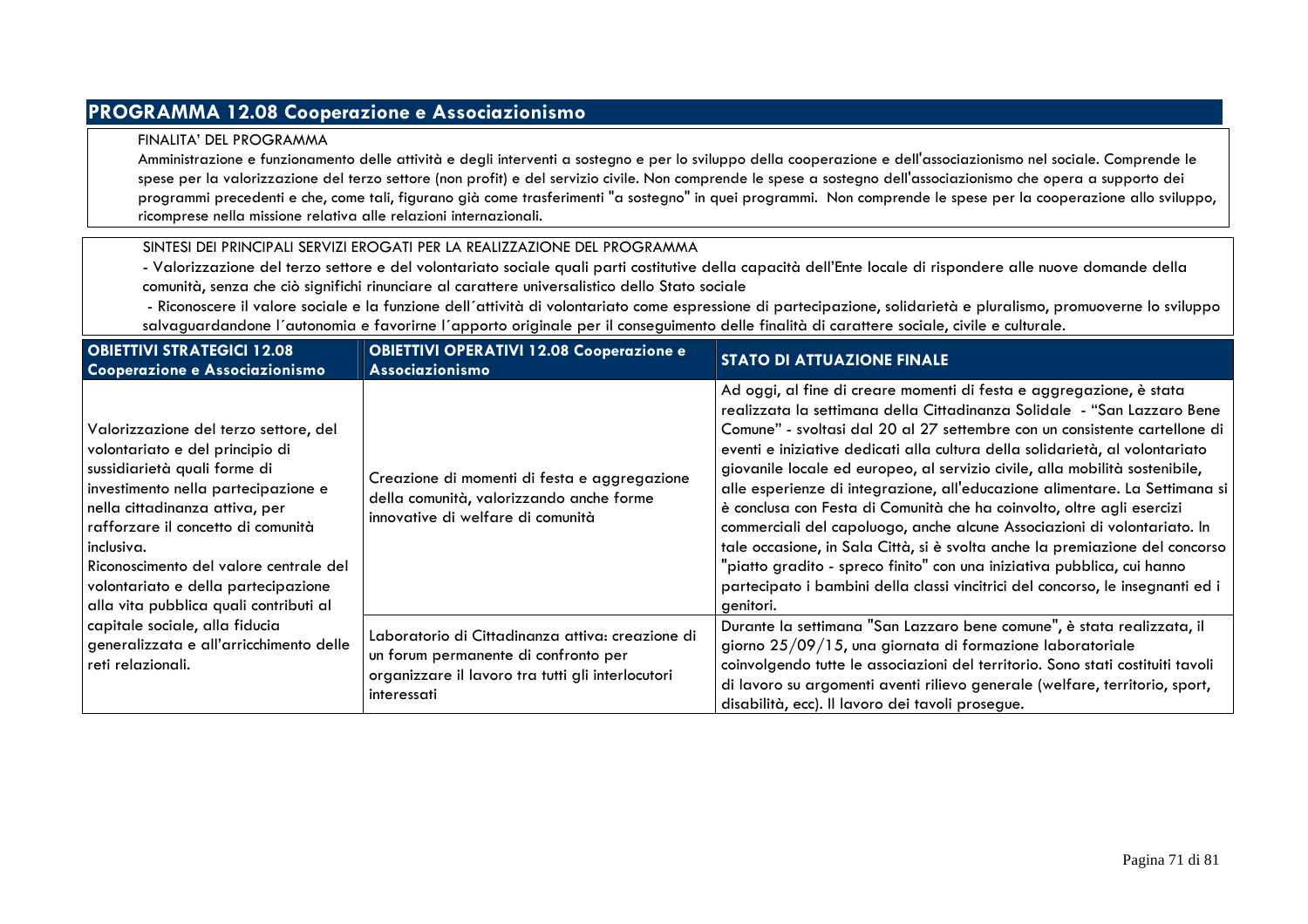## PROGRAMMA 12.08 Cooperazione e Associazionismo

FINALITA' DEL PROGRAMMA

Amministrazione e funzionamento delle attività e degli interventi a sostegno e per lo sviluppo della cooperazione e dell'associazionismo nel sociale. Comprende le spese per la valorizzazione del terzo settore (non profit) e del servizio civile. Non comprende le spese a sostegno dell'associazionismo che opera a supporto dei programmi precedenti e che, come tali, figurano già come trasferimenti "a sostegno" in quei programmi. Non comprende le spese per la cooperazione allo sviluppo, ricomprese nella missione relativa alle relazioni internazionali.

SINTESI DEI PRINCIPALI SERVIZI EROGATI PER LA REALIZZAZIONE DEL PROGRAMMA

- Valorizzazione del terzo settore e del volontariato sociale quali parti costitutive della capacità dell'Ente locale di rispondere alle nuove domande della comunità, senza che ciò significhi rinunciare al carattere universalistico dello Stato sociale
- Riconoscere il valore sociale e la funzione dell´attività di volontariato come espressione di partecipazione, solidarietà e pluralismo, promuoverne lo sviluppo salvaguardandone l´autonomia e favorirne l´apporto originale per il conseguimento delle finalità di carattere sociale, civile e culturale.

| OBIETTIVI STRATEGICI 12.08 Cooperazione e Associazionismo | OBIETTIVI OPERATIVI 12.08 Cooperazione e Associazionismo | STATO DI ATTUAZIONE FINALE |
|---|---|---|
| Valorizzazione del terzo settore, del volontariato e del principio di sussidiarietà quali forme di investimento nella partecipazione e nella cittadinanza attiva, per rafforzare il concetto di comunità inclusiva.<br>Riconoscimento del valore centrale del volontariato e della partecipazione alla vita pubblica quali contributi al capitale sociale, alla fiducia generalizzata e all'arricchimento delle reti relazionali. | Creazione di momenti di festa e aggregazione della comunità, valorizzando anche forme innovative di welfare di comunità | Ad oggi, al fine di creare momenti di festa e aggregazione, è stata realizzata la settimana della Cittadinanza Solidale - "San Lazzaro Bene Comune" - svoltasi dal 20 al 27 settembre con un consistente cartellone di eventi e iniziative dedicati alla cultura della solidarietà, al volontariato giovanile locale ed europeo, al servizio civile, alla mobilità sostenibile, alle esperienze di integrazione, all'educazione alimentare. La Settimana si è conclusa con Festa di Comunità che ha coinvolto, oltre agli esercizi commerciali del capoluogo, anche alcune Associazioni di volontariato. In tale occasione, in Sala Città, si è svolta anche la premiazione del concorso "piatto gradito - spreco finito" con una iniziativa pubblica, cui hanno partecipato i bambini della classi vincitrici del concorso, le insegnanti ed i genitori. |
| | Laboratorio di Cittadinanza attiva: creazione di un forum permanente di confronto per organizzare il lavoro tra tutti gli interlocutori interessati | Durante la settimana "San Lazzaro bene comune", è stata realizzata, il giorno 25/09/15, una giornata di formazione laboratoriale coinvolgendo tutte le associazioni del territorio. Sono stati costituiti tavoli di lavoro su argomenti aventi rilievo generale (welfare, territorio, sport, disabilità, ecc). Il lavoro dei tavoli prosegue. |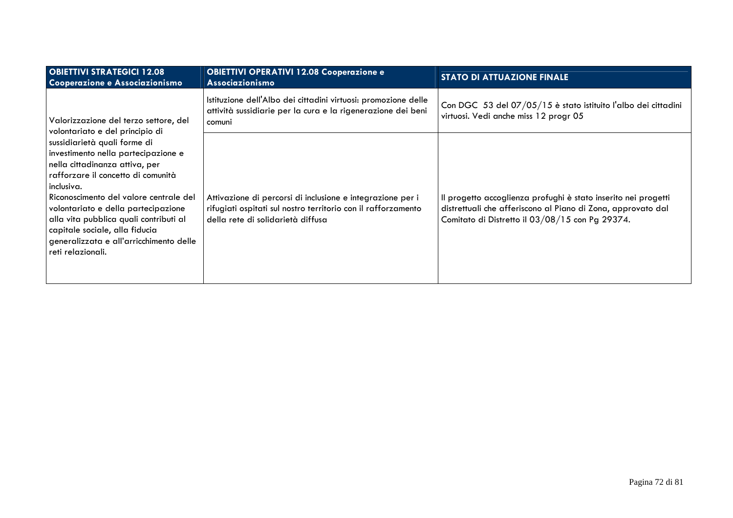| OBIETTIVI STRATEGICI 12.08 Cooperazione e Associazionismo | OBIETTIVI OPERATIVI 12.08 Cooperazione e Associazionismo | STATO DI ATTUAZIONE FINALE |
|---|---|---|
| Valorizzazione del terzo settore, del volontariato e del principio di sussidiarietà quali forme di investimento nella partecipazione e nella cittadinanza attiva, per rafforzare il concetto di comunità inclusiva.<br>Riconoscimento del valore centrale del volontariato e della partecipazione alla vita pubblica quali contributi al capitale sociale, alla fiducia generalizzata e all'arricchimento delle reti relazionali. | Istituzione dell'Albo dei cittadini virtuosi: promozione delle attività sussidiarie per la cura e la rigenerazione dei beni comuni | Con DGC 53 del 07/05/15 è stato istituito l'albo dei cittadini virtuosi. Vedi anche miss 12 progr 05 |
| | Attivazione di percorsi di inclusione e integrazione per i rifugiati ospitati sul nostro territorio con il rafforzamento della rete di solidarietà diffusa | Il progetto accoglienza profughi è stato inserito nei progetti distrettuali che afferiscono al Piano di Zona, approvato dal Comitato di Distretto il 03/08/15 con Pg 29374. |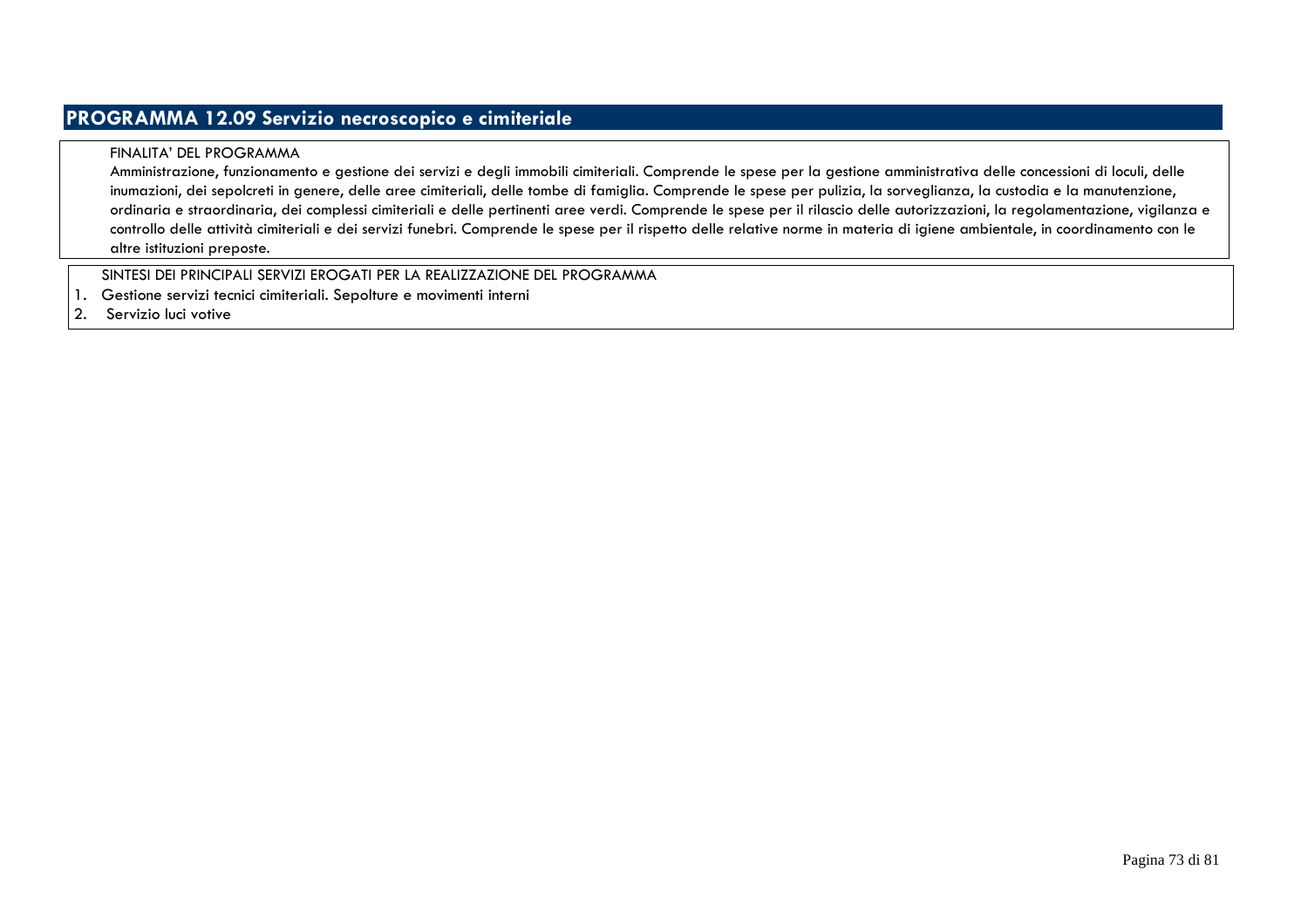## PROGRAMMA 12.09 Servizio necroscopico e cimiteriale

FINALITA' DEL PROGRAMMA

Amministrazione, funzionamento e gestione dei servizi e degli immobili cimiteriali. Comprende le spese per la gestione amministrativa delle concessioni di loculi, delle inumazioni, dei sepolcreti in genere, delle aree cimiteriali, delle tombe di famiglia. Comprende le spese per pulizia, la sorveglianza, la custodia e la manutenzione, ordinaria e straordinaria, dei complessi cimiteriali e delle pertinenti aree verdi. Comprende le spese per il rilascio delle autorizzazioni, la regolamentazione, vigilanza e controllo delle attività cimiteriali e dei servizi funebri. Comprende le spese per il rispetto delle relative norme in materia di igiene ambientale, in coordinamento con le altre istituzioni preposte.

SINTESI DEI PRINCIPALI SERVIZI EROGATI PER LA REALIZZAZIONE DEL PROGRAMMA

1. Gestione servizi tecnici cimiteriali. Sepolture e movimenti interni
2. Servizio luci votive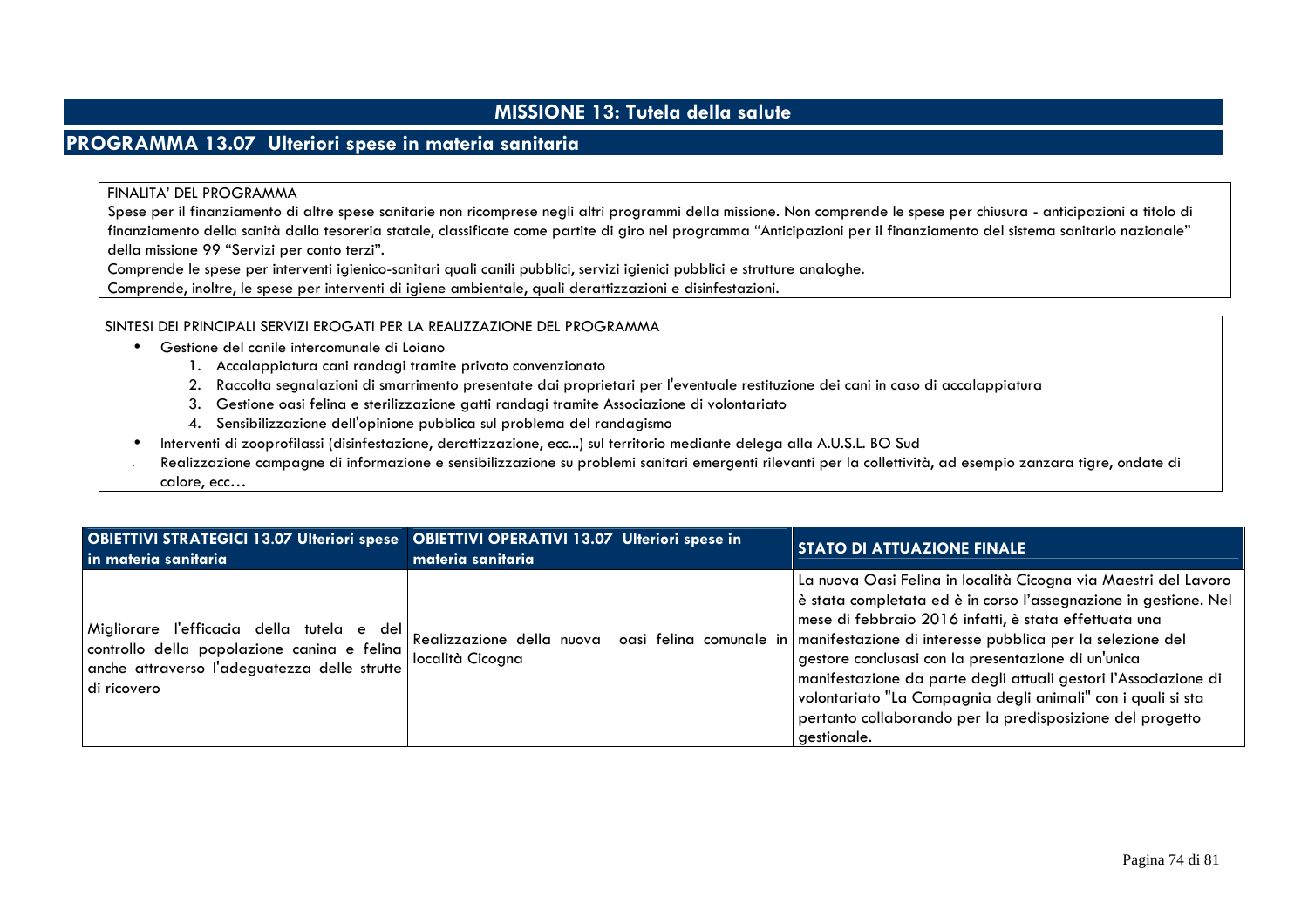# MISSIONE 13: Tutela della salute

## PROGRAMMA 13.07 Ulteriori spese in materia sanitaria

FINALITA' DEL PROGRAMMA

Spese per il finanziamento di altre spese sanitarie non ricomprese negli altri programmi della missione. Non comprende le spese per chiusura - anticipazioni a titolo di finanziamento della sanità dalla tesoreria statale, classificate come partite di giro nel programma "Anticipazioni per il finanziamento del sistema sanitario nazionale" della missione 99 "Servizi per conto terzi".

Comprende le spese per interventi igienico-sanitari quali canili pubblici, servizi igienici pubblici e strutture analoghe.

Comprende, inoltre, le spese per interventi di igiene ambientale, quali derattizzazioni e disinfestazioni.

SINTESI DEI PRINCIPALI SERVIZI EROGATI PER LA REALIZZAZIONE DEL PROGRAMMA

- Gestione del canile intercomunale di Loiano
  1. Accalappiatura cani randagi tramite privato convenzionato
  2. Raccolta segnalazioni di smarrimento presentate dai proprietari per l'eventuale restituzione dei cani in caso di accalappiatura
  3. Gestione oasi felina e sterilizzazione gatti randagi tramite Associazione di volontariato
  4. Sensibilizzazione dell'opinione pubblica sul problema del randagismo
- Interventi di zooprofilassi (disinfestazione, derattizzazione, ecc...) sul territorio mediante delega alla A.U.S.L. BO Sud
- Realizzazione campagne di informazione e sensibilizzazione su problemi sanitari emergenti rilevanti per la collettività, ad esempio zanzara tigre, ondate di calore, ecc…

| OBIETTIVI STRATEGICI 13.07 Ulteriori spese in materia sanitaria | OBIETTIVI OPERATIVI 13.07 Ulteriori spese in materia sanitaria | STATO DI ATTUAZIONE FINALE |
|---|---|---|
| Migliorare l'efficacia della tutela e del controllo della popolazione canina e felina anche attraverso l'adeguatezza delle strutte di ricovero | Realizzazione della nuova oasi felina comunale in località Cicogna | La nuova Oasi Felina in località Cicogna via Maestri del Lavoro è stata completata ed è in corso l'assegnazione in gestione. Nel mese di febbraio 2016 infatti, è stata effettuata una manifestazione di interesse pubblica per la selezione del gestore conclusasi con la presentazione di un'unica manifestazione da parte degli attuali gestori l'Associazione di volontariato "La Compagnia degli animali" con i quali si sta pertanto collaborando per la predisposizione del progetto gestionale. |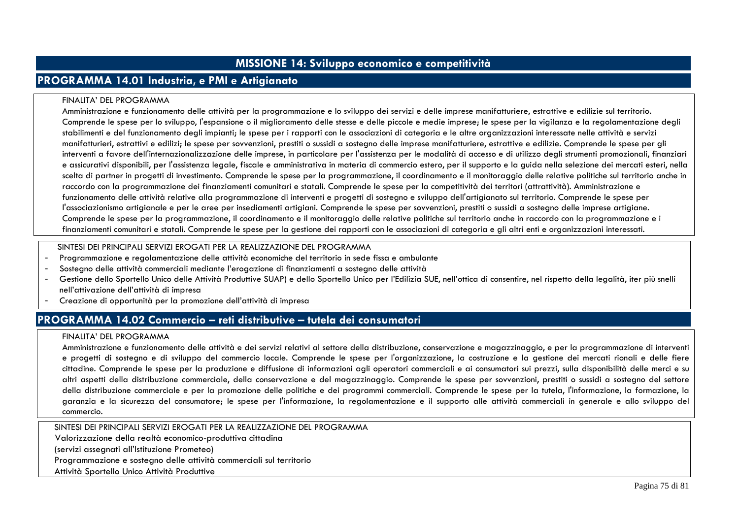# MISSIONE 14: Sviluppo economico e competitività

## PROGRAMMA 14.01 Industria, e PMI e Artigianato

FINALITA' DEL PROGRAMMA

Amministrazione e funzionamento delle attività per la programmazione e lo sviluppo dei servizi e delle imprese manifatturiere, estrattive e edilizie sul territorio. Comprende le spese per lo sviluppo, l'espansione o il miglioramento delle stesse e delle piccole e medie imprese; le spese per la vigilanza e la regolamentazione degli stabilimenti e del funzionamento degli impianti; le spese per i rapporti con le associazioni di categoria e le altre organizzazioni interessate nelle attività e servizi manifatturieri, estrattivi e edilizi; le spese per sovvenzioni, prestiti o sussidi a sostegno delle imprese manifatturiere, estrattive e edilizie. Comprende le spese per gli interventi a favore dell'internazionalizzazione delle imprese, in particolare per l'assistenza per le modalità di accesso e di utilizzo degli strumenti promozionali, finanziari e assicurativi disponibili, per l'assistenza legale, fiscale e amministrativa in materia di commercio estero, per il supporto e la guida nella selezione dei mercati esteri, nella scelta di partner in progetti di investimento. Comprende le spese per la programmazione, il coordinamento e il monitoraggio delle relative politiche sul territorio anche in raccordo con la programmazione dei finanziamenti comunitari e statali. Comprende le spese per la competitività dei territori (attrattività). Amministrazione e funzionamento delle attività relative alla programmazione di interventi e progetti di sostegno e sviluppo dell'artigianato sul territorio. Comprende le spese per l'associazionismo artigianale e per le aree per insediamenti artigiani. Comprende le spese per sovvenzioni, prestiti o sussidi a sostegno delle imprese artigiane. Comprende le spese per la programmazione, il coordinamento e il monitoraggio delle relative politiche sul territorio anche in raccordo con la programmazione e i finanziamenti comunitari e statali. Comprende le spese per la gestione dei rapporti con le associazioni di categoria e gli altri enti e organizzazioni interessati.

SINTESI DEI PRINCIPALI SERVIZI EROGATI PER LA REALIZZAZIONE DEL PROGRAMMA

- Programmazione e regolamentazione delle attività economiche del territorio in sede fissa e ambulante
- Sostegno delle attività commerciali mediante l'erogazione di finanziamenti a sostegno delle attività
- Gestione dello Sportello Unico delle Attività Produttive SUAP) e dello Sportello Unico per l'Edilizia SUE, nell'ottica di consentire, nel rispetto della legalità, iter più snelli nell'attivazione dell'attività di impresa
- Creazione di opportunità per la promozione dell'attività di impresa

## PROGRAMMA 14.02 Commercio – reti distributive – tutela dei consumatori

FINALITA' DEL PROGRAMMA

Amministrazione e funzionamento delle attività e dei servizi relativi al settore della distribuzione, conservazione e magazzinaggio, e per la programmazione di interventi e progetti di sostegno e di sviluppo del commercio locale. Comprende le spese per l'organizzazione, la costruzione e la gestione dei mercati rionali e delle fiere cittadine. Comprende le spese per la produzione e diffusione di informazioni agli operatori commerciali e ai consumatori sui prezzi, sulla disponibilità delle merci e su altri aspetti della distribuzione commerciale, della conservazione e del magazzinaggio. Comprende le spese per sovvenzioni, prestiti o sussidi a sostegno del settore della distribuzione commerciale e per la promozione delle politiche e dei programmi commerciali. Comprende le spese per la tutela, l'informazione, la formazione, la garanzia e la sicurezza del consumatore; le spese per l'informazione, la regolamentazione e il supporto alle attività commerciali in generale e allo sviluppo del commercio.

SINTESI DEI PRINCIPALI SERVIZI EROGATI PER LA REALIZZAZIONE DEL PROGRAMMA

Valorizzazione della realtà economico-produttiva cittadina

(servizi assegnati all'Istituzione Prometeo)

Programmazione e sostegno delle attività commerciali sul territorio

Attività Sportello Unico Attività Produttive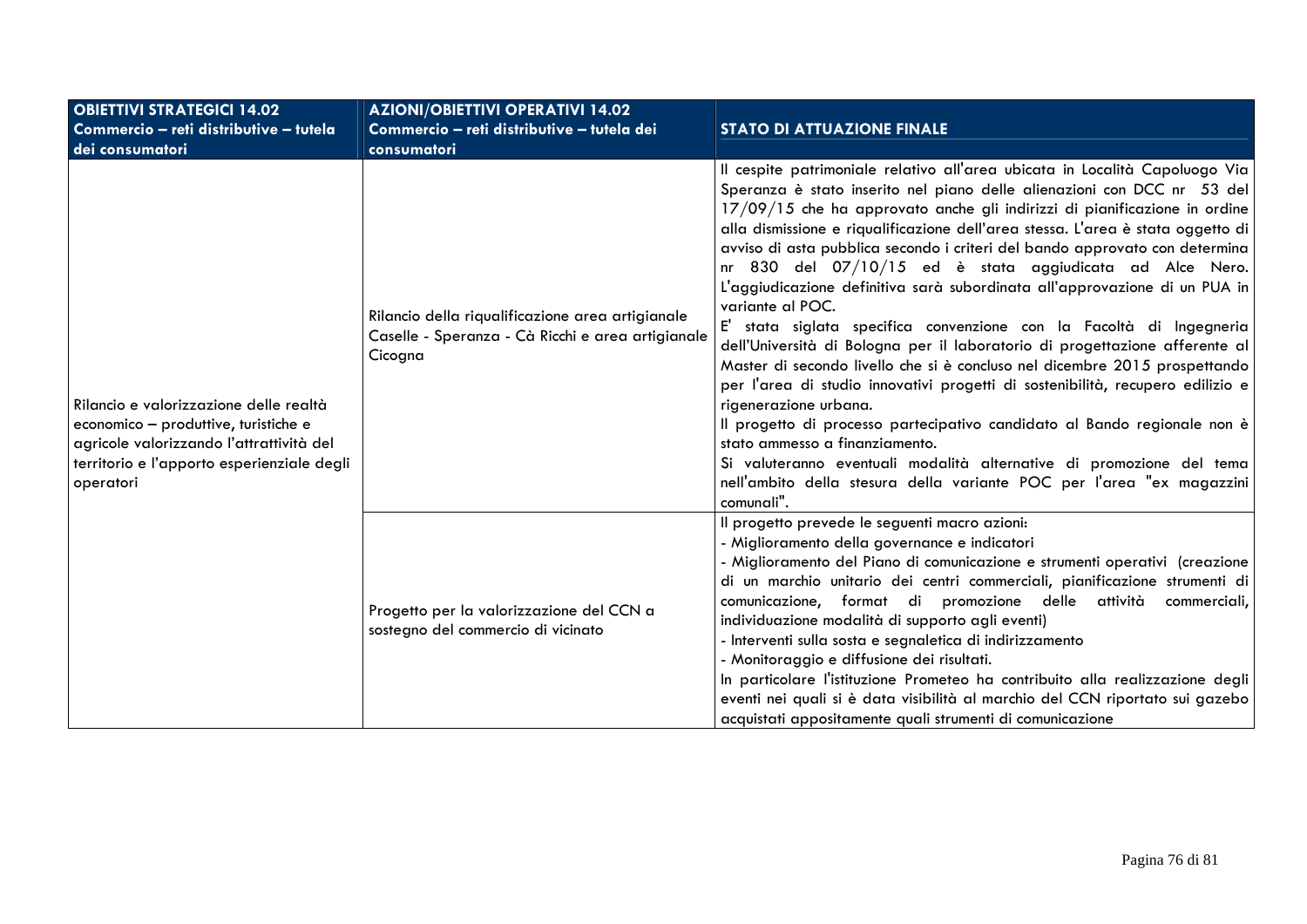| OBIETTIVI STRATEGICI 14.02 Commercio – reti distributive – tutela dei consumatori | AZIONI/OBIETTIVI OPERATIVI 14.02 Commercio – reti distributive – tutela dei consumatori | STATO DI ATTUAZIONE FINALE |
|---|---|---|
| Rilancio e valorizzazione delle realtà economico – produttive, turistiche e agricole valorizzando l'attrattività del territorio e l'apporto esperienziale degli operatori | Rilancio della riqualificazione area artigianale Caselle - Speranza - Cà Ricchi e area artigianale Cicogna | Il cespite patrimoniale relativo all'area ubicata in Località Capoluogo Via Speranza è stato inserito nel piano delle alienazioni con DCC nr 53 del 17/09/15 che ha approvato anche gli indirizzi di pianificazione in ordine alla dismissione e riqualificazione dell'area stessa. L'area è stata oggetto di avviso di asta pubblica secondo i criteri del bando approvato con determina nr 830 del 07/10/15 ed è stata aggiudicata ad Alce Nero. L'aggiudicazione definitiva sarà subordinata all'approvazione di un PUA in variante al POC.<br>E' stata siglata specifica convenzione con la Facoltà di Ingegneria dell'Università di Bologna per il laboratorio di progettazione afferente al Master di secondo livello che si è concluso nel dicembre 2015 prospettando per l'area di studio innovativi progetti di sostenibilità, recupero edilizio e rigenerazione urbana.<br>Il progetto di processo partecipativo candidato al Bando regionale non è stato ammesso a finanziamento.<br>Si valuteranno eventuali modalità alternative di promozione del tema nell'ambito della stesura della variante POC per l'area "ex magazzini comunali". |
| | Progetto per la valorizzazione del CCN a sostegno del commercio di vicinato | Il progetto prevede le seguenti macro azioni:<br>- Miglioramento della governance e indicatori<br>- Miglioramento del Piano di comunicazione e strumenti operativi (creazione di un marchio unitario dei centri commerciali, pianificazione strumenti di comunicazione, format di promozione delle attività commerciali, individuazione modalità di supporto agli eventi)<br>- Interventi sulla sosta e segnaletica di indirizzamento<br>- Monitoraggio e diffusione dei risultati.<br>In particolare l'istituzione Prometeo ha contribuito alla realizzazione degli eventi nei quali si è data visibilità al marchio del CCN riportato sui gazebo acquistati appositamente quali strumenti di comunicazione |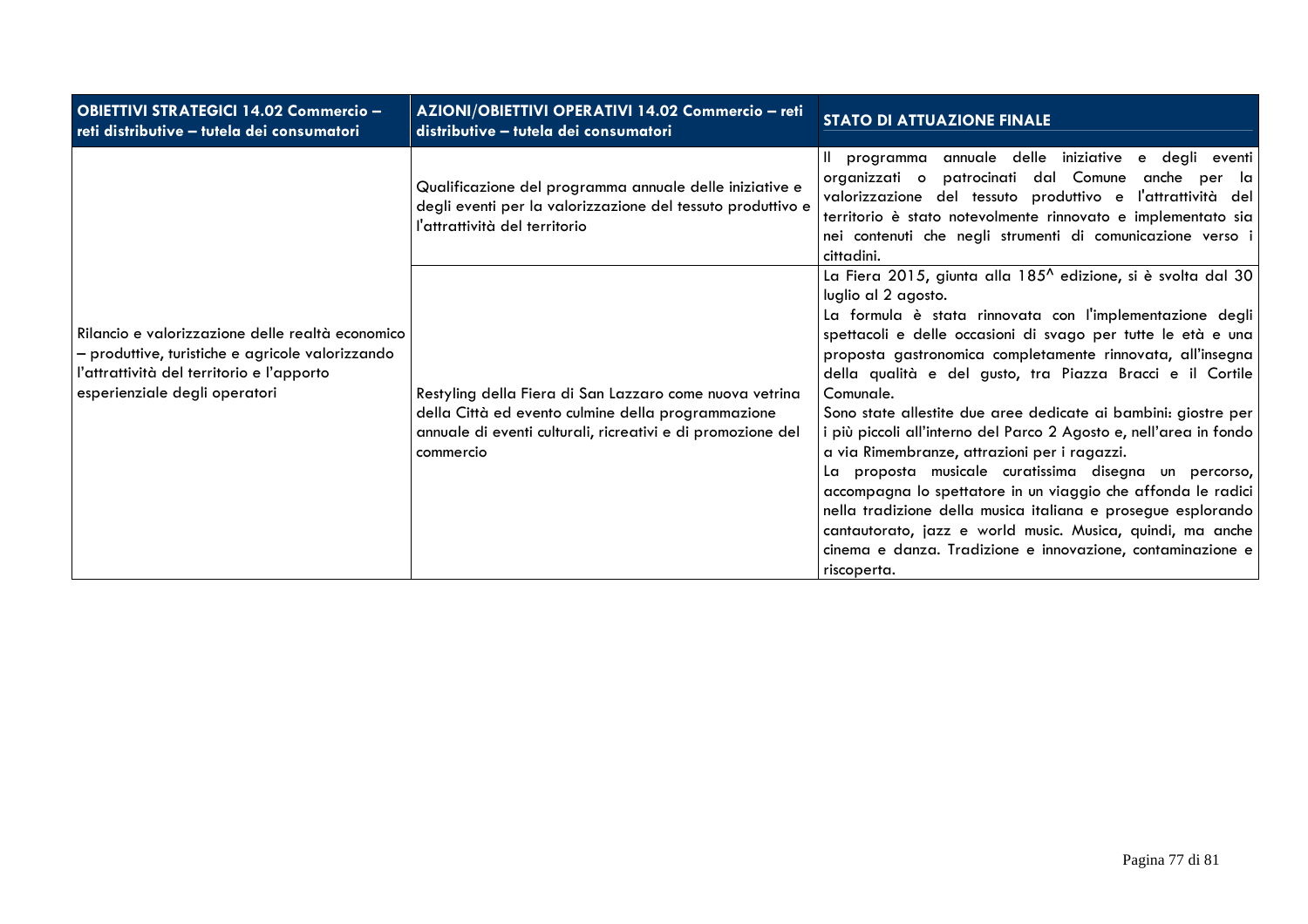| OBIETTIVI STRATEGICI 14.02 Commercio – reti distributive – tutela dei consumatori | AZIONI/OBIETTIVI OPERATIVI 14.02 Commercio – reti distributive – tutela dei consumatori | STATO DI ATTUAZIONE FINALE |
|---|---|---|
| Rilancio e valorizzazione delle realtà economico – produttive, turistiche e agricole valorizzando l'attrattività del territorio e l'apporto esperienziale degli operatori | Qualificazione del programma annuale delle iniziative e degli eventi per la valorizzazione del tessuto produttivo e l'attrattività del territorio | Il programma annuale delle iniziative e degli eventi organizzati o patrocinati dal Comune anche per la valorizzazione del tessuto produttivo e l'attrattività del territorio è stato notevolmente rinnovato e implementato sia nei contenuti che negli strumenti di comunicazione verso i cittadini. |
| | Restyling della Fiera di San Lazzaro come nuova vetrina della Città ed evento culmine della programmazione annuale di eventi culturali, ricreativi e di promozione del commercio | La Fiera 2015, giunta alla 185^ edizione, si è svolta dal 30 luglio al 2 agosto.<br>La formula è stata rinnovata con l'implementazione degli spettacoli e delle occasioni di svago per tutte le età e una proposta gastronomica completamente rinnovata, all'insegna della qualità e del gusto, tra Piazza Bracci e il Cortile Comunale.<br>Sono state allestite due aree dedicate ai bambini: giostre per i più piccoli all'interno del Parco 2 Agosto e, nell'area in fondo a via Rimembranze, attrazioni per i ragazzi.<br>La proposta musicale curatissima disegna un percorso, accompagna lo spettatore in un viaggio che affonda le radici nella tradizione della musica italiana e prosegue esplorando cantautorato, jazz e world music. Musica, quindi, ma anche cinema e danza. Tradizione e innovazione, contaminazione e riscoperta. |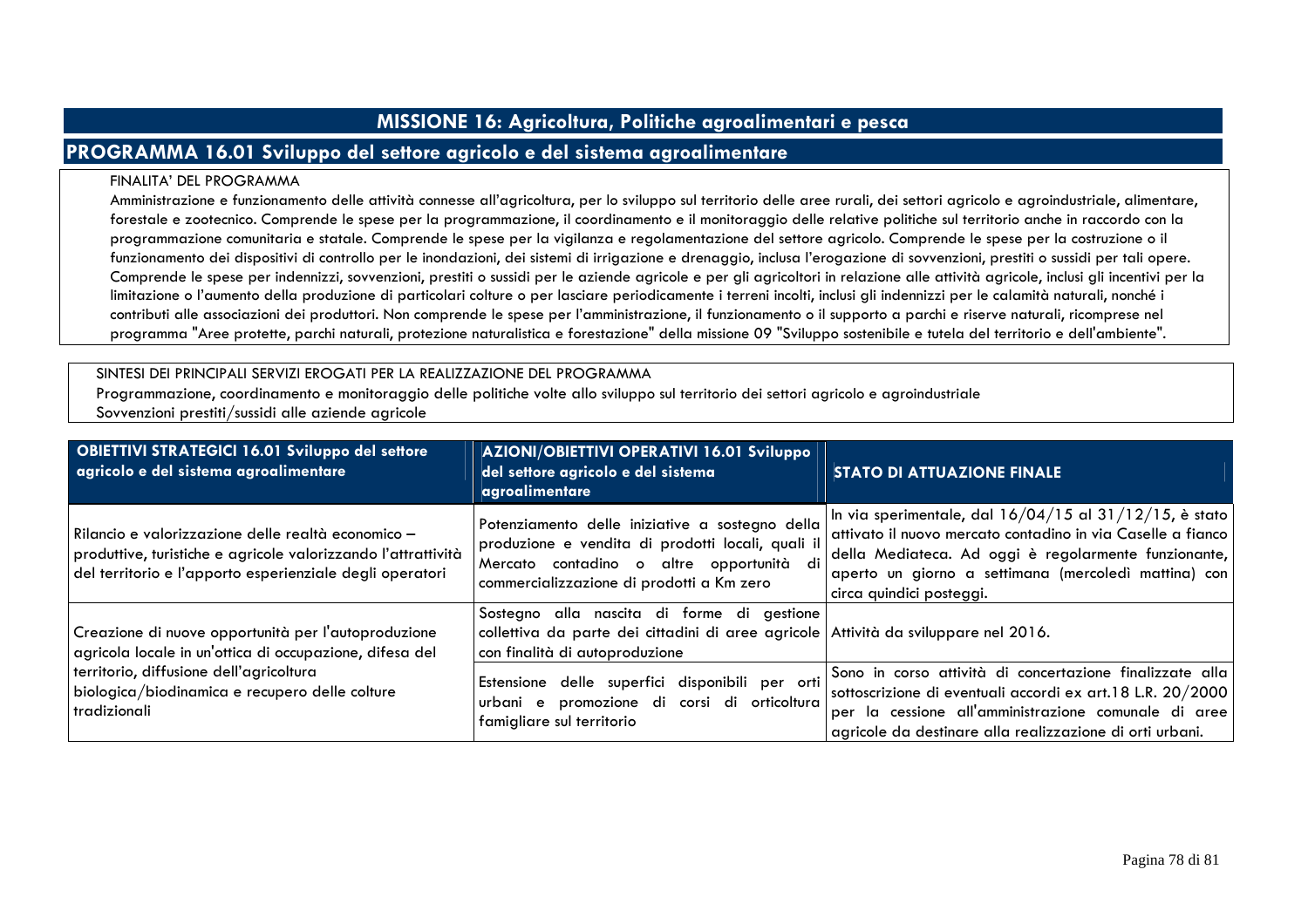## MISSIONE 16: Agricoltura, Politiche agroalimentari e pesca

### PROGRAMMA 16.01 Sviluppo del settore agricolo e del sistema agroalimentare

FINALITA' DEL PROGRAMMA

Amministrazione e funzionamento delle attività connesse all'agricoltura, per lo sviluppo sul territorio delle aree rurali, dei settori agricolo e agroindustriale, alimentare, forestale e zootecnico. Comprende le spese per la programmazione, il coordinamento e il monitoraggio delle relative politiche sul territorio anche in raccordo con la programmazione comunitaria e statale. Comprende le spese per la vigilanza e regolamentazione del settore agricolo. Comprende le spese per la costruzione o il funzionamento dei dispositivi di controllo per le inondazioni, dei sistemi di irrigazione e drenaggio, inclusa l'erogazione di sovvenzioni, prestiti o sussidi per tali opere. Comprende le spese per indennizzi, sovvenzioni, prestiti o sussidi per le aziende agricole e per gli agricoltori in relazione alle attività agricole, inclusi gli incentivi per la limitazione o l'aumento della produzione di particolari colture o per lasciare periodicamente i terreni incolti, inclusi gli indennizzi per le calamità naturali, nonché i contributi alle associazioni dei produttori. Non comprende le spese per l'amministrazione, il funzionamento o il supporto a parchi e riserve naturali, ricomprese nel programma "Aree protette, parchi naturali, protezione naturalistica e forestazione" della missione 09 "Sviluppo sostenibile e tutela del territorio e dell'ambiente".

SINTESI DEI PRINCIPALI SERVIZI EROGATI PER LA REALIZZAZIONE DEL PROGRAMMA

Programmazione, coordinamento e monitoraggio delle politiche volte allo sviluppo sul territorio dei settori agricolo e agroindustriale

Sovvenzioni prestiti/sussidi alle aziende agricole

| OBIETTIVI STRATEGICI 16.01 Sviluppo del settore agricolo e del sistema agroalimentare | AZIONI/OBIETTIVI OPERATIVI 16.01 Sviluppo del settore agricolo e del sistema agroalimentare | STATO DI ATTUAZIONE FINALE |
|---|---|---|
| Rilancio e valorizzazione delle realtà economico – produttive, turistiche e agricole valorizzando l'attrattività del territorio e l'apporto esperienziale degli operatori | Potenziamento delle iniziative a sostegno della produzione e vendita di prodotti locali, quali il Mercato contadino o altre opportunità di commercializzazione di prodotti a Km zero | In via sperimentale, dal 16/04/15 al 31/12/15, è stato attivato il nuovo mercato contadino in via Caselle a fianco della Mediateca. Ad oggi è regolarmente funzionante, aperto un giorno a settimana (mercoledì mattina) con circa quindici posteggi. |
| Creazione di nuove opportunità per l'autoproduzione agricola locale in un'ottica di occupazione, difesa del territorio, diffusione dell'agricoltura biologica/biodinamica e recupero delle colture tradizionali | Sostegno alla nascita di forme di gestione collettiva da parte dei cittadini di aree agricole con finalità di autoproduzione | Attività da sviluppare nel 2016. |
| | Estensione delle superfici disponibili per orti urbani e promozione di corsi di orticoltura famigliare sul territorio | Sono in corso attività di concertazione finalizzate alla sottoscrizione di eventuali accordi ex art.18 L.R. 20/2000 per la cessione all'amministrazione comunale di aree agricole da destinare alla realizzazione di orti urbani. |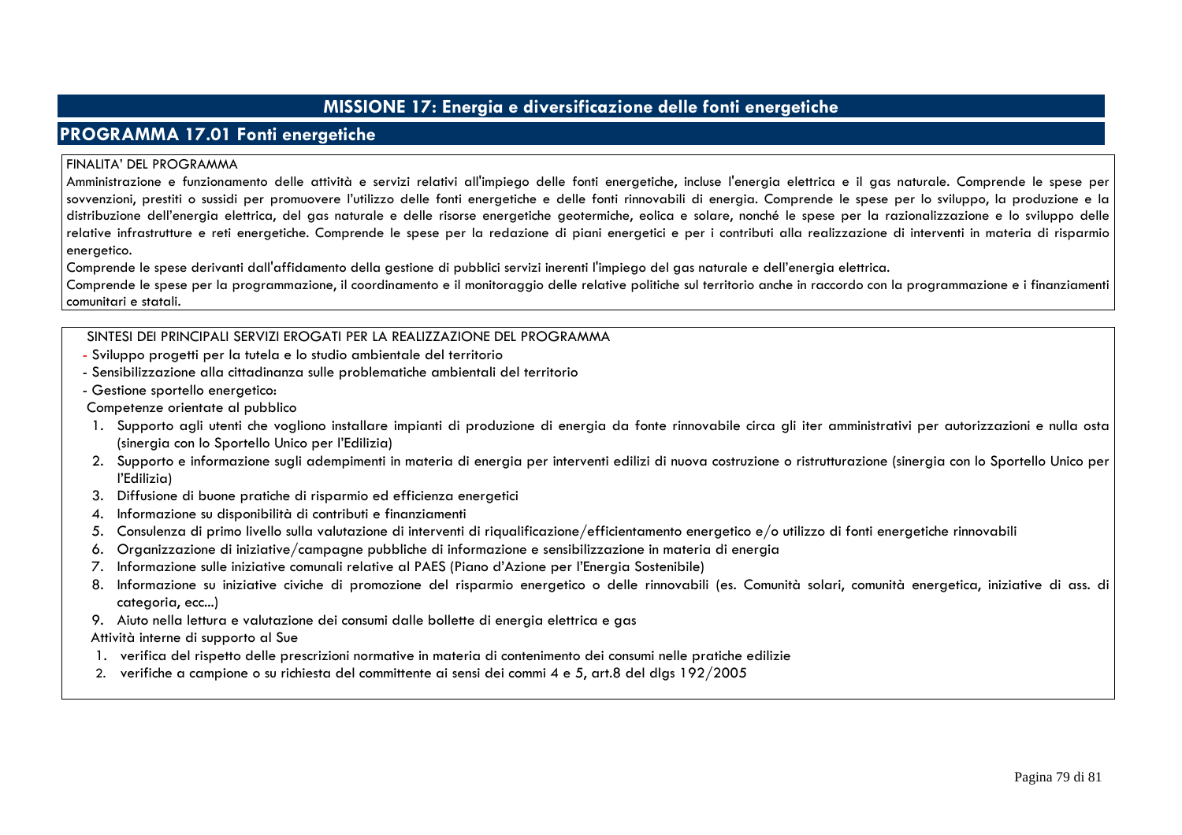# MISSIONE 17: Energia e diversificazione delle fonti energetiche

## PROGRAMMA 17.01 Fonti energetiche

FINALITA' DEL PROGRAMMA

Amministrazione e funzionamento delle attività e servizi relativi all'impiego delle fonti energetiche, incluse l'energia elettrica e il gas naturale. Comprende le spese per sovvenzioni, prestiti o sussidi per promuovere l'utilizzo delle fonti energetiche e delle fonti rinnovabili di energia. Comprende le spese per lo sviluppo, la produzione e la distribuzione dell'energia elettrica, del gas naturale e delle risorse energetiche geotermiche, eolica e solare, nonché le spese per la razionalizzazione e lo sviluppo delle relative infrastrutture e reti energetiche. Comprende le spese per la redazione di piani energetici e per i contributi alla realizzazione di interventi in materia di risparmio energetico.

Comprende le spese derivanti dall'affidamento della gestione di pubblici servizi inerenti l'impiego del gas naturale e dell'energia elettrica.

Comprende le spese per la programmazione, il coordinamento e il monitoraggio delle relative politiche sul territorio anche in raccordo con la programmazione e i finanziamenti comunitari e statali.

SINTESI DEI PRINCIPALI SERVIZI EROGATI PER LA REALIZZAZIONE DEL PROGRAMMA

- Sviluppo progetti per la tutela e lo studio ambientale del territorio
- Sensibilizzazione alla cittadinanza sulle problematiche ambientali del territorio
- Gestione sportello energetico:

Competenze orientate al pubblico

1. Supporto agli utenti che vogliono installare impianti di produzione di energia da fonte rinnovabile circa gli iter amministrativi per autorizzazioni e nulla osta (sinergia con lo Sportello Unico per l'Edilizia)
2. Supporto e informazione sugli adempimenti in materia di energia per interventi edilizi di nuova costruzione o ristrutturazione (sinergia con lo Sportello Unico per l'Edilizia)
3. Diffusione di buone pratiche di risparmio ed efficienza energetici
4. Informazione su disponibilità di contributi e finanziamenti
5. Consulenza di primo livello sulla valutazione di interventi di riqualificazione/efficientamento energetico e/o utilizzo di fonti energetiche rinnovabili
6. Organizzazione di iniziative/campagne pubbliche di informazione e sensibilizzazione in materia di energia
7. Informazione sulle iniziative comunali relative al PAES (Piano d'Azione per l'Energia Sostenibile)
8. Informazione su iniziative civiche di promozione del risparmio energetico o delle rinnovabili (es. Comunità solari, comunità energetica, iniziative di ass. di categoria, ecc...)
9. Aiuto nella lettura e valutazione dei consumi dalle bollette di energia elettrica e gas

Attività interne di supporto al Sue

1. verifica del rispetto delle prescrizioni normative in materia di contenimento dei consumi nelle pratiche edilizie
2. verifiche a campione o su richiesta del committente ai sensi dei commi 4 e 5, art.8 del dlgs 192/2005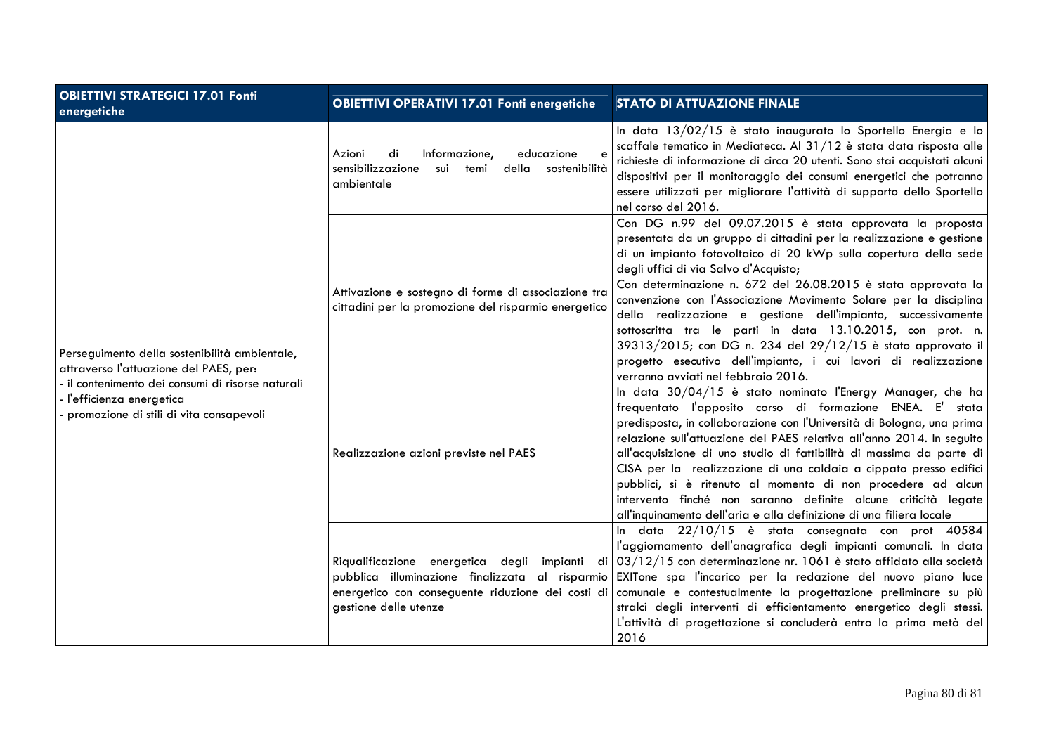| OBIETTIVI STRATEGICI 17.01 Fonti energetiche | OBIETTIVI OPERATIVI 17.01 Fonti energetiche | STATO DI ATTUAZIONE FINALE |
| --- | --- | --- |
| Perseguimento della sostenibilità ambientale, attraverso l'attuazione del PAES, per:<br>- il contenimento dei consumi di risorse naturali<br>- l'efficienza energetica<br>- promozione di stili di vita consapevoli | Azioni di Informazione, educazione e sensibilizzazione sui temi della sostenibilità ambientale | In data 13/02/15 è stato inaugurato lo Sportello Energia e lo scaffale tematico in Mediateca. Al 31/12 è stata data risposta alle richieste di informazione di circa 20 utenti. Sono stai acquistati alcuni dispositivi per il monitoraggio dei consumi energetici che potranno essere utilizzati per migliorare l'attività di supporto dello Sportello nel corso del 2016. |
| | Attivazione e sostegno di forme di associazione tra cittadini per la promozione del risparmio energetico | Con DG n.99 del 09.07.2015 è stata approvata la proposta presentata da un gruppo di cittadini per la realizzazione e gestione di un impianto fotovoltaico di 20 kWp sulla copertura della sede degli uffici di via Salvo d'Acquisto;<br>Con determinazione n. 672 del 26.08.2015 è stata approvata la convenzione con l'Associazione Movimento Solare per la disciplina della realizzazione e gestione dell'impianto, successivamente sottoscritta tra le parti in data 13.10.2015, con prot. n. 39313/2015; con DG n. 234 del 29/12/15 è stato approvato il progetto esecutivo dell'impianto, i cui lavori di realizzazione verranno avviati nel febbraio 2016. |
| | Realizzazione azioni previste nel PAES | In data 30/04/15 è stato nominato l'Energy Manager, che ha frequentato l'apposito corso di formazione ENEA. E' stata predisposta, in collaborazione con l'Università di Bologna, una prima relazione sull'attuazione del PAES relativa all'anno 2014. In seguito all'acquisizione di uno studio di fattibilità di massima da parte di CISA per la realizzazione di una caldaia a cippato presso edifici pubblici, si è ritenuto al momento di non procedere ad alcun intervento finché non saranno definite alcune criticità legate all'inquinamento dell'aria e alla definizione di una filiera locale |
| | Riqualificazione energetica degli impianti di pubblica illuminazione finalizzata al risparmio energetico con conseguente riduzione dei costi di gestione delle utenze | In data 22/10/15 è stata consegnata con prot 40584 l'aggiornamento dell'anagrafica degli impianti comunali. In data 03/12/15 con determinazione nr. 1061 è stato affidato alla società EXITone spa l'incarico per la redazione del nuovo piano luce comunale e contestualmente la progettazione preliminare su più stralci degli interventi di efficientamento energetico degli stessi. L'attività di progettazione si concluderà entro la prima metà del 2016 |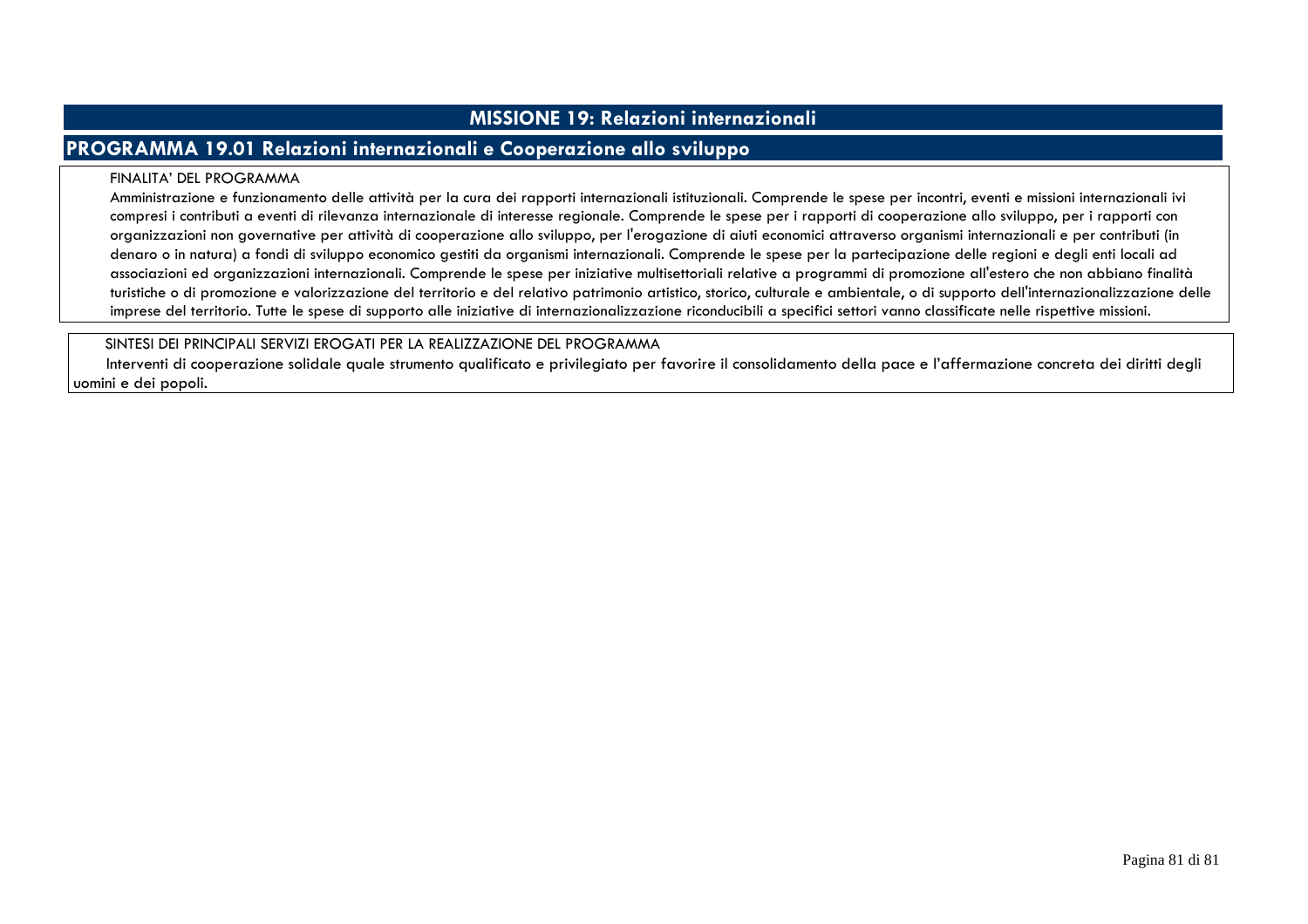# MISSIONE 19: Relazioni internazionali

## PROGRAMMA 19.01 Relazioni internazionali e Cooperazione allo sviluppo

FINALITA' DEL PROGRAMMA

Amministrazione e funzionamento delle attività per la cura dei rapporti internazionali istituzionali. Comprende le spese per incontri, eventi e missioni internazionali ivi compresi i contributi a eventi di rilevanza internazionale di interesse regionale. Comprende le spese per i rapporti di cooperazione allo sviluppo, per i rapporti con organizzazioni non governative per attività di cooperazione allo sviluppo, per l'erogazione di aiuti economici attraverso organismi internazionali e per contributi (in denaro o in natura) a fondi di sviluppo economico gestiti da organismi internazionali. Comprende le spese per la partecipazione delle regioni e degli enti locali ad associazioni ed organizzazioni internazionali. Comprende le spese per iniziative multisettoriali relative a programmi di promozione all'estero che non abbiano finalità turistiche o di promozione e valorizzazione del territorio e del relativo patrimonio artistico, storico, culturale e ambientale, o di supporto dell'internazionalizzazione delle imprese del territorio. Tutte le spese di supporto alle iniziative di internazionalizzazione riconducibili a specifici settori vanno classificate nelle rispettive missioni.

SINTESI DEI PRINCIPALI SERVIZI EROGATI PER LA REALIZZAZIONE DEL PROGRAMMA

Interventi di cooperazione solidale quale strumento qualificato e privilegiato per favorire il consolidamento della pace e l'affermazione concreta dei diritti degli uomini e dei popoli.